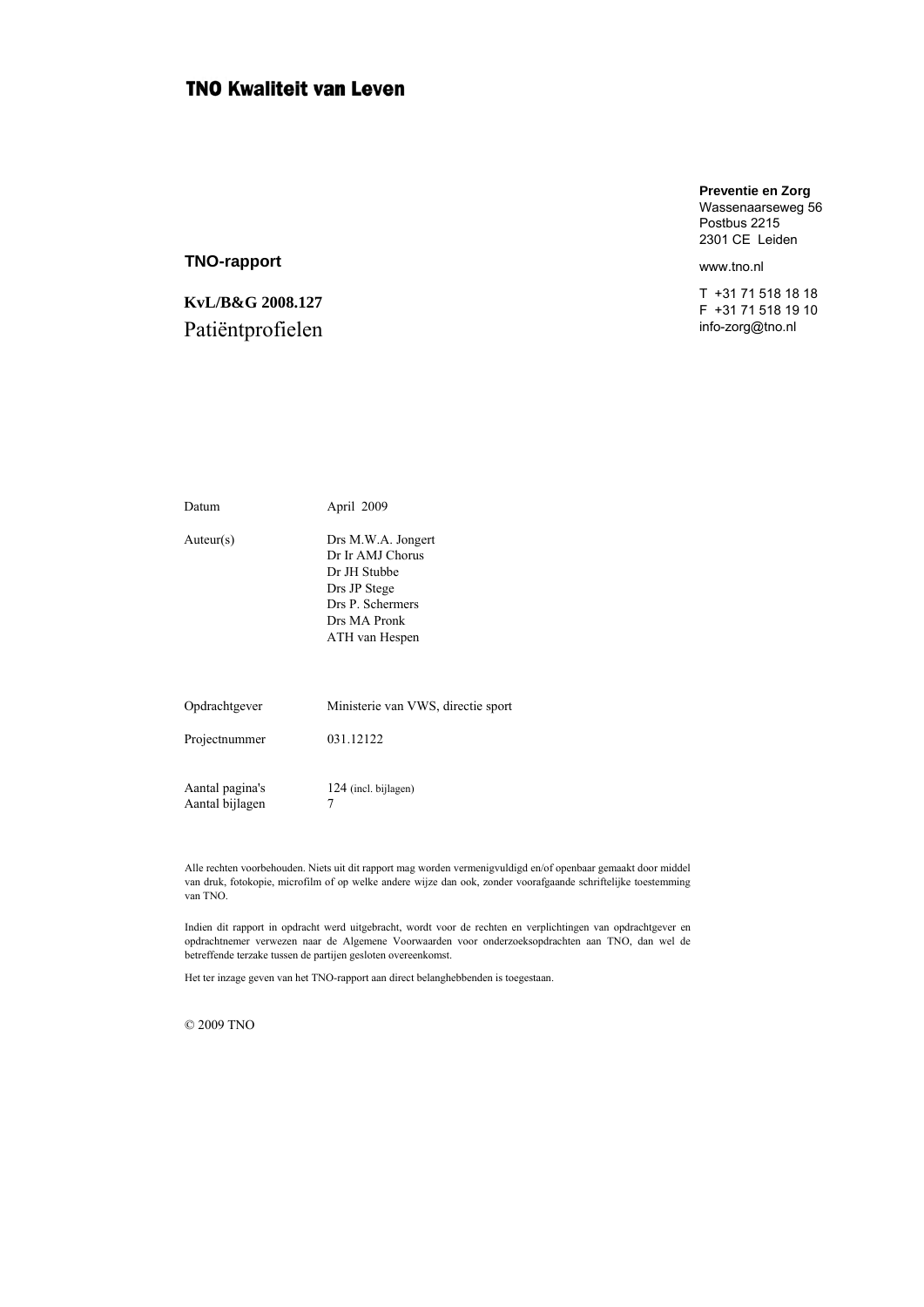**TNO Kwaliteit van Leven**

**Preventie en Zorg**
Wassenaarseweg 56
Postbus 2215
2301 CE Leiden

www.tno.nl

T +31 71 518 18 18
F +31 71 518 19 10
info-zorg@tno.nl

**TNO-rapport**

**KvL/B&G 2008.127**

# Patiëntprofielen

| | |
|---|---|
| Datum | April 2009 |
| Auteur(s) | Drs M.W.A. Jongert<br>Dr Ir AMJ Chorus<br>Dr JH Stubbe<br>Drs JP Stege<br>Drs P. Schermers<br>Drs MA Pronk<br>ATH van Hespen |
| Opdrachtgever | Ministerie van VWS, directie sport |
| Projectnummer | 031.12122 |
| Aantal pagina's | 124 (incl. bijlagen) |
| Aantal bijlagen | 7 |

Alle rechten voorbehouden. Niets uit dit rapport mag worden vermenigvuldigd en/of openbaar gemaakt door middel van druk, fotokopie, microfilm of op welke andere wijze dan ook, zonder voorafgaande schriftelijke toestemming van TNO.

Indien dit rapport in opdracht werd uitgebracht, wordt voor de rechten en verplichtingen van opdrachtgever en opdrachtnemer verwezen naar de Algemene Voorwaarden voor onderzoeksopdrachten aan TNO, dan wel de betreffende terzake tussen de partijen gesloten overeenkomst.

Het ter inzage geven van het TNO-rapport aan direct belanghebbenden is toegestaan.

© 2009 TNO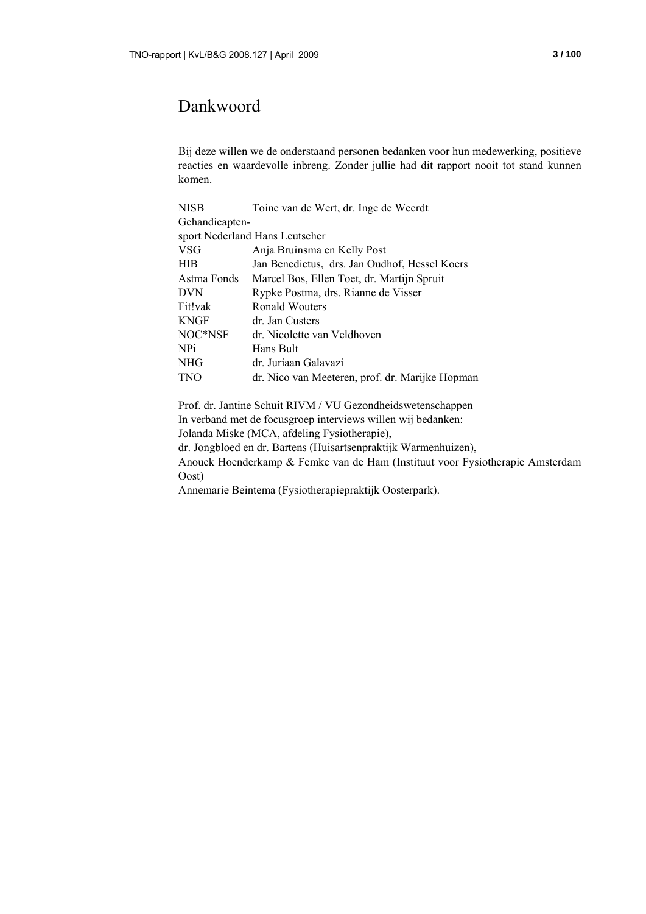# Dankwoord

Bij deze willen we de onderstaand personen bedanken voor hun medewerking, positieve reacties en waardevolle inbreng. Zonder jullie had dit rapport nooit tot stand kunnen komen.

| | |
|---|---|
| NISB | Toine van de Wert, dr. Inge de Weerdt |
| Gehandicaptensport Nederland | Hans Leutscher |
| VSG | Anja Bruinsma en Kelly Post |
| HIB | Jan Benedictus, drs. Jan Oudhof, Hessel Koers |
| Astma Fonds | Marcel Bos, Ellen Toet, dr. Martijn Spruit |
| DVN | Rypke Postma, drs. Rianne de Visser |
| Fit!vak | Ronald Wouters |
| KNGF | dr. Jan Custers |
| NOC*NSF | dr. Nicolette van Veldhoven |
| NPi | Hans Bult |
| NHG | dr. Juriaan Galavazi |
| TNO | dr. Nico van Meeteren, prof. dr. Marijke Hopman |

Prof. dr. Jantine Schuit RIVM / VU Gezondheidswetenschappen
In verband met de focusgroep interviews willen wij bedanken:
Jolanda Miske (MCA, afdeling Fysiotherapie),
dr. Jongbloed en dr. Bartens (Huisartsenpraktijk Warmenhuizen),
Anouck Hoenderkamp & Femke van de Ham (Instituut voor Fysiotherapie Amsterdam Oost)
Annemarie Beintema (Fysiotherapiepraktijk Oosterpark).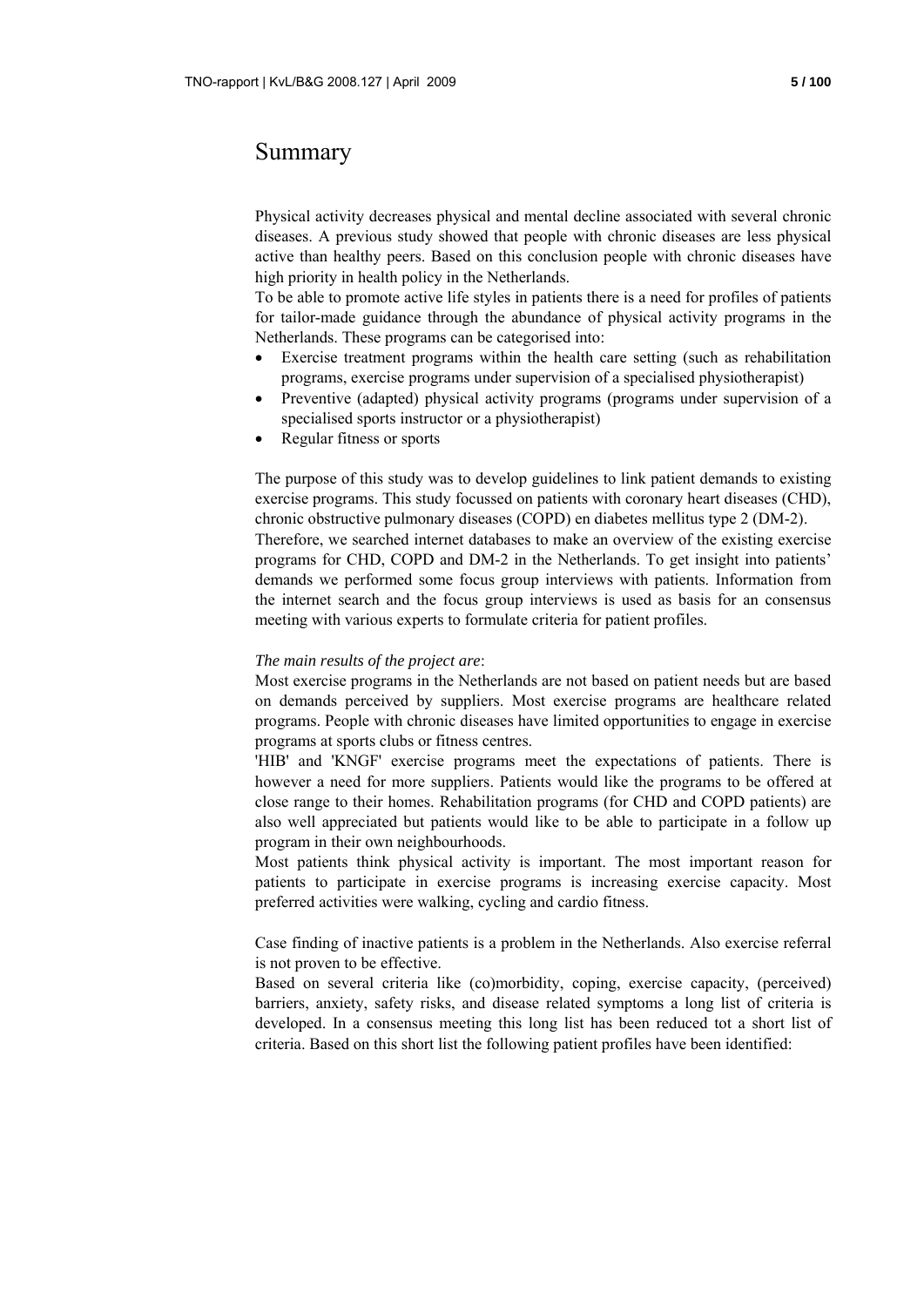# Summary

Physical activity decreases physical and mental decline associated with several chronic diseases. A previous study showed that people with chronic diseases are less physical active than healthy peers. Based on this conclusion people with chronic diseases have high priority in health policy in the Netherlands.

To be able to promote active life styles in patients there is a need for profiles of patients for tailor-made guidance through the abundance of physical activity programs in the Netherlands. These programs can be categorised into:

- Exercise treatment programs within the health care setting (such as rehabilitation programs, exercise programs under supervision of a specialised physiotherapist)
- Preventive (adapted) physical activity programs (programs under supervision of a specialised sports instructor or a physiotherapist)
- Regular fitness or sports

The purpose of this study was to develop guidelines to link patient demands to existing exercise programs. This study focussed on patients with coronary heart diseases (CHD), chronic obstructive pulmonary diseases (COPD) en diabetes mellitus type 2 (DM-2).

Therefore, we searched internet databases to make an overview of the existing exercise programs for CHD, COPD and DM-2 in the Netherlands. To get insight into patients' demands we performed some focus group interviews with patients. Information from the internet search and the focus group interviews is used as basis for an consensus meeting with various experts to formulate criteria for patient profiles.

*The main results of the project are*:

Most exercise programs in the Netherlands are not based on patient needs but are based on demands perceived by suppliers. Most exercise programs are healthcare related programs. People with chronic diseases have limited opportunities to engage in exercise programs at sports clubs or fitness centres.

'HIB' and 'KNGF' exercise programs meet the expectations of patients. There is however a need for more suppliers. Patients would like the programs to be offered at close range to their homes. Rehabilitation programs (for CHD and COPD patients) are also well appreciated but patients would like to be able to participate in a follow up program in their own neighbourhoods.

Most patients think physical activity is important. The most important reason for patients to participate in exercise programs is increasing exercise capacity. Most preferred activities were walking, cycling and cardio fitness.

Case finding of inactive patients is a problem in the Netherlands. Also exercise referral is not proven to be effective.

Based on several criteria like (co)morbidity, coping, exercise capacity, (perceived) barriers, anxiety, safety risks, and disease related symptoms a long list of criteria is developed. In a consensus meeting this long list has been reduced tot a short list of criteria. Based on this short list the following patient profiles have been identified: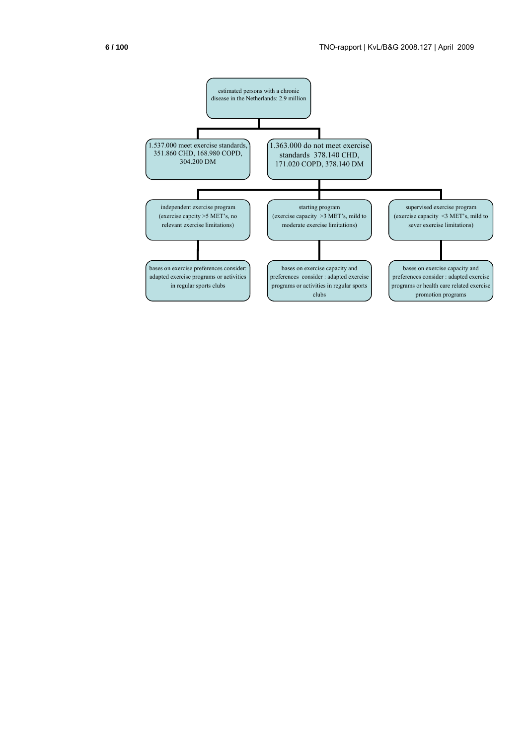estimated persons with a chronic disease in the Netherlands: 2.9 million

1.537.000 meet exercise standards, 351.860 CHD, 168.980 COPD, 304.200 DM

1.363.000 do not meet exercise standards 378.140 CHD, 171.020 COPD, 378.140 DM

independent exercise program (exercise capcity >5 MET's, no relevant exercise limitations)

starting program (exercise capacity >3 MET's, mild to moderate exercise limitations)

supervised exercise program (exercise capacity <3 MET's, mild to sever exercise limitations)

bases on exercise preferences consider: adapted exercise programs or activities in regular sports clubs

bases on exercise capacity and preferences consider : adapted exercise programs or activities in regular sports clubs

bases on exercise capacity and preferences consider : adapted exercise programs or health care related exercise promotion programs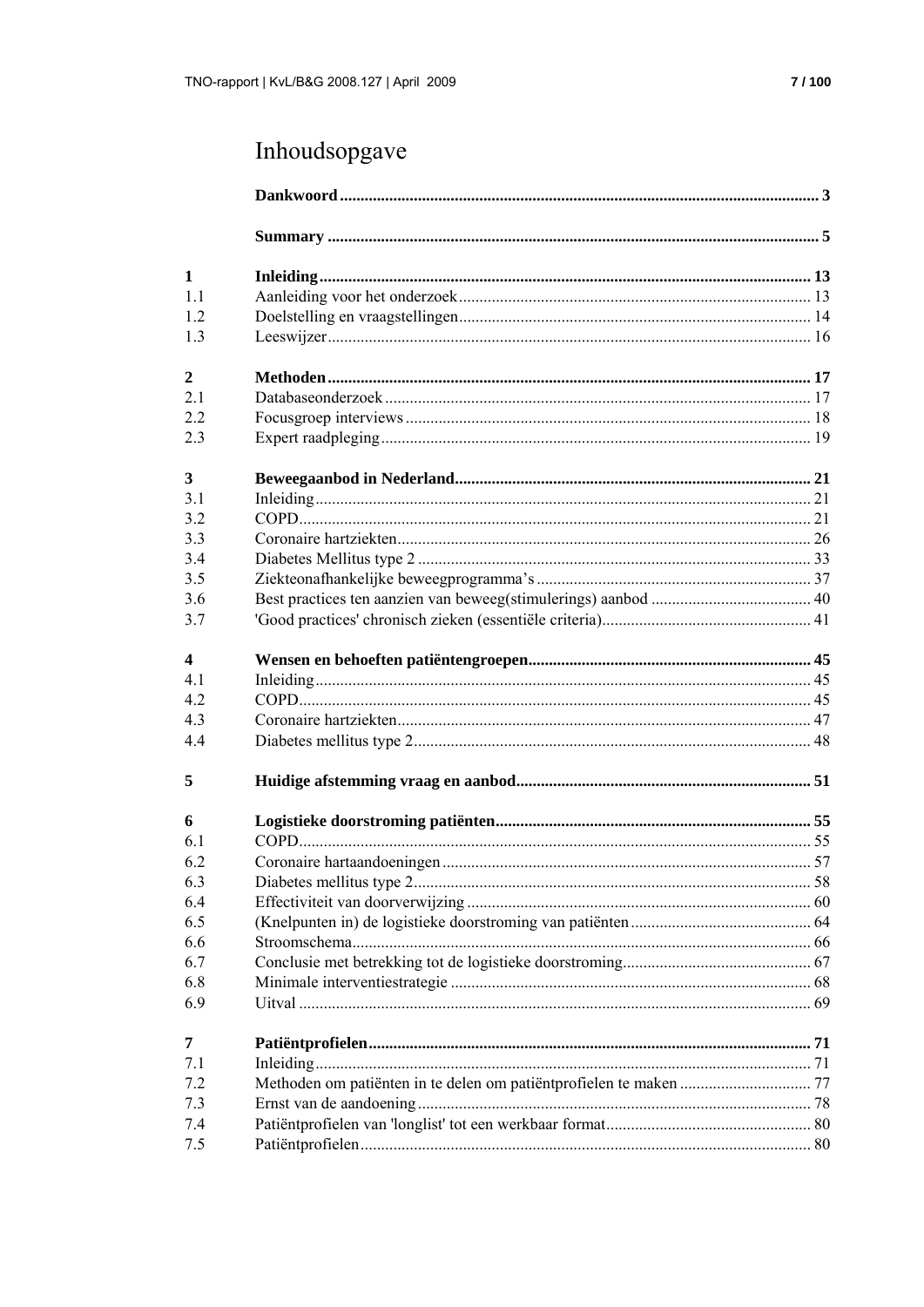# Inhoudsopgave

| | | |
|---|---|---|
| | **Dankwoord** | **3** |
| | **Summary** | **5** |
| **1** | **Inleiding** | **13** |
| 1.1 | Aanleiding voor het onderzoek | 13 |
| 1.2 | Doelstelling en vraagstellingen | 14 |
| 1.3 | Leeswijzer | 16 |
| **2** | **Methoden** | **17** |
| 2.1 | Databaseonderzoek | 17 |
| 2.2 | Focusgroep interviews | 18 |
| 2.3 | Expert raadpleging | 19 |
| **3** | **Beweegaanbod in Nederland** | **21** |
| 3.1 | Inleiding | 21 |
| 3.2 | COPD | 21 |
| 3.3 | Coronaire hartziekten | 26 |
| 3.4 | Diabetes Mellitus type 2 | 33 |
| 3.5 | Ziekteonafhankelijke beweegprogramma's | 37 |
| 3.6 | Best practices ten aanzien van beweeg(stimulerings) aanbod | 40 |
| 3.7 | 'Good practices' chronisch zieken (essentiële criteria) | 41 |
| **4** | **Wensen en behoeften patiëntengroepen** | **45** |
| 4.1 | Inleiding | 45 |
| 4.2 | COPD | 45 |
| 4.3 | Coronaire hartziekten | 47 |
| 4.4 | Diabetes mellitus type 2 | 48 |
| **5** | **Huidige afstemming vraag en aanbod** | **51** |
| **6** | **Logistieke doorstroming patiënten** | **55** |
| 6.1 | COPD | 55 |
| 6.2 | Coronaire hartaandoeningen | 57 |
| 6.3 | Diabetes mellitus type 2 | 58 |
| 6.4 | Effectiviteit van doorverwijzing | 60 |
| 6.5 | (Knelpunten in) de logistieke doorstroming van patiënten | 64 |
| 6.6 | Stroomschema | 66 |
| 6.7 | Conclusie met betrekking tot de logistieke doorstroming | 67 |
| 6.8 | Minimale interventiestrategie | 68 |
| 6.9 | Uitval | 69 |
| **7** | **Patiëntprofielen** | **71** |
| 7.1 | Inleiding | 71 |
| 7.2 | Methoden om patiënten in te delen om patiëntprofielen te maken | 77 |
| 7.3 | Ernst van de aandoening | 78 |
| 7.4 | Patiëntprofielen van 'longlist' tot een werkbaar format | 80 |
| 7.5 | Patiëntprofielen | 80 |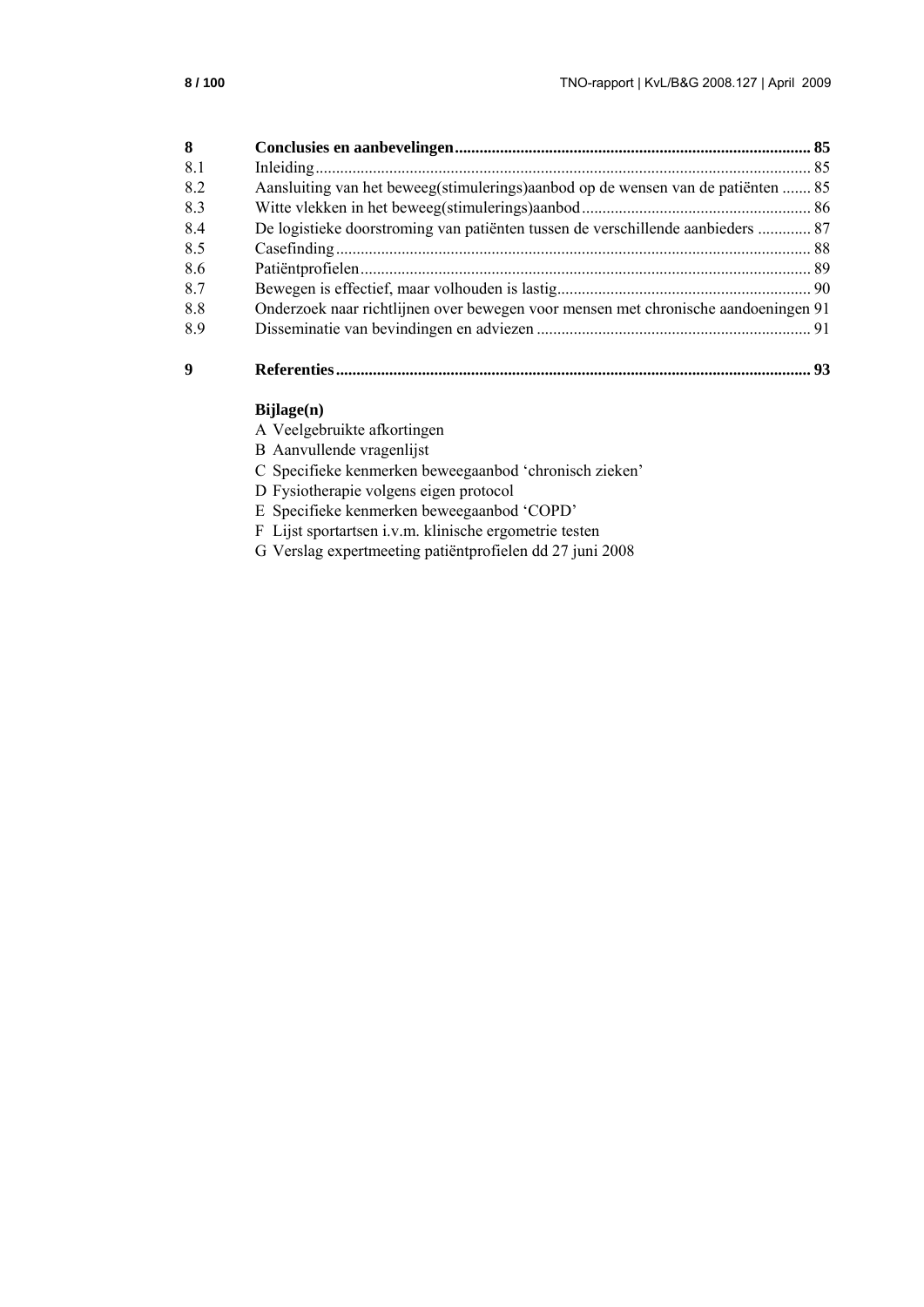| | | |
|---|---|---|
| **8** | **Conclusies en aanbevelingen** | **85** |
| 8.1 | Inleiding | 85 |
| 8.2 | Aansluiting van het beweeg(stimulerings)aanbod op de wensen van de patiënten | 85 |
| 8.3 | Witte vlekken in het beweeg(stimulerings)aanbod | 86 |
| 8.4 | De logistieke doorstroming van patiënten tussen de verschillende aanbieders | 87 |
| 8.5 | Casefinding | 88 |
| 8.6 | Patiëntprofielen | 89 |
| 8.7 | Bewegen is effectief, maar volhouden is lastig | 90 |
| 8.8 | Onderzoek naar richtlijnen over bewegen voor mensen met chronische aandoeningen | 91 |
| 8.9 | Disseminatie van bevindingen en adviezen | 91 |
| **9** | **Referenties** | **93** |

**Bijlage(n)**

A Veelgebruikte afkortingen
B Aanvullende vragenlijst
C Specifieke kenmerken beweegaanbod 'chronisch zieken'
D Fysiotherapie volgens eigen protocol
E Specifieke kenmerken beweegaanbod 'COPD'
F Lijst sportartsen i.v.m. klinische ergometrie testen
G Verslag expertmeeting patiëntprofielen dd 27 juni 2008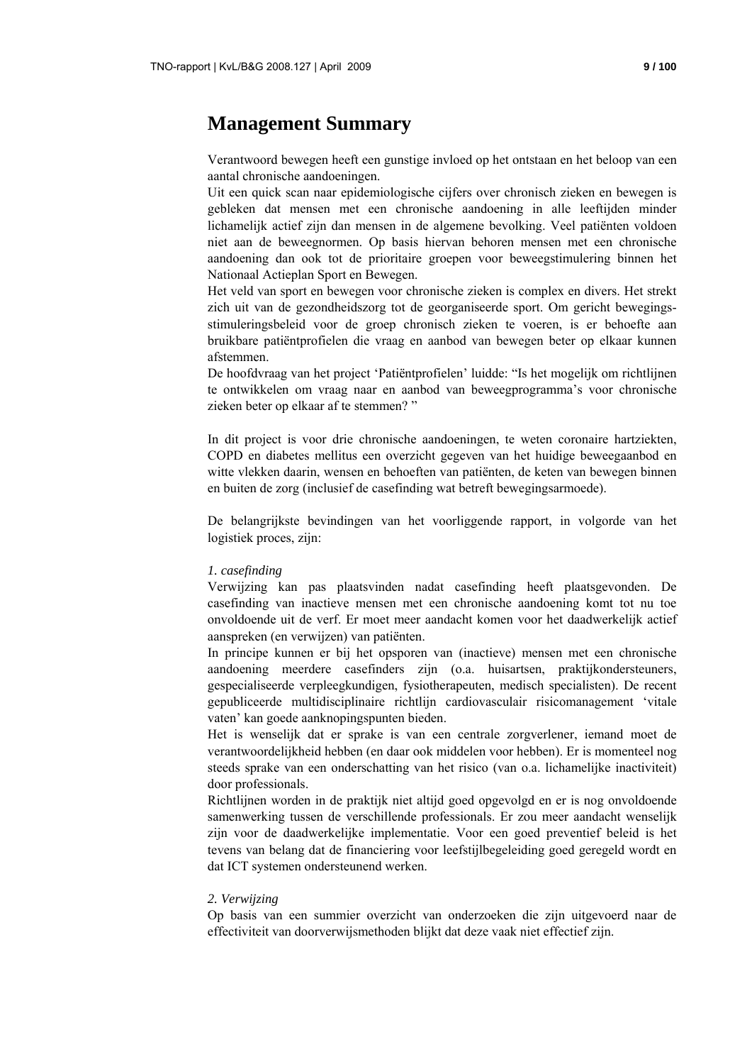# Management Summary

Verantwoord bewegen heeft een gunstige invloed op het ontstaan en het beloop van een aantal chronische aandoeningen.
Uit een quick scan naar epidemiologische cijfers over chronisch zieken en bewegen is gebleken dat mensen met een chronische aandoening in alle leeftijden minder lichamelijk actief zijn dan mensen in de algemene bevolking. Veel patiënten voldoen niet aan de beweegnormen. Op basis hiervan behoren mensen met een chronische aandoening dan ook tot de prioritaire groepen voor beweegstimulering binnen het Nationaal Actieplan Sport en Bewegen.
Het veld van sport en bewegen voor chronische zieken is complex en divers. Het strekt zich uit van de gezondheidszorg tot de georganiseerde sport. Om gericht bewegingsstimuleringsbeleid voor de groep chronisch zieken te voeren, is er behoefte aan bruikbare patiëntprofielen die vraag en aanbod van bewegen beter op elkaar kunnen afstemmen.
De hoofdvraag van het project 'Patiëntprofielen' luidde: "Is het mogelijk om richtlijnen te ontwikkelen om vraag naar en aanbod van beweegprogramma's voor chronische zieken beter op elkaar af te stemmen? "

In dit project is voor drie chronische aandoeningen, te weten coronaire hartziekten, COPD en diabetes mellitus een overzicht gegeven van het huidige beweegaanbod en witte vlekken daarin, wensen en behoeften van patiënten, de keten van bewegen binnen en buiten de zorg (inclusief de casefinding wat betreft bewegingsarmoede).

De belangrijkste bevindingen van het voorliggende rapport, in volgorde van het logistiek proces, zijn:

*1. casefinding*
Verwijzing kan pas plaatsvinden nadat casefinding heeft plaatsgevonden. De casefinding van inactieve mensen met een chronische aandoening komt tot nu toe onvoldoende uit de verf. Er moet meer aandacht komen voor het daadwerkelijk actief aanspreken (en verwijzen) van patiënten.
In principe kunnen er bij het opsporen van (inactieve) mensen met een chronische aandoening meerdere casefinders zijn (o.a. huisartsen, praktijkondersteuners, gespecialiseerde verpleegkundigen, fysiotherapeuten, medisch specialisten). De recent gepubliceerde multidisciplinaire richtlijn cardiovasculair risicomanagement 'vitale vaten' kan goede aanknopingspunten bieden.
Het is wenselijk dat er sprake is van een centrale zorgverlener, iemand moet de verantwoordelijkheid hebben (en daar ook middelen voor hebben). Er is momenteel nog steeds sprake van een onderschatting van het risico (van o.a. lichamelijke inactiviteit) door professionals.
Richtlijnen worden in de praktijk niet altijd goed opgevolgd en er is nog onvoldoende samenwerking tussen de verschillende professionals. Er zou meer aandacht wenselijk zijn voor de daadwerkelijke implementatie. Voor een goed preventief beleid is het tevens van belang dat de financiering voor leefstijlbegeleiding goed geregeld wordt en dat ICT systemen ondersteunend werken.

*2. Verwijzing*
Op basis van een summier overzicht van onderzoeken die zijn uitgevoerd naar de effectiviteit van doorverwijsmethoden blijkt dat deze vaak niet effectief zijn.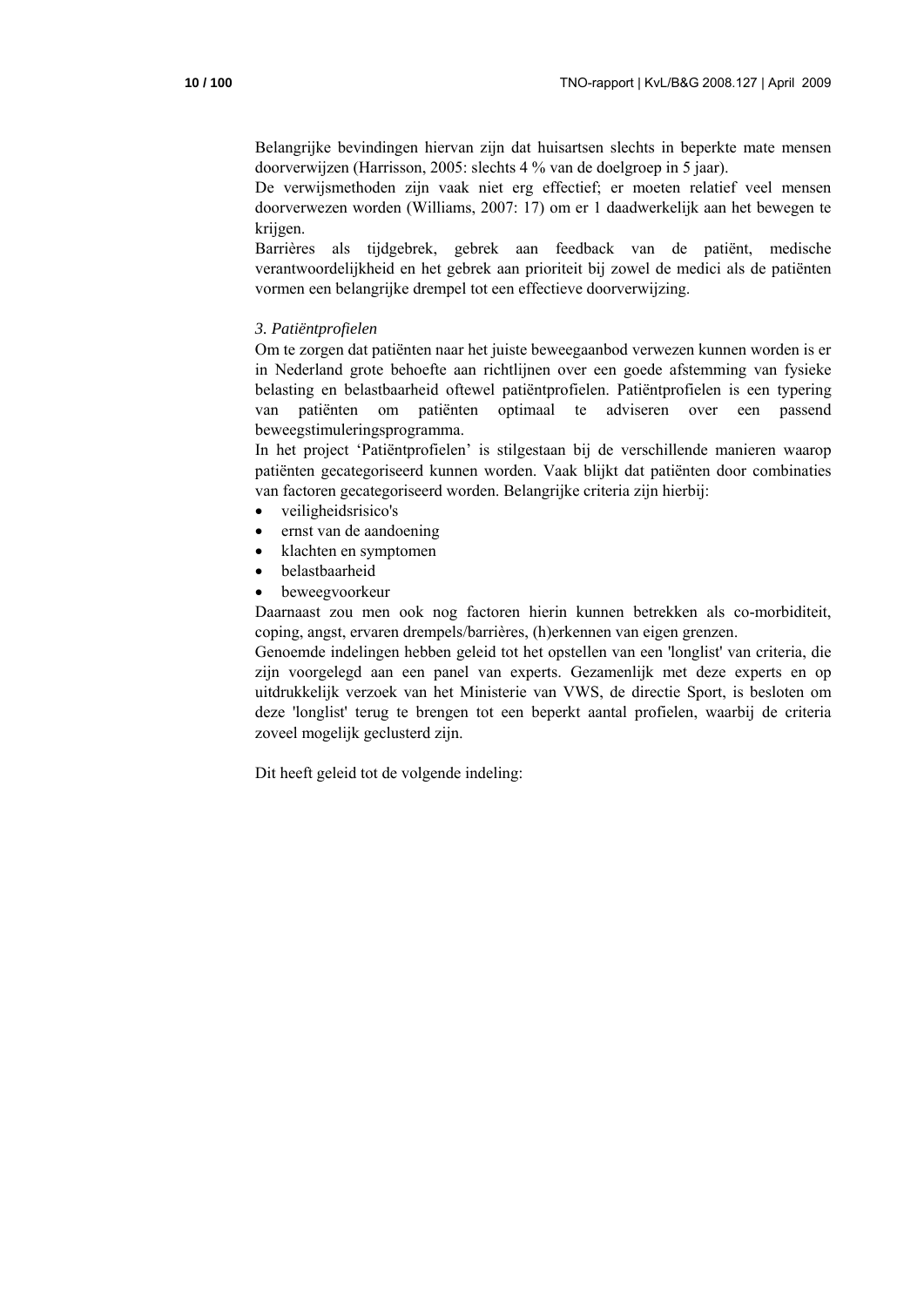Belangrijke bevindingen hiervan zijn dat huisartsen slechts in beperkte mate mensen doorverwijzen (Harrisson, 2005: slechts 4 % van de doelgroep in 5 jaar).
De verwijsmethoden zijn vaak niet erg effectief; er moeten relatief veel mensen doorverwezen worden (Williams, 2007: 17) om er 1 daadwerkelijk aan het bewegen te krijgen.
Barrières als tijdgebrek, gebrek aan feedback van de patiënt, medische verantwoordelijkheid en het gebrek aan prioriteit bij zowel de medici als de patiënten vormen een belangrijke drempel tot een effectieve doorverwijzing.

*3. Patiëntprofielen*

Om te zorgen dat patiënten naar het juiste beweegaanbod verwezen kunnen worden is er in Nederland grote behoefte aan richtlijnen over een goede afstemming van fysieke belasting en belastbaarheid oftewel patiëntprofielen. Patiëntprofielen is een typering van patiënten om patiënten optimaal te adviseren over een passend beweegstimuleringsprogramma.
In het project 'Patiëntprofielen' is stilgestaan bij de verschillende manieren waarop patiënten gecategoriseerd kunnen worden. Vaak blijkt dat patiënten door combinaties van factoren gecategoriseerd worden. Belangrijke criteria zijn hierbij:

- veiligheidsrisico's
- ernst van de aandoening
- klachten en symptomen
- belastbaarheid
- beweegvoorkeur

Daarnaast zou men ook nog factoren hierin kunnen betrekken als co-morbiditeit, coping, angst, ervaren drempels/barrières, (h)erkennen van eigen grenzen.
Genoemde indelingen hebben geleid tot het opstellen van een 'longlist' van criteria, die zijn voorgelegd aan een panel van experts. Gezamenlijk met deze experts en op uitdrukkelijk verzoek van het Ministerie van VWS, de directie Sport, is besloten om deze 'longlist' terug te brengen tot een beperkt aantal profielen, waarbij de criteria zoveel mogelijk geclusterd zijn.

Dit heeft geleid tot de volgende indeling: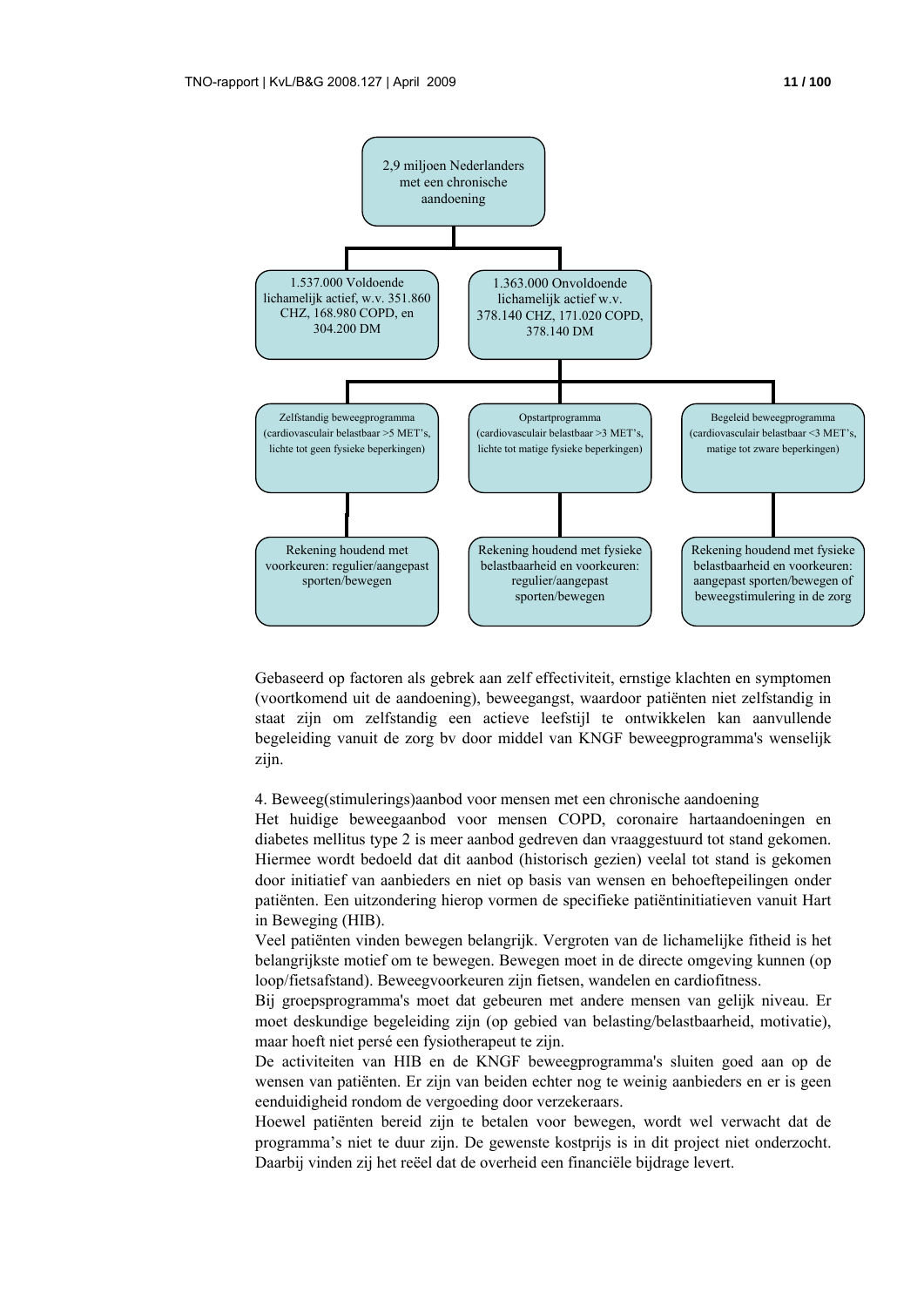2,9 miljoen Nederlanders met een chronische aandoening

- 1.537.000 Voldoende lichamelijk actief, w.v. 351.860 CHZ, 168.980 COPD, en 304.200 DM
- 1.363.000 Onvoldoende lichamelijk actief w.v. 378.140 CHZ, 171.020 COPD, 378.140 DM
  - Zelfstandig beweegprogramma (cardiovasculair belastbaar >5 MET's, lichte tot geen fysieke beperkingen)
    - Rekening houdend met voorkeuren: regulier/aangepast sporten/bewegen
  - Opstartprogramma (cardiovasculair belastbaar >3 MET's, lichte tot matige fysieke beperkingen)
    - Rekening houdend met fysieke belastbaarheid en voorkeuren: regulier/aangepast sporten/bewegen
  - Begeleid beweegprogramma (cardiovasculair belastbaar <3 MET's, matige tot zware beperkingen)
    - Rekening houdend met fysieke belastbaarheid en voorkeuren: aangepast sporten/bewegen of beweegstimulering in de zorg

Gebaseerd op factoren als gebrek aan zelf effectiviteit, ernstige klachten en symptomen (voortkomend uit de aandoening), beweegangst, waardoor patiënten niet zelfstandig in staat zijn om zelfstandig een actieve leefstijl te ontwikkelen kan aanvullende begeleiding vanuit de zorg bv door middel van KNGF beweegprogramma's wenselijk zijn.

4. Beweeg(stimulerings)aanbod voor mensen met een chronische aandoening

Het huidige beweegaanbod voor mensen COPD, coronaire hartaandoeningen en diabetes mellitus type 2 is meer aanbod gedreven dan vraaggestuurd tot stand gekomen. Hiermee wordt bedoeld dat dit aanbod (historisch gezien) veelal tot stand is gekomen door initiatief van aanbieders en niet op basis van wensen en behoeftepeilingen onder patiënten. Een uitzondering hierop vormen de specifieke patiëntinitiatieven vanuit Hart in Beweging (HIB).

Veel patiënten vinden bewegen belangrijk. Vergroten van de lichamelijke fitheid is het belangrijkste motief om te bewegen. Bewegen moet in de directe omgeving kunnen (op loop/fietsafstand). Beweegvoorkeuren zijn fietsen, wandelen en cardiofitness.

Bij groepsprogramma's moet dat gebeuren met andere mensen van gelijk niveau. Er moet deskundige begeleiding zijn (op gebied van belasting/belastbaarheid, motivatie), maar hoeft niet persé een fysiotherapeut te zijn.

De activiteiten van HIB en de KNGF beweegprogramma's sluiten goed aan op de wensen van patiënten. Er zijn van beiden echter nog te weinig aanbieders en er is geen eenduidigheid rondom de vergoeding door verzekeraars.

Hoewel patiënten bereid zijn te betalen voor bewegen, wordt wel verwacht dat de programma's niet te duur zijn. De gewenste kostprijs is in dit project niet onderzocht. Daarbij vinden zij het reëel dat de overheid een financiële bijdrage levert.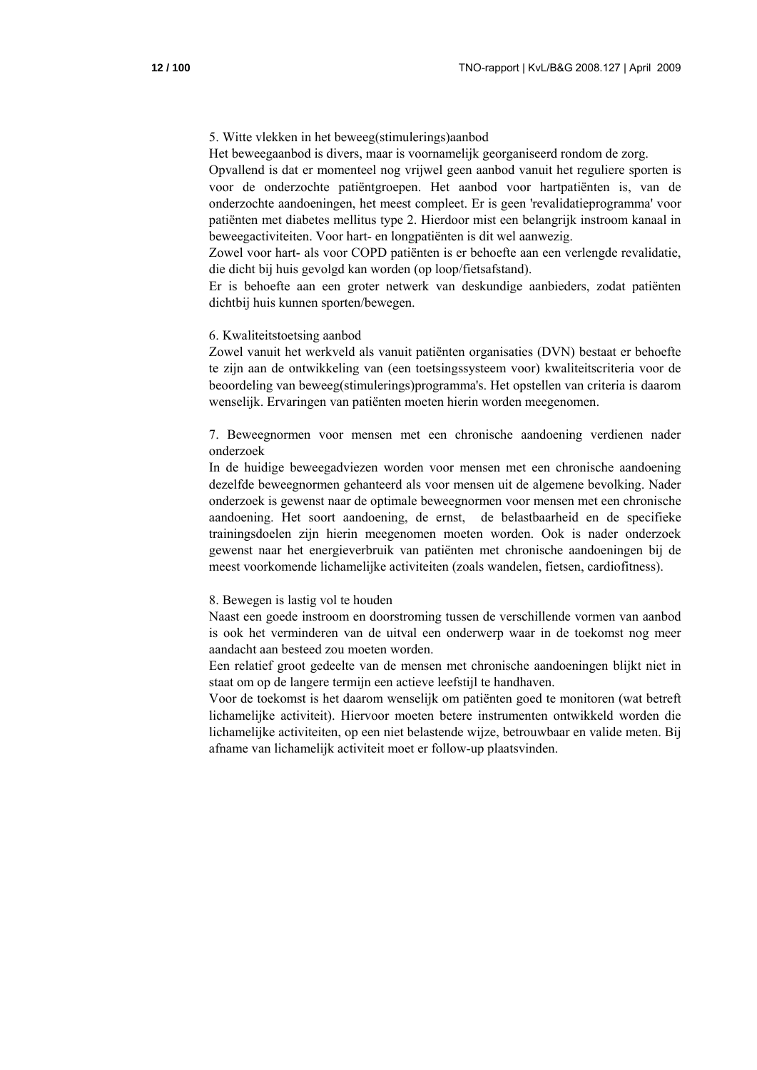5. Witte vlekken in het beweeg(stimulerings)aanbod

Het beweegaanbod is divers, maar is voornamelijk georganiseerd rondom de zorg.
Opvallend is dat er momenteel nog vrijwel geen aanbod vanuit het reguliere sporten is voor de onderzochte patiëntgroepen. Het aanbod voor hartpatiënten is, van de onderzochte aandoeningen, het meest compleet. Er is geen 'revalidatieprogramma' voor patiënten met diabetes mellitus type 2. Hierdoor mist een belangrijk instroom kanaal in beweegactiviteiten. Voor hart- en longpatiënten is dit wel aanwezig.
Zowel voor hart- als voor COPD patiënten is er behoefte aan een verlengde revalidatie, die dicht bij huis gevolgd kan worden (op loop/fietsafstand).
Er is behoefte aan een groter netwerk van deskundige aanbieders, zodat patiënten dichtbij huis kunnen sporten/bewegen.

6. Kwaliteitstoetsing aanbod

Zowel vanuit het werkveld als vanuit patiënten organisaties (DVN) bestaat er behoefte te zijn aan de ontwikkeling van (een toetsingssysteem voor) kwaliteitscriteria voor de beoordeling van beweeg(stimulerings)programma's. Het opstellen van criteria is daarom wenselijk. Ervaringen van patiënten moeten hierin worden meegenomen.

7. Beweegnormen voor mensen met een chronische aandoening verdienen nader onderzoek

In de huidige beweegadviezen worden voor mensen met een chronische aandoening dezelfde beweegnormen gehanteerd als voor mensen uit de algemene bevolking. Nader onderzoek is gewenst naar de optimale beweegnormen voor mensen met een chronische aandoening. Het soort aandoening, de ernst, de belastbaarheid en de specifieke trainingsdoelen zijn hierin meegenomen moeten worden. Ook is nader onderzoek gewenst naar het energieverbruik van patiënten met chronische aandoeningen bij de meest voorkomende lichamelijke activiteiten (zoals wandelen, fietsen, cardiofitness).

8. Bewegen is lastig vol te houden

Naast een goede instroom en doorstroming tussen de verschillende vormen van aanbod is ook het verminderen van de uitval een onderwerp waar in de toekomst nog meer aandacht aan besteed zou moeten worden.
Een relatief groot gedeelte van de mensen met chronische aandoeningen blijkt niet in staat om op de langere termijn een actieve leefstijl te handhaven.
Voor de toekomst is het daarom wenselijk om patiënten goed te monitoren (wat betreft lichamelijke activiteit). Hiervoor moeten betere instrumenten ontwikkeld worden die lichamelijke activiteiten, op een niet belastende wijze, betrouwbaar en valide meten. Bij afname van lichamelijk activiteit moet er follow-up plaatsvinden.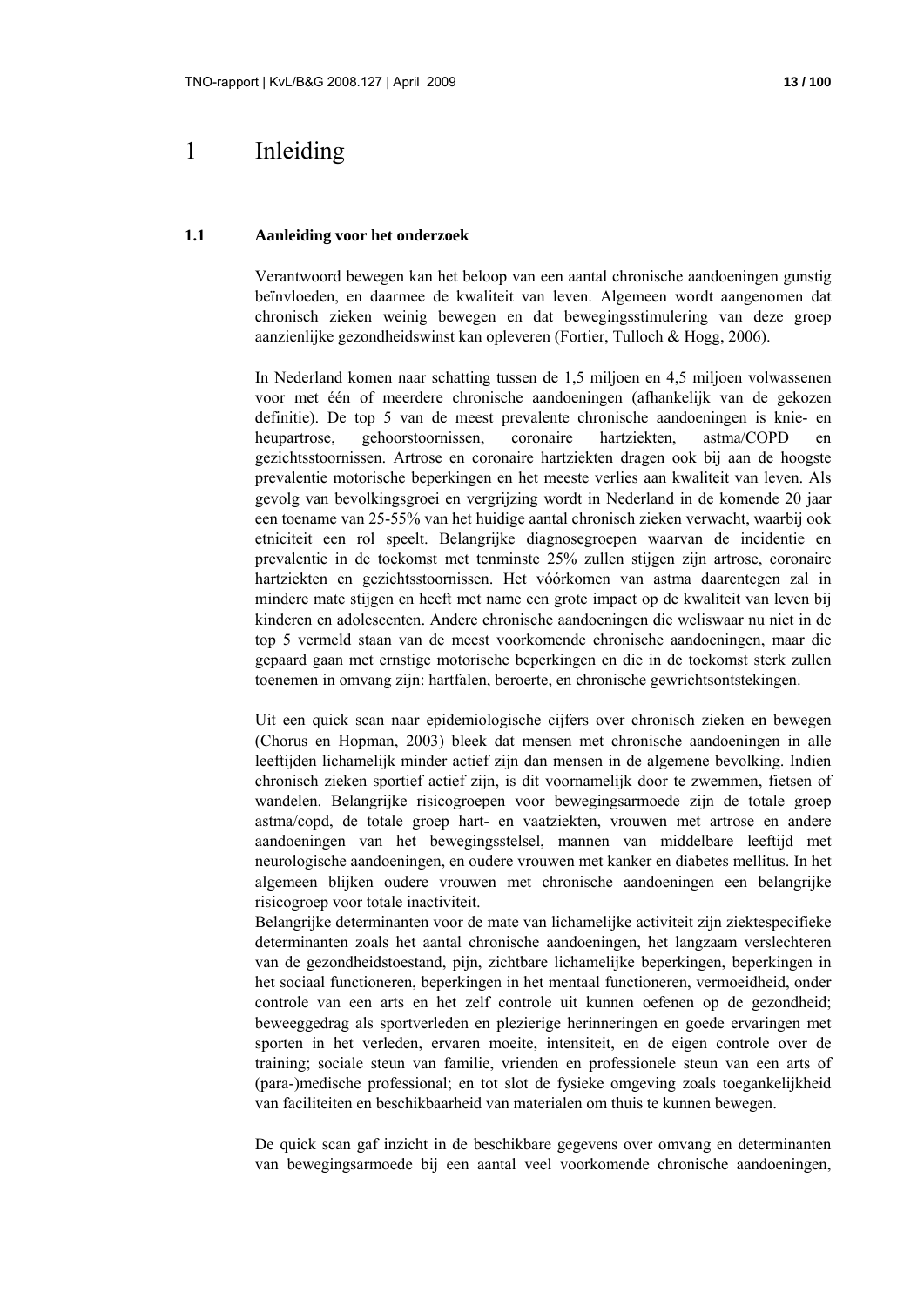# 1 Inleiding

## 1.1 Aanleiding voor het onderzoek

Verantwoord bewegen kan het beloop van een aantal chronische aandoeningen gunstig beïnvloeden, en daarmee de kwaliteit van leven. Algemeen wordt aangenomen dat chronisch zieken weinig bewegen en dat bewegingsstimulering van deze groep aanzienlijke gezondheidswinst kan opleveren (Fortier, Tulloch & Hogg, 2006).

In Nederland komen naar schatting tussen de 1,5 miljoen en 4,5 miljoen volwassenen voor met één of meerdere chronische aandoeningen (afhankelijk van de gekozen definitie). De top 5 van de meest prevalente chronische aandoeningen is knie- en heupartrose, gehoorstoornissen, coronaire hartziekten, astma/COPD en gezichtsstoornissen. Artrose en coronaire hartziekten dragen ook bij aan de hoogste prevalentie motorische beperkingen en het meeste verlies aan kwaliteit van leven. Als gevolg van bevolkingsgroei en vergrijzing wordt in Nederland in de komende 20 jaar een toename van 25-55% van het huidige aantal chronisch zieken verwacht, waarbij ook etniciteit een rol speelt. Belangrijke diagnosegroepen waarvan de incidentie en prevalentie in de toekomst met tenminste 25% zullen stijgen zijn artrose, coronaire hartziekten en gezichtsstoornissen. Het vóórkomen van astma daarentegen zal in mindere mate stijgen en heeft met name een grote impact op de kwaliteit van leven bij kinderen en adolescenten. Andere chronische aandoeningen die weliswaar nu niet in de top 5 vermeld staan van de meest voorkomende chronische aandoeningen, maar die gepaard gaan met ernstige motorische beperkingen en die in de toekomst sterk zullen toenemen in omvang zijn: hartfalen, beroerte, en chronische gewrichtsontstekingen.

Uit een quick scan naar epidemiologische cijfers over chronisch zieken en bewegen (Chorus en Hopman, 2003) bleek dat mensen met chronische aandoeningen in alle leeftijden lichamelijk minder actief zijn dan mensen in de algemene bevolking. Indien chronisch zieken sportief actief zijn, is dit voornamelijk door te zwemmen, fietsen of wandelen. Belangrijke risicogroepen voor bewegingsarmoede zijn de totale groep astma/copd, de totale groep hart- en vaatziekten, vrouwen met artrose en andere aandoeningen van het bewegingsstelsel, mannen van middelbare leeftijd met neurologische aandoeningen, en oudere vrouwen met kanker en diabetes mellitus. In het algemeen blijken oudere vrouwen met chronische aandoeningen een belangrijke risicogroep voor totale inactiviteit.

Belangrijke determinanten voor de mate van lichamelijke activiteit zijn ziektespecifieke determinanten zoals het aantal chronische aandoeningen, het langzaam verslechteren van de gezondheidstoestand, pijn, zichtbare lichamelijke beperkingen, beperkingen in het sociaal functioneren, beperkingen in het mentaal functioneren, vermoeidheid, onder controle van een arts en het zelf controle uit kunnen oefenen op de gezondheid; beweeggedrag als sportverleden en plezierige herinneringen en goede ervaringen met sporten in het verleden, ervaren moeite, intensiteit, en de eigen controle over de training; sociale steun van familie, vrienden en professionele steun van een arts of (para-)medische professional; en tot slot de fysieke omgeving zoals toegankelijkheid van faciliteiten en beschikbaarheid van materialen om thuis te kunnen bewegen.

De quick scan gaf inzicht in de beschikbare gegevens over omvang en determinanten van bewegingsarmoede bij een aantal veel voorkomende chronische aandoeningen,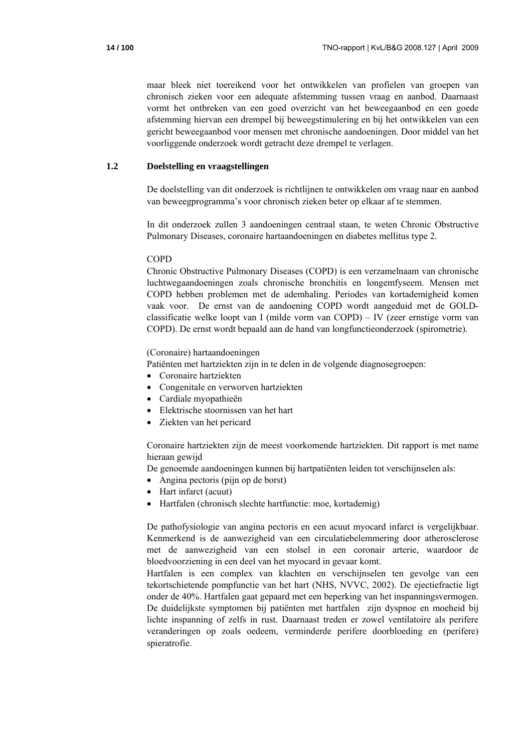maar bleek niet toereikend voor het ontwikkelen van profielen van groepen van chronisch zieken voor een adequate afstemming tussen vraag en aanbod. Daarnaast vormt het ontbreken van een goed overzicht van het beweegaanbod en een goede afstemming hiervan een drempel bij beweegstimulering en bij het ontwikkelen van een gericht beweegaanbod voor mensen met chronische aandoeningen. Door middel van het voorliggende onderzoek wordt getracht deze drempel te verlagen.

## 1.2 Doelstelling en vraagstellingen

De doelstelling van dit onderzoek is richtlijnen te ontwikkelen om vraag naar en aanbod van beweegprogramma's voor chronisch zieken beter op elkaar af te stemmen.

In dit onderzoek zullen 3 aandoeningen centraal staan, te weten Chronic Obstructive Pulmonary Diseases, coronaire hartaandoeningen en diabetes mellitus type 2.

COPD

Chronic Obstructive Pulmonary Diseases (COPD) is een verzamelnaam van chronische luchtwegaandoeningen zoals chronische bronchitis en longemfyseem. Mensen met COPD hebben problemen met de ademhaling. Periodes van kortademigheid komen vaak voor. De ernst van de aandoening COPD wordt aangeduid met de GOLD-classificatie welke loopt van I (milde vorm van COPD) – IV (zeer ernstige vorm van COPD). De ernst wordt bepaald aan de hand van longfunctieonderzoek (spirometrie).

(Coronaire) hartaandoeningen

Patiënten met hartziekten zijn in te delen in de volgende diagnosegroepen:

- Coronaire hartziekten
- Congenitale en verworven hartziekten
- Cardiale myopathieën
- Elektrische stoornissen van het hart
- Ziekten van het pericard

Coronaire hartziekten zijn de meest voorkomende hartziekten. Dit rapport is met name hieraan gewijd

De genoemde aandoeningen kunnen bij hartpatiënten leiden tot verschijnselen als:

- Angina pectoris (pijn op de borst)
- Hart infarct (acuut)
- Hartfalen (chronisch slechte hartfunctie: moe, kortademig)

De pathofysiologie van angina pectoris en een acuut myocard infarct is vergelijkbaar. Kenmerkend is de aanwezigheid van een circulatiebelemmering door atherosclerose met de aanwezigheid van een stolsel in een coronair arterie, waardoor de bloedvoorziening in een deel van het myocard in gevaar komt.

Hartfalen is een complex van klachten en verschijnselen ten gevolge van een tekortschietende pompfunctie van het hart (NHS, NVVC, 2002). De ejectiefractie ligt onder de 40%. Hartfalen gaat gepaard met een beperking van het inspanningsvermogen. De duidelijkste symptomen bij patiënten met hartfalen zijn dyspnoe en moeheid bij lichte inspanning of zelfs in rust. Daarnaast treden er zowel ventilatoire als perifere veranderingen op zoals oedeem, verminderde perifere doorbloeding en (perifere) spieratrofie.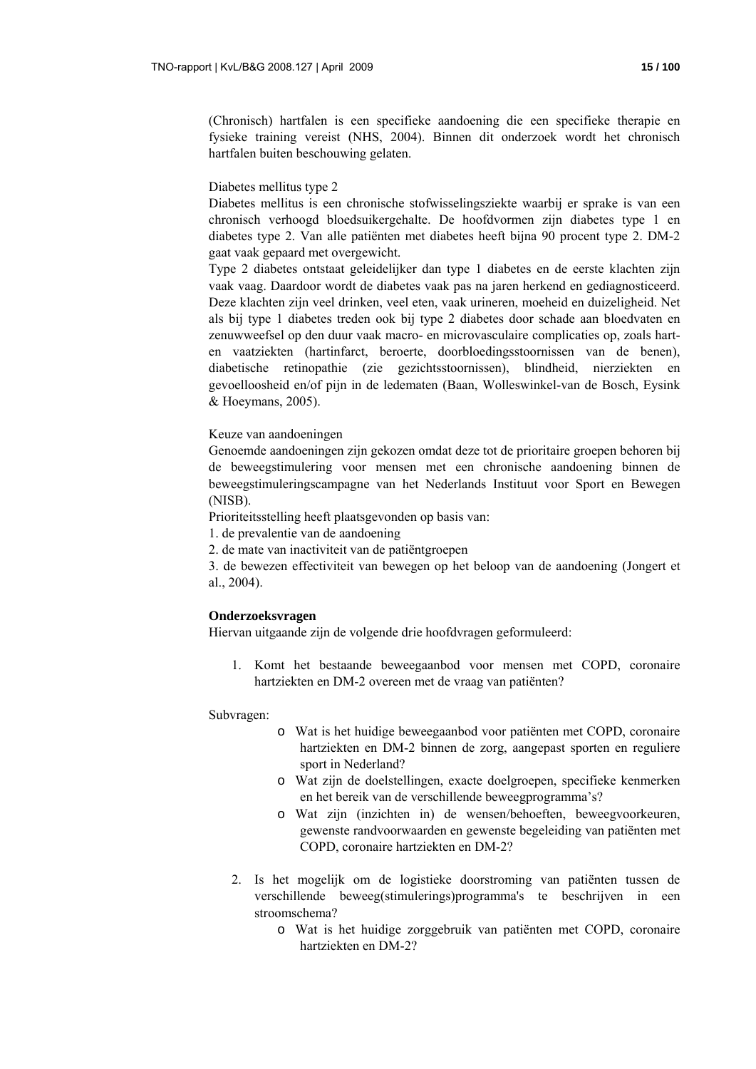(Chronisch) hartfalen is een specifieke aandoening die een specifieke therapie en fysieke training vereist (NHS, 2004). Binnen dit onderzoek wordt het chronisch hartfalen buiten beschouwing gelaten.

Diabetes mellitus type 2

Diabetes mellitus is een chronische stofwisselingsziekte waarbij er sprake is van een chronisch verhoogd bloedsuikergehalte. De hoofdvormen zijn diabetes type 1 en diabetes type 2. Van alle patiënten met diabetes heeft bijna 90 procent type 2. DM-2 gaat vaak gepaard met overgewicht.

Type 2 diabetes ontstaat geleidelijker dan type 1 diabetes en de eerste klachten zijn vaak vaag. Daardoor wordt de diabetes vaak pas na jaren herkend en gediagnosticeerd. Deze klachten zijn veel drinken, veel eten, vaak urineren, moeheid en duizeligheid. Net als bij type 1 diabetes treden ook bij type 2 diabetes door schade aan bloedvaten en zenuwweefsel op den duur vaak macro- en microvasculaire complicaties op, zoals hart- en vaatziekten (hartinfarct, beroerte, doorbloedingsstoornissen van de benen), diabetische retinopathie (zie gezichtsstoornissen), blindheid, nierziekten en gevoelloosheid en/of pijn in de ledematen (Baan, Wolleswinkel-van de Bosch, Eysink & Hoeymans, 2005).

Keuze van aandoeningen

Genoemde aandoeningen zijn gekozen omdat deze tot de prioritaire groepen behoren bij de beweegstimulering voor mensen met een chronische aandoening binnen de beweegstimuleringscampagne van het Nederlands Instituut voor Sport en Bewegen (NISB).

Prioriteitsstelling heeft plaatsgevonden op basis van:

1. de prevalentie van de aandoening
2. de mate van inactiviteit van de patiëntgroepen
3. de bewezen effectiviteit van bewegen op het beloop van de aandoening (Jongert et al., 2004).

**Onderzoeksvragen**

Hiervan uitgaande zijn de volgende drie hoofdvragen geformuleerd:

1. Komt het bestaande beweegaanbod voor mensen met COPD, coronaire hartziekten en DM-2 overeen met de vraag van patiënten?

Subvragen:

- Wat is het huidige beweegaanbod voor patiënten met COPD, coronaire hartziekten en DM-2 binnen de zorg, aangepast sporten en reguliere sport in Nederland?
- Wat zijn de doelstellingen, exacte doelgroepen, specifieke kenmerken en het bereik van de verschillende beweegprogramma's?
- Wat zijn (inzichten in) de wensen/behoeften, beweegvoorkeuren, gewenste randvoorwaarden en gewenste begeleiding van patiënten met COPD, coronaire hartziekten en DM-2?

2. Is het mogelijk om de logistieke doorstroming van patiënten tussen de verschillende beweeg(stimulerings)programma's te beschrijven in een stroomschema?
   - Wat is het huidige zorggebruik van patiënten met COPD, coronaire hartziekten en DM-2?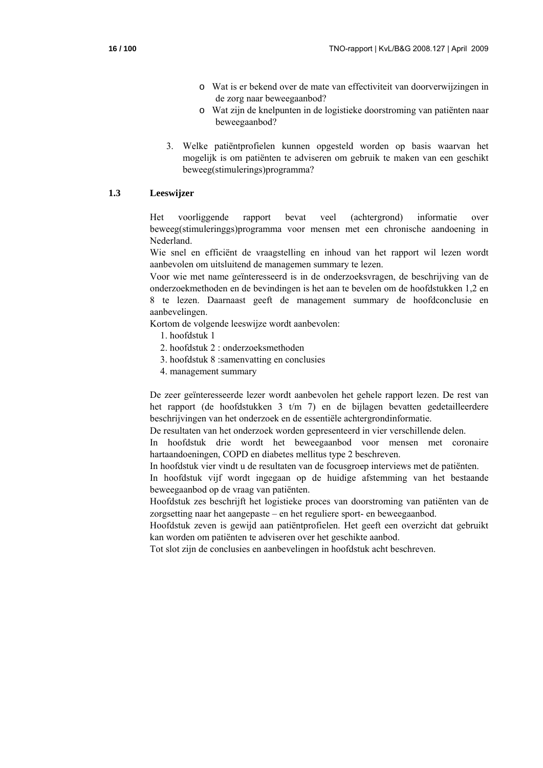- Wat is er bekend over de mate van effectiviteit van doorverwijzingen in de zorg naar beweegaanbod?
- Wat zijn de knelpunten in de logistieke doorstroming van patiënten naar beweegaanbod?

3. Welke patiëntprofielen kunnen opgesteld worden op basis waarvan het mogelijk is om patiënten te adviseren om gebruik te maken van een geschikt beweeg(stimulerings)programma?

## 1.3 Leeswijzer

Het voorliggende rapport bevat veel (achtergrond) informatie over beweeg(stimuleringgs)programma voor mensen met een chronische aandoening in Nederland.
Wie snel en efficiënt de vraagstelling en inhoud van het rapport wil lezen wordt aanbevolen om uitsluitend de managemen summary te lezen.
Voor wie met name geïnteresseerd is in de onderzoeksvragen, de beschrijving van de onderzoekmethoden en de bevindingen is het aan te bevelen om de hoofdstukken 1,2 en 8 te lezen. Daarnaast geeft de management summary de hoofdconclusie en aanbevelingen.
Kortom de volgende leeswijze wordt aanbevolen:

1. hoofdstuk 1
2. hoofdstuk 2 : onderzoeksmethoden
3. hoofdstuk 8 :samenvatting en conclusies
4. management summary

De zeer geïnteresseerde lezer wordt aanbevolen het gehele rapport lezen. De rest van het rapport (de hoofdstukken 3 t/m 7) en de bijlagen bevatten gedetailleerdere beschrijvingen van het onderzoek en de essentiële achtergrondinformatie.
De resultaten van het onderzoek worden gepresenteerd in vier verschillende delen.
In hoofdstuk drie wordt het beweegaanbod voor mensen met coronaire hartaandoeningen, COPD en diabetes mellitus type 2 beschreven.
In hoofdstuk vier vindt u de resultaten van de focusgroep interviews met de patiënten.
In hoofdstuk vijf wordt ingegaan op de huidige afstemming van het bestaande beweegaanbod op de vraag van patiënten.
Hoofdstuk zes beschrijft het logistieke proces van doorstroming van patiënten van de zorgsetting naar het aangepaste – en het reguliere sport- en beweegaanbod.
Hoofdstuk zeven is gewijd aan patiëntprofielen. Het geeft een overzicht dat gebruikt kan worden om patiënten te adviseren over het geschikte aanbod.
Tot slot zijn de conclusies en aanbevelingen in hoofdstuk acht beschreven.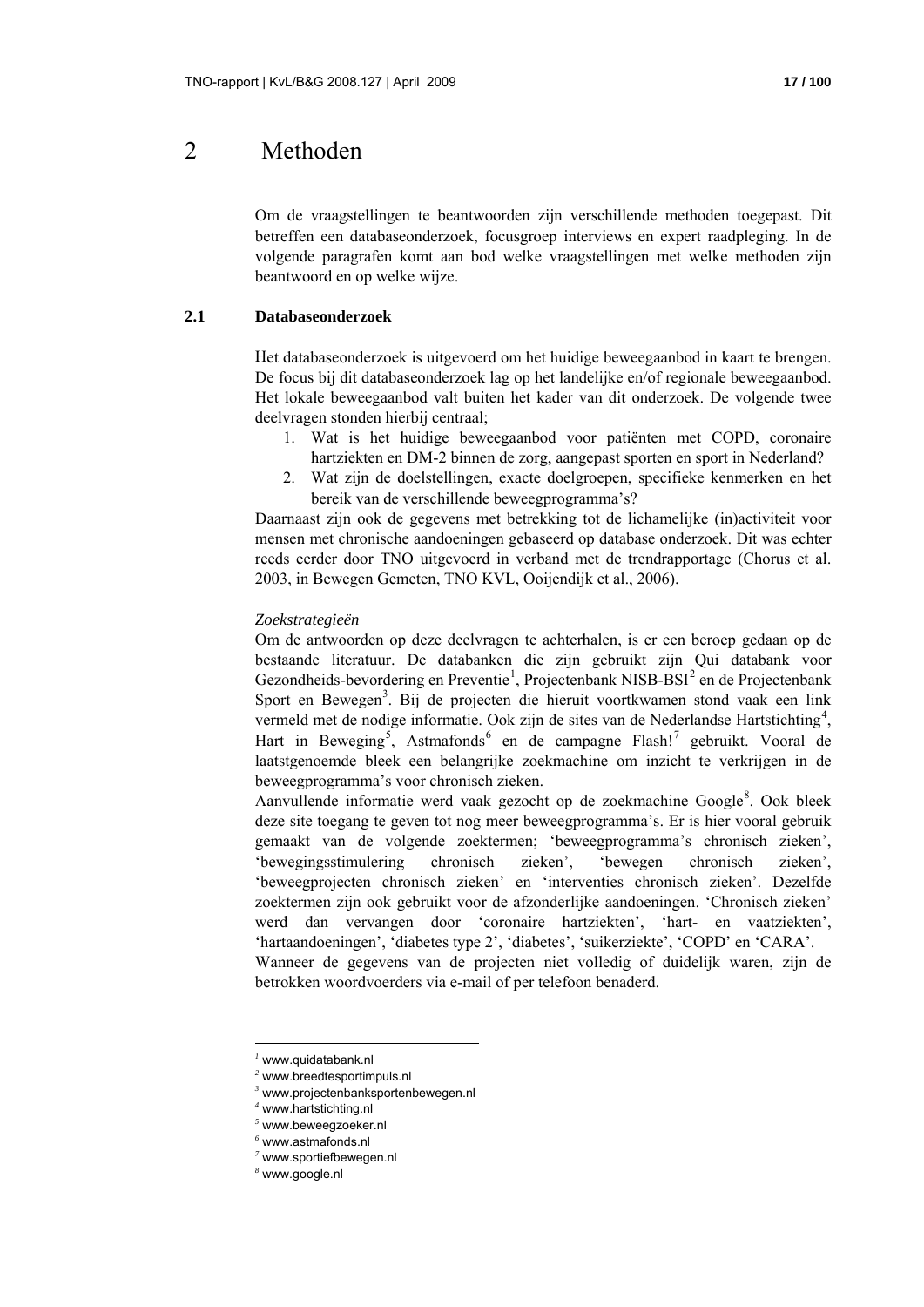# 2 Methoden

Om de vraagstellingen te beantwoorden zijn verschillende methoden toegepast. Dit betreffen een databaseonderzoek, focusgroep interviews en expert raadpleging. In de volgende paragrafen komt aan bod welke vraagstellingen met welke methoden zijn beantwoord en op welke wijze.

## 2.1 Databaseonderzoek

Het databaseonderzoek is uitgevoerd om het huidige beweegaanbod in kaart te brengen. De focus bij dit databaseonderzoek lag op het landelijke en/of regionale beweegaanbod. Het lokale beweegaanbod valt buiten het kader van dit onderzoek. De volgende twee deelvragen stonden hierbij centraal;

1. Wat is het huidige beweegaanbod voor patiënten met COPD, coronaire hartziekten en DM-2 binnen de zorg, aangepast sporten en sport in Nederland?
2. Wat zijn de doelstellingen, exacte doelgroepen, specifieke kenmerken en het bereik van de verschillende beweegprogramma's?

Daarnaast zijn ook de gegevens met betrekking tot de lichamelijke (in)activiteit voor mensen met chronische aandoeningen gebaseerd op database onderzoek. Dit was echter reeds eerder door TNO uitgevoerd in verband met de trendrapportage (Chorus et al. 2003, in Bewegen Gemeten, TNO KVL, Ooijendijk et al., 2006).

*Zoekstrategieën*

Om de antwoorden op deze deelvragen te achterhalen, is er een beroep gedaan op de bestaande literatuur. De databanken die zijn gebruikt zijn Qui databank voor Gezondheids-bevordering en Preventie[1], Projectenbank NISB-BSI[2] en de Projectenbank Sport en Bewegen[3]. Bij de projecten die hieruit voortkwamen stond vaak een link vermeld met de nodige informatie. Ook zijn de sites van de Nederlandse Hartstichting[4], Hart in Beweging[5], Astmafonds[6] en de campagne Flash![7] gebruikt. Vooral de laatstgenoemde bleek een belangrijke zoekmachine om inzicht te verkrijgen in de beweegprogramma's voor chronisch zieken.

Aanvullende informatie werd vaak gezocht op de zoekmachine Google[8]. Ook bleek deze site toegang te geven tot nog meer beweegprogramma's. Er is hier vooral gebruik gemaakt van de volgende zoektermen; 'beweegprogramma's chronisch zieken', 'bewegingsstimulering chronisch zieken', 'bewegen chronisch zieken', 'beweegprojecten chronisch zieken' en 'interventies chronisch zieken'. Dezelfde zoektermen zijn ook gebruikt voor de afzonderlijke aandoeningen. 'Chronisch zieken' werd dan vervangen door 'coronaire hartziekten', 'hart- en vaatziekten', 'hartaandoeningen', 'diabetes type 2', 'diabetes', 'suikerziekte', 'COPD' en 'CARA'.

Wanneer de gegevens van de projecten niet volledig of duidelijk waren, zijn de betrokken woordvoerders via e-mail of per telefoon benaderd.

---

[1] www.quidatabank.nl
[2] www.breedtesportimpuls.nl
[3] www.projectenbanksportenbewegen.nl
[4] www.hartstichting.nl
[5] www.beweegzoeker.nl
[6] www.astmafonds.nl
[7] www.sportiefbewegen.nl
[8] www.google.nl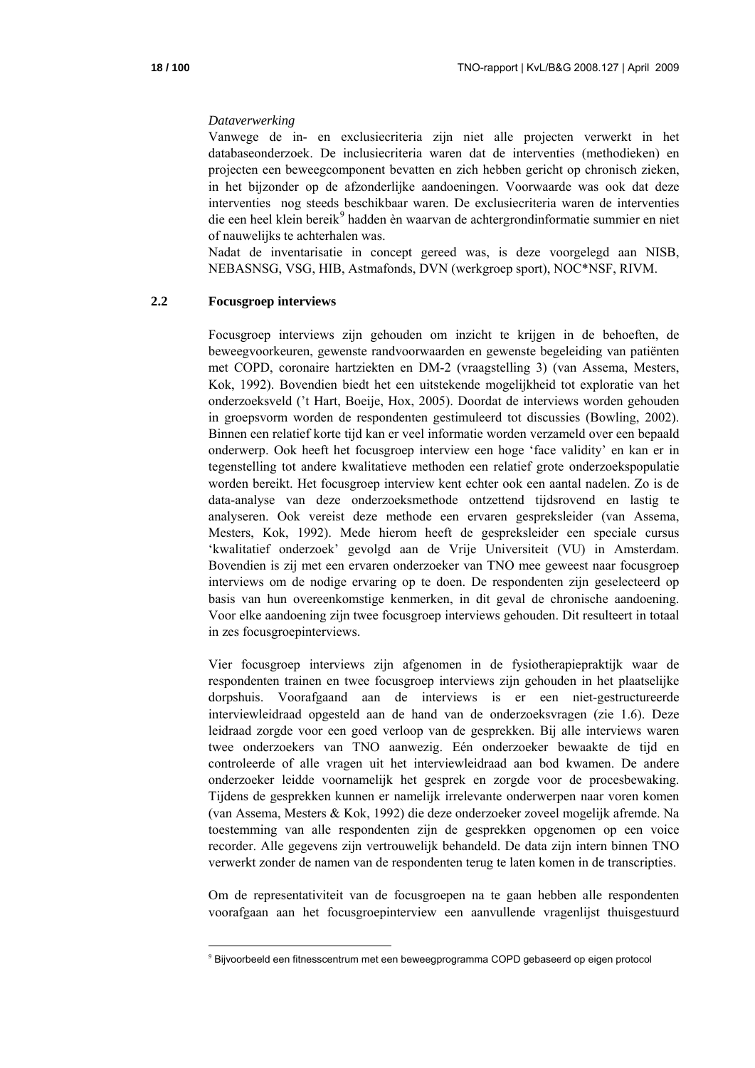*Dataverwerking*

Vanwege de in- en exclusiecriteria zijn niet alle projecten verwerkt in het databaseonderzoek. De inclusiecriteria waren dat de interventies (methodieken) en projecten een beweegcomponent bevatten en zich hebben gericht op chronisch zieken, in het bijzonder op de afzonderlijke aandoeningen. Voorwaarde was ook dat deze interventies nog steeds beschikbaar waren. De exclusiecriteria waren de interventies die een heel klein bereik[9] hadden èn waarvan de achtergrondinformatie summier en niet of nauwelijks te achterhalen was.

Nadat de inventarisatie in concept gereed was, is deze voorgelegd aan NISB, NEBASNSG, VSG, HIB, Astmafonds, DVN (werkgroep sport), NOC*NSF, RIVM.

## 2.2 Focusgroep interviews

Focusgroep interviews zijn gehouden om inzicht te krijgen in de behoeften, de beweegvoorkeuren, gewenste randvoorwaarden en gewenste begeleiding van patiënten met COPD, coronaire hartziekten en DM-2 (vraagstelling 3) (van Assema, Mesters, Kok, 1992). Bovendien biedt het een uitstekende mogelijkheid tot exploratie van het onderzoeksveld ('t Hart, Boeije, Hox, 2005). Doordat de interviews worden gehouden in groepsvorm worden de respondenten gestimuleerd tot discussies (Bowling, 2002). Binnen een relatief korte tijd kan er veel informatie worden verzameld over een bepaald onderwerp. Ook heeft het focusgroep interview een hoge 'face validity' en kan er in tegenstelling tot andere kwalitatieve methoden een relatief grote onderzoekspopulatie worden bereikt. Het focusgroep interview kent echter ook een aantal nadelen. Zo is de data-analyse van deze onderzoeksmethode ontzettend tijdsrovend en lastig te analyseren. Ook vereist deze methode een ervaren gespreksleider (van Assema, Mesters, Kok, 1992). Mede hierom heeft de gespreksleider een speciale cursus 'kwalitatief onderzoek' gevolgd aan de Vrije Universiteit (VU) in Amsterdam. Bovendien is zij met een ervaren onderzoeker van TNO mee geweest naar focusgroep interviews om de nodige ervaring op te doen. De respondenten zijn geselecteerd op basis van hun overeenkomstige kenmerken, in dit geval de chronische aandoening. Voor elke aandoening zijn twee focusgroep interviews gehouden. Dit resulteert in totaal in zes focusgroepinterviews.

Vier focusgroep interviews zijn afgenomen in de fysiotherapiepraktijk waar de respondenten trainen en twee focusgroep interviews zijn gehouden in het plaatselijke dorpshuis. Voorafgaand aan de interviews is er een niet-gestructureerde interviewleidraad opgesteld aan de hand van de onderzoeksvragen (zie 1.6). Deze leidraad zorgde voor een goed verloop van de gesprekken. Bij alle interviews waren twee onderzoekers van TNO aanwezig. Eén onderzoeker bewaakte de tijd en controleerde of alle vragen uit het interviewleidraad aan bod kwamen. De andere onderzoeker leidde voornamelijk het gesprek en zorgde voor de procesbewaking. Tijdens de gesprekken kunnen er namelijk irrelevante onderwerpen naar voren komen (van Assema, Mesters & Kok, 1992) die deze onderzoeker zoveel mogelijk afremde. Na toestemming van alle respondenten zijn de gesprekken opgenomen op een voice recorder. Alle gegevens zijn vertrouwelijk behandeld. De data zijn intern binnen TNO verwerkt zonder de namen van de respondenten terug te laten komen in de transcripties.

Om de representativiteit van de focusgroepen na te gaan hebben alle respondenten voorafgaan aan het focusgroepinterview een aanvullende vragenlijst thuisgestuurd

---

[9] Bijvoorbeeld een fitnesscentrum met een beweegprogramma COPD gebaseerd op eigen protocol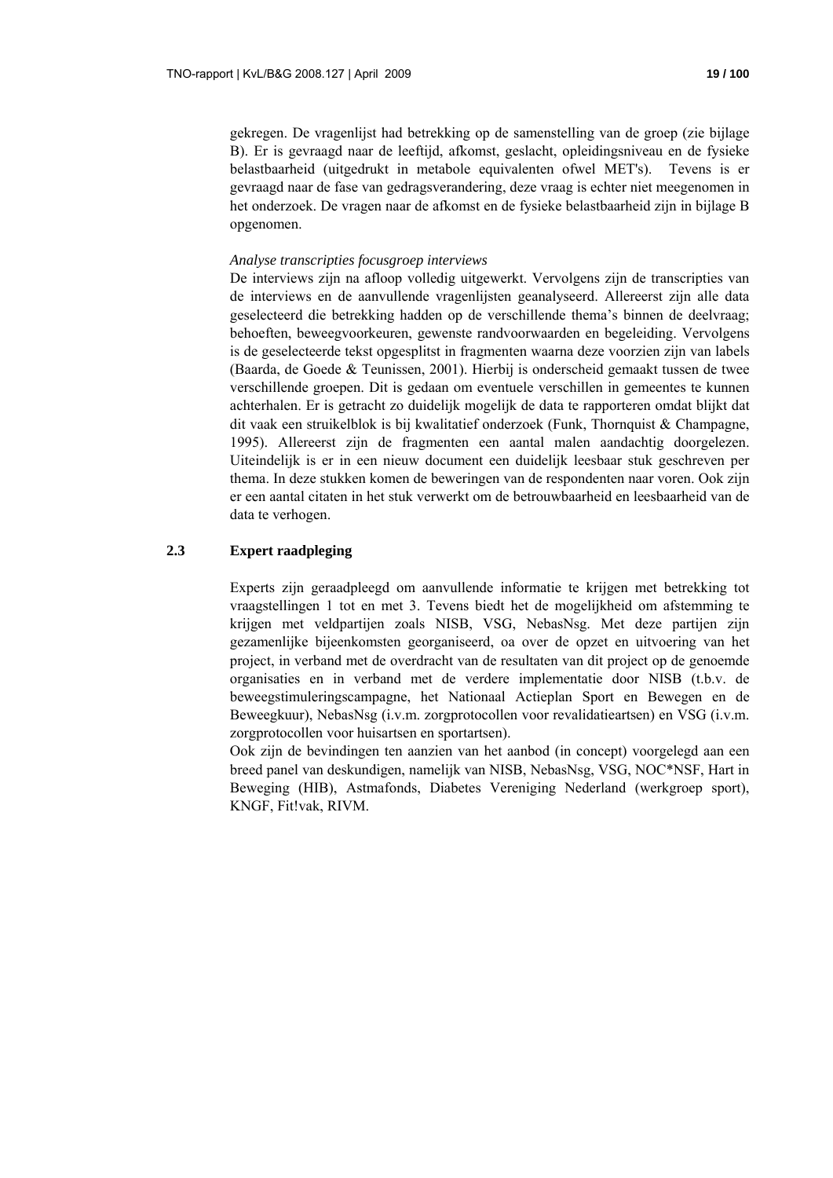gekregen. De vragenlijst had betrekking op de samenstelling van de groep (zie bijlage B). Er is gevraagd naar de leeftijd, afkomst, geslacht, opleidingsniveau en de fysieke belastbaarheid (uitgedrukt in metabole equivalenten ofwel MET's). Tevens is er gevraagd naar de fase van gedragsverandering, deze vraag is echter niet meegenomen in het onderzoek. De vragen naar de afkomst en de fysieke belastbaarheid zijn in bijlage B opgenomen.

*Analyse transcripties focusgroep interviews*

De interviews zijn na afloop volledig uitgewerkt. Vervolgens zijn de transcripties van de interviews en de aanvullende vragenlijsten geanalyseerd. Allereerst zijn alle data geselecteerd die betrekking hadden op de verschillende thema's binnen de deelvraag; behoeften, beweegvoorkeuren, gewenste randvoorwaarden en begeleiding. Vervolgens is de geselecteerde tekst opgesplitst in fragmenten waarna deze voorzien zijn van labels (Baarda, de Goede & Teunissen, 2001). Hierbij is onderscheid gemaakt tussen de twee verschillende groepen. Dit is gedaan om eventuele verschillen in gemeentes te kunnen achterhalen. Er is getracht zo duidelijk mogelijk de data te rapporteren omdat blijkt dat dit vaak een struikelblok is bij kwalitatief onderzoek (Funk, Thornquist & Champagne, 1995). Allereerst zijn de fragmenten een aantal malen aandachtig doorgelezen. Uiteindelijk is er in een nieuw document een duidelijk leesbaar stuk geschreven per thema. In deze stukken komen de beweringen van de respondenten naar voren. Ook zijn er een aantal citaten in het stuk verwerkt om de betrouwbaarheid en leesbaarheid van de data te verhogen.

## 2.3 Expert raadpleging

Experts zijn geraadpleegd om aanvullende informatie te krijgen met betrekking tot vraagstellingen 1 tot en met 3. Tevens biedt het de mogelijkheid om afstemming te krijgen met veldpartijen zoals NISB, VSG, NebasNsg. Met deze partijen zijn gezamenlijke bijeenkomsten georganiseerd, oa over de opzet en uitvoering van het project, in verband met de overdracht van de resultaten van dit project op de genoemde organisaties en in verband met de verdere implementatie door NISB (t.b.v. de beweegstimuleringscampagne, het Nationaal Actieplan Sport en Bewegen en de Beweegkuur), NebasNsg (i.v.m. zorgprotocollen voor revalidatieartsen) en VSG (i.v.m. zorgprotocollen voor huisartsen en sportartsen).

Ook zijn de bevindingen ten aanzien van het aanbod (in concept) voorgelegd aan een breed panel van deskundigen, namelijk van NISB, NebasNsg, VSG, NOC*NSF, Hart in Beweging (HIB), Astmafonds, Diabetes Vereniging Nederland (werkgroep sport), KNGF, Fit!vak, RIVM.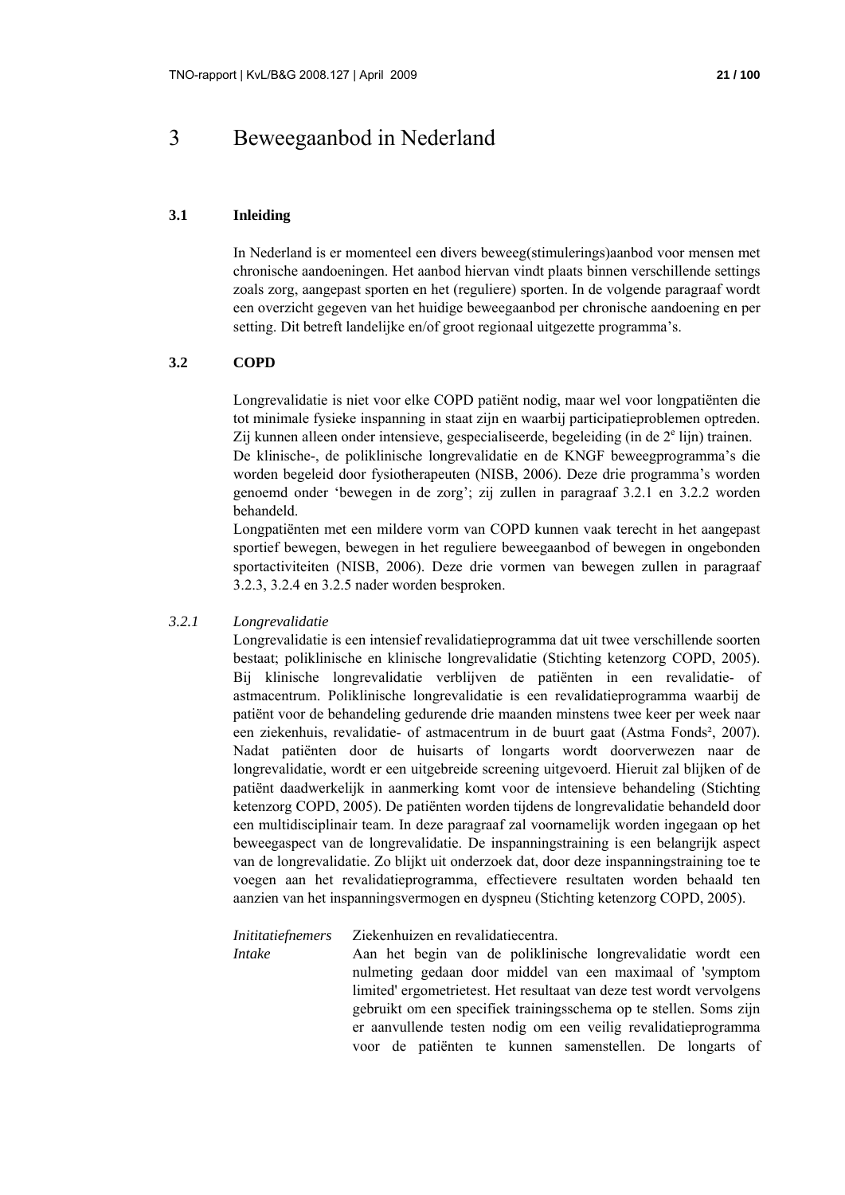# 3 Beweegaanbod in Nederland

## 3.1 Inleiding

In Nederland is er momenteel een divers beweeg(stimulerings)aanbod voor mensen met chronische aandoeningen. Het aanbod hiervan vindt plaats binnen verschillende settings zoals zorg, aangepast sporten en het (reguliere) sporten. In de volgende paragraaf wordt een overzicht gegeven van het huidige beweegaanbod per chronische aandoening en per setting. Dit betreft landelijke en/of groot regionaal uitgezette programma's.

## 3.2 COPD

Longrevalidatie is niet voor elke COPD patiënt nodig, maar wel voor longpatiënten die tot minimale fysieke inspanning in staat zijn en waarbij participatieproblemen optreden. Zij kunnen alleen onder intensieve, gespecialiseerde, begeleiding (in de 2e lijn) trainen.

De klinische-, de poliklinische longrevalidatie en de KNGF beweegprogramma's die worden begeleid door fysiotherapeuten (NISB, 2006). Deze drie programma's worden genoemd onder 'bewegen in de zorg'; zij zullen in paragraaf 3.2.1 en 3.2.2 worden behandeld.

Longpatiënten met een mildere vorm van COPD kunnen vaak terecht in het aangepast sportief bewegen, bewegen in het reguliere beweegaanbod of bewegen in ongebonden sportactiviteiten (NISB, 2006). Deze drie vormen van bewegen zullen in paragraaf 3.2.3, 3.2.4 en 3.2.5 nader worden besproken.

### *3.2.1 Longrevalidatie*

Longrevalidatie is een intensief revalidatieprogramma dat uit twee verschillende soorten bestaat; poliklinische en klinische longrevalidatie (Stichting ketenzorg COPD, 2005). Bij klinische longrevalidatie verblijven de patiënten in een revalidatie- of astmacentrum. Poliklinische longrevalidatie is een revalidatieprogramma waarbij de patiënt voor de behandeling gedurende drie maanden minstens twee keer per week naar een ziekenhuis, revalidatie- of astmacentrum in de buurt gaat (Astma Fonds², 2007). Nadat patiënten door de huisarts of longarts wordt doorverwezen naar de longrevalidatie, wordt er een uitgebreide screening uitgevoerd. Hieruit zal blijken of de patiënt daadwerkelijk in aanmerking komt voor de intensieve behandeling (Stichting ketenzorg COPD, 2005). De patiënten worden tijdens de longrevalidatie behandeld door een multidisciplinair team. In deze paragraaf zal voornamelijk worden ingegaan op het beweegaspect van de longrevalidatie. De inspanningstraining is een belangrijk aspect van de longrevalidatie. Zo blijkt uit onderzoek dat, door deze inspanningstraining toe te voegen aan het revalidatieprogramma, effectievere resultaten worden behaald ten aanzien van het inspanningsvermogen en dyspneu (Stichting ketenzorg COPD, 2005).

*Inititatiefnemers* Ziekenhuizen en revalidatiecentra.

*Intake* Aan het begin van de poliklinische longrevalidatie wordt een nulmeting gedaan door middel van een maximaal of 'symptom limited' ergometrietest. Het resultaat van deze test wordt vervolgens gebruikt om een specifiek trainingsschema op te stellen. Soms zijn er aanvullende testen nodig om een veilig revalidatieprogramma voor de patiënten te kunnen samenstellen. De longarts of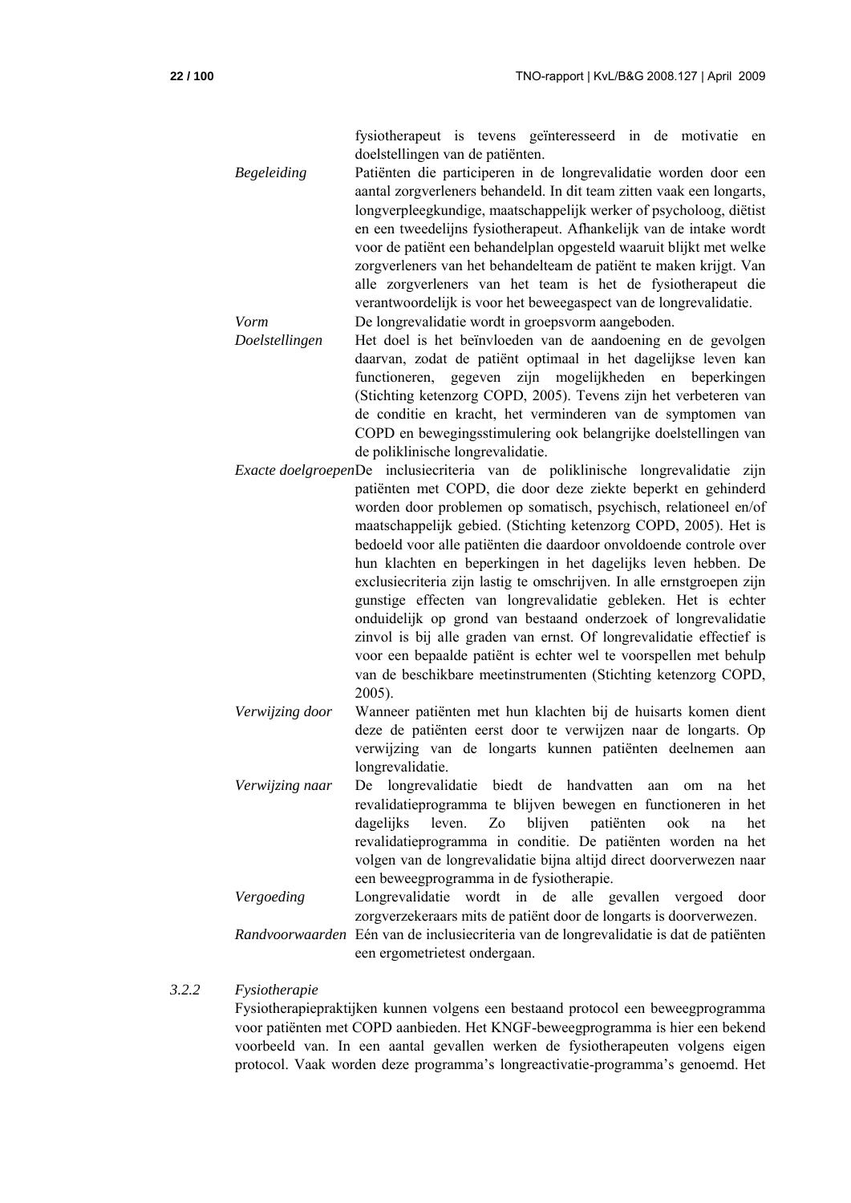fysiotherapeut is tevens geïnteresseerd in de motivatie en doelstellingen van de patiënten.

*Begeleiding* Patiënten die participeren in de longrevalidatie worden door een aantal zorgverleners behandeld. In dit team zitten vaak een longarts, longverpleegkundige, maatschappelijk werker of psycholoog, diëtist en een tweedelijns fysiotherapeut. Afhankelijk van de intake wordt voor de patiënt een behandelplan opgesteld waaruit blijkt met welke zorgverleners van het behandelteam de patiënt te maken krijgt. Van alle zorgverleners van het team is het de fysiotherapeut die verantwoordelijk is voor het beweegaspect van de longrevalidatie.

*Vorm* De longrevalidatie wordt in groepsvorm aangeboden.

*Doelstellingen* Het doel is het beïnvloeden van de aandoening en de gevolgen daarvan, zodat de patiënt optimaal in het dagelijkse leven kan functioneren, gegeven zijn mogelijkheden en beperkingen (Stichting ketenzorg COPD, 2005). Tevens zijn het verbeteren van de conditie en kracht, het verminderen van de symptomen van COPD en bewegingsstimulering ook belangrijke doelstellingen van de poliklinische longrevalidatie.

*Exacte doelgroepen* De inclusiecriteria van de poliklinische longrevalidatie zijn patiënten met COPD, die door deze ziekte beperkt en gehinderd worden door problemen op somatisch, psychisch, relationeel en/of maatschappelijk gebied. (Stichting ketenzorg COPD, 2005). Het is bedoeld voor alle patiënten die daardoor onvoldoende controle over hun klachten en beperkingen in het dagelijks leven hebben. De exclusiecriteria zijn lastig te omschrijven. In alle ernstgroepen zijn gunstige effecten van longrevalidatie gebleken. Het is echter onduidelijk op grond van bestaand onderzoek of longrevalidatie zinvol is bij alle graden van ernst. Of longrevalidatie effectief is voor een bepaalde patiënt is echter wel te voorspellen met behulp van de beschikbare meetinstrumenten (Stichting ketenzorg COPD, 2005).

*Verwijzing door* Wanneer patiënten met hun klachten bij de huisarts komen dient deze de patiënten eerst door te verwijzen naar de longarts. Op verwijzing van de longarts kunnen patiënten deelnemen aan longrevalidatie.

*Verwijzing naar* De longrevalidatie biedt de handvatten aan om na het revalidatieprogramma te blijven bewegen en functioneren in het dagelijks leven. Zo blijven patiënten ook na het revalidatieprogramma in conditie. De patiënten worden na het volgen van de longrevalidatie bijna altijd direct doorverwezen naar een beweegprogramma in de fysiotherapie.

*Vergoeding* Longrevalidatie wordt in de alle gevallen vergoed door zorgverzekeraars mits de patiënt door de longarts is doorverwezen.

*Randvoorwaarden* Eén van de inclusiecriteria van de longrevalidatie is dat de patiënten een ergometrietest ondergaan.

### 3.2.2 *Fysiotherapie*

Fysiotherapiepraktijken kunnen volgens een bestaand protocol een beweegprogramma voor patiënten met COPD aanbieden. Het KNGF-beweegprogramma is hier een bekend voorbeeld van. In een aantal gevallen werken de fysiotherapeuten volgens eigen protocol. Vaak worden deze programma's longreactivatie-programma's genoemd. Het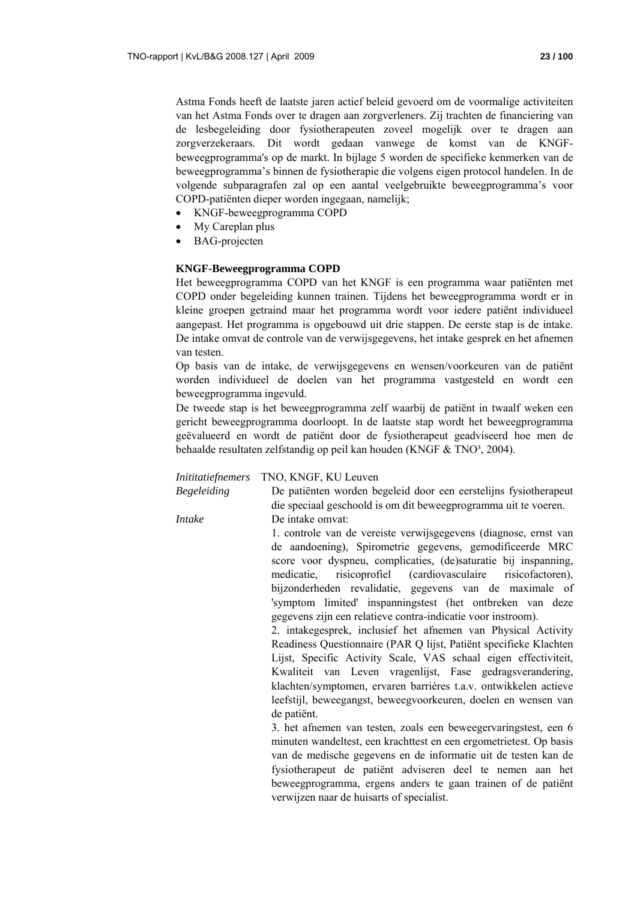Astma Fonds heeft de laatste jaren actief beleid gevoerd om de voormalige activiteiten van het Astma Fonds over te dragen aan zorgverleners. Zij trachten de financiering van de lesbegeleiding door fysiotherapeuten zoveel mogelijk over te dragen aan zorgverzekeraars. Dit wordt gedaan vanwege de komst van de KNGF-beweegprogramma's op de markt. In bijlage 5 worden de specifieke kenmerken van de beweegprogramma's binnen de fysiotherapie die volgens eigen protocol handelen. In de volgende subparagrafen zal op een aantal veelgebruikte beweegprogramma's voor COPD-patiënten dieper worden ingegaan, namelijk;

- KNGF-beweegprogramma COPD
- My Careplan plus
- BAG-projecten

**KNGF-Beweegprogramma COPD**

Het beweegprogramma COPD van het KNGF is een programma waar patiënten met COPD onder begeleiding kunnen trainen. Tijdens het beweegprogramma wordt er in kleine groepen getraind maar het programma wordt voor iedere patiënt individueel aangepast. Het programma is opgebouwd uit drie stappen. De eerste stap is de intake. De intake omvat de controle van de verwijsgegevens, het intake gesprek en het afnemen van testen.

Op basis van de intake, de verwijsgegevens en wensen/voorkeuren van de patiënt worden individueel de doelen van het programma vastgesteld en wordt een beweegprogramma ingevuld.

De tweede stap is het beweegprogramma zelf waarbij de patiënt in twaalf weken een gericht beweegprogramma doorloopt. In de laatste stap wordt het beweegprogramma geëvalueerd en wordt de patiënt door de fysiotherapeut geadviseerd hoe men de behaalde resultaten zelfstandig op peil kan houden (KNGF & TNO³, 2004).

| | |
|---|---|
| *Inititatiefnemers* | TNO, KNGF, KU Leuven |
| *Begeleiding* | De patiënten worden begeleid door een eerstelijns fysiotherapeut die speciaal geschoold is om dit beweegprogramma uit te voeren. |
| *Intake* | De intake omvat:<br>1. controle van de vereiste verwijsgegevens (diagnose, ernst van de aandoening), Spirometrie gegevens, gemodificeerde MRC score voor dyspneu, complicaties, (de)saturatie bij inspanning, medicatie, risicoprofiel (cardiovasculaire risicofactoren), bijzonderheden revalidatie, gegevens van de maximale of 'symptom limited' inspanningstest (het ontbreken van deze gegevens zijn een relatieve contra-indicatie voor instroom).<br>2. intakegesprek, inclusief het afnemen van Physical Activity Readiness Questionnaire (PAR Q lijst, Patiënt specifieke Klachten Lijst, Specific Activity Scale, VAS schaal eigen effectiviteit, Kwaliteit van Leven vragenlijst, Fase gedragsverandering, klachten/symptomen, ervaren barrières t.a.v. ontwikkelen actieve leefstijl, beweegangst, beweegvoorkeuren, doelen en wensen van de patiënt.<br>3. het afnemen van testen, zoals een beweegervaringstest, een 6 minuten wandeltest, een krachttest en een ergometrietest. Op basis van de medische gegevens en de informatie uit de testen kan de fysiotherapeut de patiënt adviseren deel te nemen aan het beweegprogramma, ergens anders te gaan trainen of de patiënt verwijzen naar de huisarts of specialist. |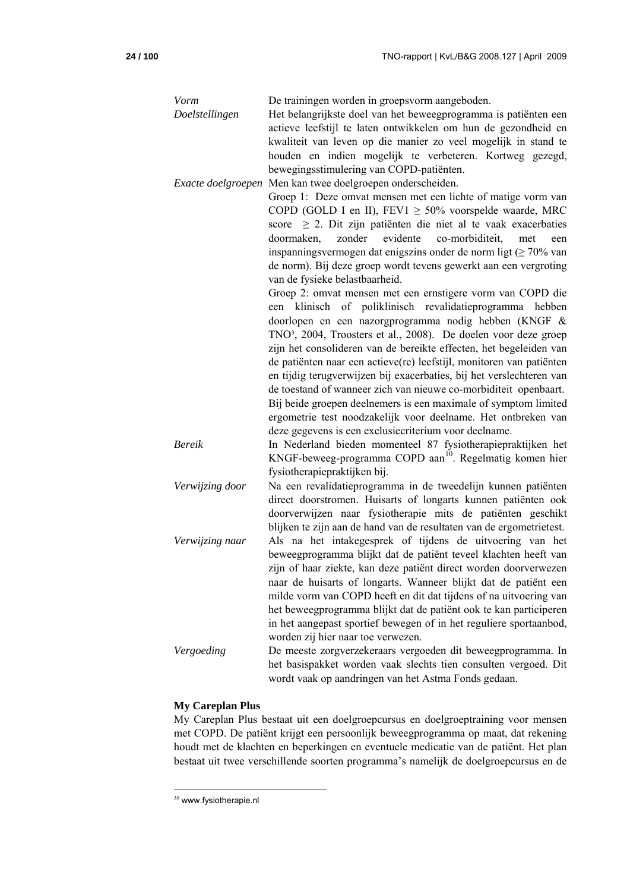| | |
|---|---|
| *Vorm* | De trainingen worden in groepsvorm aangeboden. |
| *Doelstellingen* | Het belangrijkste doel van het beweegprogramma is patiënten een actieve leefstijl te laten ontwikkelen om hun de gezondheid en kwaliteit van leven op die manier zo veel mogelijk in stand te houden en indien mogelijk te verbeteren. Kortweg gezegd, bewegingsstimulering van COPD-patiënten. |
| *Exacte doelgroepen* | Men kan twee doelgroepen onderscheiden.<br>Groep 1: Deze omvat mensen met een lichte of matige vorm van COPD (GOLD I en II), FEV1 ≥ 50% voorspelde waarde, MRC score ≥ 2. Dit zijn patiënten die niet al te vaak exacerbaties doormaken, zonder evidente co-morbiditeit, met een inspanningsvermogen dat enigszins onder de norm ligt (≥ 70% van de norm). Bij deze groep wordt tevens gewerkt aan een vergroting van de fysieke belastbaarheid.<br>Groep 2: omvat mensen met een ernstigere vorm van COPD die een klinisch of poliklinisch revalidatieprogramma hebben doorlopen en een nazorgprogramma nodig hebben (KNGF & TNO³, 2004, Troosters et al., 2008). De doelen voor deze groep zijn het consolideren van de bereikte effecten, het begeleiden van de patiënten naar een actieve(re) leefstijl, monitoren van patiënten en tijdig terugverwijzen bij exacerbaties, bij het verslechteren van de toestand of wanneer zich van nieuwe co-morbiditeit openbaart.<br>Bij beide groepen deelnemers is een maximale of symptom limited ergometrie test noodzakelijk voor deelname. Het ontbreken van deze gegevens is een exclusiecriterium voor deelname. |
| *Bereik* | In Nederland bieden momenteel 87 fysiotherapiepraktijken het KNGF-beweeg-programma COPD aan[10]. Regelmatig komen hier fysiotherapiepraktijken bij. |
| *Verwijzing door* | Na een revalidatieprogramma in de tweedelijn kunnen patiënten direct doorstromen. Huisarts of longarts kunnen patiënten ook doorverwijzen naar fysiotherapie mits de patiënten geschikt blijken te zijn aan de hand van de resultaten van de ergometrietest. |
| *Verwijzing naar* | Als na het intakegesprek of tijdens de uitvoering van het beweegprogramma blijkt dat de patiënt teveel klachten heeft van zijn of haar ziekte, kan deze patiënt direct worden doorverwezen naar de huisarts of longarts. Wanneer blijkt dat de patiënt een milde vorm van COPD heeft en dit dat tijdens of na uitvoering van het beweegprogramma blijkt dat de patiënt ook te kan participeren in het aangepast sportief bewegen of in het reguliere sportaanbod, worden zij hier naar toe verwezen. |
| *Vergoeding* | De meeste zorgverzekeraars vergoeden dit beweegprogramma. In het basispakket worden vaak slechts tien consulten vergoed. Dit wordt vaak op aandringen van het Astma Fonds gedaan. |

**My Careplan Plus**

My Careplan Plus bestaat uit een doelgroepcursus en doelgroeptraining voor mensen met COPD. De patiënt krijgt een persoonlijk beweegprogramma op maat, dat rekening houdt met de klachten en beperkingen en eventuele medicatie van de patiënt. Het plan bestaat uit twee verschillende soorten programma's namelijk de doelgroepcursus en de

[10] www.fysiotherapie.nl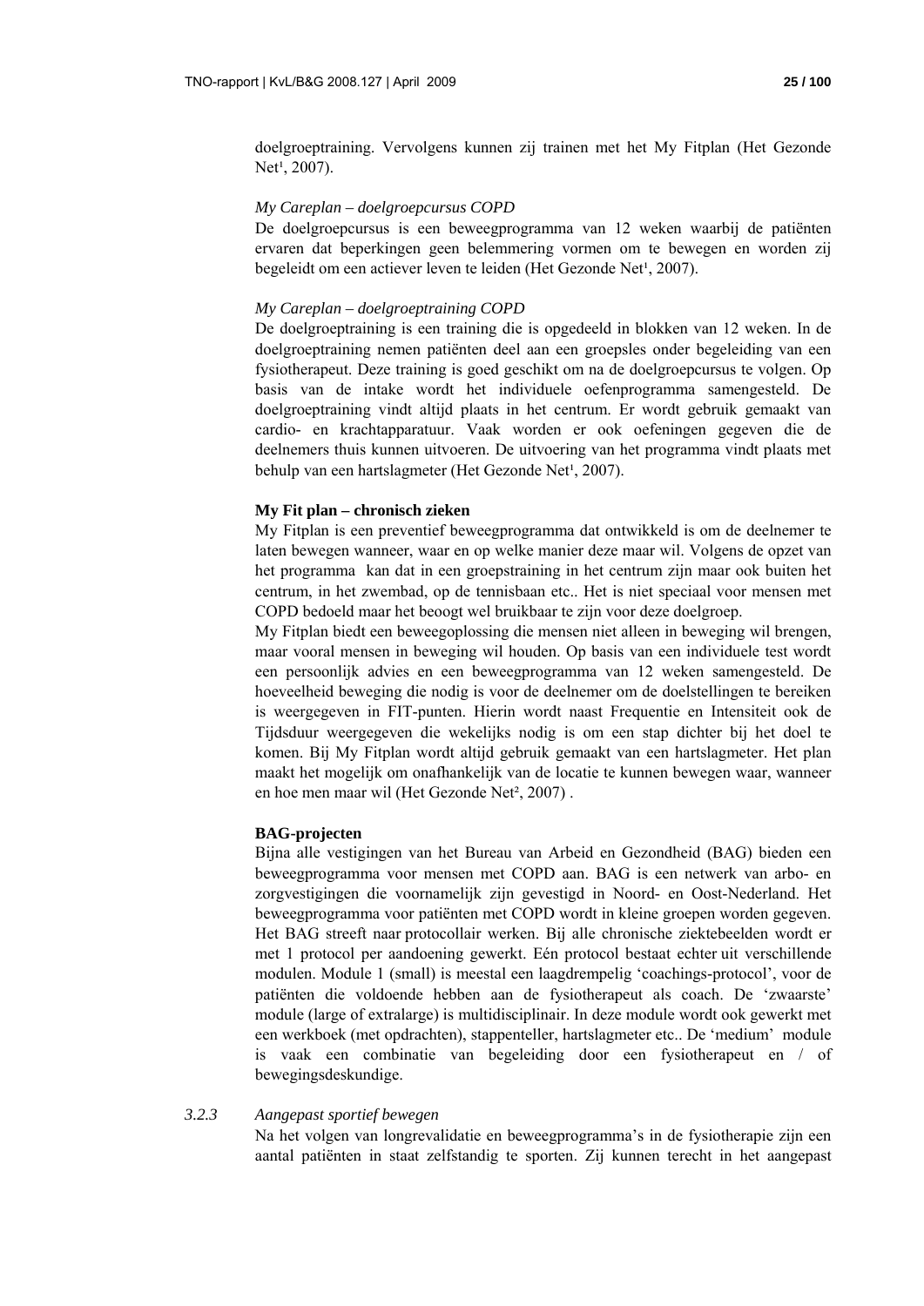doelgroeptraining. Vervolgens kunnen zij trainen met het My Fitplan (Het Gezonde Net[1], 2007).

*My Careplan – doelgroepcursus COPD*

De doelgroepcursus is een beweegprogramma van 12 weken waarbij de patiënten ervaren dat beperkingen geen belemmering vormen om te bewegen en worden zij begeleidt om een actiever leven te leiden (Het Gezonde Net[1], 2007).

*My Careplan – doelgroeptraining COPD*

De doelgroeptraining is een training die is opgedeeld in blokken van 12 weken. In de doelgroeptraining nemen patiënten deel aan een groepsles onder begeleiding van een fysiotherapeut. Deze training is goed geschikt om na de doelgroepcursus te volgen. Op basis van de intake wordt het individuele oefenprogramma samengesteld. De doelgroeptraining vindt altijd plaats in het centrum. Er wordt gebruik gemaakt van cardio- en krachtapparatuur. Vaak worden er ook oefeningen gegeven die de deelnemers thuis kunnen uitvoeren. De uitvoering van het programma vindt plaats met behulp van een hartslagmeter (Het Gezonde Net[1], 2007).

**My Fit plan – chronisch zieken**

My Fitplan is een preventief beweegprogramma dat ontwikkeld is om de deelnemer te laten bewegen wanneer, waar en op welke manier deze maar wil. Volgens de opzet van het programma kan dat in een groepstraining in het centrum zijn maar ook buiten het centrum, in het zwembad, op de tennisbaan etc.. Het is niet speciaal voor mensen met COPD bedoeld maar het beoogt wel bruikbaar te zijn voor deze doelgroep.

My Fitplan biedt een beweegoplossing die mensen niet alleen in beweging wil brengen, maar vooral mensen in beweging wil houden. Op basis van een individuele test wordt een persoonlijk advies en een beweegprogramma van 12 weken samengesteld. De hoeveelheid beweging die nodig is voor de deelnemer om de doelstellingen te bereiken is weergegeven in FIT-punten. Hierin wordt naast Frequentie en Intensiteit ook de Tijdsduur weergegeven die wekelijks nodig is om een stap dichter bij het doel te komen. Bij My Fitplan wordt altijd gebruik gemaakt van een hartslagmeter. Het plan maakt het mogelijk om onafhankelijk van de locatie te kunnen bewegen waar, wanneer en hoe men maar wil (Het Gezonde Net[2], 2007) .

**BAG-projecten**

Bijna alle vestigingen van het Bureau van Arbeid en Gezondheid (BAG) bieden een beweegprogramma voor mensen met COPD aan. BAG is een netwerk van arbo- en zorgvestigingen die voornamelijk zijn gevestigd in Noord- en Oost-Nederland. Het beweegprogramma voor patiënten met COPD wordt in kleine groepen worden gegeven. Het BAG streeft naar protocollair werken. Bij alle chronische ziektebeelden wordt er met 1 protocol per aandoening gewerkt. Eén protocol bestaat echter uit verschillende modulen. Module 1 (small) is meestal een laagdrempelig 'coachings-protocol', voor de patiënten die voldoende hebben aan de fysiotherapeut als coach. De 'zwaarste' module (large of extralarge) is multidisciplinair. In deze module wordt ook gewerkt met een werkboek (met opdrachten), stappenteller, hartslagmeter etc.. De 'medium' module is vaak een combinatie van begeleiding door een fysiotherapeut en / of bewegingsdeskundige.

### 3.2.3 *Aangepast sportief bewegen*

Na het volgen van longrevalidatie en beweegprogramma's in de fysiotherapie zijn een aantal patiënten in staat zelfstandig te sporten. Zij kunnen terecht in het aangepast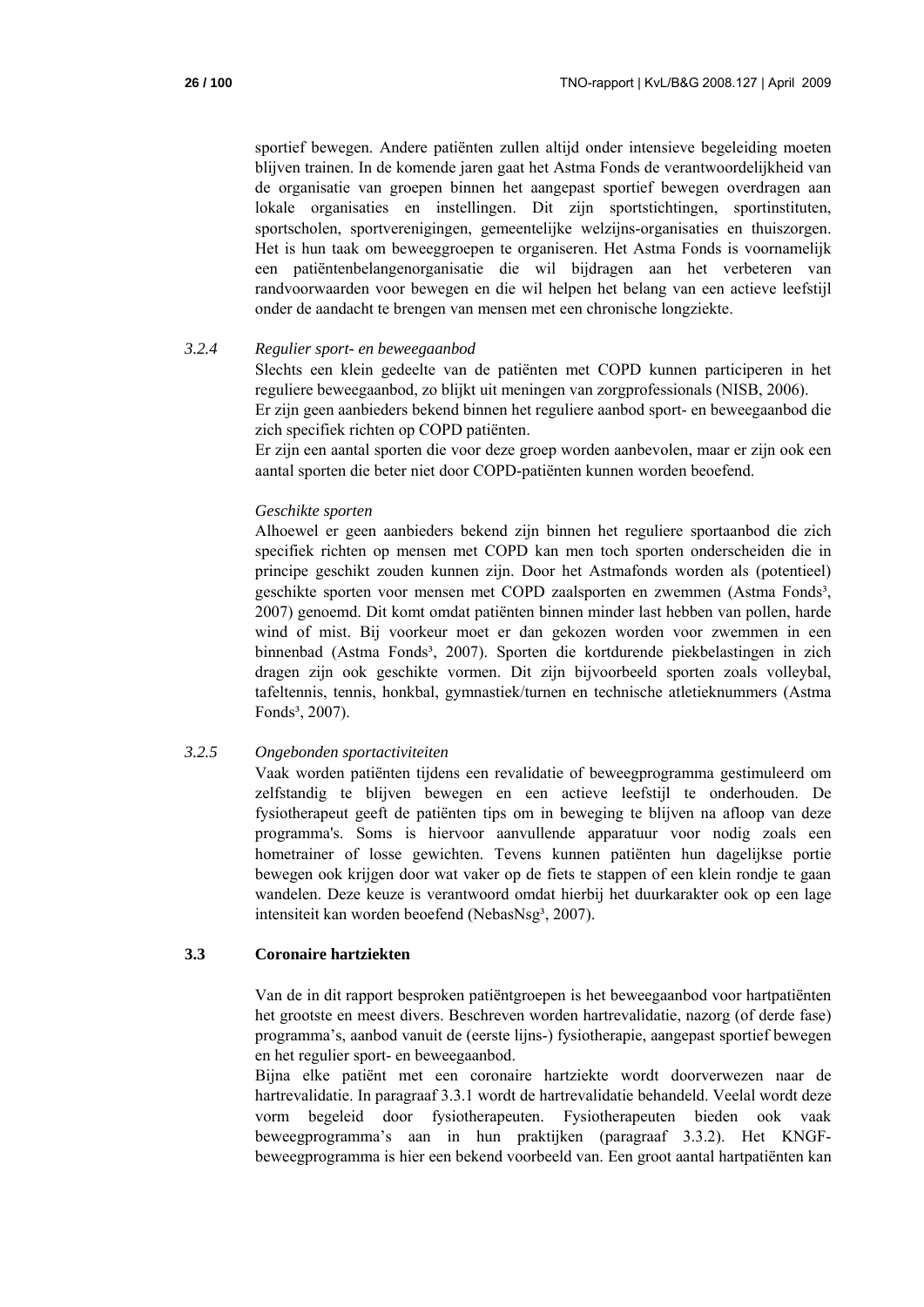sportief bewegen. Andere patiënten zullen altijd onder intensieve begeleiding moeten blijven trainen. In de komende jaren gaat het Astma Fonds de verantwoordelijkheid van de organisatie van groepen binnen het aangepast sportief bewegen overdragen aan lokale organisaties en instellingen. Dit zijn sportstichtingen, sportinstituten, sportscholen, sportverenigingen, gemeentelijke welzijns-organisaties en thuiszorgen. Het is hun taak om beweeggroepen te organiseren. Het Astma Fonds is voornamelijk een patiëntenbelangenorganisatie die wil bijdragen aan het verbeteren van randvoorwaarden voor bewegen en die wil helpen het belang van een actieve leefstijl onder de aandacht te brengen van mensen met een chronische longziekte.

### 3.2.4 *Regulier sport- en beweegaanbod*

Slechts een klein gedeelte van de patiënten met COPD kunnen participeren in het reguliere beweegaanbod, zo blijkt uit meningen van zorgprofessionals (NISB, 2006).
Er zijn geen aanbieders bekend binnen het reguliere aanbod sport- en beweegaanbod die zich specifiek richten op COPD patiënten.
Er zijn een aantal sporten die voor deze groep worden aanbevolen, maar er zijn ook een aantal sporten die beter niet door COPD-patiënten kunnen worden beoefend.

*Geschikte sporten*

Alhoewel er geen aanbieders bekend zijn binnen het reguliere sportaanbod die zich specifiek richten op mensen met COPD kan men toch sporten onderscheiden die in principe geschikt zouden kunnen zijn. Door het Astmafonds worden als (potentieel) geschikte sporten voor mensen met COPD zaalsporten en zwemmen (Astma Fonds³, 2007) genoemd. Dit komt omdat patiënten binnen minder last hebben van pollen, harde wind of mist. Bij voorkeur moet er dan gekozen worden voor zwemmen in een binnenbad (Astma Fonds³, 2007). Sporten die kortdurende piekbelastingen in zich dragen zijn ook geschikte vormen. Dit zijn bijvoorbeeld sporten zoals volleybal, tafeltennis, tennis, honkbal, gymnastiek/turnen en technische atletieknummers (Astma Fonds³, 2007).

### 3.2.5 *Ongebonden sportactiviteiten*

Vaak worden patiënten tijdens een revalidatie of beweegprogramma gestimuleerd om zelfstandig te blijven bewegen en een actieve leefstijl te onderhouden. De fysiotherapeut geeft de patiënten tips om in beweging te blijven na afloop van deze programma's. Soms is hiervoor aanvullende apparatuur voor nodig zoals een hometrainer of losse gewichten. Tevens kunnen patiënten hun dagelijkse portie bewegen ook krijgen door wat vaker op de fiets te stappen of een klein rondje te gaan wandelen. Deze keuze is verantwoord omdat hierbij het duurkarakter ook op een lage intensiteit kan worden beoefend (NebasNsg³, 2007).

## 3.3 Coronaire hartziekten

Van de in dit rapport besproken patiëntgroepen is het beweegaanbod voor hartpatiënten het grootste en meest divers. Beschreven worden hartrevalidatie, nazorg (of derde fase) programma's, aanbod vanuit de (eerste lijns-) fysiotherapie, aangepast sportief bewegen en het regulier sport- en beweegaanbod.
Bijna elke patiënt met een coronaire hartziekte wordt doorverwezen naar de hartrevalidatie. In paragraaf 3.3.1 wordt de hartrevalidatie behandeld. Veelal wordt deze vorm begeleid door fysiotherapeuten. Fysiotherapeuten bieden ook vaak beweegprogramma's aan in hun praktijken (paragraaf 3.3.2). Het KNGF-beweegprogramma is hier een bekend voorbeeld van. Een groot aantal hartpatiënten kan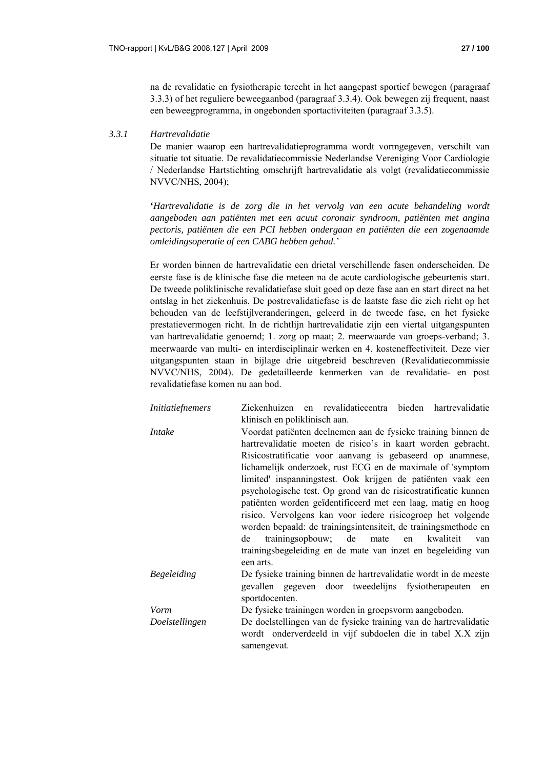na de revalidatie en fysiotherapie terecht in het aangepast sportief bewegen (paragraaf 3.3.3) of het reguliere beweegaanbod (paragraaf 3.3.4). Ook bewegen zij frequent, naast een beweegprogramma, in ongebonden sportactiviteiten (paragraaf 3.3.5).

### 3.3.1 *Hartrevalidatie*

De manier waarop een hartrevalidatieprogramma wordt vormgegeven, verschilt van situatie tot situatie. De revalidatiecommissie Nederlandse Vereniging Voor Cardiologie / Nederlandse Hartstichting omschrijft hartrevalidatie als volgt (revalidatiecommissie NVVC/NHS, 2004);

**'***Hartrevalidatie is de zorg die in het vervolg van een acute behandeling wordt aangeboden aan patiënten met een acuut coronair syndroom, patiënten met angina pectoris, patiënten die een PCI hebben ondergaan en patiënten die een zogenaamde omleidingsoperatie of een CABG hebben gehad.'*

Er worden binnen de hartrevalidatie een drietal verschillende fasen onderscheiden. De eerste fase is de klinische fase die meteen na de acute cardiologische gebeurtenis start. De tweede poliklinische revalidatiefase sluit goed op deze fase aan en start direct na het ontslag in het ziekenhuis. De postrevalidatiefase is de laatste fase die zich richt op het behouden van de leefstijlveranderingen, geleerd in de tweede fase, en het fysieke prestatievermogen richt. In de richtlijn hartrevalidatie zijn een viertal uitgangspunten van hartrevalidatie genoemd; 1. zorg op maat; 2. meerwaarde van groeps-verband; 3. meerwaarde van multi- en interdisciplinair werken en 4. kosteneffectiviteit. Deze vier uitgangspunten staan in bijlage drie uitgebreid beschreven (Revalidatiecommissie NVVC/NHS, 2004). De gedetailleerde kenmerken van de revalidatie- en post revalidatiefase komen nu aan bod.

| | |
|---|---|
| *Initiatiefnemers* | Ziekenhuizen en revalidatiecentra bieden hartrevalidatie klinisch en poliklinisch aan. |
| *Intake* | Voordat patiënten deelnemen aan de fysieke training binnen de hartrevalidatie moeten de risico's in kaart worden gebracht. Risicostratificatie voor aanvang is gebaseerd op anamnese, lichamelijk onderzoek, rust ECG en de maximale of 'symptom limited' inspanningstest. Ook krijgen de patiënten vaak een psychologische test. Op grond van de risicostratificatie kunnen patiënten worden geïdentificeerd met een laag, matig en hoog risico. Vervolgens kan voor iedere risicogroep het volgende worden bepaald: de trainingsintensiteit, de trainingsmethode en de trainingsopbouw; de mate en kwaliteit van trainingsbegeleiding en de mate van inzet en begeleiding van een arts. |
| *Begeleiding* | De fysieke training binnen de hartrevalidatie wordt in de meeste gevallen gegeven door tweedelijns fysiotherapeuten en sportdocenten. |
| *Vorm* | De fysieke trainingen worden in groepsvorm aangeboden. |
| *Doelstellingen* | De doelstellingen van de fysieke training van de hartrevalidatie wordt onderverdeeld in vijf subdoelen die in tabel X.X zijn samengevat. |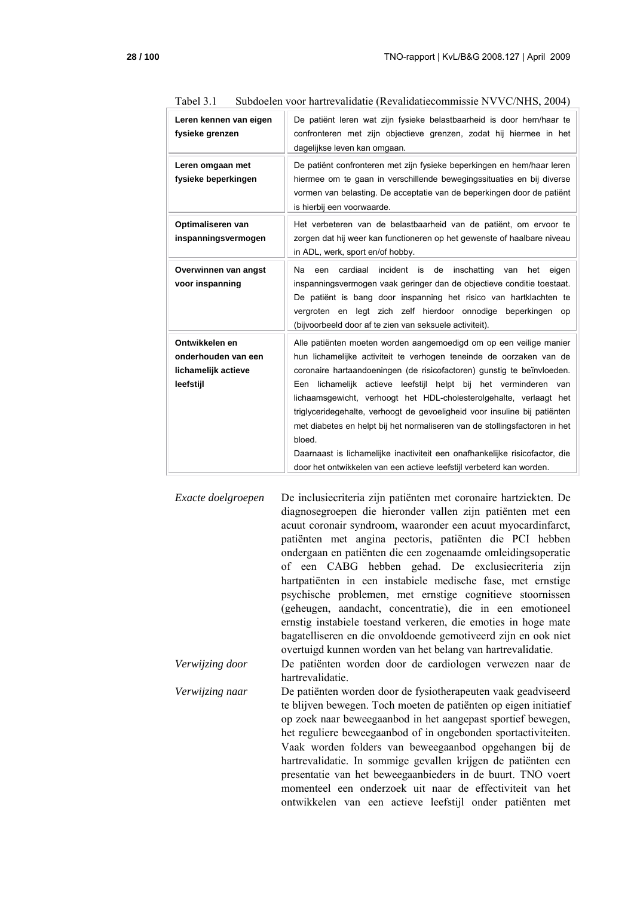Tabel 3.1 Subdoelen voor hartrevalidatie (Revalidatiecommissie NVVC/NHS, 2004)

| | |
|---|---|
| **Leren kennen van eigen fysieke grenzen** | De patiënt leren wat zijn fysieke belastbaarheid is door hem/haar te confronteren met zijn objectieve grenzen, zodat hij hiermee in het dagelijkse leven kan omgaan. |
| **Leren omgaan met fysieke beperkingen** | De patiënt confronteren met zijn fysieke beperkingen en hem/haar leren hiermee om te gaan in verschillende bewegingssituaties en bij diverse vormen van belasting. De acceptatie van de beperkingen door de patiënt is hierbij een voorwaarde. |
| **Optimaliseren van inspanningsvermogen** | Het verbeteren van de belastbaarheid van de patiënt, om ervoor te zorgen dat hij weer kan functioneren op het gewenste of haalbare niveau in ADL, werk, sport en/of hobby. |
| **Overwinnen van angst voor inspanning** | Na een cardiaal incident is de inschatting van het eigen inspanningsvermogen vaak geringer dan de objectieve conditie toestaat. De patiënt is bang door inspanning het risico van hartklachten te vergroten en legt zich zelf hierdoor onnodige beperkingen op (bijvoorbeeld door af te zien van seksuele activiteit). |
| **Ontwikkelen en onderhouden van een lichamelijk actieve leefstijl** | Alle patiënten moeten worden aangemoedigd om op een veilige manier hun lichamelijke activiteit te verhogen teneinde de oorzaken van de coronaire hartaandoeningen (de risicofactoren) gunstig te beïnvloeden. Een lichamelijk actieve leefstijl helpt bij het verminderen van lichaamsgewicht, verhoogt het HDL-cholesterolgehalte, verlaagt het triglyceridegehalte, verhoogt de gevoeligheid voor insuline bij patiënten met diabetes en helpt bij het normaliseren van de stollingsfactoren in het bloed.<br>Daarnaast is lichamelijke inactiviteit een onafhankelijke risicofactor, die door het ontwikkelen van een actieve leefstijl verbeterd kan worden. |

*Exacte doelgroepen* De inclusiecriteria zijn patiënten met coronaire hartziekten. De diagnosegroepen die hieronder vallen zijn patiënten met een acuut coronair syndroom, waaronder een acuut myocardinfarct, patiënten met angina pectoris, patiënten die PCI hebben ondergaan en patiënten die een zogenaamde omleidingsoperatie of een CABG hebben gehad. De exclusiecriteria zijn hartpatiënten in een instabiele medische fase, met ernstige psychische problemen, met ernstige cognitieve stoornissen (geheugen, aandacht, concentratie), die in een emotioneel ernstig instabiele toestand verkeren, die emoties in hoge mate bagatelliseren en die onvoldoende gemotiveerd zijn en ook niet overtuigd kunnen worden van het belang van hartrevalidatie.

*Verwijzing door* De patiënten worden door de cardiologen verwezen naar de hartrevalidatie.

*Verwijzing naar* De patiënten worden door de fysiotherapeuten vaak geadviseerd te blijven bewegen. Toch moeten de patiënten op eigen initiatief op zoek naar beweegaanbod in het aangepast sportief bewegen, het reguliere beweegaanbod of in ongebonden sportactiviteiten. Vaak worden folders van beweegaanbod opgehangen bij de hartrevalidatie. In sommige gevallen krijgen de patiënten een presentatie van het beweegaanbieders in de buurt. TNO voert momenteel een onderzoek uit naar de effectiviteit van het ontwikkelen van een actieve leefstijl onder patiënten met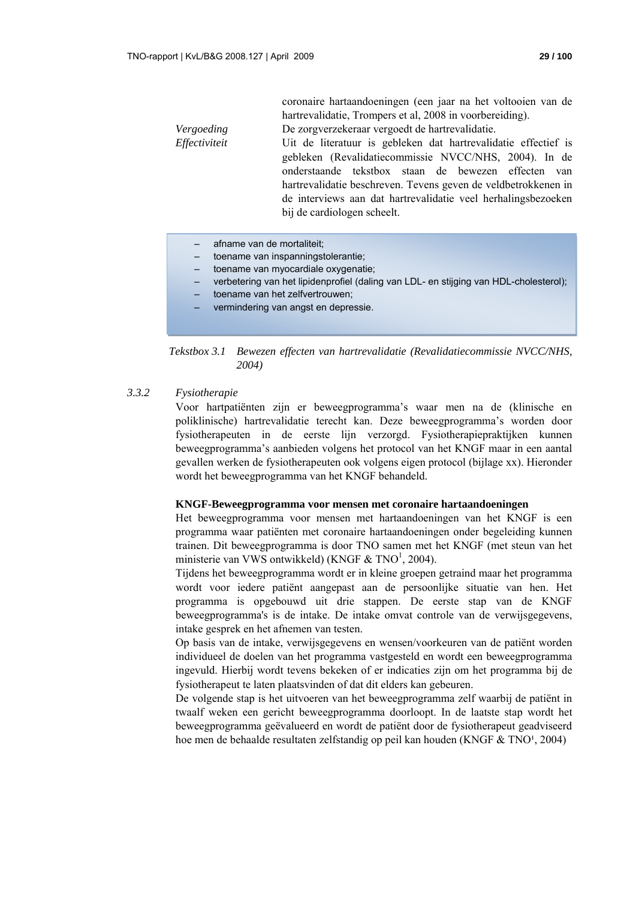coronaire hartaandoeningen (een jaar na het voltooien van de hartrevalidatie, Trompers et al, 2008 in voorbereiding).

*Vergoeding* De zorgverzekeraar vergoedt de hartrevalidatie.

*Effectiviteit* Uit de literatuur is gebleken dat hartrevalidatie effectief is gebleken (Revalidatiecommissie NVCC/NHS, 2004). In de onderstaande tekstbox staan de bewezen effecten van hartrevalidatie beschreven. Tevens geven de veldbetrokkenen in de interviews aan dat hartrevalidatie veel herhalingsbezoeken bij de cardiologen scheelt.

- afname van de mortaliteit;
- toename van inspanningstolerantie;
- toename van myocardiale oxygenatie;
- verbetering van het lipidenprofiel (daling van LDL- en stijging van HDL-cholesterol);
- toename van het zelfvertrouwen;
- vermindering van angst en depressie.

*Tekstbox 3.1 Bewezen effecten van hartrevalidatie (Revalidatiecommissie NVCC/NHS, 2004)*

### 3.3.2 *Fysiotherapie*

Voor hartpatiënten zijn er beweegprogramma's waar men na de (klinische en poliklinische) hartrevalidatie terecht kan. Deze beweegprogramma's worden door fysiotherapeuten in de eerste lijn verzorgd. Fysiotherapiepraktijken kunnen beweegprogramma's aanbieden volgens het protocol van het KNGF maar in een aantal gevallen werken de fysiotherapeuten ook volgens eigen protocol (bijlage xx). Hieronder wordt het beweegprogramma van het KNGF behandeld.

**KNGF-Beweegprogramma voor mensen met coronaire hartaandoeningen**

Het beweegprogramma voor mensen met hartaandoeningen van het KNGF is een programma waar patiënten met coronaire hartaandoeningen onder begeleiding kunnen trainen. Dit beweegprogramma is door TNO samen met het KNGF (met steun van het ministerie van VWS ontwikkeld) (KNGF & TNO[1], 2004).

Tijdens het beweegprogramma wordt er in kleine groepen getraind maar het programma wordt voor iedere patiënt aangepast aan de persoonlijke situatie van hen. Het programma is opgebouwd uit drie stappen. De eerste stap van de KNGF beweegprogramma's is de intake. De intake omvat controle van de verwijsgegevens, intake gesprek en het afnemen van testen.

Op basis van de intake, verwijsgegevens en wensen/voorkeuren van de patiënt worden individueel de doelen van het programma vastgesteld en wordt een beweegprogramma ingevuld. Hierbij wordt tevens bekeken of er indicaties zijn om het programma bij de fysiotherapeut te laten plaatsvinden of dat dit elders kan gebeuren.

De volgende stap is het uitvoeren van het beweegprogramma zelf waarbij de patiënt in twaalf weken een gericht beweegprogramma doorloopt. In de laatste stap wordt het beweegprogramma geëvalueerd en wordt de patiënt door de fysiotherapeut geadviseerd hoe men de behaalde resultaten zelfstandig op peil kan houden (KNGF & TNO[1], 2004)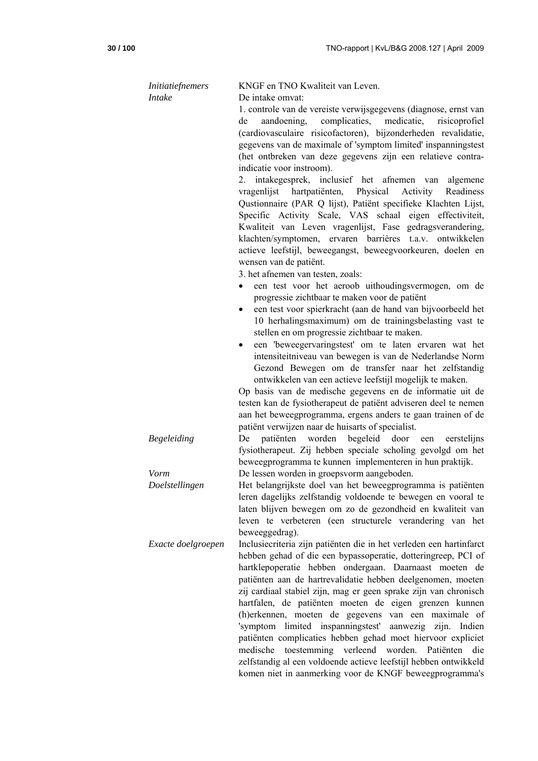| | |
|---|---|
| *Initiatiefnemers* | KNGF en TNO Kwaliteit van Leven. |
| *Intake* | De intake omvat:<br>1. controle van de vereiste verwijsgegevens (diagnose, ernst van de aandoening, complicaties, medicatie, risicoprofiel (cardiovasculaire risicofactoren), bijzonderheden revalidatie, gegevens van de maximale of 'symptom limited' inspanningstest (het ontbreken van deze gegevens zijn een relatieve contra-indicatie voor instroom).<br>2. intakegesprek, inclusief het afnemen van algemene vragenlijst hartpatiënten, Physical Activity Readiness Qustionnaire (PAR Q lijst), Patiënt specifieke Klachten Lijst, Specific Activity Scale, VAS schaal eigen effectiviteit, Kwaliteit van Leven vragenlijst, Fase gedragsverandering, klachten/symptomen, ervaren barrières t.a.v. ontwikkelen actieve leefstijl, beweegangst, beweegvoorkeuren, doelen en wensen van de patiënt.<br>3. het afnemen van testen, zoals:<br>• een test voor het aeroob uithoudingsvermogen, om de progressie zichtbaar te maken voor de patiënt<br>• een test voor spierkracht (aan de hand van bijvoorbeeld het 10 herhalingsmaximum) om de trainingsbelasting vast te stellen en om progressie zichtbaar te maken.<br>• een 'beweegervaringstest' om te laten ervaren wat het intensiteitniveau van bewegen is van de Nederlandse Norm Gezond Bewegen om de transfer naar het zelfstandig ontwikkelen van een actieve leefstijl mogelijk te maken.<br>Op basis van de medische gegevens en de informatie uit de testen kan de fysiotherapeut de patiënt adviseren deel te nemen aan het beweegprogramma, ergens anders te gaan trainen of de patiënt verwijzen naar de huisarts of specialist. |
| *Begeleiding* | De patiënten worden begeleid door een eerstelijns fysiotherapeut. Zij hebben speciale scholing gevolgd om het beweegprogramma te kunnen implementeren in hun praktijk. |
| *Vorm* | De lessen worden in groepsvorm aangeboden. |
| *Doelstellingen* | Het belangrijkste doel van het beweegprogramma is patiënten leren dagelijks zelfstandig voldoende te bewegen en vooral te laten blijven bewegen om zo de gezondheid en kwaliteit van leven te verbeteren (een structurele verandering van het beweeggedrag). |
| *Exacte doelgroepen* | Inclusiecriteria zijn patiënten die in het verleden een hartinfarct hebben gehad of die een bypassoperatie, dotteringreep, PCI of hartklepoperatie hebben ondergaan. Daarnaast moeten de patiënten aan de hartrevalidatie hebben deelgenomen, moeten zij cardiaal stabiel zijn, mag er geen sprake zijn van chronisch hartfalen, de patiënten moeten de eigen grenzen kunnen (h)erkennen, moeten de gegevens van een maximale of 'symptom limited inspanningstest' aanwezig zijn. Indien patiënten complicaties hebben gehad moet hiervoor expliciet medische toestemming verleend worden. Patiënten die zelfstandig al een voldoende actieve leefstijl hebben ontwikkeld komen niet in aanmerking voor de KNGF beweegprogramma's |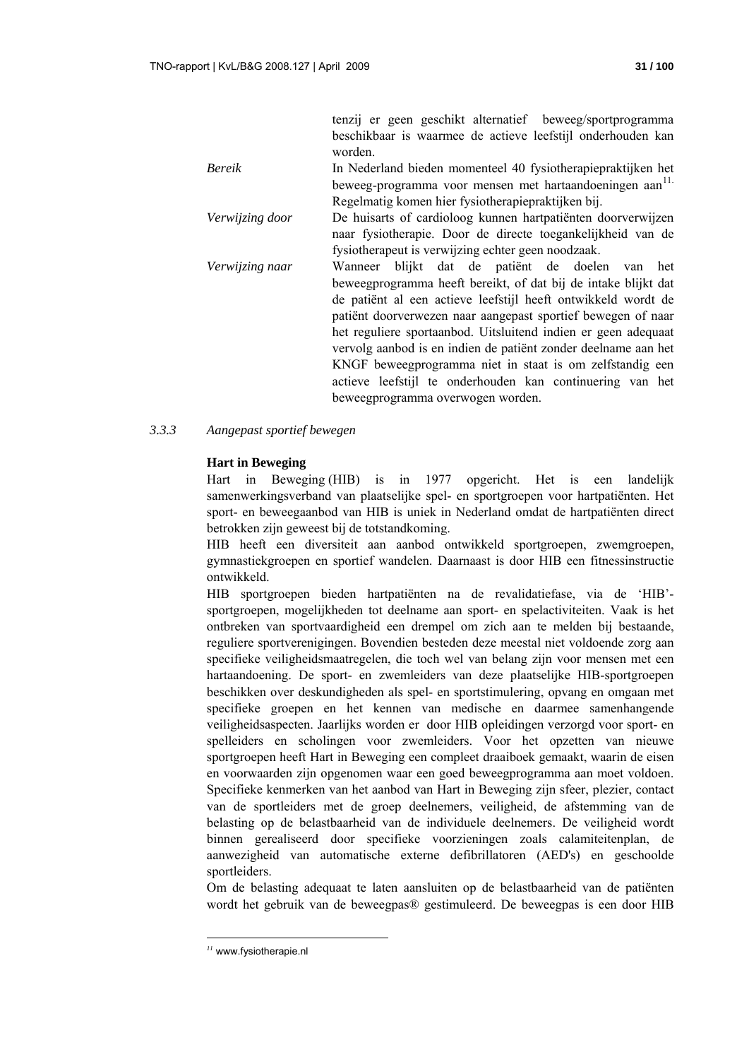| | |
|---|---|
| | tenzij er geen geschikt alternatief beweeg/sportprogramma beschikbaar is waarmee de actieve leefstijl onderhouden kan worden. |
| *Bereik* | In Nederland bieden momenteel 40 fysiotherapiepraktijken het beweeg-programma voor mensen met hartaandoeningen aan[11]. Regelmatig komen hier fysiotherapiepraktijken bij. |
| *Verwijzing door* | De huisarts of cardioloog kunnen hartpatiënten doorverwijzen naar fysiotherapie. Door de directe toegankelijkheid van de fysiotherapeut is verwijzing echter geen noodzaak. |
| *Verwijzing naar* | Wanneer blijkt dat de patiënt de doelen van het beweegprogramma heeft bereikt, of dat bij de intake blijkt dat de patiënt al een actieve leefstijl heeft ontwikkeld wordt de patiënt doorverwezen naar aangepast sportief bewegen of naar het reguliere sportaanbod. Uitsluitend indien er geen adequaat vervolg aanbod is en indien de patiënt zonder deelname aan het KNGF beweegprogramma niet in staat is om zelfstandig een actieve leefstijl te onderhouden kan continuering van het beweegprogramma overwogen worden. |

### *3.3.3 Aangepast sportief bewegen*

**Hart in Beweging**

Hart in Beweging (HIB) is in 1977 opgericht. Het is een landelijk samenwerkingsverband van plaatselijke spel- en sportgroepen voor hartpatiënten. Het sport- en beweegaanbod van HIB is uniek in Nederland omdat de hartpatiënten direct betrokken zijn geweest bij de totstandkoming.

HIB heeft een diversiteit aan aanbod ontwikkeld sportgroepen, zwemgroepen, gymnastiekgroepen en sportief wandelen. Daarnaast is door HIB een fitnessinstructie ontwikkeld.

HIB sportgroepen bieden hartpatiënten na de revalidatiefase, via de 'HIB'-sportgroepen, mogelijkheden tot deelname aan sport- en spelactiviteiten. Vaak is het ontbreken van sportvaardigheid een drempel om zich aan te melden bij bestaande, reguliere sportverenigingen. Bovendien besteden deze meestal niet voldoende zorg aan specifieke veiligheidsmaatregelen, die toch wel van belang zijn voor mensen met een hartaandoening. De sport- en zwemleiders van deze plaatselijke HIB-sportgroepen beschikken over deskundigheden als spel- en sportstimulering, opvang en omgaan met specifieke groepen en het kennen van medische en daarmee samenhangende veiligheidsaspecten. Jaarlijks worden er door HIB opleidingen verzorgd voor sport- en spelleiders en scholingen voor zwemleiders. Voor het opzetten van nieuwe sportgroepen heeft Hart in Beweging een compleet draaiboek gemaakt, waarin de eisen en voorwaarden zijn opgenomen waar een goed beweegprogramma aan moet voldoen. Specifieke kenmerken van het aanbod van Hart in Beweging zijn sfeer, plezier, contact van de sportleiders met de groep deelnemers, veiligheid, de afstemming van de belasting op de belastbaarheid van de individuele deelnemers. De veiligheid wordt binnen gerealiseerd door specifieke voorzieningen zoals calamiteitenplan, de aanwezigheid van automatische externe defibrillatoren (AED's) en geschoolde sportleiders.

Om de belasting adequaat te laten aansluiten op de belastbaarheid van de patiënten wordt het gebruik van de beweegpas® gestimuleerd. De beweegpas is een door HIB

---

[11] www.fysiotherapie.nl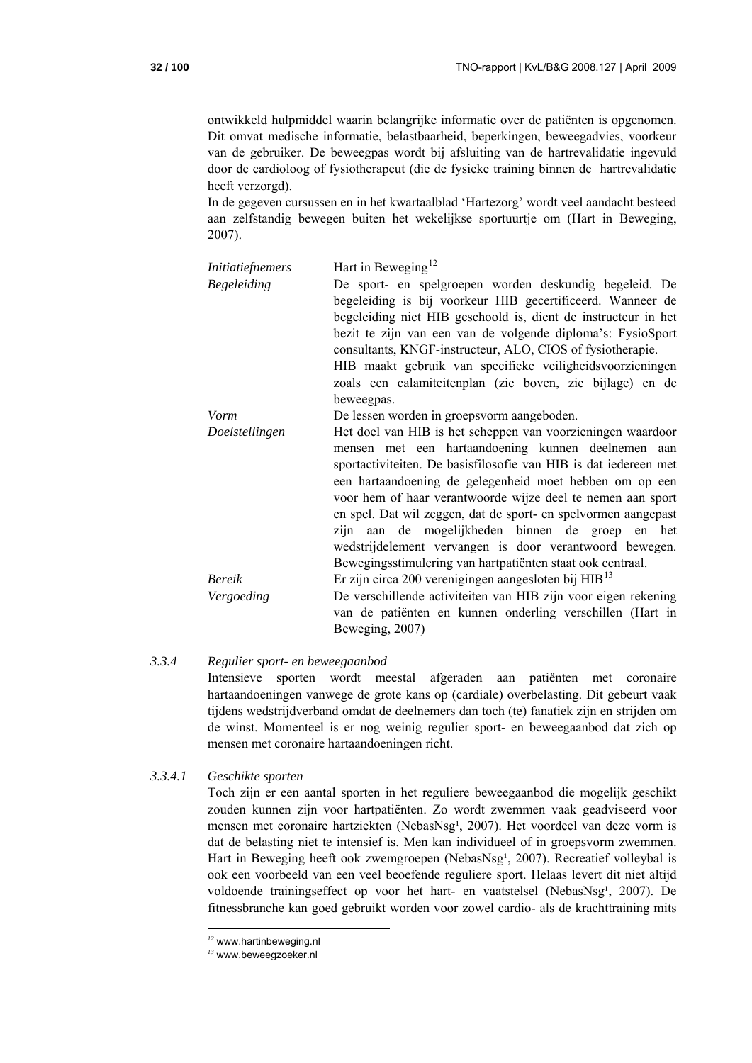ontwikkeld hulpmiddel waarin belangrijke informatie over de patiënten is opgenomen. Dit omvat medische informatie, belastbaarheid, beperkingen, beweegadvies, voorkeur van de gebruiker. De beweegpas wordt bij afsluiting van de hartrevalidatie ingevuld door de cardioloog of fysiotherapeut (die de fysieke training binnen de hartrevalidatie heeft verzorgd).

In de gegeven cursussen en in het kwartaalblad 'Hartezorg' wordt veel aandacht besteed aan zelfstandig bewegen buiten het wekelijkse sportuurtje om (Hart in Beweging, 2007).

| | |
|---|---|
| *Initiatiefnemers* | Hart in Beweging[12] |
| *Begeleiding* | De sport- en spelgroepen worden deskundig begeleid. De begeleiding is bij voorkeur HIB gecertificeerd. Wanneer de begeleiding niet HIB geschoold is, dient de instructeur in het bezit te zijn van een van de volgende diploma's: FysioSport consultants, KNGF-instructeur, ALO, CIOS of fysiotherapie. HIB maakt gebruik van specifieke veiligheidsvoorzieningen zoals een calamiteitenplan (zie boven, zie bijlage) en de beweegpas. |
| *Vorm* | De lessen worden in groepsvorm aangeboden. |
| *Doelstellingen* | Het doel van HIB is het scheppen van voorzieningen waardoor mensen met een hartaandoening kunnen deelnemen aan sportactiviteiten. De basisfilosofie van HIB is dat iedereen met een hartaandoening de gelegenheid moet hebben om op een voor hem of haar verantwoorde wijze deel te nemen aan sport en spel. Dat wil zeggen, dat de sport- en spelvormen aangepast zijn aan de mogelijkheden binnen de groep en het wedstrijdelement vervangen is door verantwoord bewegen. Bewegingsstimulering van hartpatiënten staat ook centraal. |
| *Bereik* | Er zijn circa 200 verenigingen aangesloten bij HIB[13] |
| *Vergoeding* | De verschillende activiteiten van HIB zijn voor eigen rekening van de patiënten en kunnen onderling verschillen (Hart in Beweging, 2007) |

### 3.3.4 *Regulier sport- en beweegaanbod*

Intensieve sporten wordt meestal afgeraden aan patiënten met coronaire hartaandoeningen vanwege de grote kans op (cardiale) overbelasting. Dit gebeurt vaak tijdens wedstrijdverband omdat de deelnemers dan toch (te) fanatiek zijn en strijden om de winst. Momenteel is er nog weinig regulier sport- en beweegaanbod dat zich op mensen met coronaire hartaandoeningen richt.

#### 3.3.4.1 *Geschikte sporten*

Toch zijn er een aantal sporten in het reguliere beweegaanbod die mogelijk geschikt zouden kunnen zijn voor hartpatiënten. Zo wordt zwemmen vaak geadviseerd voor mensen met coronaire hartziekten (NebasNsg¹, 2007). Het voordeel van deze vorm is dat de belasting niet te intensief is. Men kan individueel of in groepsvorm zwemmen. Hart in Beweging heeft ook zwemgroepen (NebasNsg¹, 2007). Recreatief volleybal is ook een voorbeeld van een veel beoefende reguliere sport. Helaas levert dit niet altijd voldoende trainingseffect op voor het hart- en vaatstelsel (NebasNsg¹, 2007). De fitnessbranche kan goed gebruikt worden voor zowel cardio- als de krachttraining mits

---

[12] www.hartinbeweging.nl

[13] www.beweegzoeker.nl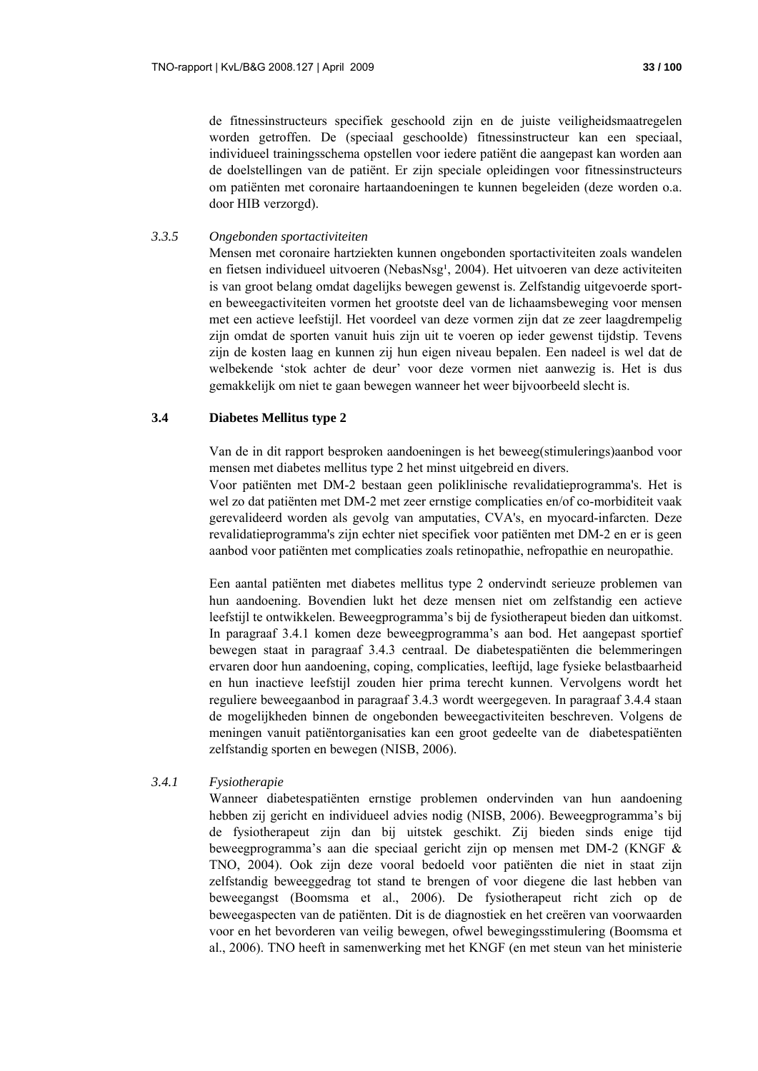de fitnessinstructeurs specifiek geschoold zijn en de juiste veiligheidsmaatregelen worden getroffen. De (speciaal geschoolde) fitnessinstructeur kan een speciaal, individueel trainingsschema opstellen voor iedere patiënt die aangepast kan worden aan de doelstellingen van de patiënt. Er zijn speciale opleidingen voor fitnessinstructeurs om patiënten met coronaire hartaandoeningen te kunnen begeleiden (deze worden o.a. door HIB verzorgd).

### 3.3.5 *Ongebonden sportactiviteiten*

Mensen met coronaire hartziekten kunnen ongebonden sportactiviteiten zoals wandelen en fietsen individueel uitvoeren (NebasNsg[1], 2004). Het uitvoeren van deze activiteiten is van groot belang omdat dagelijks bewegen gewenst is. Zelfstandig uitgevoerde sport- en beweegactiviteiten vormen het grootste deel van de lichaamsbeweging voor mensen met een actieve leefstijl. Het voordeel van deze vormen zijn dat ze zeer laagdrempelig zijn omdat de sporten vanuit huis zijn uit te voeren op ieder gewenst tijdstip. Tevens zijn de kosten laag en kunnen zij hun eigen niveau bepalen. Een nadeel is wel dat de welbekende 'stok achter de deur' voor deze vormen niet aanwezig is. Het is dus gemakkelijk om niet te gaan bewegen wanneer het weer bijvoorbeeld slecht is.

## 3.4 Diabetes Mellitus type 2

Van de in dit rapport besproken aandoeningen is het beweeg(stimulerings)aanbod voor mensen met diabetes mellitus type 2 het minst uitgebreid en divers.
Voor patiënten met DM-2 bestaan geen poliklinische revalidatieprogramma's. Het is wel zo dat patiënten met DM-2 met zeer ernstige complicaties en/of co-morbiditeit vaak gerevalideerd worden als gevolg van amputaties, CVA's, en myocard-infarcten. Deze revalidatieprogramma's zijn echter niet specifiek voor patiënten met DM-2 en er is geen aanbod voor patiënten met complicaties zoals retinopathie, nefropathie en neuropathie.

Een aantal patiënten met diabetes mellitus type 2 ondervindt serieuze problemen van hun aandoening. Bovendien lukt het deze mensen niet om zelfstandig een actieve leefstijl te ontwikkelen. Beweegprogramma's bij de fysiotherapeut bieden dan uitkomst. In paragraaf 3.4.1 komen deze beweegprogramma's aan bod. Het aangepast sportief bewegen staat in paragraaf 3.4.3 centraal. De diabetespatiënten die belemmeringen ervaren door hun aandoening, coping, complicaties, leeftijd, lage fysieke belastbaarheid en hun inactieve leefstijl zouden hier prima terecht kunnen. Vervolgens wordt het reguliere beweegaanbod in paragraaf 3.4.3 wordt weergegeven. In paragraaf 3.4.4 staan de mogelijkheden binnen de ongebonden beweegactiviteiten beschreven. Volgens de meningen vanuit patiëntorganisaties kan een groot gedeelte van de diabetespatiënten zelfstandig sporten en bewegen (NISB, 2006).

### 3.4.1 *Fysiotherapie*

Wanneer diabetespatiënten ernstige problemen ondervinden van hun aandoening hebben zij gericht en individueel advies nodig (NISB, 2006). Beweegprogramma's bij de fysiotherapeut zijn dan bij uitstek geschikt. Zij bieden sinds enige tijd beweegprogramma's aan die speciaal gericht zijn op mensen met DM-2 (KNGF & TNO, 2004). Ook zijn deze vooral bedoeld voor patiënten die niet in staat zijn zelfstandig beweeggedrag tot stand te brengen of voor diegene die last hebben van beweegangst (Boomsma et al., 2006). De fysiotherapeut richt zich op de beweegaspecten van de patiënten. Dit is de diagnostiek en het creëren van voorwaarden voor en het bevorderen van veilig bewegen, ofwel bewegingsstimulering (Boomsma et al., 2006). TNO heeft in samenwerking met het KNGF (en met steun van het ministerie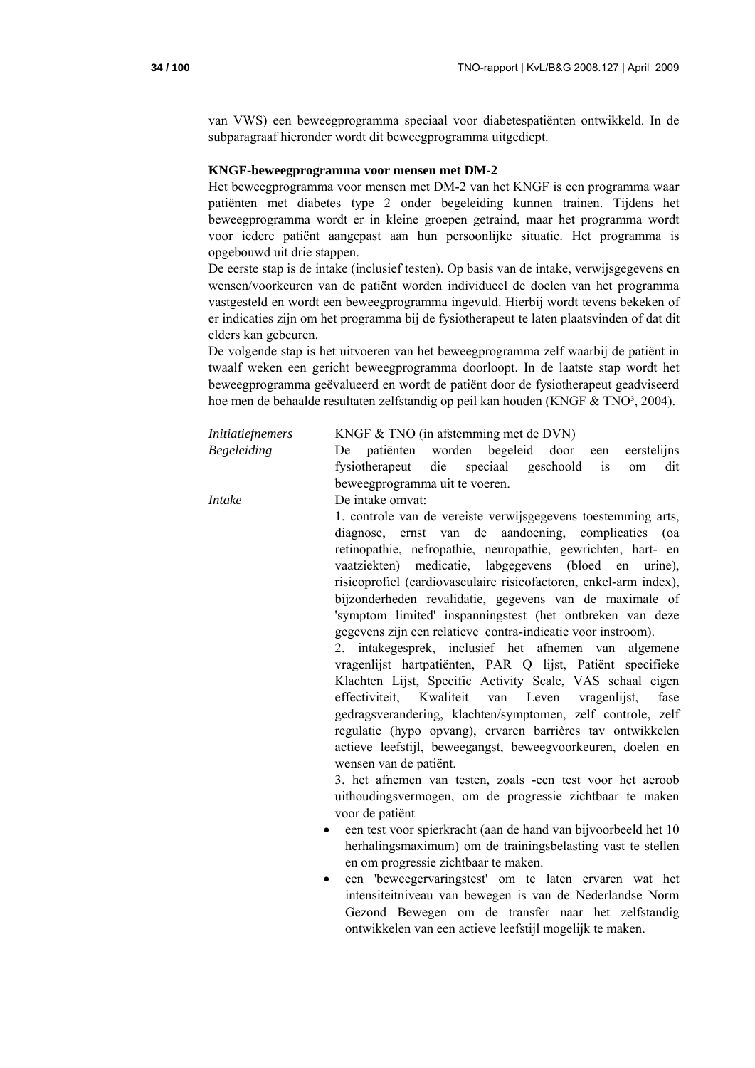van VWS) een beweegprogramma speciaal voor diabetespatiënten ontwikkeld. In de subparagraaf hieronder wordt dit beweegprogramma uitgediept.

**KNGF-beweegprogramma voor mensen met DM-2**

Het beweegprogramma voor mensen met DM-2 van het KNGF is een programma waar patiënten met diabetes type 2 onder begeleiding kunnen trainen. Tijdens het beweegprogramma wordt er in kleine groepen getraind, maar het programma wordt voor iedere patiënt aangepast aan hun persoonlijke situatie. Het programma is opgebouwd uit drie stappen.

De eerste stap is de intake (inclusief testen). Op basis van de intake, verwijsgegevens en wensen/voorkeuren van de patiënt worden individueel de doelen van het programma vastgesteld en wordt een beweegprogramma ingevuld. Hierbij wordt tevens bekeken of er indicaties zijn om het programma bij de fysiotherapeut te laten plaatsvinden of dat dit elders kan gebeuren.

De volgende stap is het uitvoeren van het beweegprogramma zelf waarbij de patiënt in twaalf weken een gericht beweegprogramma doorloopt. In de laatste stap wordt het beweegprogramma geëvalueerd en wordt de patiënt door de fysiotherapeut geadviseerd hoe men de behaalde resultaten zelfstandig op peil kan houden (KNGF & TNO³, 2004).

*Initiatiefnemers* KNGF & TNO (in afstemming met de DVN)

*Begeleiding* De patiënten worden begeleid door een eerstelijns fysiotherapeut die speciaal geschoold is om dit beweegprogramma uit te voeren.

*Intake* De intake omvat:

1. controle van de vereiste verwijsgegevens toestemming arts, diagnose, ernst van de aandoening, complicaties (oa retinopathie, nefropathie, neuropathie, gewrichten, hart- en vaatziekten) medicatie, labgegevens (bloed en urine), risicoprofiel (cardiovasculaire risicofactoren, enkel-arm index), bijzonderheden revalidatie, gegevens van de maximale of 'symptom limited' inspanningstest (het ontbreken van deze gegevens zijn een relatieve contra-indicatie voor instroom).

2. intakegesprek, inclusief het afnemen van algemene vragenlijst hartpatiënten, PAR Q lijst, Patiënt specifieke Klachten Lijst, Specific Activity Scale, VAS schaal eigen effectiviteit, Kwaliteit van Leven vragenlijst, fase gedragsverandering, klachten/symptomen, zelf controle, zelf regulatie (hypo opvang), ervaren barrières tav ontwikkelen actieve leefstijl, beweegangst, beweegvoorkeuren, doelen en wensen van de patiënt.

3. het afnemen van testen, zoals -een test voor het aeroob uithoudingsvermogen, om de progressie zichtbaar te maken voor de patiënt

- een test voor spierkracht (aan de hand van bijvoorbeeld het 10 herhalingsmaximum) om de trainingsbelasting vast te stellen en om progressie zichtbaar te maken.
- een 'beweegervaringstest' om te laten ervaren wat het intensiteitniveau van bewegen is van de Nederlandse Norm Gezond Bewegen om de transfer naar het zelfstandig ontwikkelen van een actieve leefstijl mogelijk te maken.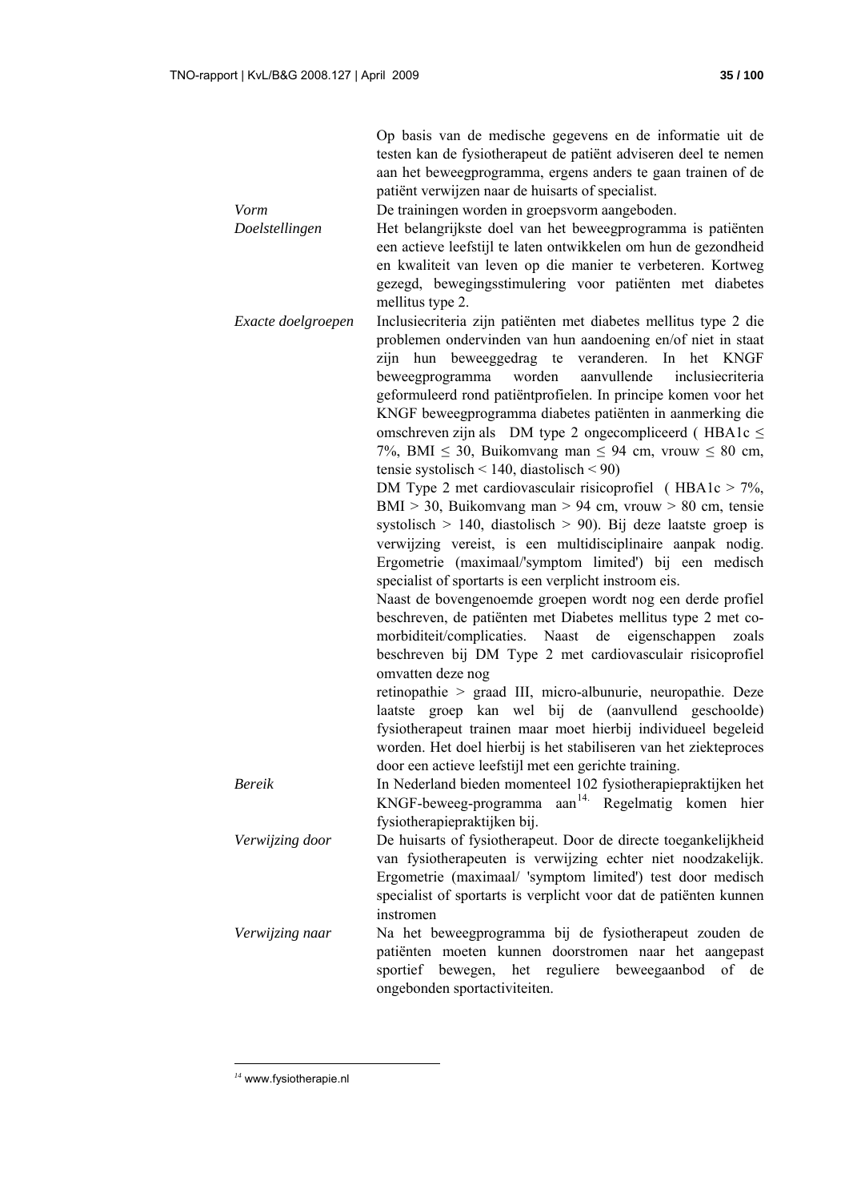| | |
|---|---|
| | Op basis van de medische gegevens en de informatie uit de testen kan de fysiotherapeut de patiënt adviseren deel te nemen aan het beweegprogramma, ergens anders te gaan trainen of de patiënt verwijzen naar de huisarts of specialist. |
| *Vorm* | De trainingen worden in groepsvorm aangeboden. |
| *Doelstellingen* | Het belangrijkste doel van het beweegprogramma is patiënten een actieve leefstijl te laten ontwikkelen om hun de gezondheid en kwaliteit van leven op die manier te verbeteren. Kortweg gezegd, bewegingsstimulering voor patiënten met diabetes mellitus type 2. |
| *Exacte doelgroepen* | Inclusiecriteria zijn patiënten met diabetes mellitus type 2 die problemen ondervinden van hun aandoening en/of niet in staat zijn hun beweeggedrag te veranderen. In het KNGF beweegprogramma worden aanvullende inclusiecriteria geformuleerd rond patiëntprofielen. In principe komen voor het KNGF beweegprogramma diabetes patiënten in aanmerking die omschreven zijn als DM type 2 ongecompliceerd ( HBA1c ≤ 7%, BMI ≤ 30, Buikomvang man ≤ 94 cm, vrouw ≤ 80 cm, tensie systolisch < 140, diastolisch < 90)<br>DM Type 2 met cardiovasculair risicoprofiel ( HBA1c > 7%, BMI > 30, Buikomvang man > 94 cm, vrouw > 80 cm, tensie systolisch > 140, diastolisch > 90). Bij deze laatste groep is verwijzing vereist, is een multidisciplinaire aanpak nodig. Ergometrie (maximaal/'symptom limited') bij een medisch specialist of sportarts is een verplicht instroom eis.<br>Naast de bovengenoemde groepen wordt nog een derde profiel beschreven, de patiënten met Diabetes mellitus type 2 met co-morbiditeit/complicaties. Naast de eigenschappen zoals beschreven bij DM Type 2 met cardiovasculair risicoprofiel omvatten deze nog<br>retinopathie > graad III, micro-albunurie, neuropathie. Deze laatste groep kan wel bij de (aanvullend geschoolde) fysiotherapeut trainen maar moet hierbij individueel begeleid worden. Het doel hierbij is het stabiliseren van het ziekteproces door een actieve leefstijl met een gerichte training. |
| *Bereik* | In Nederland bieden momenteel 102 fysiotherapiepraktijken het KNGF-beweeg-programma aan[14]. Regelmatig komen hier fysiotherapiepraktijken bij. |
| *Verwijzing door* | De huisarts of fysiotherapeut. Door de directe toegankelijkheid van fysiotherapeuten is verwijzing echter niet noodzakelijk. Ergometrie (maximaal/ 'symptom limited') test door medisch specialist of sportarts is verplicht voor dat de patiënten kunnen instromen |
| *Verwijzing naar* | Na het beweegprogramma bij de fysiotherapeut zouden de patiënten moeten kunnen doorstromen naar het aangepast sportief bewegen, het reguliere beweegaanbod of de ongebonden sportactiviteiten. |

[14] www.fysiotherapie.nl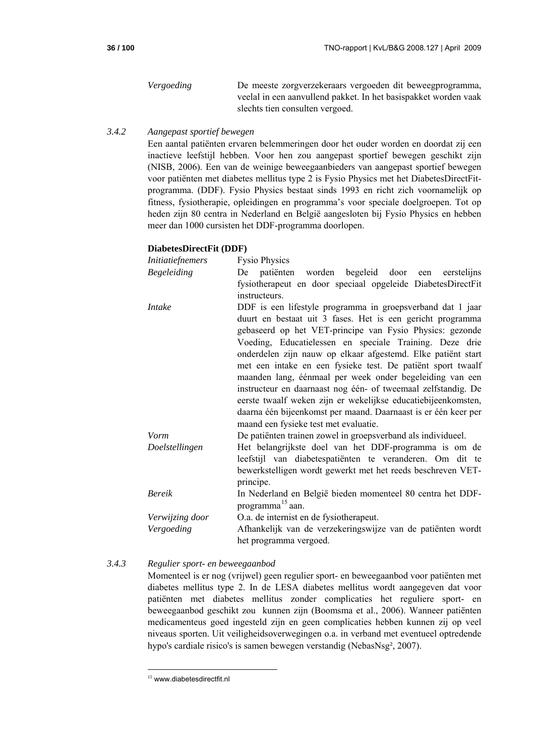*Vergoeding* De meeste zorgverzekeraars vergoeden dit beweegprogramma, veelal in een aanvullend pakket. In het basispakket worden vaak slechts tien consulten vergoed.

### 3.4.2 *Aangepast sportief bewegen*

Een aantal patiënten ervaren belemmeringen door het ouder worden en doordat zij een inactieve leefstijl hebben. Voor hen zou aangepast sportief bewegen geschikt zijn (NISB, 2006). Een van de weinige beweegaanbieders van aangepast sportief bewegen voor patiënten met diabetes mellitus type 2 is Fysio Physics met het DiabetesDirectFit-programma. (DDF). Fysio Physics bestaat sinds 1993 en richt zich voornamelijk op fitness, fysiotherapie, opleidingen en programma's voor speciale doelgroepen. Tot op heden zijn 80 centra in Nederland en België aangesloten bij Fysio Physics en hebben meer dan 1000 cursisten het DDF-programma doorlopen.

**DiabetesDirectFit (DDF)**

| | |
|---|---|
| *Initiatiefnemers* | Fysio Physics |
| *Begeleiding* | De patiënten worden begeleid door een eerstelijns fysiotherapeut en door speciaal opgeleide DiabetesDirectFit instructeurs. |
| *Intake* | DDF is een lifestyle programma in groepsverband dat 1 jaar duurt en bestaat uit 3 fases. Het is een gericht programma gebaseerd op het VET-principe van Fysio Physics: gezonde Voeding, Educatielessen en speciale Training. Deze drie onderdelen zijn nauw op elkaar afgestemd. Elke patiënt start met een intake en een fysieke test. De patiënt sport twaalf maanden lang, éénmaal per week onder begeleiding van een instructeur en daarnaast nog één- of tweemaal zelfstandig. De eerste twaalf weken zijn er wekelijkse educatiebijeenkomsten, daarna één bijeenkomst per maand. Daarnaast is er één keer per maand een fysieke test met evaluatie. |
| *Vorm* | De patiënten trainen zowel in groepsverband als individueel. |
| *Doelstellingen* | Het belangrijkste doel van het DDF-programma is om de leefstijl van diabetespatiënten te veranderen. Om dit te bewerkstelligen wordt gewerkt met het reeds beschreven VET-principe. |
| *Bereik* | In Nederland en België bieden momenteel 80 centra het DDF-programma[15] aan. |
| *Verwijzing door* | O.a. de internist en de fysiotherapeut. |
| *Vergoeding* | Afhankelijk van de verzekeringswijze van de patiënten wordt het programma vergoed. |

### 3.4.3 *Regulier sport- en beweegaanbod*

Momenteel is er nog (vrijwel) geen regulier sport- en beweegaanbod voor patiënten met diabetes mellitus type 2. In de LESA diabetes mellitus wordt aangegeven dat voor patiënten met diabetes mellitus zonder complicaties het reguliere sport- en beweegaanbod geschikt zou kunnen zijn (Boomsma et al., 2006). Wanneer patiënten medicamenteus goed ingesteld zijn en geen complicaties hebben kunnen zij op veel niveaus sporten. Uit veiligheidsoverwegingen o.a. in verband met eventueel optredende hypo's cardiale risico's is samen bewegen verstandig (NebasNsg², 2007).

[15] www.diabetesdirectfit.nl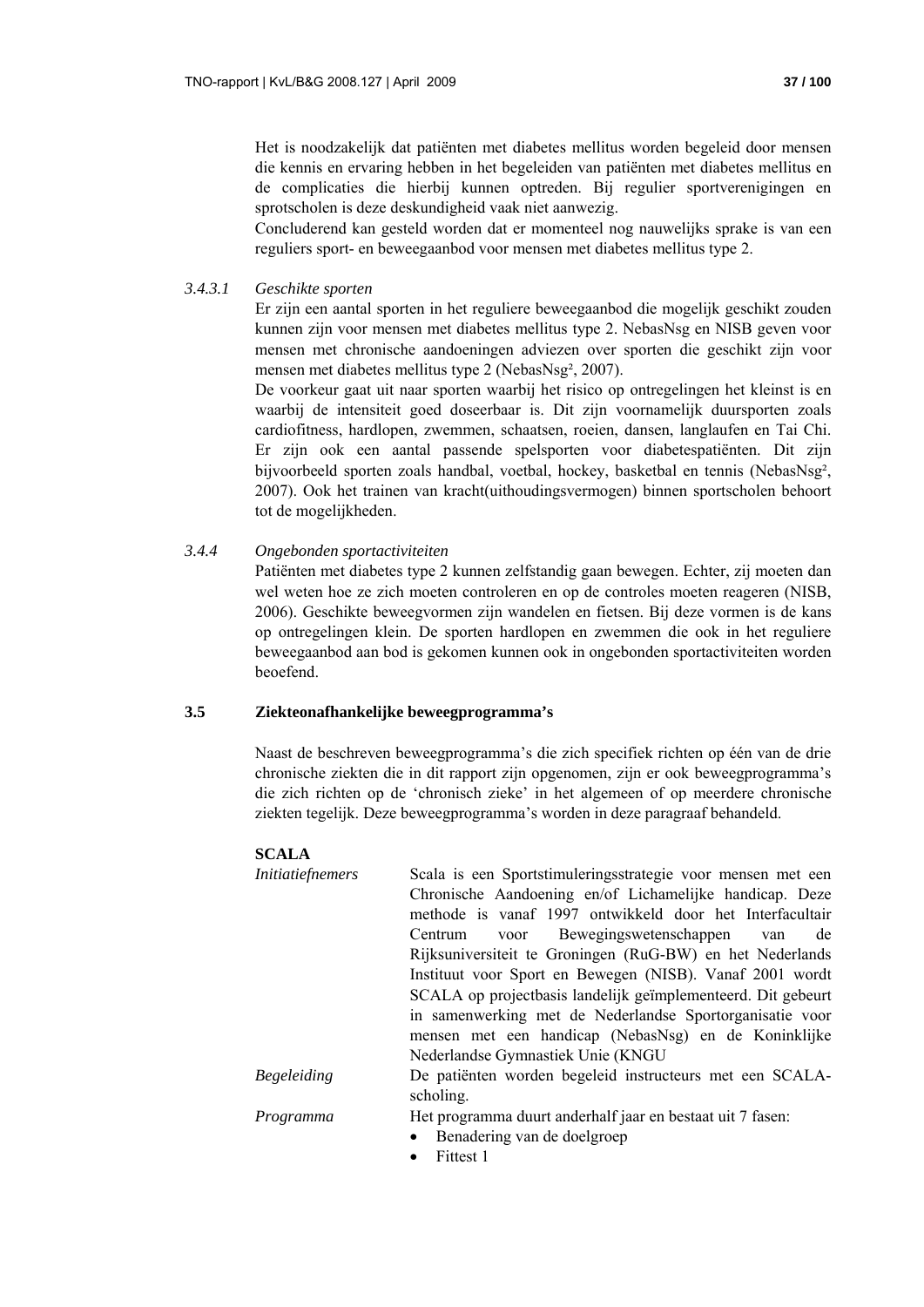Het is noodzakelijk dat patiënten met diabetes mellitus worden begeleid door mensen die kennis en ervaring hebben in het begeleiden van patiënten met diabetes mellitus en de complicaties die hierbij kunnen optreden. Bij regulier sportverenigingen en sprotscholen is deze deskundigheid vaak niet aanwezig.
Concluderend kan gesteld worden dat er momenteel nog nauwelijks sprake is van een reguliers sport- en beweegaanbod voor mensen met diabetes mellitus type 2.

#### 3.4.3.1 *Geschikte sporten*

Er zijn een aantal sporten in het reguliere beweegaanbod die mogelijk geschikt zouden kunnen zijn voor mensen met diabetes mellitus type 2. NebasNsg en NISB geven voor mensen met chronische aandoeningen adviezen over sporten die geschikt zijn voor mensen met diabetes mellitus type 2 (NebasNsg², 2007).
De voorkeur gaat uit naar sporten waarbij het risico op ontregelingen het kleinst is en waarbij de intensiteit goed doseerbaar is. Dit zijn voornamelijk duursporten zoals cardiofitness, hardlopen, zwemmen, schaatsen, roeien, dansen, langlaufen en Tai Chi. Er zijn ook een aantal passende spelsporten voor diabetespatiënten. Dit zijn bijvoorbeeld sporten zoals handbal, voetbal, hockey, basketbal en tennis (NebasNsg², 2007). Ook het trainen van kracht(uithoudingsvermogen) binnen sportscholen behoort tot de mogelijkheden.

### 3.4.4 *Ongebonden sportactiviteiten*

Patiënten met diabetes type 2 kunnen zelfstandig gaan bewegen. Echter, zij moeten dan wel weten hoe ze zich moeten controleren en op de controles moeten reageren (NISB, 2006). Geschikte beweegvormen zijn wandelen en fietsen. Bij deze vormen is de kans op ontregelingen klein. De sporten hardlopen en zwemmen die ook in het reguliere beweegaanbod aan bod is gekomen kunnen ook in ongebonden sportactiviteiten worden beoefend.

## 3.5 Ziekteonafhankelijke beweegprogramma's

Naast de beschreven beweegprogramma's die zich specifiek richten op één van de drie chronische ziekten die in dit rapport zijn opgenomen, zijn er ook beweegprogramma's die zich richten op de 'chronisch zieke' in het algemeen of op meerdere chronische ziekten tegelijk. Deze beweegprogramma's worden in deze paragraaf behandeld.

**SCALA**

*Initiatiefnemers* — Scala is een Sportstimuleringsstrategie voor mensen met een Chronische Aandoening en/of Lichamelijke handicap. Deze methode is vanaf 1997 ontwikkeld door het Interfacultair Centrum voor Bewegingswetenschappen van de Rijksuniversiteit te Groningen (RuG-BW) en het Nederlands Instituut voor Sport en Bewegen (NISB). Vanaf 2001 wordt SCALA op projectbasis landelijk geïmplementeerd. Dit gebeurt in samenwerking met de Nederlandse Sportorganisatie voor mensen met een handicap (NebasNsg) en de Koninklijke Nederlandse Gymnastiek Unie (KNGU

*Begeleiding* — De patiënten worden begeleid instructeurs met een SCALA-scholing.

*Programma* — Het programma duurt anderhalf jaar en bestaat uit 7 fasen:

- Benadering van de doelgroep
- Fittest 1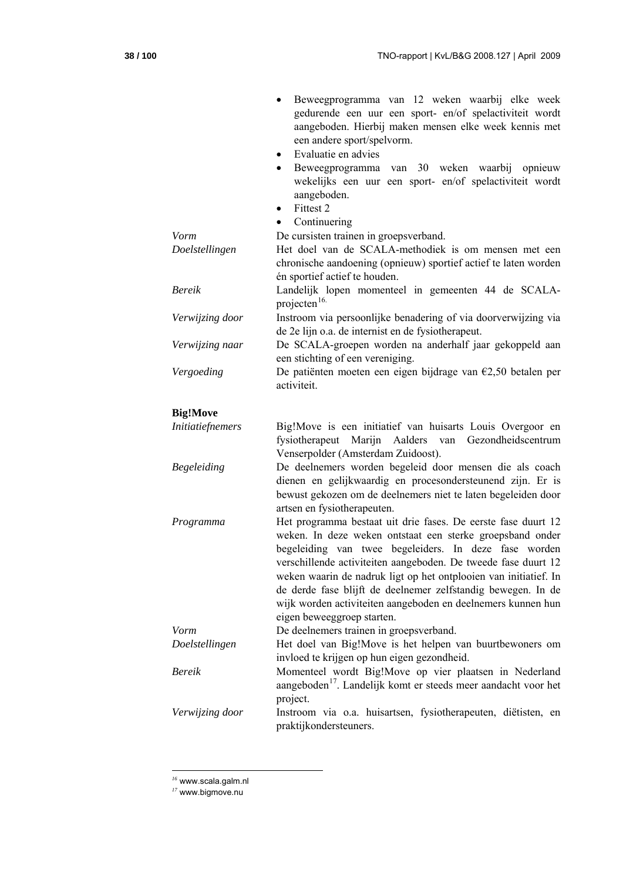- Beweegprogramma van 12 weken waarbij elke week gedurende een uur een sport- en/of spelactiviteit wordt aangeboden. Hierbij maken mensen elke week kennis met een andere sport/spelvorm.
- Evaluatie en advies
- Beweegprogramma van 30 weken waarbij opnieuw wekelijks een uur een sport- en/of spelactiviteit wordt aangeboden.
- Fittest 2
- Continuering

| | |
|---|---|
| *Vorm* | De cursisten trainen in groepsverband. |
| *Doelstellingen* | Het doel van de SCALA-methodiek is om mensen met een chronische aandoening (opnieuw) sportief actief te laten worden én sportief actief te houden. |
| *Bereik* | Landelijk lopen momenteel in gemeenten 44 de SCALA-projecten[16]. |
| *Verwijzing door* | Instroom via persoonlijke benadering of via doorverwijzing via de 2e lijn o.a. de internist en de fysiotherapeut. |
| *Verwijzing naar* | De SCALA-groepen worden na anderhalf jaar gekoppeld aan een stichting of een vereniging. |
| *Vergoeding* | De patiënten moeten een eigen bijdrage van €2,50 betalen per activiteit. |

**Big!Move**

| | |
|---|---|
| *Initiatiefnemers* | Big!Move is een initiatief van huisarts Louis Overgoor en fysiotherapeut Marijn Aalders van Gezondheidscentrum Venserpolder (Amsterdam Zuidoost). |
| *Begeleiding* | De deelnemers worden begeleid door mensen die als coach dienen en gelijkwaardig en procesondersteunend zijn. Er is bewust gekozen om de deelnemers niet te laten begeleiden door artsen en fysiotherapeuten. |
| *Programma* | Het programma bestaat uit drie fases. De eerste fase duurt 12 weken. In deze weken ontstaat een sterke groepsband onder begeleiding van twee begeleiders. In deze fase worden verschillende activiteiten aangeboden. De tweede fase duurt 12 weken waarin de nadruk ligt op het ontplooien van initiatief. In de derde fase blijft de deelnemer zelfstandig bewegen. In de wijk worden activiteiten aangeboden en deelnemers kunnen hun eigen beweeggroep starten. |
| *Vorm* | De deelnemers trainen in groepsverband. |
| *Doelstellingen* | Het doel van Big!Move is het helpen van buurtbewoners om invloed te krijgen op hun eigen gezondheid. |
| *Bereik* | Momenteel wordt Big!Move op vier plaatsen in Nederland aangeboden[17]. Landelijk komt er steeds meer aandacht voor het project. |
| *Verwijzing door* | Instroom via o.a. huisartsen, fysiotherapeuten, diëtisten, en praktijkondersteuners. |

---

[16] www.scala.galm.nl

[17] www.bigmove.nu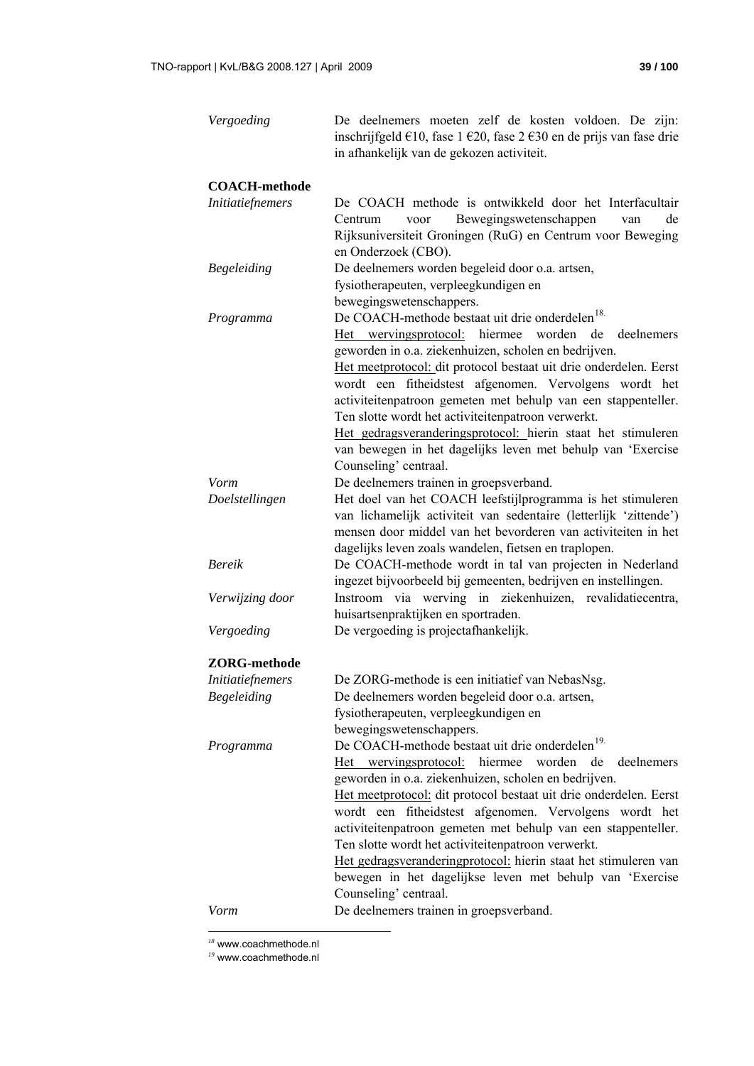| | |
|---|---|
| *Vergoeding* | De deelnemers moeten zelf de kosten voldoen. De zijn: inschrijfgeld €10, fase 1 €20, fase 2 €30 en de prijs van fase drie in afhankelijk van de gekozen activiteit. |

**COACH-methode**

| | |
|---|---|
| *Initiatiefnemers* | De COACH methode is ontwikkeld door het Interfacultair Centrum voor Bewegingswetenschappen van de Rijksuniversiteit Groningen (RuG) en Centrum voor Beweging en Onderzoek (CBO). |
| *Begeleiding* | De deelnemers worden begeleid door o.a. artsen, fysiotherapeuten, verpleegkundigen en bewegingswetenschappers. |
| *Programma* | De COACH-methode bestaat uit drie onderdelen[18].<br>Het wervingsprotocol: hiermee worden de deelnemers geworden in o.a. ziekenhuizen, scholen en bedrijven.<br>Het meetprotocol: dit protocol bestaat uit drie onderdelen. Eerst wordt een fitheidstest afgenomen. Vervolgens wordt het activiteitenpatroon gemeten met behulp van een stappenteller. Ten slotte wordt het activiteitenpatroon verwerkt.<br>Het gedragsveranderingsprotocol: hierin staat het stimuleren van bewegen in het dagelijks leven met behulp van 'Exercise Counseling' centraal. |
| *Vorm* | De deelnemers trainen in groepsverband. |
| *Doelstellingen* | Het doel van het COACH leefstijlprogramma is het stimuleren van lichamelijk activiteit van sedentaire (letterlijk 'zittende') mensen door middel van het bevorderen van activiteiten in het dagelijks leven zoals wandelen, fietsen en traplopen. |
| *Bereik* | De COACH-methode wordt in tal van projecten in Nederland ingezet bijvoorbeeld bij gemeenten, bedrijven en instellingen. |
| *Verwijzing door* | Instroom via werving in ziekenhuizen, revalidatiecentra, huisartsenpraktijken en sportraden. |
| *Vergoeding* | De vergoeding is projectafhankelijk. |

**ZORG-methode**

| | |
|---|---|
| *Initiatiefnemers* | De ZORG-methode is een initiatief van NebasNsg. |
| *Begeleiding* | De deelnemers worden begeleid door o.a. artsen, fysiotherapeuten, verpleegkundigen en bewegingswetenschappers. |
| *Programma* | De COACH-methode bestaat uit drie onderdelen[19].<br>Het wervingsprotocol: hiermee worden de deelnemers geworden in o.a. ziekenhuizen, scholen en bedrijven.<br>Het meetprotocol: dit protocol bestaat uit drie onderdelen. Eerst wordt een fitheidstest afgenomen. Vervolgens wordt het activiteitenpatroon gemeten met behulp van een stappenteller. Ten slotte wordt het activiteitenpatroon verwerkt.<br>Het gedragsveranderingprotocol: hierin staat het stimuleren van bewegen in het dagelijkse leven met behulp van 'Exercise Counseling' centraal. |
| *Vorm* | De deelnemers trainen in groepsverband. |

[18] www.coachmethode.nl

[19] www.coachmethode.nl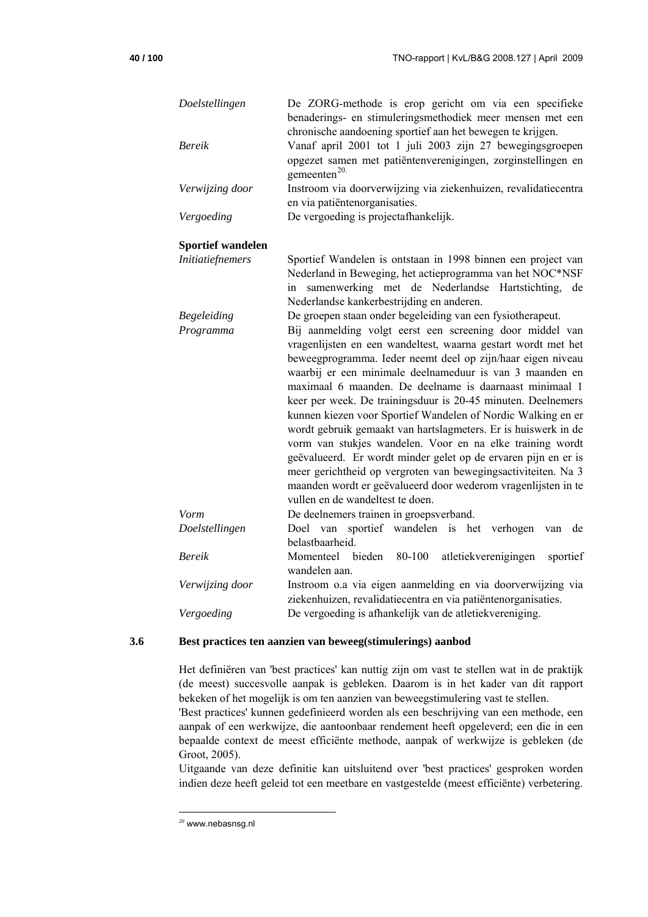| | |
|---|---|
| *Doelstellingen* | De ZORG-methode is erop gericht om via een specifieke benaderings- en stimuleringsmethodiek meer mensen met een chronische aandoening sportief aan het bewegen te krijgen. |
| *Bereik* | Vanaf april 2001 tot 1 juli 2003 zijn 27 bewegingsgroepen opgezet samen met patiëntenverenigingen, zorginstellingen en gemeenten[20]. |
| *Verwijzing door* | Instroom via doorverwijzing via ziekenhuizen, revalidatiecentra en via patiëntenorganisaties. |
| *Vergoeding* | De vergoeding is projectafhankelijk. |

**Sportief wandelen**

| | |
|---|---|
| *Initiatiefnemers* | Sportief Wandelen is ontstaan in 1998 binnen een project van Nederland in Beweging, het actieprogramma van het NOC*NSF in samenwerking met de Nederlandse Hartstichting, de Nederlandse kankerbestrijding en anderen. |
| *Begeleiding* | De groepen staan onder begeleiding van een fysiotherapeut. |
| *Programma* | Bij aanmelding volgt eerst een screening door middel van vragenlijsten en een wandeltest, waarna gestart wordt met het beweegprogramma. Ieder neemt deel op zijn/haar eigen niveau waarbij er een minimale deelnameduur is van 3 maanden en maximaal 6 maanden. De deelname is daarnaast minimaal 1 keer per week. De trainingsduur is 20-45 minuten. Deelnemers kunnen kiezen voor Sportief Wandelen of Nordic Walking en er wordt gebruik gemaakt van hartslagmeters. Er is huiswerk in de vorm van stukjes wandelen. Voor en na elke training wordt geëvalueerd. Er wordt minder gelet op de ervaren pijn en er is meer gerichtheid op vergroten van bewegingsactiviteiten. Na 3 maanden wordt er geëvalueerd door wederom vragenlijsten in te vullen en de wandeltest te doen. |
| *Vorm* | De deelnemers trainen in groepsverband. |
| *Doelstellingen* | Doel van sportief wandelen is het verhogen van de belastbaarheid. |
| *Bereik* | Momenteel bieden 80-100 atletiekverenigingen sportief wandelen aan. |
| *Verwijzing door* | Instroom o.a via eigen aanmelding en via doorverwijzing via ziekenhuizen, revalidatiecentra en via patiëntenorganisaties. |
| *Vergoeding* | De vergoeding is afhankelijk van de atletiekvereniging. |

### 3.6 Best practices ten aanzien van beweeg(stimulerings) aanbod

Het definiëren van 'best practices' kan nuttig zijn om vast te stellen wat in de praktijk (de meest) succesvolle aanpak is gebleken. Daarom is in het kader van dit rapport bekeken of het mogelijk is om ten aanzien van beweegstimulering vast te stellen.
'Best practices' kunnen gedefinieerd worden als een beschrijving van een methode, een aanpak of een werkwijze, die aantoonbaar rendement heeft opgeleverd; een die in een bepaalde context de meest efficiënte methode, aanpak of werkwijze is gebleken (de Groot, 2005).
Uitgaande van deze definitie kan uitsluitend over 'best practices' gesproken worden indien deze heeft geleid tot een meetbare en vastgestelde (meest efficiënte) verbetering.

[20] www.nebasnsg.nl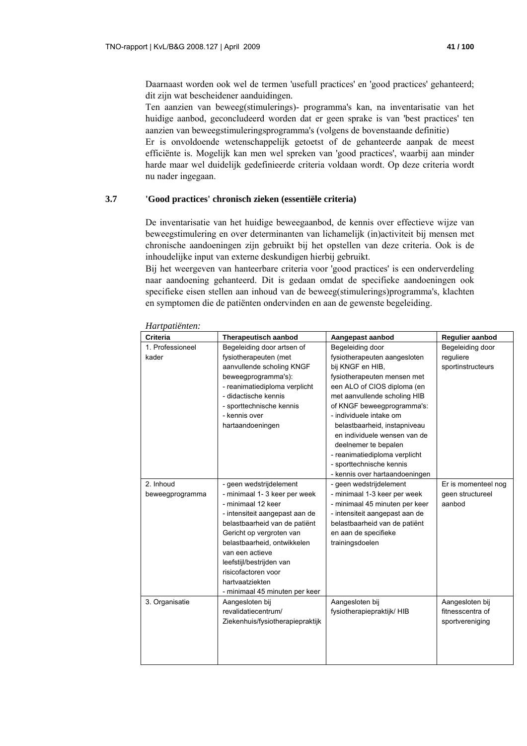Daarnaast worden ook wel de termen 'usefull practices' en 'good practices' gehanteerd; dit zijn wat bescheidener aanduidingen.
Ten aanzien van beweeg(stimulerings)- programma's kan, na inventarisatie van het huidige aanbod, geconcludeerd worden dat er geen sprake is van 'best practices' ten aanzien van beweegstimuleringsprogramma's (volgens de bovenstaande definitie)
Er is onvoldoende wetenschappelijk getoetst of de gehanteerde aanpak de meest efficiënte is. Mogelijk kan men wel spreken van 'good practices', waarbij aan minder harde maar wel duidelijk gedefinieerde criteria voldaan wordt. Op deze criteria wordt nu nader ingegaan.

## 3.7 'Good practices' chronisch zieken (essentiële criteria)

De inventarisatie van het huidige beweegaanbod, de kennis over effectieve wijze van beweegstimulering en over determinanten van lichamelijk (in)activiteit bij mensen met chronische aandoeningen zijn gebruikt bij het opstellen van deze criteria. Ook is de inhoudelijke input van externe deskundigen hierbij gebruikt.
Bij het weergeven van hanteerbare criteria voor 'good practices' is een onderverdeling naar aandoening gehanteerd. Dit is gedaan omdat de specifieke aandoeningen ook specifieke eisen stellen aan inhoud van de beweeg(stimulerings)programma's, klachten en symptomen die de patiënten ondervinden en aan de gewenste begeleiding.

*Hartpatiënten:*

| Criteria | Therapeutisch aanbod | Aangepast aanbod | Regulier aanbod |
|---|---|---|---|
| 1. Professioneel kader | Begeleiding door artsen of fysiotherapeuten (met aanvullende scholing KNGF beweegprogramma's):<br>- reanimatiediploma verplicht<br>- didactische kennis<br>- sporttechnische kennis<br>- kennis over hartaandoeningen | Begeleiding door fysiotherapeuten aangesloten bij KNGF en HIB, fysiotherapeuten mensen met een ALO of CIOS diploma (en met aanvullende scholing HIB of KNGF beweegprogramma's:<br>- individuele intake om belastbaarheid, instapniveau en individuele wensen van de deelnemer te bepalen<br>- reanimatiediploma verplicht<br>- sporttechnische kennis<br>- kennis over hartaandoeningen | Begeleiding door reguliere sportinstructeurs |
| 2. Inhoud beweegprogramma | - geen wedstrijdelement<br>- minimaal 1- 3 keer per week<br>- minimaal 12 keer<br>- intensiteit aangepast aan de belastbaarheid van de patiënt Gericht op vergroten van belastbaarheid, ontwikkelen van een actieve leefstijl/bestrijden van risicofactoren voor hartvaatziekten<br>- minimaal 45 minuten per keer | - geen wedstrijdelement<br>- minimaal 1-3 keer per week<br>- minimaal 45 minuten per keer<br>- intensiteit aangepast aan de belastbaarheid van de patiënt en aan de specifieke trainingsdoelen | Er is momenteel nog geen structureel aanbod |
| 3. Organisatie | Aangesloten bij revalidatiecentrum/ Ziekenhuis/fysiotherapiepraktijk | Aangesloten bij fysiotherapiepraktijk/ HIB | Aangesloten bij fitnesscentra of sportvereniging |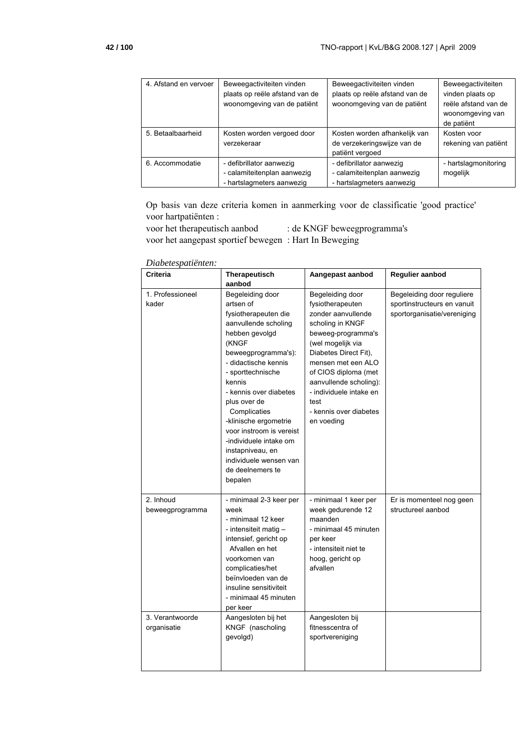| | | | |
|---|---|---|---|
| 4. Afstand en vervoer | Beweegactiviteiten vinden plaats op reële afstand van de woonomgeving van de patiënt | Beweegactiviteiten vinden plaats op reële afstand van de woonomgeving van de patiënt | Beweegactiviteiten vinden plaats op reële afstand van de woonomgeving van de patiënt |
| 5. Betaalbaarheid | Kosten worden vergoed door verzekeraar | Kosten worden afhankelijk van de verzekeringswijze van de patiënt vergoed | Kosten voor rekening van patiënt |
| 6. Accommodatie | - defibrillator aanwezig<br>- calamiteitenplan aanwezig<br>- hartslagmeters aanwezig | - defibrillator aanwezig<br>- calamiteitenplan aanwezig<br>- hartslagmeters aanwezig | - hartslagmonitoring mogelijk |

Op basis van deze criteria komen in aanmerking voor de classificatie 'good practice' voor hartpatiënten :

voor het therapeutisch aanbod : de KNGF beweegprogramma's
voor het aangepast sportief bewegen : Hart In Beweging

*Diabetespatiënten:*

| Criteria | Therapeutisch aanbod | Aangepast aanbod | Regulier aanbod |
|---|---|---|---|
| 1. Professioneel kader | Begeleiding door artsen of fysiotherapeuten die aanvullende scholing hebben gevolgd (KNGF beweegprogramma's):<br>- didactische kennis<br>- sporttechnische kennis<br>- kennis over diabetes plus over de Complicaties<br>-klinische ergometrie voor instroom is vereist<br>-individuele intake om instapniveau, en individuele wensen van de deelnemers te bepalen | Begeleiding door fysiotherapeuten zonder aanvullende scholing in KNGF beweeg-programma's (wel mogelijk via Diabetes Direct Fit), mensen met een ALO of CIOS diploma (met aanvullende scholing):<br>- individuele intake en test<br>- kennis over diabetes en voeding | Begeleiding door reguliere sportinstructeurs en vanuit sportorganisatie/vereniging |
| 2. Inhoud beweegprogramma | - minimaal 2-3 keer per week<br>- minimaal 12 keer<br>- intensiteit matig – intensief, gericht op Afvallen en het voorkomen van complicaties/het beïnvloeden van de insuline sensitiviteit<br>- minimaal 45 minuten per keer | - minimaal 1 keer per week gedurende 12 maanden<br>- minimaal 45 minuten per keer<br>- intensiteit niet te hoog, gericht op afvallen | Er is momenteel nog geen structureel aanbod |
| 3. Verantwoorde organisatie | Aangesloten bij het KNGF (nascholing gevolgd) | Aangesloten bij fitnesscentra of sportvereniging | |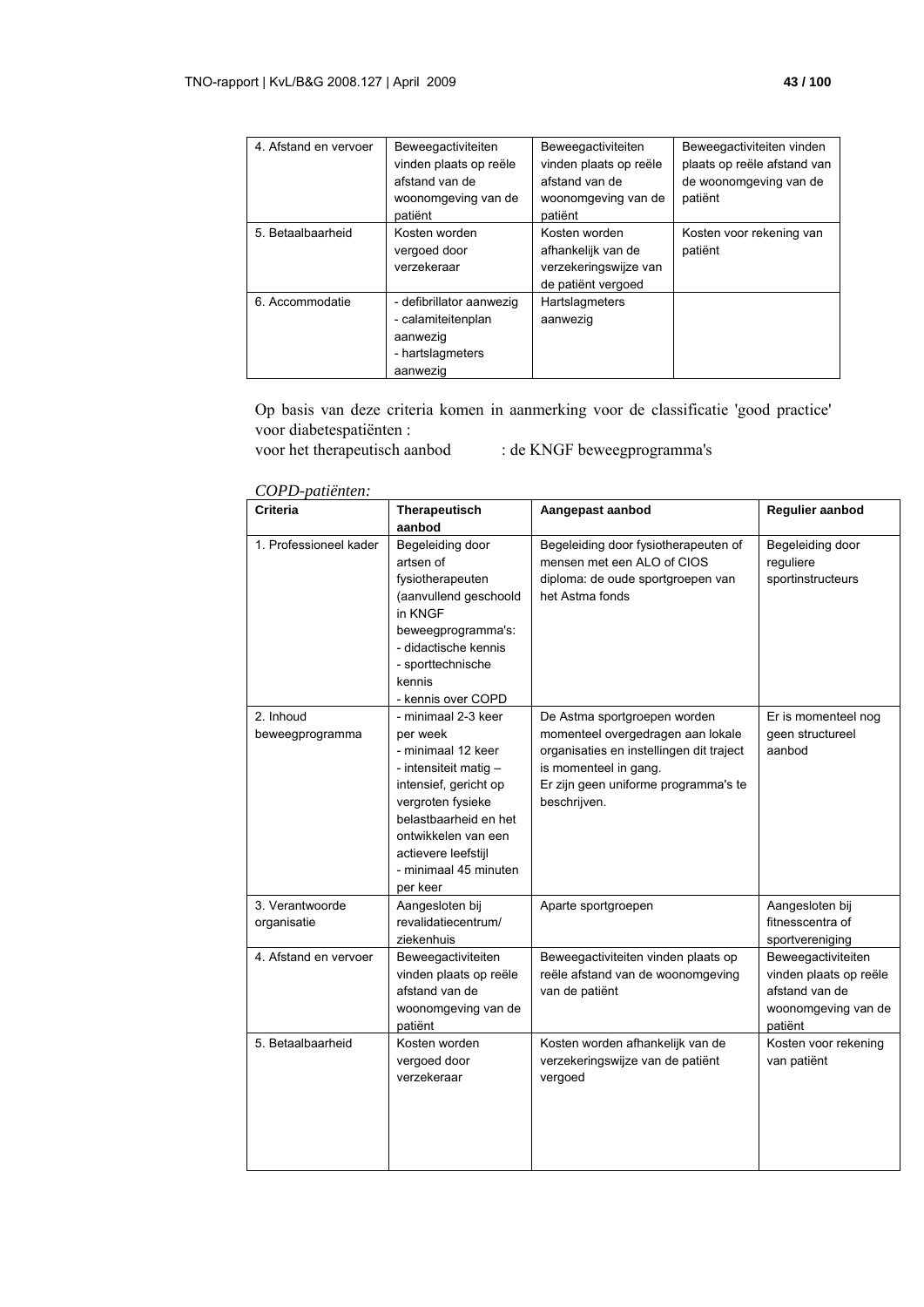| 4. Afstand en vervoer | Beweegactiviteiten vinden plaats op reële afstand van de woonomgeving van de patiënt | Beweegactiviteiten vinden plaats op reële afstand van de woonomgeving van de patiënt | Beweegactiviteiten vinden plaats op reële afstand van de woonomgeving van de patiënt |
|---|---|---|---|
| 5. Betaalbaarheid | Kosten worden vergoed door verzekeraar | Kosten worden afhankelijk van de verzekeringswijze van de patiënt vergoed | Kosten voor rekening van patiënt |
| 6. Accommodatie | - defibrillator aanwezig<br>- calamiteitenplan aanwezig<br>- hartslagmeters aanwezig | Hartslagmeters aanwezig | |

Op basis van deze criteria komen in aanmerking voor de classificatie 'good practice' voor diabetespatiënten :
voor het therapeutisch aanbod : de KNGF beweegprogramma's

*COPD-patiënten:*

| Criteria | Therapeutisch aanbod | Aangepast aanbod | Regulier aanbod |
|---|---|---|---|
| 1. Professioneel kader | Begeleiding door artsen of fysiotherapeuten (aanvullend geschoold in KNGF beweegprogramma's:<br>- didactische kennis<br>- sporttechnische kennis<br>- kennis over COPD | Begeleiding door fysiotherapeuten of mensen met een ALO of CIOS diploma: de oude sportgroepen van het Astma fonds | Begeleiding door reguliere sportinstructeurs |
| 2. Inhoud beweegprogramma | - minimaal 2-3 keer per week<br>- minimaal 12 keer<br>- intensiteit matig – intensief, gericht op vergroten fysieke belastbaarheid en het ontwikkelen van een actievere leefstijl<br>- minimaal 45 minuten per keer | De Astma sportgroepen worden momenteel overgedragen aan lokale organisaties en instellingen dit traject is momenteel in gang.<br>Er zijn geen uniforme programma's te beschrijven. | Er is momenteel nog geen structureel aanbod |
| 3. Verantwoorde organisatie | Aangesloten bij revalidatiecentrum/ ziekenhuis | Aparte sportgroepen | Aangesloten bij fitnesscentra of sportvereniging |
| 4. Afstand en vervoer | Beweegactiviteiten vinden plaats op reële afstand van de woonomgeving van de patiënt | Beweegactiviteiten vinden plaats op reële afstand van de woonomgeving van de patiënt | Beweegactiviteiten vinden plaats op reële afstand van de woonomgeving van de patiënt |
| 5. Betaalbaarheid | Kosten worden vergoed door verzekeraar | Kosten worden afhankelijk van de verzekeringswijze van de patiënt vergoed | Kosten voor rekening van patiënt |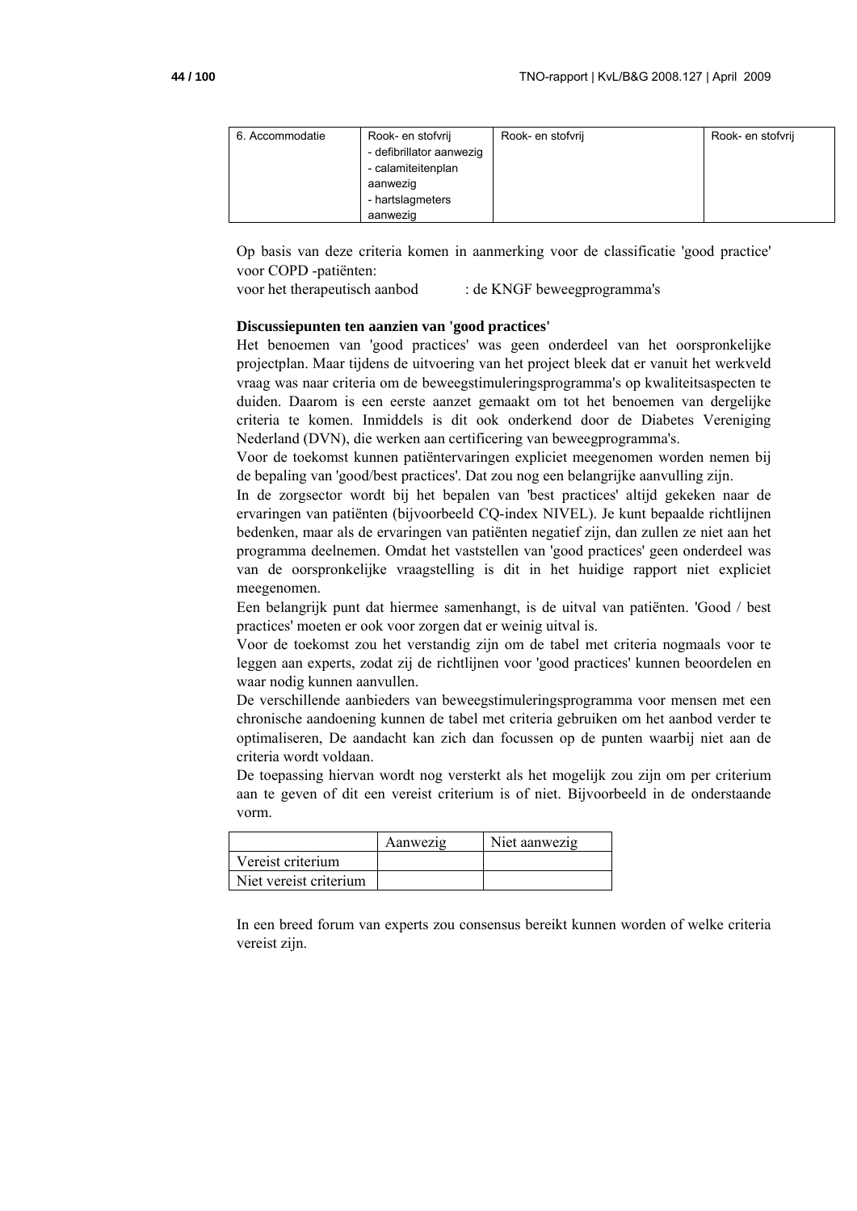| 6. Accommodatie | Rook- en stofvrij<br>- defibrillator aanwezig<br>- calamiteitenplan aanwezig<br>- hartslagmeters aanwezig | Rook- en stofvrij | Rook- en stofvrij |
|---|---|---|---|

Op basis van deze criteria komen in aanmerking voor de classificatie 'good practice' voor COPD -patiënten:
voor het therapeutisch aanbod : de KNGF beweegprogramma's

**Discussiepunten ten aanzien van 'good practices'**

Het benoemen van 'good practices' was geen onderdeel van het oorspronkelijke projectplan. Maar tijdens de uitvoering van het project bleek dat er vanuit het werkveld vraag was naar criteria om de beweegstimuleringsprogramma's op kwaliteitsaspecten te duiden. Daarom is een eerste aanzet gemaakt om tot het benoemen van dergelijke criteria te komen. Inmiddels is dit ook onderkend door de Diabetes Vereniging Nederland (DVN), die werken aan certificering van beweegprogramma's.

Voor de toekomst kunnen patiëntervaringen expliciet meegenomen worden nemen bij de bepaling van 'good/best practices'. Dat zou nog een belangrijke aanvulling zijn.

In de zorgsector wordt bij het bepalen van 'best practices' altijd gekeken naar de ervaringen van patiënten (bijvoorbeeld CQ-index NIVEL). Je kunt bepaalde richtlijnen bedenken, maar als de ervaringen van patiënten negatief zijn, dan zullen ze niet aan het programma deelnemen. Omdat het vaststellen van 'good practices' geen onderdeel was van de oorspronkelijke vraagstelling is dit in het huidige rapport niet expliciet meegenomen.

Een belangrijk punt dat hiermee samenhangt, is de uitval van patiënten. 'Good / best practices' moeten er ook voor zorgen dat er weinig uitval is.

Voor de toekomst zou het verstandig zijn om de tabel met criteria nogmaals voor te leggen aan experts, zodat zij de richtlijnen voor 'good practices' kunnen beoordelen en waar nodig kunnen aanvullen.

De verschillende aanbieders van beweegstimuleringsprogramma voor mensen met een chronische aandoening kunnen de tabel met criteria gebruiken om het aanbod verder te optimaliseren, De aandacht kan zich dan focussen op de punten waarbij niet aan de criteria wordt voldaan.

De toepassing hiervan wordt nog versterkt als het mogelijk zou zijn om per criterium aan te geven of dit een vereist criterium is of niet. Bijvoorbeeld in de onderstaande vorm.

| | Aanwezig | Niet aanwezig |
|---|---|---|
| Vereist criterium | | |
| Niet vereist criterium | | |

In een breed forum van experts zou consensus bereikt kunnen worden of welke criteria vereist zijn.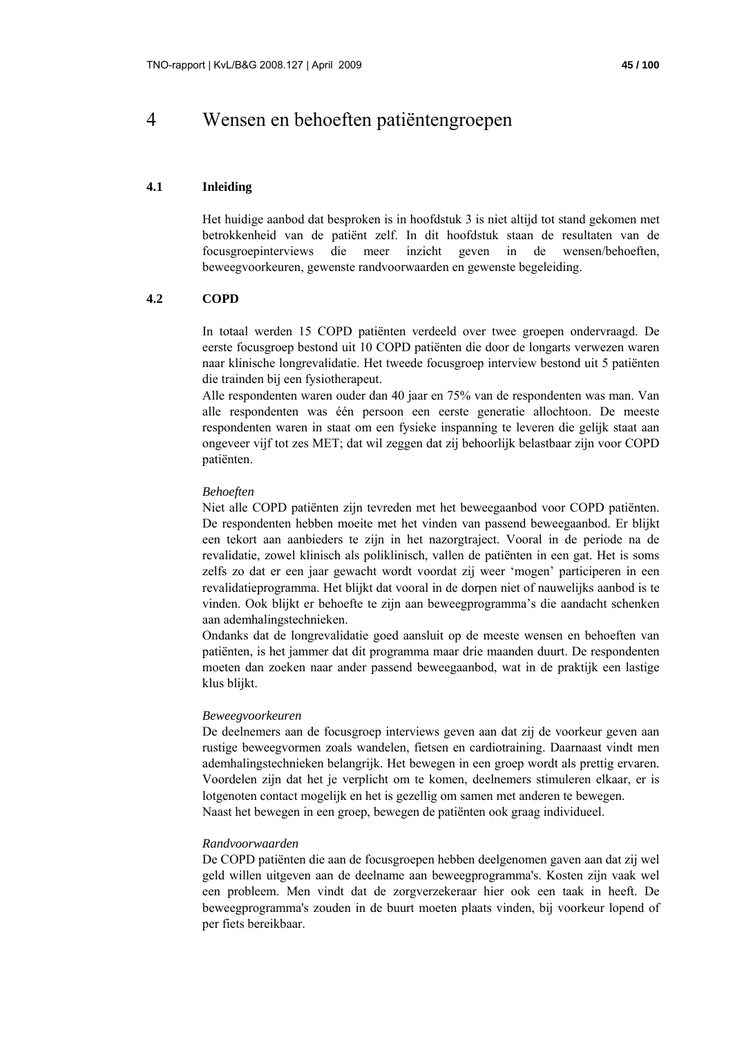# 4 Wensen en behoeften patiëntengroepen

## 4.1 Inleiding

Het huidige aanbod dat besproken is in hoofdstuk 3 is niet altijd tot stand gekomen met betrokkenheid van de patiënt zelf. In dit hoofdstuk staan de resultaten van de focusgroepinterviews die meer inzicht geven in de wensen/behoeften, beweegvoorkeuren, gewenste randvoorwaarden en gewenste begeleiding.

## 4.2 COPD

In totaal werden 15 COPD patiënten verdeeld over twee groepen ondervraagd. De eerste focusgroep bestond uit 10 COPD patiënten die door de longarts verwezen waren naar klinische longrevalidatie. Het tweede focusgroep interview bestond uit 5 patiënten die trainden bij een fysiotherapeut.

Alle respondenten waren ouder dan 40 jaar en 75% van de respondenten was man. Van alle respondenten was één persoon een eerste generatie allochtoon. De meeste respondenten waren in staat om een fysieke inspanning te leveren die gelijk staat aan ongeveer vijf tot zes MET; dat wil zeggen dat zij behoorlijk belastbaar zijn voor COPD patiënten.

*Behoeften*

Niet alle COPD patiënten zijn tevreden met het beweegaanbod voor COPD patiënten. De respondenten hebben moeite met het vinden van passend beweegaanbod. Er blijkt een tekort aan aanbieders te zijn in het nazorgtraject. Vooral in de periode na de revalidatie, zowel klinisch als poliklinisch, vallen de patiënten in een gat. Het is soms zelfs zo dat er een jaar gewacht wordt voordat zij weer 'mogen' participeren in een revalidatieprogramma. Het blijkt dat vooral in de dorpen niet of nauwelijks aanbod is te vinden. Ook blijkt er behoefte te zijn aan beweegprogramma's die aandacht schenken aan ademhalingstechnieken.

Ondanks dat de longrevalidatie goed aansluit op de meeste wensen en behoeften van patiënten, is het jammer dat dit programma maar drie maanden duurt. De respondenten moeten dan zoeken naar ander passend beweegaanbod, wat in de praktijk een lastige klus blijkt.

*Beweegvoorkeuren*

De deelnemers aan de focusgroep interviews geven aan dat zij de voorkeur geven aan rustige beweegvormen zoals wandelen, fietsen en cardiotraining. Daarnaast vindt men ademhalingstechnieken belangrijk. Het bewegen in een groep wordt als prettig ervaren. Voordelen zijn dat het je verplicht om te komen, deelnemers stimuleren elkaar, er is lotgenoten contact mogelijk en het is gezellig om samen met anderen te bewegen.

Naast het bewegen in een groep, bewegen de patiënten ook graag individueel.

*Randvoorwaarden*

De COPD patiënten die aan de focusgroepen hebben deelgenomen gaven aan dat zij wel geld willen uitgeven aan de deelname aan beweegprogramma's. Kosten zijn vaak wel een probleem. Men vindt dat de zorgverzekeraar hier ook een taak in heeft. De beweegprogramma's zouden in de buurt moeten plaats vinden, bij voorkeur lopend of per fiets bereikbaar.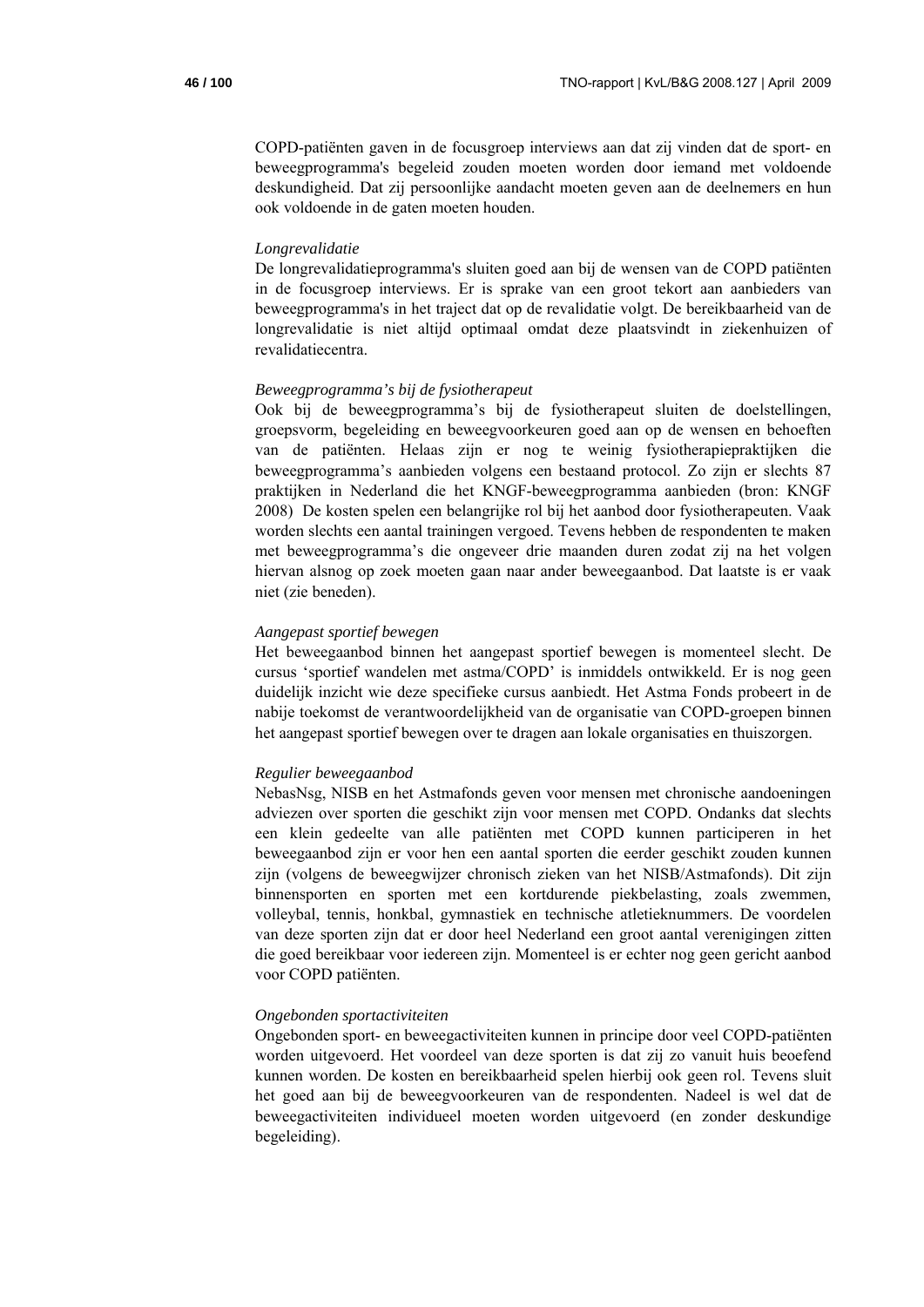COPD-patiënten gaven in de focusgroep interviews aan dat zij vinden dat de sport- en beweegprogramma's begeleid zouden moeten worden door iemand met voldoende deskundigheid. Dat zij persoonlijke aandacht moeten geven aan de deelnemers en hun ook voldoende in de gaten moeten houden.

*Longrevalidatie*

De longrevalidatieprogramma's sluiten goed aan bij de wensen van de COPD patiënten in de focusgroep interviews. Er is sprake van een groot tekort aan aanbieders van beweegprogramma's in het traject dat op de revalidatie volgt. De bereikbaarheid van de longrevalidatie is niet altijd optimaal omdat deze plaatsvindt in ziekenhuizen of revalidatiecentra.

*Beweegprogramma's bij de fysiotherapeut*

Ook bij de beweegprogramma's bij de fysiotherapeut sluiten de doelstellingen, groepsvorm, begeleiding en beweegvoorkeuren goed aan op de wensen en behoeften van de patiënten. Helaas zijn er nog te weinig fysiotherapiepraktijken die beweegprogramma's aanbieden volgens een bestaand protocol. Zo zijn er slechts 87 praktijken in Nederland die het KNGF-beweegprogramma aanbieden (bron: KNGF 2008) De kosten spelen een belangrijke rol bij het aanbod door fysiotherapeuten. Vaak worden slechts een aantal trainingen vergoed. Tevens hebben de respondenten te maken met beweegprogramma's die ongeveer drie maanden duren zodat zij na het volgen hiervan alsnog op zoek moeten gaan naar ander beweegaanbod. Dat laatste is er vaak niet (zie beneden).

*Aangepast sportief bewegen*

Het beweegaanbod binnen het aangepast sportief bewegen is momenteel slecht. De cursus 'sportief wandelen met astma/COPD' is inmiddels ontwikkeld. Er is nog geen duidelijk inzicht wie deze specifieke cursus aanbiedt. Het Astma Fonds probeert in de nabije toekomst de verantwoordelijkheid van de organisatie van COPD-groepen binnen het aangepast sportief bewegen over te dragen aan lokale organisaties en thuiszorgen.

*Regulier beweegaanbod*

NebasNsg, NISB en het Astmafonds geven voor mensen met chronische aandoeningen adviezen over sporten die geschikt zijn voor mensen met COPD. Ondanks dat slechts een klein gedeelte van alle patiënten met COPD kunnen participeren in het beweegaanbod zijn er voor hen een aantal sporten die eerder geschikt zouden kunnen zijn (volgens de beweegwijzer chronisch zieken van het NISB/Astmafonds). Dit zijn binnensporten en sporten met een kortdurende piekbelasting, zoals zwemmen, volleybal, tennis, honkbal, gymnastiek en technische atletieknummers. De voordelen van deze sporten zijn dat er door heel Nederland een groot aantal verenigingen zitten die goed bereikbaar voor iedereen zijn. Momenteel is er echter nog geen gericht aanbod voor COPD patiënten.

*Ongebonden sportactiviteiten*

Ongebonden sport- en beweegactiviteiten kunnen in principe door veel COPD-patiënten worden uitgevoerd. Het voordeel van deze sporten is dat zij zo vanuit huis beoefend kunnen worden. De kosten en bereikbaarheid spelen hierbij ook geen rol. Tevens sluit het goed aan bij de beweegvoorkeuren van de respondenten. Nadeel is wel dat de beweegactiviteiten individueel moeten worden uitgevoerd (en zonder deskundige begeleiding).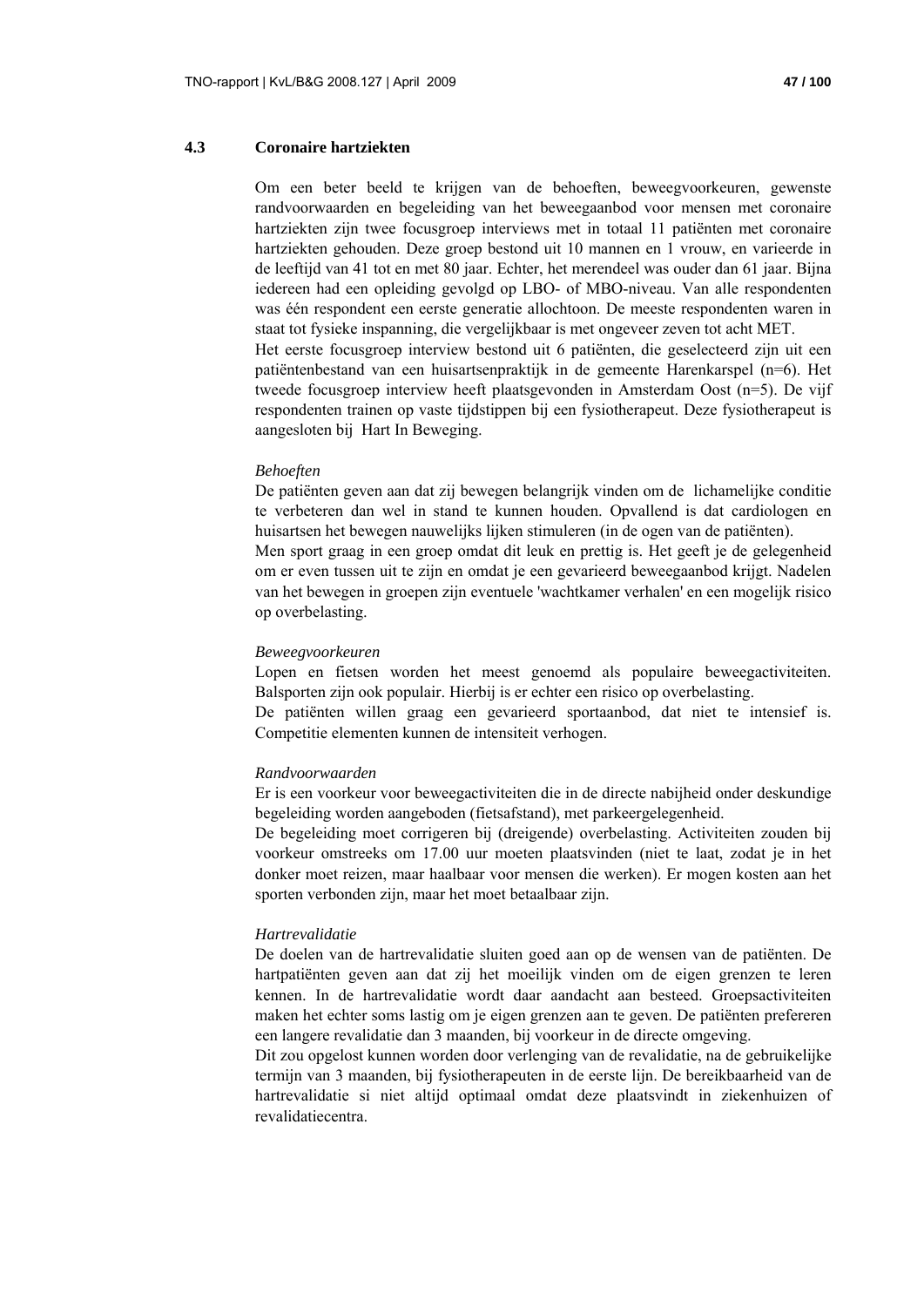## 4.3 Coronaire hartziekten

Om een beter beeld te krijgen van de behoeften, beweegvoorkeuren, gewenste randvoorwaarden en begeleiding van het beweegaanbod voor mensen met coronaire hartziekten zijn twee focusgroep interviews met in totaal 11 patiënten met coronaire hartziekten gehouden. Deze groep bestond uit 10 mannen en 1 vrouw, en varieerde in de leeftijd van 41 tot en met 80 jaar. Echter, het merendeel was ouder dan 61 jaar. Bijna iedereen had een opleiding gevolgd op LBO- of MBO-niveau. Van alle respondenten was één respondent een eerste generatie allochtoon. De meeste respondenten waren in staat tot fysieke inspanning, die vergelijkbaar is met ongeveer zeven tot acht MET.
Het eerste focusgroep interview bestond uit 6 patiënten, die geselecteerd zijn uit een patiëntenbestand van een huisartsenpraktijk in de gemeente Harenkarspel (n=6). Het tweede focusgroep interview heeft plaatsgevonden in Amsterdam Oost (n=5). De vijf respondenten trainen op vaste tijdstippen bij een fysiotherapeut. Deze fysiotherapeut is aangesloten bij Hart In Beweging.

*Behoeften*
De patiënten geven aan dat zij bewegen belangrijk vinden om de lichamelijke conditie te verbeteren dan wel in stand te kunnen houden. Opvallend is dat cardiologen en huisartsen het bewegen nauwelijks lijken stimuleren (in de ogen van de patiënten).
Men sport graag in een groep omdat dit leuk en prettig is. Het geeft je de gelegenheid om er even tussen uit te zijn en omdat je een gevarieerd beweegaanbod krijgt. Nadelen van het bewegen in groepen zijn eventuele 'wachtkamer verhalen' en een mogelijk risico op overbelasting.

*Beweegvoorkeuren*
Lopen en fietsen worden het meest genoemd als populaire beweegactiviteiten. Balsporten zijn ook populair. Hierbij is er echter een risico op overbelasting.
De patiënten willen graag een gevarieerd sportaanbod, dat niet te intensief is. Competitie elementen kunnen de intensiteit verhogen.

*Randvoorwaarden*
Er is een voorkeur voor beweegactiviteiten die in de directe nabijheid onder deskundige begeleiding worden aangeboden (fietsafstand), met parkeergelegenheid.
De begeleiding moet corrigeren bij (dreigende) overbelasting. Activiteiten zouden bij voorkeur omstreeks om 17.00 uur moeten plaatsvinden (niet te laat, zodat je in het donker moet reizen, maar haalbaar voor mensen die werken). Er mogen kosten aan het sporten verbonden zijn, maar het moet betaalbaar zijn.

*Hartrevalidatie*
De doelen van de hartrevalidatie sluiten goed aan op de wensen van de patiënten. De hartpatiënten geven aan dat zij het moeilijk vinden om de eigen grenzen te leren kennen. In de hartrevalidatie wordt daar aandacht aan besteed. Groepsactiviteiten maken het echter soms lastig om je eigen grenzen aan te geven. De patiënten prefereren een langere revalidatie dan 3 maanden, bij voorkeur in de directe omgeving.
Dit zou opgelost kunnen worden door verlenging van de revalidatie, na de gebruikelijke termijn van 3 maanden, bij fysiotherapeuten in de eerste lijn. De bereikbaarheid van de hartrevalidatie si niet altijd optimaal omdat deze plaatsvindt in ziekenhuizen of revalidatiecentra.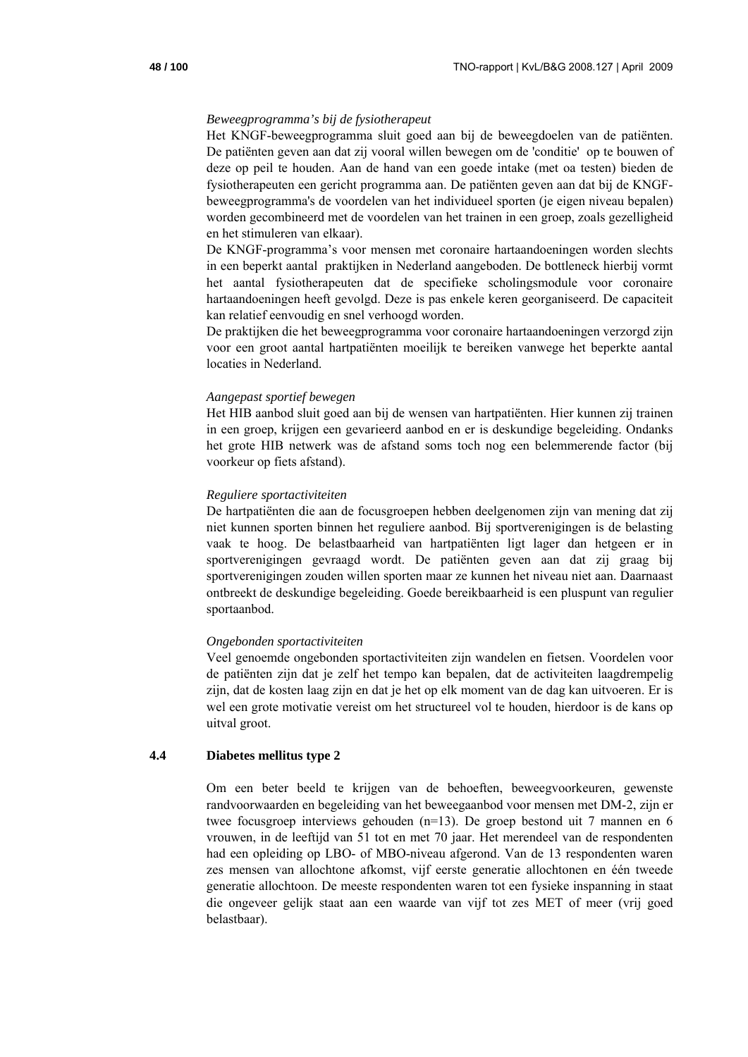*Beweegprogramma's bij de fysiotherapeut*

Het KNGF-beweegprogramma sluit goed aan bij de beweegdoelen van de patiënten. De patiënten geven aan dat zij vooral willen bewegen om de 'conditie' op te bouwen of deze op peil te houden. Aan de hand van een goede intake (met oa testen) bieden de fysiotherapeuten een gericht programma aan. De patiënten geven aan dat bij de KNGF-beweegprogramma's de voordelen van het individueel sporten (je eigen niveau bepalen) worden gecombineerd met de voordelen van het trainen in een groep, zoals gezelligheid en het stimuleren van elkaar).

De KNGF-programma's voor mensen met coronaire hartaandoeningen worden slechts in een beperkt aantal praktijken in Nederland aangeboden. De bottleneck hierbij vormt het aantal fysiotherapeuten dat de specifieke scholingsmodule voor coronaire hartaandoeningen heeft gevolgd. Deze is pas enkele keren georganiseerd. De capaciteit kan relatief eenvoudig en snel verhoogd worden.

De praktijken die het beweegprogramma voor coronaire hartaandoeningen verzorgd zijn voor een groot aantal hartpatiënten moeilijk te bereiken vanwege het beperkte aantal locaties in Nederland.

*Aangepast sportief bewegen*

Het HIB aanbod sluit goed aan bij de wensen van hartpatiënten. Hier kunnen zij trainen in een groep, krijgen een gevarieerd aanbod en er is deskundige begeleiding. Ondanks het grote HIB netwerk was de afstand soms toch nog een belemmerende factor (bij voorkeur op fiets afstand).

*Reguliere sportactiviteiten*

De hartpatiënten die aan de focusgroepen hebben deelgenomen zijn van mening dat zij niet kunnen sporten binnen het reguliere aanbod. Bij sportverenigingen is de belasting vaak te hoog. De belastbaarheid van hartpatiënten ligt lager dan hetgeen er in sportverenigingen gevraagd wordt. De patiënten geven aan dat zij graag bij sportverenigingen zouden willen sporten maar ze kunnen het niveau niet aan. Daarnaast ontbreekt de deskundige begeleiding. Goede bereikbaarheid is een pluspunt van regulier sportaanbod.

*Ongebonden sportactiviteiten*

Veel genoemde ongebonden sportactiviteiten zijn wandelen en fietsen. Voordelen voor de patiënten zijn dat je zelf het tempo kan bepalen, dat de activiteiten laagdrempelig zijn, dat de kosten laag zijn en dat je het op elk moment van de dag kan uitvoeren. Er is wel een grote motivatie vereist om het structureel vol te houden, hierdoor is de kans op uitval groot.

## 4.4 Diabetes mellitus type 2

Om een beter beeld te krijgen van de behoeften, beweegvoorkeuren, gewenste randvoorwaarden en begeleiding van het beweegaanbod voor mensen met DM-2, zijn er twee focusgroep interviews gehouden (n=13). De groep bestond uit 7 mannen en 6 vrouwen, in de leeftijd van 51 tot en met 70 jaar. Het merendeel van de respondenten had een opleiding op LBO- of MBO-niveau afgerond. Van de 13 respondenten waren zes mensen van allochtone afkomst, vijf eerste generatie allochtonen en één tweede generatie allochtoon. De meeste respondenten waren tot een fysieke inspanning in staat die ongeveer gelijk staat aan een waarde van vijf tot zes MET of meer (vrij goed belastbaar).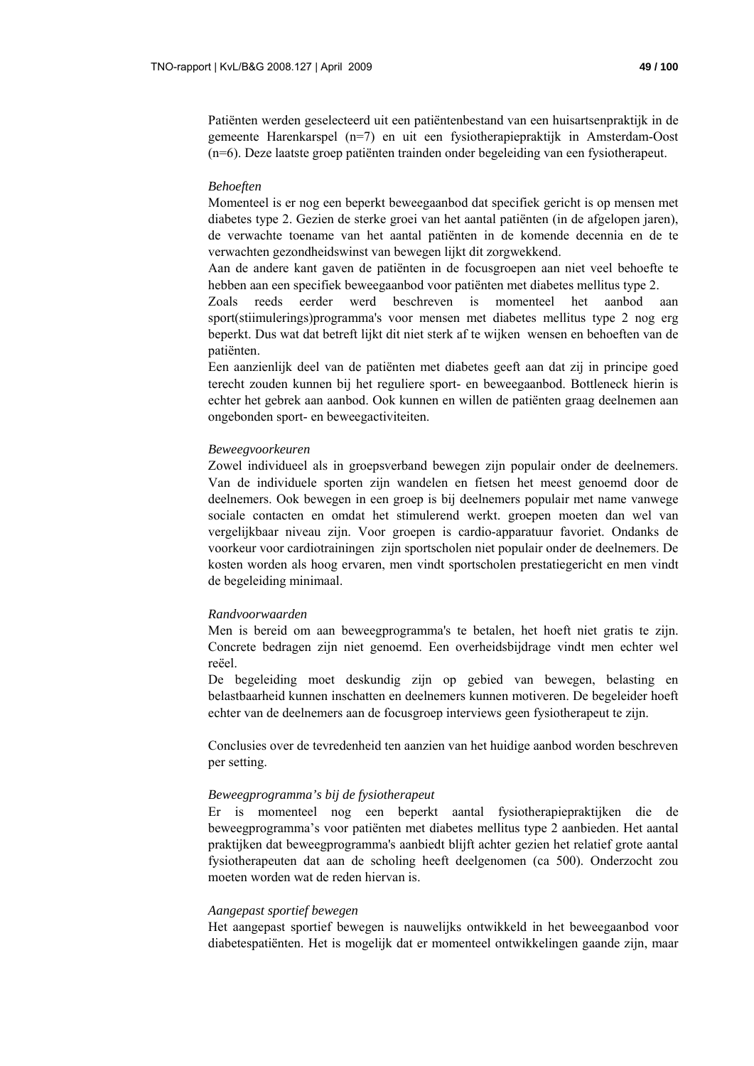Patiënten werden geselecteerd uit een patiëntenbestand van een huisartsenpraktijk in de gemeente Harenkarspel (n=7) en uit een fysiotherapiepraktijk in Amsterdam-Oost (n=6). Deze laatste groep patiënten trainden onder begeleiding van een fysiotherapeut.

*Behoeften*

Momenteel is er nog een beperkt beweegaanbod dat specifiek gericht is op mensen met diabetes type 2. Gezien de sterke groei van het aantal patiënten (in de afgelopen jaren), de verwachte toename van het aantal patiënten in de komende decennia en de te verwachten gezondheidswinst van bewegen lijkt dit zorgwekkend.

Aan de andere kant gaven de patiënten in de focusgroepen aan niet veel behoefte te hebben aan een specifiek beweegaanbod voor patiënten met diabetes mellitus type 2.

Zoals reeds eerder werd beschreven is momenteel het aanbod aan sport(stiimulerings)programma's voor mensen met diabetes mellitus type 2 nog erg beperkt. Dus wat dat betreft lijkt dit niet sterk af te wijken wensen en behoeften van de patiënten.

Een aanzienlijk deel van de patiënten met diabetes geeft aan dat zij in principe goed terecht zouden kunnen bij het reguliere sport- en beweegaanbod. Bottleneck hierin is echter het gebrek aan aanbod. Ook kunnen en willen de patiënten graag deelnemen aan ongebonden sport- en beweegactiviteiten.

*Beweegvoorkeuren*

Zowel individueel als in groepsverband bewegen zijn populair onder de deelnemers. Van de individuele sporten zijn wandelen en fietsen het meest genoemd door de deelnemers. Ook bewegen in een groep is bij deelnemers populair met name vanwege sociale contacten en omdat het stimulerend werkt. groepen moeten dan wel van vergelijkbaar niveau zijn. Voor groepen is cardio-apparatuur favoriet. Ondanks de voorkeur voor cardiotrainingen zijn sportscholen niet populair onder de deelnemers. De kosten worden als hoog ervaren, men vindt sportscholen prestatiegericht en men vindt de begeleiding minimaal.

*Randvoorwaarden*

Men is bereid om aan beweegprogramma's te betalen, het hoeft niet gratis te zijn. Concrete bedragen zijn niet genoemd. Een overheidsbijdrage vindt men echter wel reëel.

De begeleiding moet deskundig zijn op gebied van bewegen, belasting en belastbaarheid kunnen inschatten en deelnemers kunnen motiveren. De begeleider hoeft echter van de deelnemers aan de focusgroep interviews geen fysiotherapeut te zijn.

Conclusies over de tevredenheid ten aanzien van het huidige aanbod worden beschreven per setting.

*Beweegprogramma's bij de fysiotherapeut*

Er is momenteel nog een beperkt aantal fysiotherapiepraktijken die de beweegprogramma's voor patiënten met diabetes mellitus type 2 aanbieden. Het aantal praktijken dat beweegprogramma's aanbiedt blijft achter gezien het relatief grote aantal fysiotherapeuten dat aan de scholing heeft deelgenomen (ca 500). Onderzocht zou moeten worden wat de reden hiervan is.

*Aangepast sportief bewegen*

Het aangepast sportief bewegen is nauwelijks ontwikkeld in het beweegaanbod voor diabetespatiënten. Het is mogelijk dat er momenteel ontwikkelingen gaande zijn, maar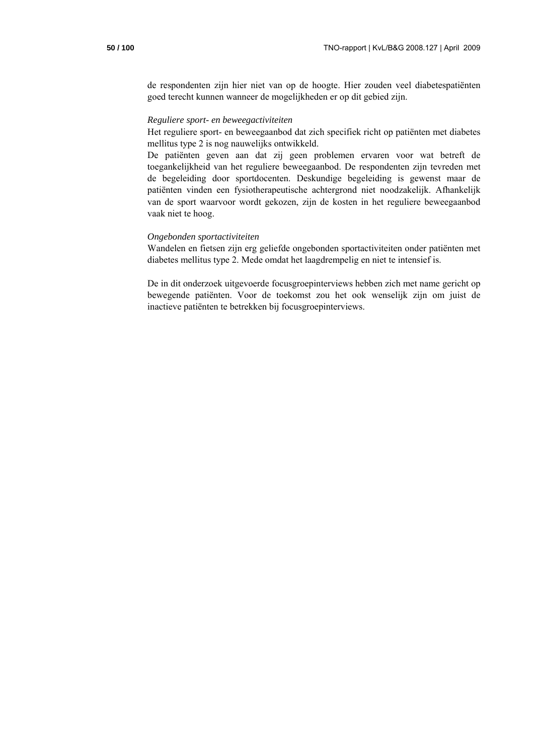de respondenten zijn hier niet van op de hoogte. Hier zouden veel diabetespatiënten goed terecht kunnen wanneer de mogelijkheden er op dit gebied zijn.

*Reguliere sport- en beweegactiviteiten*

Het reguliere sport- en beweegaanbod dat zich specifiek richt op patiënten met diabetes mellitus type 2 is nog nauwelijks ontwikkeld.

De patiënten geven aan dat zij geen problemen ervaren voor wat betreft de toegankelijkheid van het reguliere beweegaanbod. De respondenten zijn tevreden met de begeleiding door sportdocenten. Deskundige begeleiding is gewenst maar de patiënten vinden een fysiotherapeutische achtergrond niet noodzakelijk. Afhankelijk van de sport waarvoor wordt gekozen, zijn de kosten in het reguliere beweegaanbod vaak niet te hoog.

*Ongebonden sportactiviteiten*

Wandelen en fietsen zijn erg geliefde ongebonden sportactiviteiten onder patiënten met diabetes mellitus type 2. Mede omdat het laagdrempelig en niet te intensief is.

De in dit onderzoek uitgevoerde focusgroepinterviews hebben zich met name gericht op bewegende patiënten. Voor de toekomst zou het ook wenselijk zijn om juist de inactieve patiënten te betrekken bij focusgroepinterviews.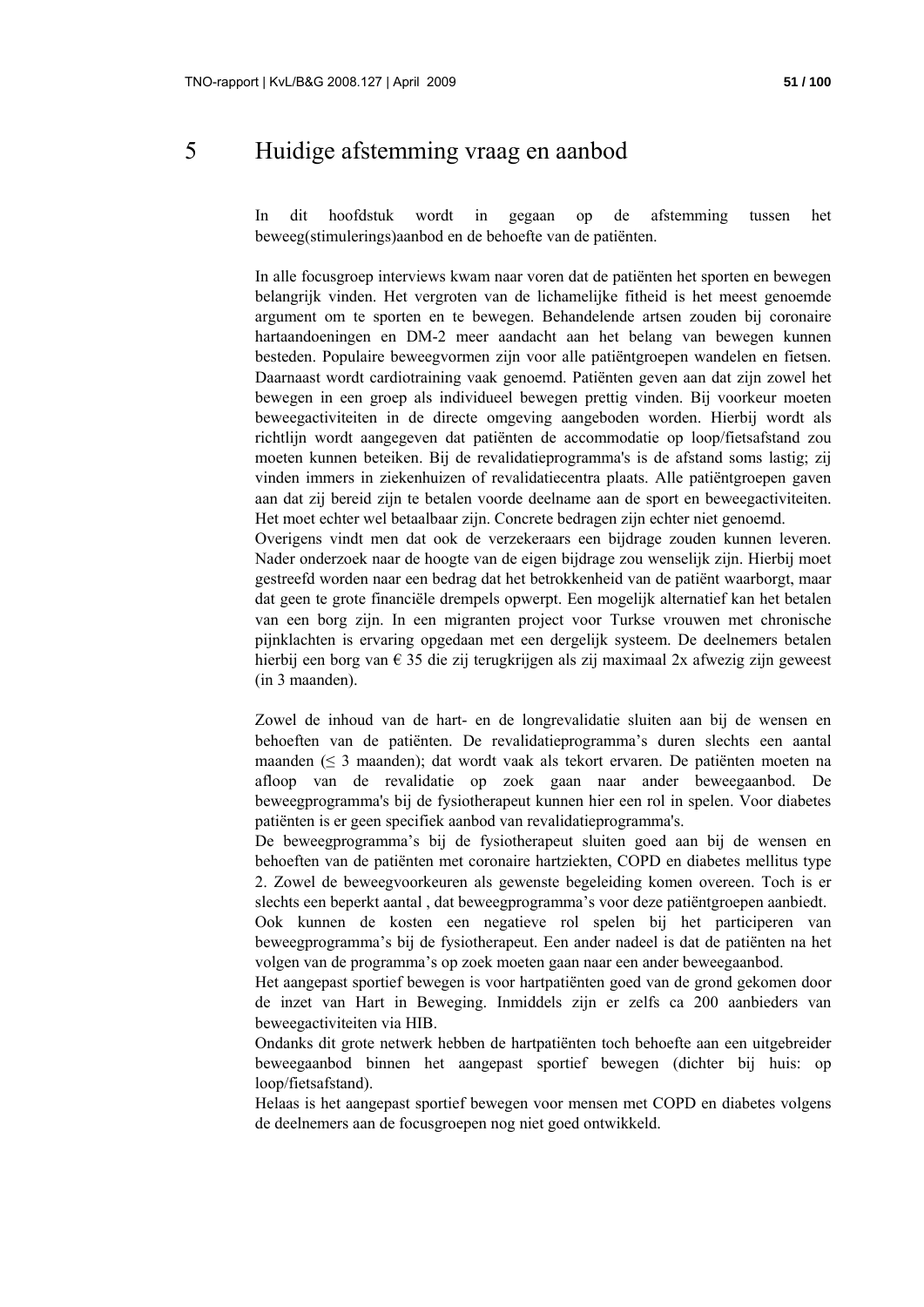# 5 Huidige afstemming vraag en aanbod

In dit hoofdstuk wordt in gegaan op de afstemming tussen het beweeg(stimulerings)aanbod en de behoefte van de patiënten.

In alle focusgroep interviews kwam naar voren dat de patiënten het sporten en bewegen belangrijk vinden. Het vergroten van de lichamelijke fitheid is het meest genoemde argument om te sporten en te bewegen. Behandelende artsen zouden bij coronaire hartaandoeningen en DM-2 meer aandacht aan het belang van bewegen kunnen besteden. Populaire beweegvormen zijn voor alle patiëntgroepen wandelen en fietsen. Daarnaast wordt cardiotraining vaak genoemd. Patiënten geven aan dat zijn zowel het bewegen in een groep als individueel bewegen prettig vinden. Bij voorkeur moeten beweegactiviteiten in de directe omgeving aangeboden worden. Hierbij wordt als richtlijn wordt aangegeven dat patiënten de accommodatie op loop/fietsafstand zou moeten kunnen beteiken. Bij de revalidatieprogramma's is de afstand soms lastig; zij vinden immers in ziekenhuizen of revalidatiecentra plaats. Alle patiëntgroepen gaven aan dat zij bereid zijn te betalen voorde deelname aan de sport en beweegactiviteiten. Het moet echter wel betaalbaar zijn. Concrete bedragen zijn echter niet genoemd.
Overigens vindt men dat ook de verzekeraars een bijdrage zouden kunnen leveren. Nader onderzoek naar de hoogte van de eigen bijdrage zou wenselijk zijn. Hierbij moet gestreefd worden naar een bedrag dat het betrokkenheid van de patiënt waarborgt, maar dat geen te grote financiële drempels opwerpt. Een mogelijk alternatief kan het betalen van een borg zijn. In een migranten project voor Turkse vrouwen met chronische pijnklachten is ervaring opgedaan met een dergelijk systeem. De deelnemers betalen hierbij een borg van € 35 die zij terugkrijgen als zij maximaal 2x afwezig zijn geweest (in 3 maanden).

Zowel de inhoud van de hart- en de longrevalidatie sluiten aan bij de wensen en behoeften van de patiënten. De revalidatieprogramma's duren slechts een aantal maanden (≤ 3 maanden); dat wordt vaak als tekort ervaren. De patiënten moeten na afloop van de revalidatie op zoek gaan naar ander beweegaanbod. De beweegprogramma's bij de fysiotherapeut kunnen hier een rol in spelen. Voor diabetes patiënten is er geen specifiek aanbod van revalidatieprogramma's.
De beweegprogramma's bij de fysiotherapeut sluiten goed aan bij de wensen en behoeften van de patiënten met coronaire hartziekten, COPD en diabetes mellitus type 2. Zowel de beweegvoorkeuren als gewenste begeleiding komen overeen. Toch is er slechts een beperkt aantal , dat beweegprogramma's voor deze patiëntgroepen aanbiedt.
Ook kunnen de kosten een negatieve rol spelen bij het participeren van beweegprogramma's bij de fysiotherapeut. Een ander nadeel is dat de patiënten na het volgen van de programma's op zoek moeten gaan naar een ander beweegaanbod.
Het aangepast sportief bewegen is voor hartpatiënten goed van de grond gekomen door de inzet van Hart in Beweging. Inmiddels zijn er zelfs ca 200 aanbieders van beweegactiviteiten via HIB.
Ondanks dit grote netwerk hebben de hartpatiënten toch behoefte aan een uitgebreider beweegaanbod binnen het aangepast sportief bewegen (dichter bij huis: op loop/fietsafstand).
Helaas is het aangepast sportief bewegen voor mensen met COPD en diabetes volgens de deelnemers aan de focusgroepen nog niet goed ontwikkeld.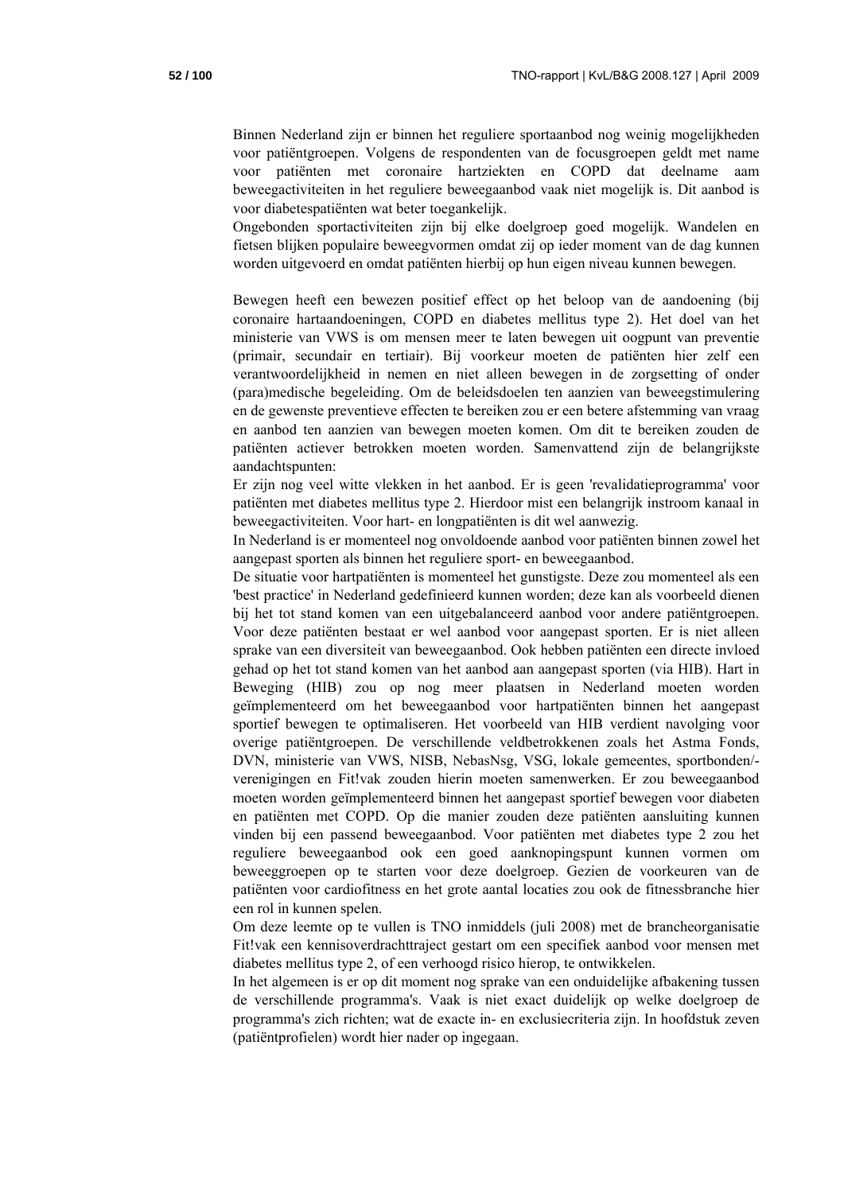Binnen Nederland zijn er binnen het reguliere sportaanbod nog weinig mogelijkheden voor patiëntgroepen. Volgens de respondenten van de focusgroepen geldt met name voor patiënten met coronaire hartziekten en COPD dat deelname aam beweegactiviteiten in het reguliere beweegaanbod vaak niet mogelijk is. Dit aanbod is voor diabetespatiënten wat beter toegankelijk.

Ongebonden sportactiviteiten zijn bij elke doelgroep goed mogelijk. Wandelen en fietsen blijken populaire beweegvormen omdat zij op ieder moment van de dag kunnen worden uitgevoerd en omdat patiënten hierbij op hun eigen niveau kunnen bewegen.

Bewegen heeft een bewezen positief effect op het beloop van de aandoening (bij coronaire hartaandoeningen, COPD en diabetes mellitus type 2). Het doel van het ministerie van VWS is om mensen meer te laten bewegen uit oogpunt van preventie (primair, secundair en tertiair). Bij voorkeur moeten de patiënten hier zelf een verantwoordelijkheid in nemen en niet alleen bewegen in de zorgsetting of onder (para)medische begeleiding. Om de beleidsdoelen ten aanzien van beweegstimulering en de gewenste preventieve effecten te bereiken zou er een betere afstemming van vraag en aanbod ten aanzien van bewegen moeten komen. Om dit te bereiken zouden de patiënten actiever betrokken moeten worden. Samenvattend zijn de belangrijkste aandachtspunten:

Er zijn nog veel witte vlekken in het aanbod. Er is geen 'revalidatieprogramma' voor patiënten met diabetes mellitus type 2. Hierdoor mist een belangrijk instroom kanaal in beweegactiviteiten. Voor hart- en longpatiënten is dit wel aanwezig.

In Nederland is er momenteel nog onvoldoende aanbod voor patiënten binnen zowel het aangepast sporten als binnen het reguliere sport- en beweegaanbod.

De situatie voor hartpatiënten is momenteel het gunstigste. Deze zou momenteel als een 'best practice' in Nederland gedefinieerd kunnen worden; deze kan als voorbeeld dienen bij het tot stand komen van een uitgebalanceerd aanbod voor andere patiëntgroepen. Voor deze patiënten bestaat er wel aanbod voor aangepast sporten. Er is niet alleen sprake van een diversiteit van beweegaanbod. Ook hebben patiënten een directe invloed gehad op het tot stand komen van het aanbod aan aangepast sporten (via HIB). Hart in Beweging (HIB) zou op nog meer plaatsen in Nederland moeten worden geïmplementeerd om het beweegaanbod voor hartpatiënten binnen het aangepast sportief bewegen te optimaliseren. Het voorbeeld van HIB verdient navolging voor overige patiëntgroepen. De verschillende veldbetrokkenen zoals het Astma Fonds, DVN, ministerie van VWS, NISB, NebasNsg, VSG, lokale gemeentes, sportbonden/-verenigingen en Fit!vak zouden hierin moeten samenwerken. Er zou beweegaanbod moeten worden geïmplementeerd binnen het aangepast sportief bewegen voor diabeten en patiënten met COPD. Op die manier zouden deze patiënten aansluiting kunnen vinden bij een passend beweegaanbod. Voor patiënten met diabetes type 2 zou het reguliere beweegaanbod ook een goed aanknopingspunt kunnen vormen om beweeggroepen op te starten voor deze doelgroep. Gezien de voorkeuren van de patiënten voor cardiofitness en het grote aantal locaties zou ook de fitnessbranche hier een rol in kunnen spelen.

Om deze leemte op te vullen is TNO inmiddels (juli 2008) met de brancheorganisatie Fit!vak een kennisoverdrachttraject gestart om een specifiek aanbod voor mensen met diabetes mellitus type 2, of een verhoogd risico hierop, te ontwikkelen.

In het algemeen is er op dit moment nog sprake van een onduidelijke afbakening tussen de verschillende programma's. Vaak is niet exact duidelijk op welke doelgroep de programma's zich richten; wat de exacte in- en exclusiecriteria zijn. In hoofdstuk zeven (patiëntprofielen) wordt hier nader op ingegaan.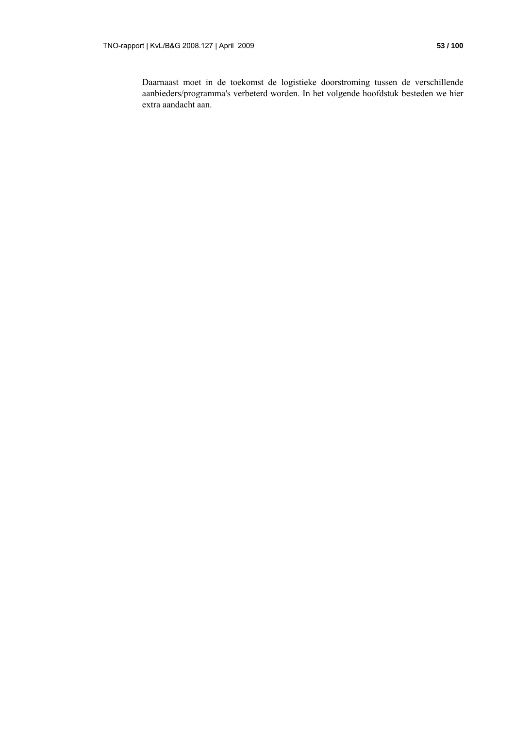Daarnaast moet in de toekomst de logistieke doorstroming tussen de verschillende aanbieders/programma's verbeterd worden. In het volgende hoofdstuk besteden we hier extra aandacht aan.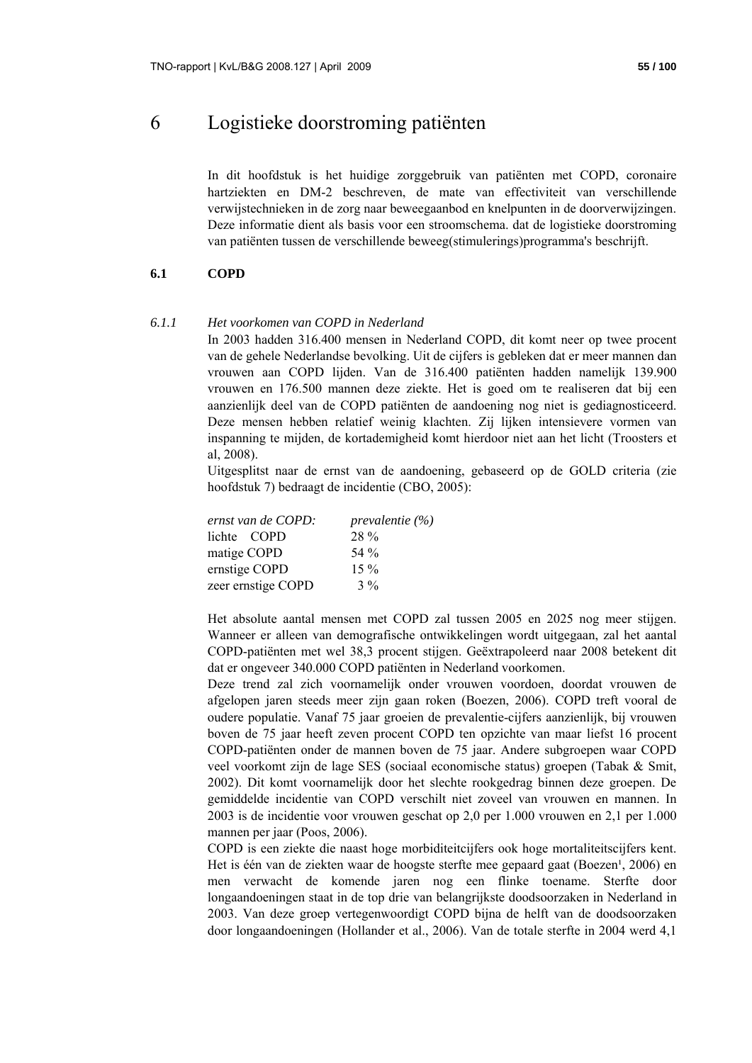# 6 Logistieke doorstroming patiënten

In dit hoofdstuk is het huidige zorggebruik van patiënten met COPD, coronaire hartziekten en DM-2 beschreven, de mate van effectiviteit van verschillende verwijstechnieken in de zorg naar beweegaanbod en knelpunten in de doorverwijzingen. Deze informatie dient als basis voor een stroomschema. dat de logistieke doorstroming van patiënten tussen de verschillende beweeg(stimulerings)programma's beschrijft.

## 6.1 COPD

### 6.1.1 *Het voorkomen van COPD in Nederland*

In 2003 hadden 316.400 mensen in Nederland COPD, dit komt neer op twee procent van de gehele Nederlandse bevolking. Uit de cijfers is gebleken dat er meer mannen dan vrouwen aan COPD lijden. Van de 316.400 patiënten hadden namelijk 139.900 vrouwen en 176.500 mannen deze ziekte. Het is goed om te realiseren dat bij een aanzienlijk deel van de COPD patiënten de aandoening nog niet is gediagnosticeerd. Deze mensen hebben relatief weinig klachten. Zij lijken intensievere vormen van inspanning te mijden, de kortademigheid komt hierdoor niet aan het licht (Troosters et al, 2008).

Uitgesplitst naar de ernst van de aandoening, gebaseerd op de GOLD criteria (zie hoofdstuk 7) bedraagt de incidentie (CBO, 2005):

| *ernst van de COPD:* | *prevalentie (%)* |
|---|---|
| lichte COPD | 28 % |
| matige COPD | 54 % |
| ernstige COPD | 15 % |
| zeer ernstige COPD | 3 % |

Het absolute aantal mensen met COPD zal tussen 2005 en 2025 nog meer stijgen. Wanneer er alleen van demografische ontwikkelingen wordt uitgegaan, zal het aantal COPD-patiënten met wel 38,3 procent stijgen. Geëxtrapoleerd naar 2008 betekent dit dat er ongeveer 340.000 COPD patiënten in Nederland voorkomen.

Deze trend zal zich voornamelijk onder vrouwen voordoen, doordat vrouwen de afgelopen jaren steeds meer zijn gaan roken (Boezen, 2006). COPD treft vooral de oudere populatie. Vanaf 75 jaar groeien de prevalentie-cijfers aanzienlijk, bij vrouwen boven de 75 jaar heeft zeven procent COPD ten opzichte van maar liefst 16 procent COPD-patiënten onder de mannen boven de 75 jaar. Andere subgroepen waar COPD veel voorkomt zijn de lage SES (sociaal economische status) groepen (Tabak & Smit, 2002). Dit komt voornamelijk door het slechte rookgedrag binnen deze groepen. De gemiddelde incidentie van COPD verschilt niet zoveel van vrouwen en mannen. In 2003 is de incidentie voor vrouwen geschat op 2,0 per 1.000 vrouwen en 2,1 per 1.000 mannen per jaar (Poos, 2006).

COPD is een ziekte die naast hoge morbiditeitcijfers ook hoge mortaliteitscijfers kent. Het is één van de ziekten waar de hoogste sterfte mee gepaard gaat (Boezen[1], 2006) en men verwacht de komende jaren nog een flinke toename. Sterfte door longaandoeningen staat in de top drie van belangrijkste doodsoorzaken in Nederland in 2003. Van deze groep vertegenwoordigt COPD bijna de helft van de doodsoorzaken door longaandoeningen (Hollander et al., 2006). Van de totale sterfte in 2004 werd 4,1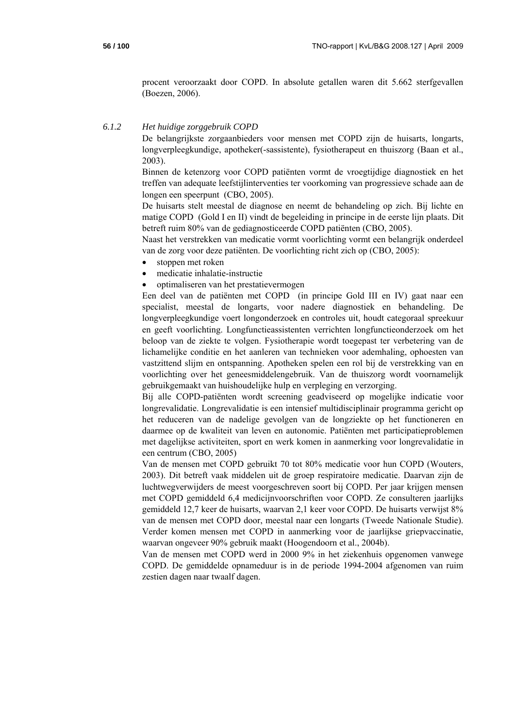procent veroorzaakt door COPD. In absolute getallen waren dit 5.662 sterfgevallen (Boezen, 2006).

### *6.1.2 Het huidige zorggebruik COPD*

De belangrijkste zorgaanbieders voor mensen met COPD zijn de huisarts, longarts, longverpleegkundige, apotheker(-sassistente), fysiotherapeut en thuiszorg (Baan et al., 2003).

Binnen de ketenzorg voor COPD patiënten vormt de vroegtijdige diagnostiek en het treffen van adequate leefstijlinterventies ter voorkoming van progressieve schade aan de longen een speerpunt (CBO, 2005).

De huisarts stelt meestal de diagnose en neemt de behandeling op zich. Bij lichte en matige COPD (Gold I en II) vindt de begeleiding in principe in de eerste lijn plaats. Dit betreft ruim 80% van de gediagnosticeerde COPD patiënten (CBO, 2005).

Naast het verstrekken van medicatie vormt voorlichting vormt een belangrijk onderdeel van de zorg voor deze patiënten. De voorlichting richt zich op (CBO, 2005):

- stoppen met roken
- medicatie inhalatie-instructie
- optimaliseren van het prestatievermogen

Een deel van de patiënten met COPD (in principe Gold III en IV) gaat naar een specialist, meestal de longarts, voor nadere diagnostiek en behandeling. De longverpleegkundige voert longonderzoek en controles uit, houdt categoraal spreekuur en geeft voorlichting. Longfunctieassistenten verrichten longfunctieonderzoek om het beloop van de ziekte te volgen. Fysiotherapie wordt toegepast ter verbetering van de lichamelijke conditie en het aanleren van technieken voor ademhaling, ophoesten van vastzittend slijm en ontspanning. Apotheken spelen een rol bij de verstrekking van en voorlichting over het geneesmiddelengebruik. Van de thuiszorg wordt voornamelijk gebruikgemaakt van huishoudelijke hulp en verpleging en verzorging.

Bij alle COPD-patiënten wordt screening geadviseerd op mogelijke indicatie voor longrevalidatie. Longrevalidatie is een intensief multidisciplinair programma gericht op het reduceren van de nadelige gevolgen van de longziekte op het functioneren en daarmee op de kwaliteit van leven en autonomie. Patiënten met participatieproblemen met dagelijkse activiteiten, sport en werk komen in aanmerking voor longrevalidatie in een centrum (CBO, 2005)

Van de mensen met COPD gebruikt 70 tot 80% medicatie voor hun COPD (Wouters, 2003). Dit betreft vaak middelen uit de groep respiratoire medicatie. Daarvan zijn de luchtwegverwijders de meest voorgeschreven soort bij COPD. Per jaar krijgen mensen met COPD gemiddeld 6,4 medicijnvoorschriften voor COPD. Ze consulteren jaarlijks gemiddeld 12,7 keer de huisarts, waarvan 2,1 keer voor COPD. De huisarts verwijst 8% van de mensen met COPD door, meestal naar een longarts (Tweede Nationale Studie). Verder komen mensen met COPD in aanmerking voor de jaarlijkse griepvaccinatie, waarvan ongeveer 90% gebruik maakt (Hoogendoorn et al., 2004b).

Van de mensen met COPD werd in 2000 9% in het ziekenhuis opgenomen vanwege COPD. De gemiddelde opnameduur is in de periode 1994-2004 afgenomen van ruim zestien dagen naar twaalf dagen.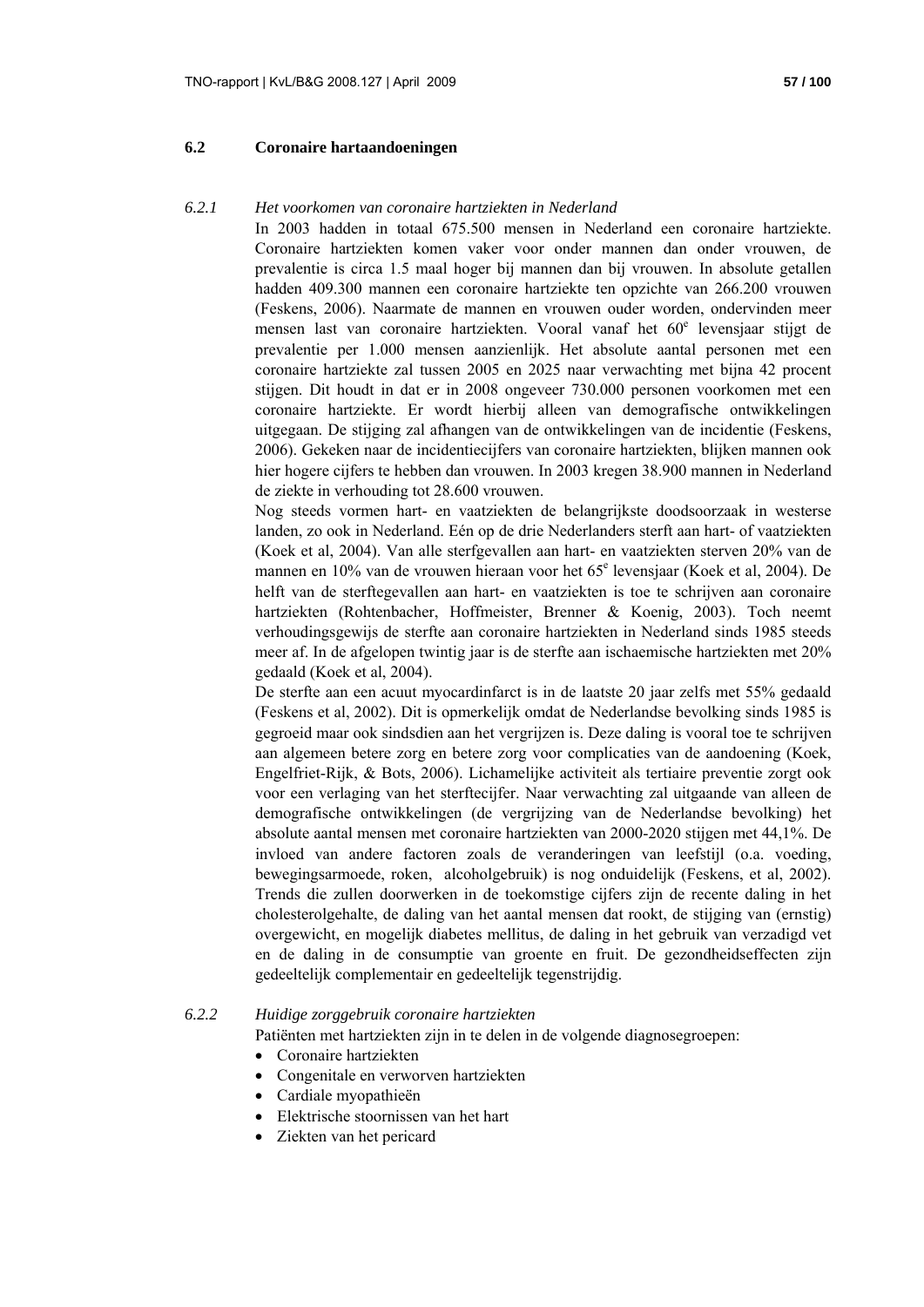## 6.2 Coronaire hartaandoeningen

### *6.2.1 Het voorkomen van coronaire hartziekten in Nederland*

In 2003 hadden in totaal 675.500 mensen in Nederland een coronaire hartziekte. Coronaire hartziekten komen vaker voor onder mannen dan onder vrouwen, de prevalentie is circa 1.5 maal hoger bij mannen dan bij vrouwen. In absolute getallen hadden 409.300 mannen een coronaire hartziekte ten opzichte van 266.200 vrouwen (Feskens, 2006). Naarmate de mannen en vrouwen ouder worden, ondervinden meer mensen last van coronaire hartziekten. Vooral vanaf het 60[e] levensjaar stijgt de prevalentie per 1.000 mensen aanzienlijk. Het absolute aantal personen met een coronaire hartziekte zal tussen 2005 en 2025 naar verwachting met bijna 42 procent stijgen. Dit houdt in dat er in 2008 ongeveer 730.000 personen voorkomen met een coronaire hartziekte. Er wordt hierbij alleen van demografische ontwikkelingen uitgegaan. De stijging zal afhangen van de ontwikkelingen van de incidentie (Feskens, 2006). Gekeken naar de incidentiecijfers van coronaire hartziekten, blijken mannen ook hier hogere cijfers te hebben dan vrouwen. In 2003 kregen 38.900 mannen in Nederland de ziekte in verhouding tot 28.600 vrouwen.

Nog steeds vormen hart- en vaatziekten de belangrijkste doodsoorzaak in westerse landen, zo ook in Nederland. Eén op de drie Nederlanders sterft aan hart- of vaatziekten (Koek et al, 2004). Van alle sterfgevallen aan hart- en vaatziekten sterven 20% van de mannen en 10% van de vrouwen hieraan voor het 65[e] levensjaar (Koek et al, 2004). De helft van de sterftegevallen aan hart- en vaatziekten is toe te schrijven aan coronaire hartziekten (Rohtenbacher, Hoffmeister, Brenner & Koenig, 2003). Toch neemt verhoudingsgewijs de sterfte aan coronaire hartziekten in Nederland sinds 1985 steeds meer af. In de afgelopen twintig jaar is de sterfte aan ischaemische hartziekten met 20% gedaald (Koek et al, 2004).

De sterfte aan een acuut myocardinfarct is in de laatste 20 jaar zelfs met 55% gedaald (Feskens et al, 2002). Dit is opmerkelijk omdat de Nederlandse bevolking sinds 1985 is gegroeid maar ook sindsdien aan het vergrijzen is. Deze daling is vooral toe te schrijven aan algemeen betere zorg en betere zorg voor complicaties van de aandoening (Koek, Engelfriet-Rijk, & Bots, 2006). Lichamelijke activiteit als tertiaire preventie zorgt ook voor een verlaging van het sterftecijfer. Naar verwachting zal uitgaande van alleen de demografische ontwikkelingen (de vergrijzing van de Nederlandse bevolking) het absolute aantal mensen met coronaire hartziekten van 2000-2020 stijgen met 44,1%. De invloed van andere factoren zoals de veranderingen van leefstijl (o.a. voeding, bewegingsarmoede, roken, alcoholgebruik) is nog onduidelijk (Feskens, et al, 2002). Trends die zullen doorwerken in de toekomstige cijfers zijn de recente daling in het cholesterolgehalte, de daling van het aantal mensen dat rookt, de stijging van (ernstig) overgewicht, en mogelijk diabetes mellitus, de daling in het gebruik van verzadigd vet en de daling in de consumptie van groente en fruit. De gezondheidseffecten zijn gedeeltelijk complementair en gedeeltelijk tegenstrijdig.

### *6.2.2 Huidige zorggebruik coronaire hartziekten*

Patiënten met hartziekten zijn in te delen in de volgende diagnosegroepen:

- Coronaire hartziekten
- Congenitale en verworven hartziekten
- Cardiale myopathieën
- Elektrische stoornissen van het hart
- Ziekten van het pericard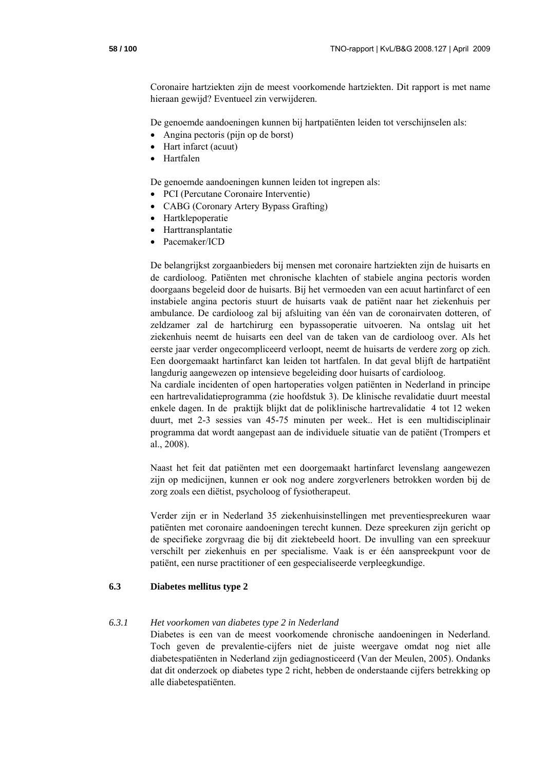Coronaire hartziekten zijn de meest voorkomende hartziekten. Dit rapport is met name hieraan gewijd? Eventueel zin verwijderen.

De genoemde aandoeningen kunnen bij hartpatiënten leiden tot verschijnselen als:

- Angina pectoris (pijn op de borst)
- Hart infarct (acuut)
- Hartfalen

De genoemde aandoeningen kunnen leiden tot ingrepen als:

- PCI (Percutane Coronaire Interventie)
- CABG (Coronary Artery Bypass Grafting)
- Hartklepoperatie
- Harttransplantatie
- Pacemaker/ICD

De belangrijkst zorgaanbieders bij mensen met coronaire hartziekten zijn de huisarts en de cardioloog. Patiënten met chronische klachten of stabiele angina pectoris worden doorgaans begeleid door de huisarts. Bij het vermoeden van een acuut hartinfarct of een instabiele angina pectoris stuurt de huisarts vaak de patiënt naar het ziekenhuis per ambulance. De cardioloog zal bij afsluiting van één van de coronairvaten dotteren, of zeldzamer zal de hartchirurg een bypassoperatie uitvoeren. Na ontslag uit het ziekenhuis neemt de huisarts een deel van de taken van de cardioloog over. Als het eerste jaar verder ongecompliceerd verloopt, neemt de huisarts de verdere zorg op zich. Een doorgemaakt hartinfarct kan leiden tot hartfalen. In dat geval blijft de hartpatiënt langdurig aangewezen op intensieve begeleiding door huisarts of cardioloog.
Na cardiale incidenten of open hartoperaties volgen patiënten in Nederland in principe een hartrevalidatieprogramma (zie hoofdstuk 3). De klinische revalidatie duurt meestal enkele dagen. In de praktijk blijkt dat de poliklinische hartrevalidatie 4 tot 12 weken duurt, met 2-3 sessies van 45-75 minuten per week.. Het is een multidisciplinair programma dat wordt aangepast aan de individuele situatie van de patiënt (Trompers et al., 2008).

Naast het feit dat patiënten met een doorgemaakt hartinfarct levenslang aangewezen zijn op medicijnen, kunnen er ook nog andere zorgverleners betrokken worden bij de zorg zoals een diëtist, psycholoog of fysiotherapeut.

Verder zijn er in Nederland 35 ziekenhuisinstellingen met preventiespreekuren waar patiënten met coronaire aandoeningen terecht kunnen. Deze spreekuren zijn gericht op de specifieke zorgvraag die bij dit ziektebeeld hoort. De invulling van een spreekuur verschilt per ziekenhuis en per specialisme. Vaak is er één aanspreekpunt voor de patiënt, een nurse practitioner of een gespecialiseerde verpleegkundige.

## 6.3 Diabetes mellitus type 2

### *6.3.1 Het voorkomen van diabetes type 2 in Nederland*

Diabetes is een van de meest voorkomende chronische aandoeningen in Nederland. Toch geven de prevalentie-cijfers niet de juiste weergave omdat nog niet alle diabetespatiënten in Nederland zijn gediagnosticeerd (Van der Meulen, 2005). Ondanks dat dit onderzoek op diabetes type 2 richt, hebben de onderstaande cijfers betrekking op alle diabetespatiënten.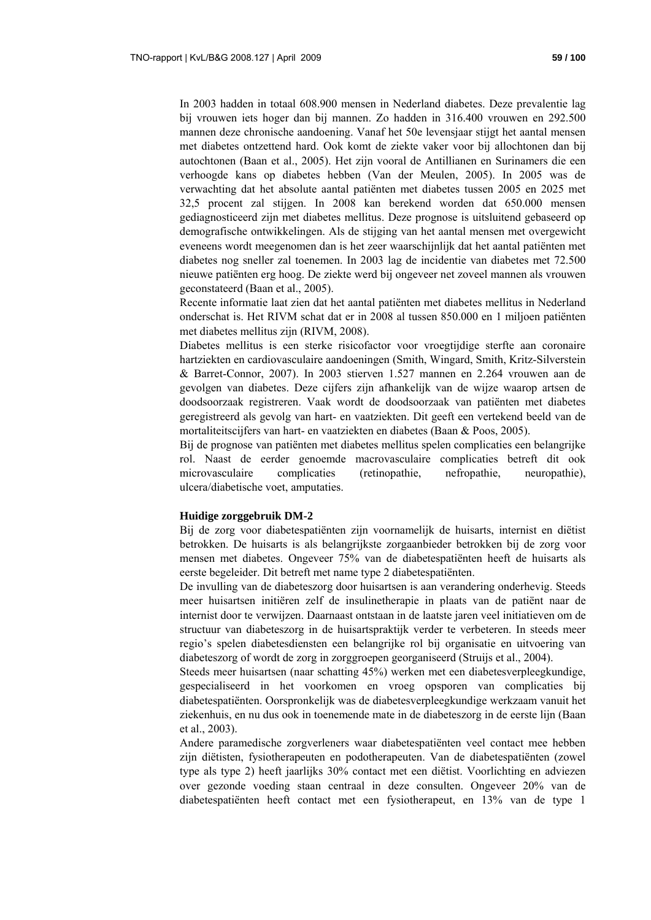In 2003 hadden in totaal 608.900 mensen in Nederland diabetes. Deze prevalentie lag bij vrouwen iets hoger dan bij mannen. Zo hadden in 316.400 vrouwen en 292.500 mannen deze chronische aandoening. Vanaf het 50e levensjaar stijgt het aantal mensen met diabetes ontzettend hard. Ook komt de ziekte vaker voor bij allochtonen dan bij autochtonen (Baan et al., 2005). Het zijn vooral de Antillianen en Surinamers die een verhoogde kans op diabetes hebben (Van der Meulen, 2005). In 2005 was de verwachting dat het absolute aantal patiënten met diabetes tussen 2005 en 2025 met 32,5 procent zal stijgen. In 2008 kan berekend worden dat 650.000 mensen gediagnosticeerd zijn met diabetes mellitus. Deze prognose is uitsluitend gebaseerd op demografische ontwikkelingen. Als de stijging van het aantal mensen met overgewicht eveneens wordt meegenomen dan is het zeer waarschijnlijk dat het aantal patiënten met diabetes nog sneller zal toenemen. In 2003 lag de incidentie van diabetes met 72.500 nieuwe patiënten erg hoog. De ziekte werd bij ongeveer net zoveel mannen als vrouwen geconstateerd (Baan et al., 2005).

Recente informatie laat zien dat het aantal patiënten met diabetes mellitus in Nederland onderschat is. Het RIVM schat dat er in 2008 al tussen 850.000 en 1 miljoen patiënten met diabetes mellitus zijn (RIVM, 2008).

Diabetes mellitus is een sterke risicofactor voor vroegtijdige sterfte aan coronaire hartziekten en cardiovasculaire aandoeningen (Smith, Wingard, Smith, Kritz-Silverstein & Barret-Connor, 2007). In 2003 stierven 1.527 mannen en 2.264 vrouwen aan de gevolgen van diabetes. Deze cijfers zijn afhankelijk van de wijze waarop artsen de doodsoorzaak registreren. Vaak wordt de doodsoorzaak van patiënten met diabetes geregistreerd als gevolg van hart- en vaatziekten. Dit geeft een vertekend beeld van de mortaliteitscijfers van hart- en vaatziekten en diabetes (Baan & Poos, 2005).

Bij de prognose van patiënten met diabetes mellitus spelen complicaties een belangrijke rol. Naast de eerder genoemde macrovasculaire complicaties betreft dit ook microvasculaire complicaties (retinopathie, nefropathie, neuropathie), ulcera/diabetische voet, amputaties.

**Huidige zorggebruik DM-2**

Bij de zorg voor diabetespatiënten zijn voornamelijk de huisarts, internist en diëtist betrokken. De huisarts is als belangrijkste zorgaanbieder betrokken bij de zorg voor mensen met diabetes. Ongeveer 75% van de diabetespatiënten heeft de huisarts als eerste begeleider. Dit betreft met name type 2 diabetespatiënten.

De invulling van de diabeteszorg door huisartsen is aan verandering onderhevig. Steeds meer huisartsen initiëren zelf de insulinetherapie in plaats van de patiënt naar de internist door te verwijzen. Daarnaast ontstaan in de laatste jaren veel initiatieven om de structuur van diabeteszorg in de huisartspraktijk verder te verbeteren. In steeds meer regio's spelen diabetesdiensten een belangrijke rol bij organisatie en uitvoering van diabeteszorg of wordt de zorg in zorggroepen georganiseerd (Struijs et al., 2004).

Steeds meer huisartsen (naar schatting 45%) werken met een diabetesverpleegkundige, gespecialiseerd in het voorkomen en vroeg opsporen van complicaties bij diabetespatiënten. Oorspronkelijk was de diabetesverpleegkundige werkzaam vanuit het ziekenhuis, en nu dus ook in toenemende mate in de diabeteszorg in de eerste lijn (Baan et al., 2003).

Andere paramedische zorgverleners waar diabetespatiënten veel contact mee hebben zijn diëtisten, fysiotherapeuten en podotherapeuten. Van de diabetespatiënten (zowel type als type 2) heeft jaarlijks 30% contact met een diëtist. Voorlichting en adviezen over gezonde voeding staan centraal in deze consulten. Ongeveer 20% van de diabetespatiënten heeft contact met een fysiotherapeut, en 13% van de type 1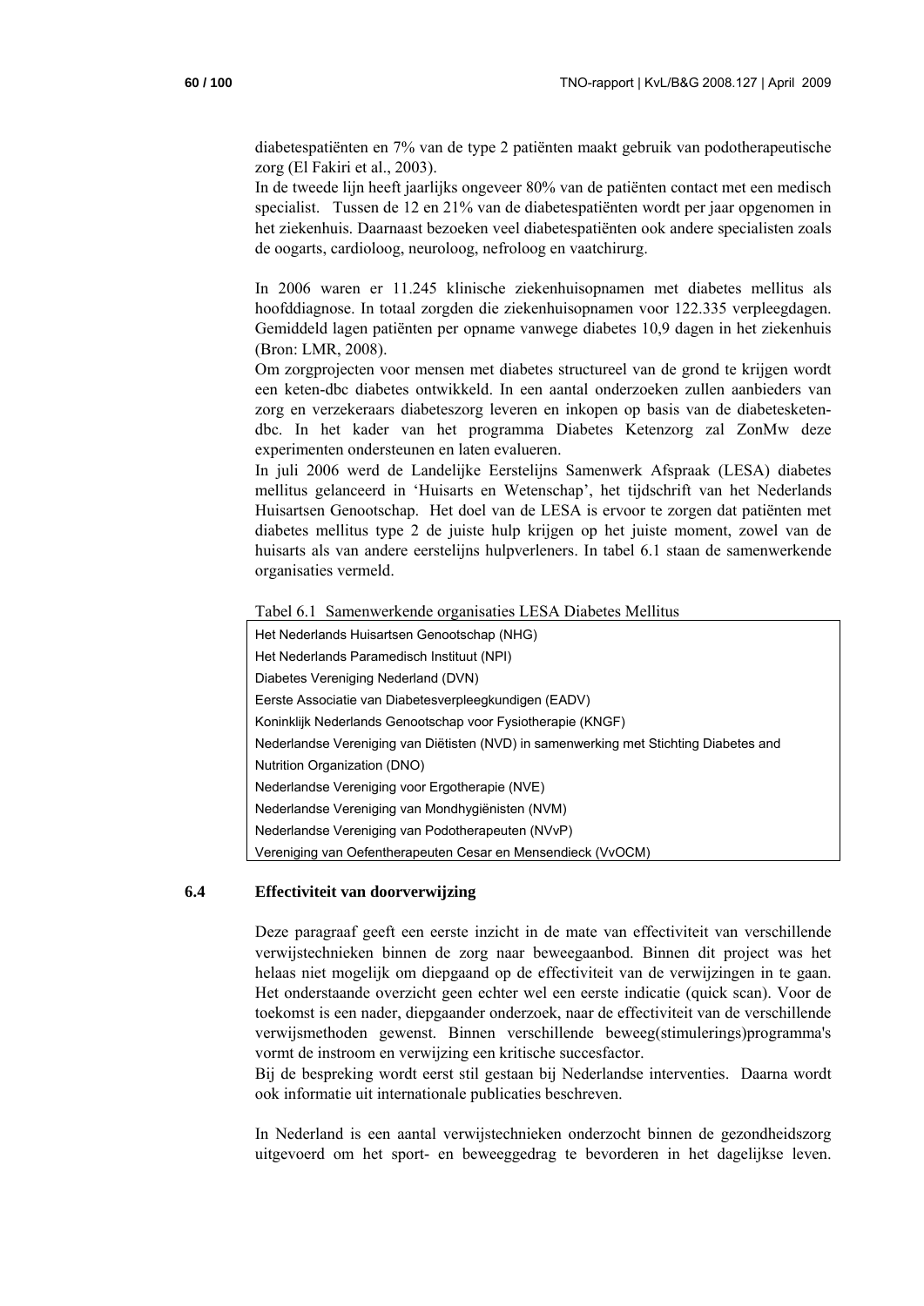diabetespatiënten en 7% van de type 2 patiënten maakt gebruik van podotherapeutische zorg (El Fakiri et al., 2003).
In de tweede lijn heeft jaarlijks ongeveer 80% van de patiënten contact met een medisch specialist. Tussen de 12 en 21% van de diabetespatiënten wordt per jaar opgenomen in het ziekenhuis. Daarnaast bezoeken veel diabetespatiënten ook andere specialisten zoals de oogarts, cardioloog, neuroloog, nefroloog en vaatchirurg.

In 2006 waren er 11.245 klinische ziekenhuisopnamen met diabetes mellitus als hoofddiagnose. In totaal zorgden die ziekenhuisopnamen voor 122.335 verpleegdagen. Gemiddeld lagen patiënten per opname vanwege diabetes 10,9 dagen in het ziekenhuis (Bron: LMR, 2008).
Om zorgprojecten voor mensen met diabetes structureel van de grond te krijgen wordt een keten-dbc diabetes ontwikkeld. In een aantal onderzoeken zullen aanbieders van zorg en verzekeraars diabeteszorg leveren en inkopen op basis van de diabetesketen-dbc. In het kader van het programma Diabetes Ketenzorg zal ZonMw deze experimenten ondersteunen en laten evalueren.
In juli 2006 werd de Landelijke Eerstelijns Samenwerk Afspraak (LESA) diabetes mellitus gelanceerd in 'Huisarts en Wetenschap', het tijdschrift van het Nederlands Huisartsen Genootschap. Het doel van de LESA is ervoor te zorgen dat patiënten met diabetes mellitus type 2 de juiste hulp krijgen op het juiste moment, zowel van de huisarts als van andere eerstelijns hulpverleners. In tabel 6.1 staan de samenwerkende organisaties vermeld.

Tabel 6.1 Samenwerkende organisaties LESA Diabetes Mellitus

| |
|---|
| Het Nederlands Huisartsen Genootschap (NHG) |
| Het Nederlands Paramedisch Instituut (NPI) |
| Diabetes Vereniging Nederland (DVN) |
| Eerste Associatie van Diabetesverpleegkundigen (EADV) |
| Koninklijk Nederlands Genootschap voor Fysiotherapie (KNGF) |
| Nederlandse Vereniging van Diëtisten (NVD) in samenwerking met Stichting Diabetes and Nutrition Organization (DNO) |
| Nederlandse Vereniging voor Ergotherapie (NVE) |
| Nederlandse Vereniging van Mondhygiënisten (NVM) |
| Nederlandse Vereniging van Podotherapeuten (NVvP) |
| Vereniging van Oefentherapeuten Cesar en Mensendieck (VvOCM) |

## 6.4 Effectiviteit van doorverwijzing

Deze paragraaf geeft een eerste inzicht in de mate van effectiviteit van verschillende verwijstechnieken binnen de zorg naar beweegaanbod. Binnen dit project was het helaas niet mogelijk om diepgaand op de effectiviteit van de verwijzingen in te gaan. Het onderstaande overzicht geen echter wel een eerste indicatie (quick scan). Voor de toekomst is een nader, diepgaander onderzoek, naar de effectiviteit van de verschillende verwijsmethoden gewenst. Binnen verschillende beweeg(stimulerings)programma's vormt de instroom en verwijzing een kritische succesfactor.
Bij de bespreking wordt eerst stil gestaan bij Nederlandse interventies. Daarna wordt ook informatie uit internationale publicaties beschreven.

In Nederland is een aantal verwijstechnieken onderzocht binnen de gezondheidszorg uitgevoerd om het sport- en beweeggedrag te bevorderen in het dagelijkse leven.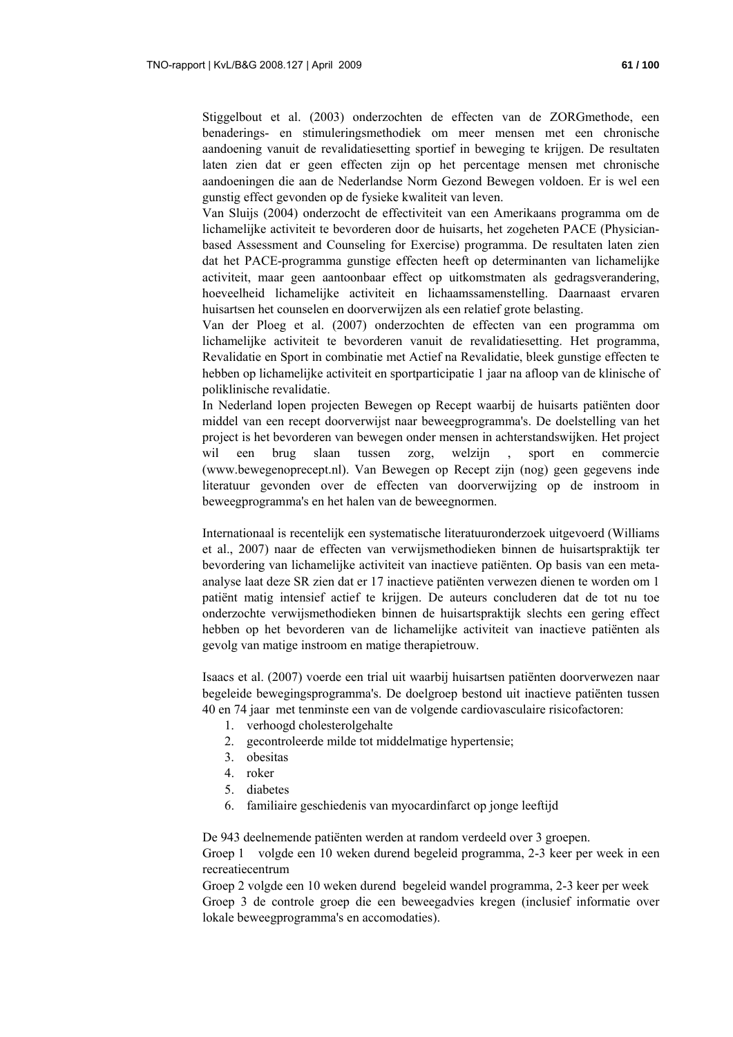Stiggelbout et al. (2003) onderzochten de effecten van de ZORGmethode, een benaderings- en stimuleringsmethodiek om meer mensen met een chronische aandoening vanuit de revalidatiesetting sportief in beweging te krijgen. De resultaten laten zien dat er geen effecten zijn op het percentage mensen met chronische aandoeningen die aan de Nederlandse Norm Gezond Bewegen voldoen. Er is wel een gunstig effect gevonden op de fysieke kwaliteit van leven.
Van Sluijs (2004) onderzocht de effectiviteit van een Amerikaans programma om de lichamelijke activiteit te bevorderen door de huisarts, het zogeheten PACE (Physician-based Assessment and Counseling for Exercise) programma. De resultaten laten zien dat het PACE-programma gunstige effecten heeft op determinanten van lichamelijke activiteit, maar geen aantoonbaar effect op uitkomstmaten als gedragsverandering, hoeveelheid lichamelijke activiteit en lichaamssamenstelling. Daarnaast ervaren huisartsen het counselen en doorverwijzen als een relatief grote belasting.
Van der Ploeg et al. (2007) onderzochten de effecten van een programma om lichamelijke activiteit te bevorderen vanuit de revalidatiesetting. Het programma, Revalidatie en Sport in combinatie met Actief na Revalidatie, bleek gunstige effecten te hebben op lichamelijke activiteit en sportparticipatie 1 jaar na afloop van de klinische of poliklinische revalidatie.
In Nederland lopen projecten Bewegen op Recept waarbij de huisarts patiënten door middel van een recept doorverwijst naar beweegprogramma's. De doelstelling van het project is het bevorderen van bewegen onder mensen in achterstandswijken. Het project wil een brug slaan tussen zorg, welzijn , sport en commercie (www.bewegenoprecept.nl). Van Bewegen op Recept zijn (nog) geen gegevens inde literatuur gevonden over de effecten van doorverwijzing op de instroom in beweegprogramma's en het halen van de beweegnormen.

Internationaal is recentelijk een systematische literatuuronderzoek uitgevoerd (Williams et al., 2007) naar de effecten van verwijsmethodieken binnen de huisartspraktijk ter bevordering van lichamelijke activiteit van inactieve patiënten. Op basis van een meta-analyse laat deze SR zien dat er 17 inactieve patiënten verwezen dienen te worden om 1 patiënt matig intensief actief te krijgen. De auteurs concluderen dat de tot nu toe onderzochte verwijsmethodieken binnen de huisartspraktijk slechts een gering effect hebben op het bevorderen van de lichamelijke activiteit van inactieve patiënten als gevolg van matige instroom en matige therapietrouw.

Isaacs et al. (2007) voerde een trial uit waarbij huisartsen patiënten doorverwezen naar begeleide bewegingsprogramma's. De doelgroep bestond uit inactieve patiënten tussen 40 en 74 jaar met tenminste een van de volgende cardiovasculaire risicofactoren:

1. verhoogd cholesterolgehalte
2. gecontroleerde milde tot middelmatige hypertensie;
3. obesitas
4. roker
5. diabetes
6. familiaire geschiedenis van myocardinfarct op jonge leeftijd

De 943 deelnemende patiënten werden at random verdeeld over 3 groepen.
Groep 1 volgde een 10 weken durend begeleid programma, 2-3 keer per week in een recreatiecentrum
Groep 2 volgde een 10 weken durend begeleid wandel programma, 2-3 keer per week
Groep 3 de controle groep die een beweegadvies kregen (inclusief informatie over lokale beweegprogramma's en accomodaties).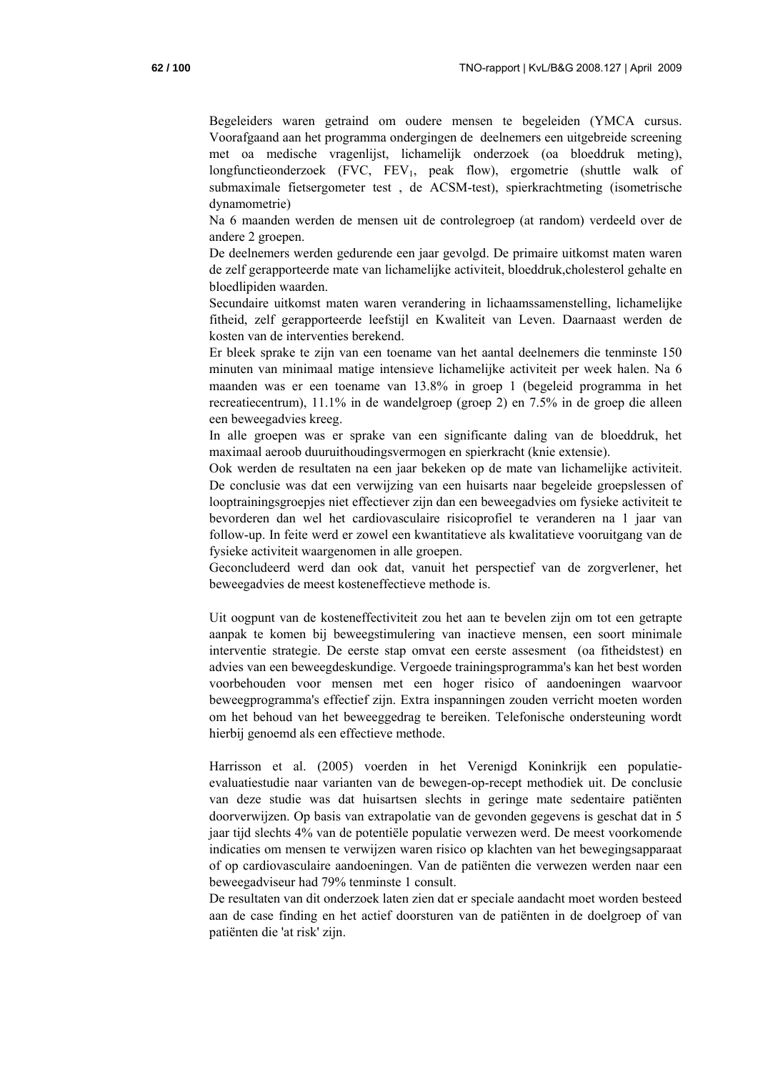Begeleiders waren getraind om oudere mensen te begeleiden (YMCA cursus. Voorafgaand aan het programma ondergingen de deelnemers een uitgebreide screening met oa medische vragenlijst, lichamelijk onderzoek (oa bloeddruk meting), longfunctieonderzoek (FVC, $FEV_1$, peak flow), ergometrie (shuttle walk of submaximale fietsergometer test , de ACSM-test), spierkrachtmeting (isometrische dynamometrie)

Na 6 maanden werden de mensen uit de controlegroep (at random) verdeeld over de andere 2 groepen.

De deelnemers werden gedurende een jaar gevolgd. De primaire uitkomst maten waren de zelf gerapporteerde mate van lichamelijke activiteit, bloeddruk,cholesterol gehalte en bloedlipiden waarden.

Secundaire uitkomst maten waren verandering in lichaamssamenstelling, lichamelijke fitheid, zelf gerapporteerde leefstijl en Kwaliteit van Leven. Daarnaast werden de kosten van de interventies berekend.

Er bleek sprake te zijn van een toename van het aantal deelnemers die tenminste 150 minuten van minimaal matige intensieve lichamelijke activiteit per week halen. Na 6 maanden was er een toename van 13.8% in groep 1 (begeleid programma in het recreatiecentrum), 11.1% in de wandelgroep (groep 2) en 7.5% in de groep die alleen een beweegadvies kreeg.

In alle groepen was er sprake van een significante daling van de bloeddruk, het maximaal aeroob duuruithoudingsvermogen en spierkracht (knie extensie).

Ook werden de resultaten na een jaar bekeken op de mate van lichamelijke activiteit. De conclusie was dat een verwijzing van een huisarts naar begeleide groepslessen of looptrainingsgroepjes niet effectiever zijn dan een beweegadvies om fysieke activiteit te bevorderen dan wel het cardiovasculaire risicoprofiel te veranderen na 1 jaar van follow-up. In feite werd er zowel een kwantitatieve als kwalitatieve vooruitgang van de fysieke activiteit waargenomen in alle groepen.

Geconcludeerd werd dan ook dat, vanuit het perspectief van de zorgverlener, het beweegadvies de meest kosteneffectieve methode is.

Uit oogpunt van de kosteneffectiviteit zou het aan te bevelen zijn om tot een getrapte aanpak te komen bij beweegstimulering van inactieve mensen, een soort minimale interventie strategie. De eerste stap omvat een eerste assesment (oa fitheidstest) en advies van een beweegdeskundige. Vergoede trainingsprogramma's kan het best worden voorbehouden voor mensen met een hoger risico of aandoeningen waarvoor beweegprogramma's effectief zijn. Extra inspanningen zouden verricht moeten worden om het behoud van het beweeggedrag te bereiken. Telefonische ondersteuning wordt hierbij genoemd als een effectieve methode.

Harrisson et al. (2005) voerden in het Verenigd Koninkrijk een populatie-evaluatiestudie naar varianten van de bewegen-op-recept methodiek uit. De conclusie van deze studie was dat huisartsen slechts in geringe mate sedentaire patiënten doorverwijzen. Op basis van extrapolatie van de gevonden gegevens is geschat dat in 5 jaar tijd slechts 4% van de potentiële populatie verwezen werd. De meest voorkomende indicaties om mensen te verwijzen waren risico op klachten van het bewegingsapparaat of op cardiovasculaire aandoeningen. Van de patiënten die verwezen werden naar een beweegadviseur had 79% tenminste 1 consult.

De resultaten van dit onderzoek laten zien dat er speciale aandacht moet worden besteed aan de case finding en het actief doorsturen van de patiënten in de doelgroep of van patiënten die 'at risk' zijn.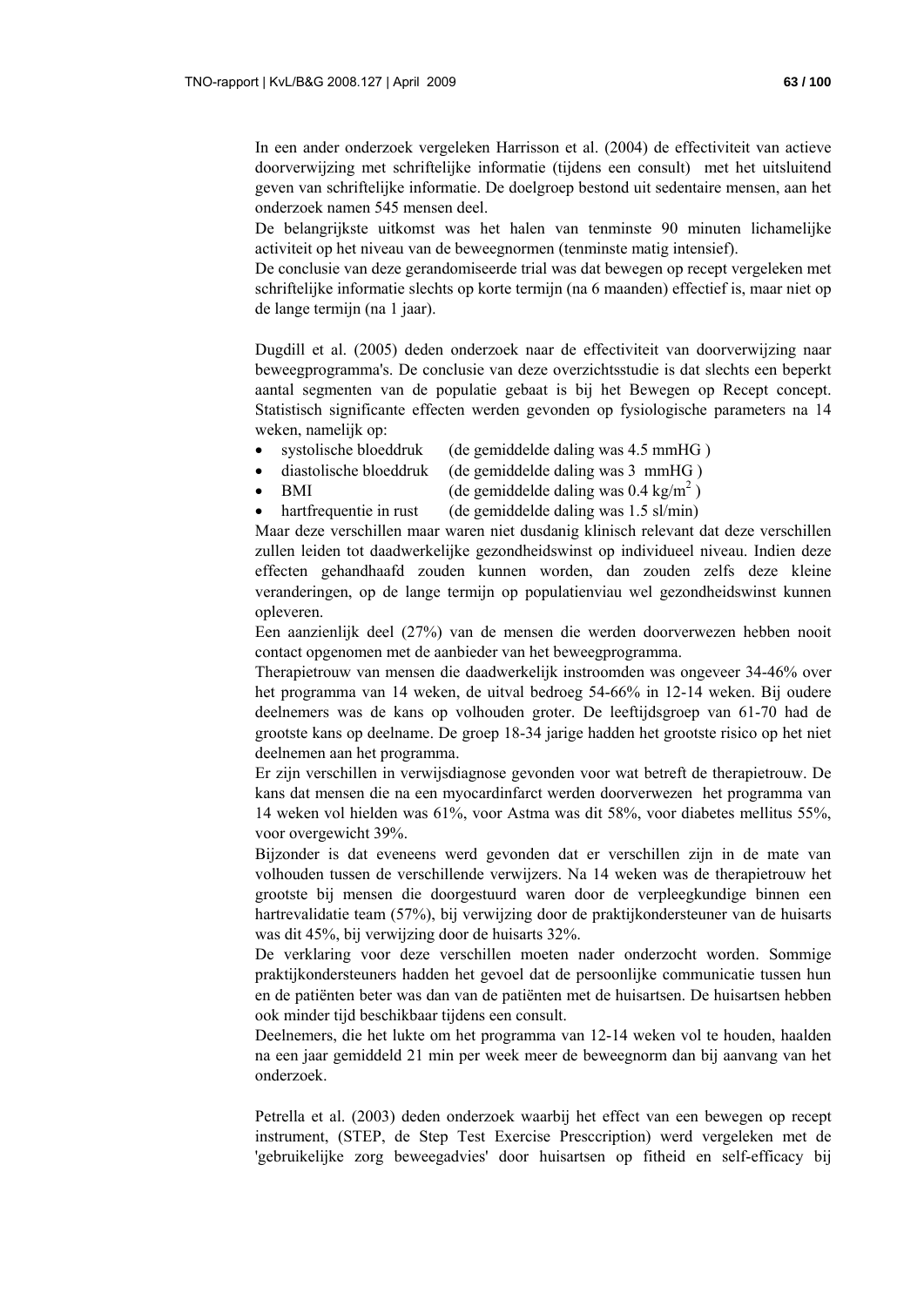In een ander onderzoek vergeleken Harrisson et al. (2004) de effectiviteit van actieve doorverwijzing met schriftelijke informatie (tijdens een consult) met het uitsluitend geven van schriftelijke informatie. De doelgroep bestond uit sedentaire mensen, aan het onderzoek namen 545 mensen deel.

De belangrijkste uitkomst was het halen van tenminste 90 minuten lichamelijke activiteit op het niveau van de beweegnormen (tenminste matig intensief).

De conclusie van deze gerandomiseerde trial was dat bewegen op recept vergeleken met schriftelijke informatie slechts op korte termijn (na 6 maanden) effectief is, maar niet op de lange termijn (na 1 jaar).

Dugdill et al. (2005) deden onderzoek naar de effectiviteit van doorverwijzing naar beweegprogramma's. De conclusie van deze overzichtsstudie is dat slechts een beperkt aantal segmenten van de populatie gebaat is bij het Bewegen op Recept concept. Statistisch significante effecten werden gevonden op fysiologische parameters na 14 weken, namelijk op:

- systolische bloeddruk (de gemiddelde daling was 4.5 mmHG )
- diastolische bloeddruk (de gemiddelde daling was 3 mmHG )
- BMI (de gemiddelde daling was 0.4 $kg/m^2$ )
- hartfrequentie in rust (de gemiddelde daling was 1.5 sl/min)

Maar deze verschillen maar waren niet dusdanig klinisch relevant dat deze verschillen zullen leiden tot daadwerkelijke gezondheidswinst op individueel niveau. Indien deze effecten gehandhaafd zouden kunnen worden, dan zouden zelfs deze kleine veranderingen, op de lange termijn op populatienviau wel gezondheidswinst kunnen opleveren.

Een aanzienlijk deel (27%) van de mensen die werden doorverwezen hebben nooit contact opgenomen met de aanbieder van het beweegprogramma.

Therapietrouw van mensen die daadwerkelijk instroomden was ongeveer 34-46% over het programma van 14 weken, de uitval bedroeg 54-66% in 12-14 weken. Bij oudere deelnemers was de kans op volhouden groter. De leeftijdsgroep van 61-70 had de grootste kans op deelname. De groep 18-34 jarige hadden het grootste risico op het niet deelnemen aan het programma.

Er zijn verschillen in verwijsdiagnose gevonden voor wat betreft de therapietrouw. De kans dat mensen die na een myocardinfarct werden doorverwezen het programma van 14 weken vol hielden was 61%, voor Astma was dit 58%, voor diabetes mellitus 55%, voor overgewicht 39%.

Bijzonder is dat eveneens werd gevonden dat er verschillen zijn in de mate van volhouden tussen de verschillende verwijzers. Na 14 weken was de therapietrouw het grootste bij mensen die doorgestuurd waren door de verpleegkundige binnen een hartrevalidatie team (57%), bij verwijzing door de praktijkondersteuner van de huisarts was dit 45%, bij verwijzing door de huisarts 32%.

De verklaring voor deze verschillen moeten nader onderzocht worden. Sommige praktijkondersteuners hadden het gevoel dat de persoonlijke communicatie tussen hun en de patiënten beter was dan van de patiënten met de huisartsen. De huisartsen hebben ook minder tijd beschikbaar tijdens een consult.

Deelnemers, die het lukte om het programma van 12-14 weken vol te houden, haalden na een jaar gemiddeld 21 min per week meer de beweegnorm dan bij aanvang van het onderzoek.

Petrella et al. (2003) deden onderzoek waarbij het effect van een bewegen op recept instrument, (STEP, de Step Test Exercise Presccription) werd vergeleken met de 'gebruikelijke zorg beweegadvies' door huisartsen op fitheid en self-efficacy bij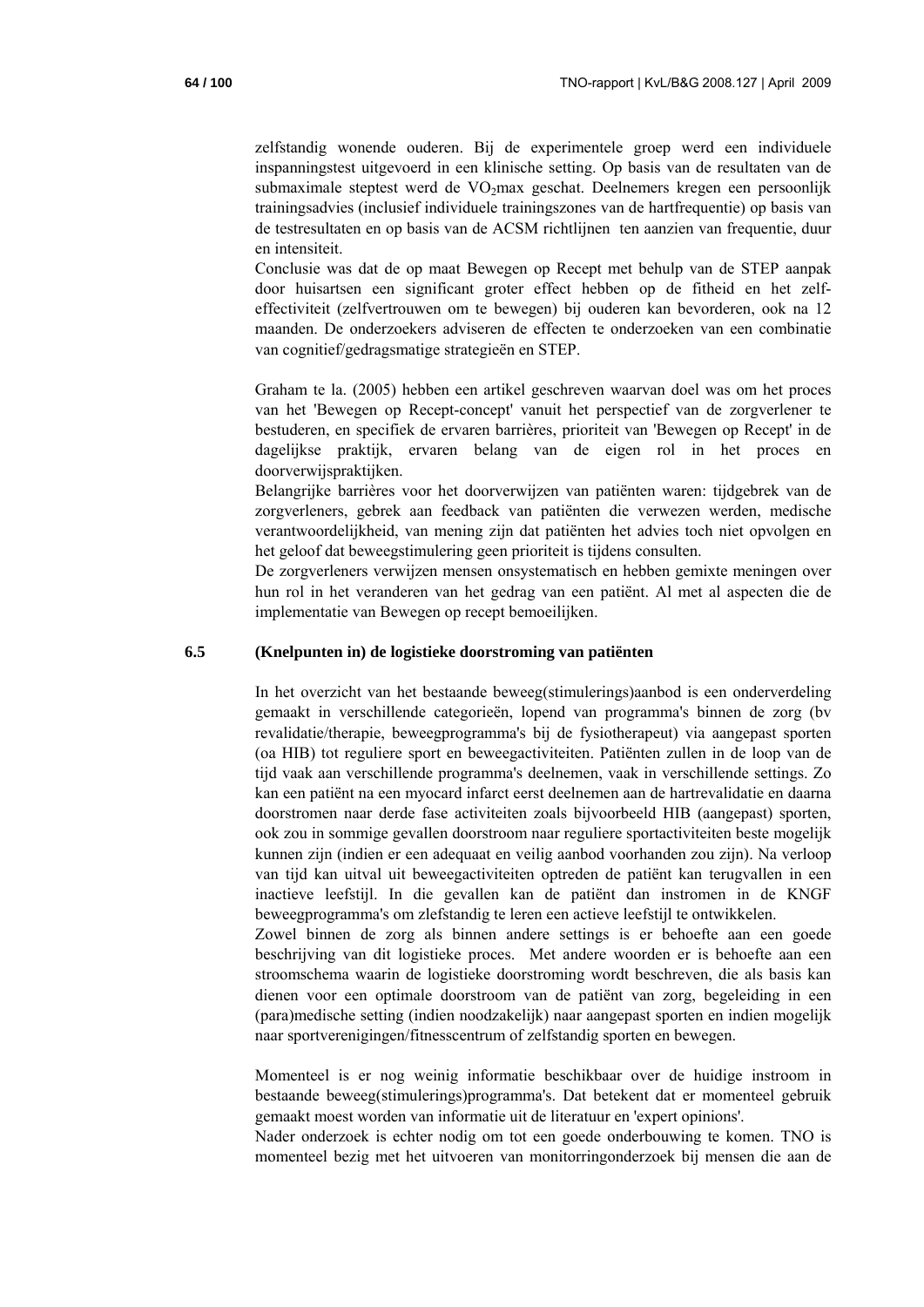zelfstandig wonende ouderen. Bij de experimentele groep werd een individuele inspanningstest uitgevoerd in een klinische setting. Op basis van de resultaten van de submaximale steptest werd de $VO_2$max geschat. Deelnemers kregen een persoonlijk trainingsadvies (inclusief individuele trainingszones van de hartfrequentie) op basis van de testresultaten en op basis van de ACSM richtlijnen ten aanzien van frequentie, duur en intensiteit.

Conclusie was dat de op maat Bewegen op Recept met behulp van de STEP aanpak door huisartsen een significant groter effect hebben op de fitheid en het zelf-effectiviteit (zelfvertrouwen om te bewegen) bij ouderen kan bevorderen, ook na 12 maanden. De onderzoekers adviseren de effecten te onderzoeken van een combinatie van cognitief/gedragsmatige strategieën en STEP.

Graham te la. (2005) hebben een artikel geschreven waarvan doel was om het proces van het 'Bewegen op Recept-concept' vanuit het perspectief van de zorgverlener te bestuderen, en specifiek de ervaren barrières, prioriteit van 'Bewegen op Recept' in de dagelijkse praktijk, ervaren belang van de eigen rol in het proces en doorverwijspraktijken.

Belangrijke barrières voor het doorverwijzen van patiënten waren: tijdgebrek van de zorgverleners, gebrek aan feedback van patiënten die verwezen werden, medische verantwoordelijkheid, van mening zijn dat patiënten het advies toch niet opvolgen en het geloof dat beweegstimulering geen prioriteit is tijdens consulten.

De zorgverleners verwijzen mensen onsystematisch en hebben gemixte meningen over hun rol in het veranderen van het gedrag van een patiënt. Al met al aspecten die de implementatie van Bewegen op recept bemoeilijken.

## 6.5 (Knelpunten in) de logistieke doorstroming van patiënten

In het overzicht van het bestaande beweeg(stimulerings)aanbod is een onderverdeling gemaakt in verschillende categorieën, lopend van programma's binnen de zorg (bv revalidatie/therapie, beweegprogramma's bij de fysiotherapeut) via aangepast sporten (oa HIB) tot reguliere sport en beweegactiviteiten. Patiënten zullen in de loop van de tijd vaak aan verschillende programma's deelnemen, vaak in verschillende settings. Zo kan een patiënt na een myocard infarct eerst deelnemen aan de hartrevalidatie en daarna doorstromen naar derde fase activiteiten zoals bijvoorbeeld HIB (aangepast) sporten, ook zou in sommige gevallen doorstroom naar reguliere sportactiviteiten beste mogelijk kunnen zijn (indien er een adequaat en veilig aanbod voorhanden zou zijn). Na verloop van tijd kan uitval uit beweegactiviteiten optreden de patiënt kan terugvallen in een inactieve leefstijl. In die gevallen kan de patiënt dan instromen in de KNGF beweegprogramma's om zlefstandig te leren een actieve leefstijl te ontwikkelen.

Zowel binnen de zorg als binnen andere settings is er behoefte aan een goede beschrijving van dit logistieke proces. Met andere woorden er is behoefte aan een stroomschema waarin de logistieke doorstroming wordt beschreven, die als basis kan dienen voor een optimale doorstroom van de patiënt van zorg, begeleiding in een (para)medische setting (indien noodzakelijk) naar aangepast sporten en indien mogelijk naar sportverenigingen/fitnesscentrum of zelfstandig sporten en bewegen.

Momenteel is er nog weinig informatie beschikbaar over de huidige instroom in bestaande beweeg(stimulerings)programma's. Dat betekent dat er momenteel gebruik gemaakt moest worden van informatie uit de literatuur en 'expert opinions'.

Nader onderzoek is echter nodig om tot een goede onderbouwing te komen. TNO is momenteel bezig met het uitvoeren van monitorringonderzoek bij mensen die aan de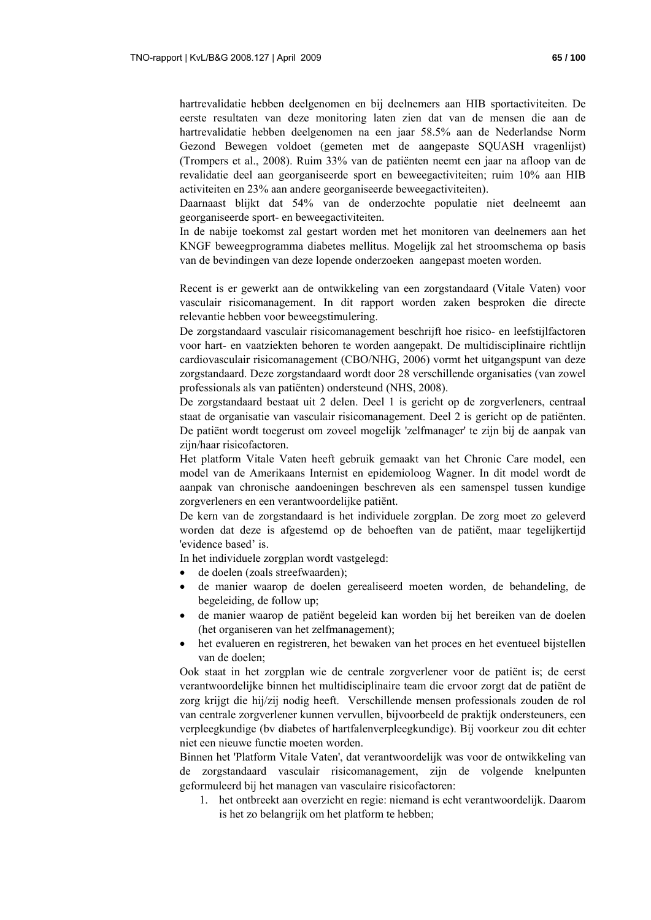hartrevalidatie hebben deelgenomen en bij deelnemers aan HIB sportactiviteiten. De eerste resultaten van deze monitoring laten zien dat van de mensen die aan de hartrevalidatie hebben deelgenomen na een jaar 58.5% aan de Nederlandse Norm Gezond Bewegen voldoet (gemeten met de aangepaste SQUASH vragenlijst) (Trompers et al., 2008). Ruim 33% van de patiënten neemt een jaar na afloop van de revalidatie deel aan georganiseerde sport en beweegactiviteiten; ruim 10% aan HIB activiteiten en 23% aan andere georganiseerde beweegactiviteiten).

Daarnaast blijkt dat 54% van de onderzochte populatie niet deelneemt aan georganiseerde sport- en beweegactiviteiten.

In de nabije toekomst zal gestart worden met het monitoren van deelnemers aan het KNGF beweegprogramma diabetes mellitus. Mogelijk zal het stroomschema op basis van de bevindingen van deze lopende onderzoeken aangepast moeten worden.

Recent is er gewerkt aan de ontwikkeling van een zorgstandaard (Vitale Vaten) voor vasculair risicomanagement. In dit rapport worden zaken besproken die directe relevantie hebben voor beweegstimulering.

De zorgstandaard vasculair risicomanagement beschrijft hoe risico- en leefstijlfactoren voor hart- en vaatziekten behoren te worden aangepakt. De multidisciplinaire richtlijn cardiovasculair risicomanagement (CBO/NHG, 2006) vormt het uitgangspunt van deze zorgstandaard. Deze zorgstandaard wordt door 28 verschillende organisaties (van zowel professionals als van patiënten) ondersteund (NHS, 2008).

De zorgstandaard bestaat uit 2 delen. Deel 1 is gericht op de zorgverleners, centraal staat de organisatie van vasculair risicomanagement. Deel 2 is gericht op de patiënten. De patiënt wordt toegerust om zoveel mogelijk 'zelfmanager' te zijn bij de aanpak van zijn/haar risicofactoren.

Het platform Vitale Vaten heeft gebruik gemaakt van het Chronic Care model, een model van de Amerikaans Internist en epidemioloog Wagner. In dit model wordt de aanpak van chronische aandoeningen beschreven als een samenspel tussen kundige zorgverleners en een verantwoordelijke patiënt.

De kern van de zorgstandaard is het individuele zorgplan. De zorg moet zo geleverd worden dat deze is afgestemd op de behoeften van de patiënt, maar tegelijkertijd 'evidence based' is.

In het individuele zorgplan wordt vastgelegd:

- de doelen (zoals streefwaarden);
- de manier waarop de doelen gerealiseerd moeten worden, de behandeling, de begeleiding, de follow up;
- de manier waarop de patiënt begeleid kan worden bij het bereiken van de doelen (het organiseren van het zelfmanagement);
- het evalueren en registreren, het bewaken van het proces en het eventueel bijstellen van de doelen;

Ook staat in het zorgplan wie de centrale zorgverlener voor de patiënt is; de eerst verantwoordelijke binnen het multidisciplinaire team die ervoor zorgt dat de patiënt de zorg krijgt die hij/zij nodig heeft. Verschillende mensen professionals zouden de rol van centrale zorgverlener kunnen vervullen, bijvoorbeeld de praktijk ondersteuners, een verpleegkundige (bv diabetes of hartfalenverpleegkundige). Bij voorkeur zou dit echter niet een nieuwe functie moeten worden.

Binnen het 'Platform Vitale Vaten', dat verantwoordelijk was voor de ontwikkeling van de zorgstandaard vasculair risicomanagement, zijn de volgende knelpunten geformuleerd bij het managen van vasculaire risicofactoren:

1. het ontbreekt aan overzicht en regie: niemand is echt verantwoordelijk. Daarom is het zo belangrijk om het platform te hebben;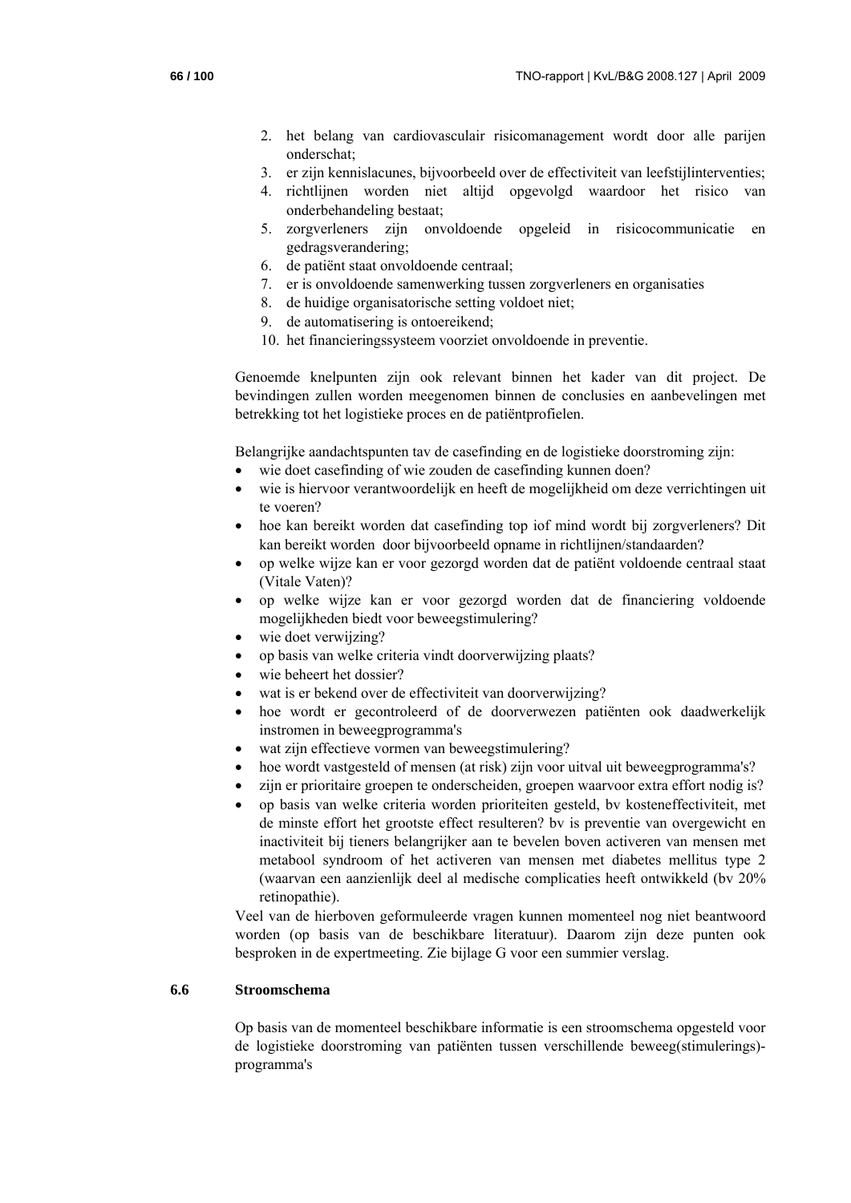2. het belang van cardiovasculair risicomanagement wordt door alle parijen onderschat;
3. er zijn kennislacunes, bijvoorbeeld over de effectiviteit van leefstijlinterventies;
4. richtlijnen worden niet altijd opgevolgd waardoor het risico van onderbehandeling bestaat;
5. zorgverleners zijn onvoldoende opgeleid in risicocommunicatie en gedragsverandering;
6. de patiënt staat onvoldoende centraal;
7. er is onvoldoende samenwerking tussen zorgverleners en organisaties
8. de huidige organisatorische setting voldoet niet;
9. de automatisering is ontoereikend;
10. het financieringssysteem voorziet onvoldoende in preventie.

Genoemde knelpunten zijn ook relevant binnen het kader van dit project. De bevindingen zullen worden meegenomen binnen de conclusies en aanbevelingen met betrekking tot het logistieke proces en de patiëntprofielen.

Belangrijke aandachtspunten tav de casefinding en de logistieke doorstroming zijn:

- wie doet casefinding of wie zouden de casefinding kunnen doen?
- wie is hiervoor verantwoordelijk en heeft de mogelijkheid om deze verrichtingen uit te voeren?
- hoe kan bereikt worden dat casefinding top iof mind wordt bij zorgverleners? Dit kan bereikt worden door bijvoorbeeld opname in richtlijnen/standaarden?
- op welke wijze kan er voor gezorgd worden dat de patiënt voldoende centraal staat (Vitale Vaten)?
- op welke wijze kan er voor gezorgd worden dat de financiering voldoende mogelijkheden biedt voor beweegstimulering?
- wie doet verwijzing?
- op basis van welke criteria vindt doorverwijzing plaats?
- wie beheert het dossier?
- wat is er bekend over de effectiviteit van doorverwijzing?
- hoe wordt er gecontroleerd of de doorverwezen patiënten ook daadwerkelijk instromen in beweegprogramma's
- wat zijn effectieve vormen van beweegstimulering?
- hoe wordt vastgesteld of mensen (at risk) zijn voor uitval uit beweegprogramma's?
- zijn er prioritaire groepen te onderscheiden, groepen waarvoor extra effort nodig is?
- op basis van welke criteria worden prioriteiten gesteld, bv kosteneffectiviteit, met de minste effort het grootste effect resulteren? bv is preventie van overgewicht en inactiviteit bij tieners belangrijker aan te bevelen boven activeren van mensen met metabool syndroom of het activeren van mensen met diabetes mellitus type 2 (waarvan een aanzienlijk deel al medische complicaties heeft ontwikkeld (bv 20% retinopathie).

Veel van de hierboven geformuleerde vragen kunnen momenteel nog niet beantwoord worden (op basis van de beschikbare literatuur). Daarom zijn deze punten ook besproken in de expertmeeting. Zie bijlage G voor een summier verslag.

## 6.6 Stroomschema

Op basis van de momenteel beschikbare informatie is een stroomschema opgesteld voor de logistieke doorstroming van patiënten tussen verschillende beweeg(stimulerings)-programma's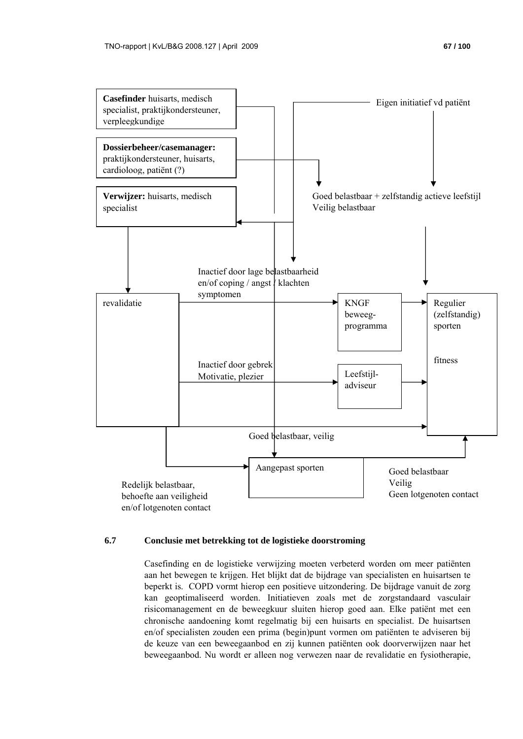**Casefinder** huisarts, medisch specialist, praktijkondersteuner, verpleegkundige

**Dossierbeheer/casemanager:** praktijkondersteuner, huisarts, cardioloog, patiënt (?)

**Verwijzer:** huisarts, medisch specialist

Eigen initiatief vd patiënt

Goed belastbaar + zelfstandig actieve leefstijl
Veilig belastbaar

revalidatie

Inactief door lage belastbaarheid en/of coping / angst / klachten symptomen

KNGF beweeg-programma

Regulier (zelfstandig) sporten

fitness

Inactief door gebrek Motivatie, plezier

Leefstijl-adviseur

Goed belastbaar, veilig

Aangepast sporten

Redelijk belastbaar, behoefte aan veiligheid en/of lotgenoten contact

Goed belastbaar
Veilig
Geen lotgenoten contact

### 6.7 Conclusie met betrekking tot de logistieke doorstroming

Casefinding en de logistieke verwijzing moeten verbeterd worden om meer patiënten aan het bewegen te krijgen. Het blijkt dat de bijdrage van specialisten en huisartsen te beperkt is. COPD vormt hierop een positieve uitzondering. De bijdrage vanuit de zorg kan geoptimaliseerd worden. Initiatieven zoals met de zorgstandaard vasculair risicomanagement en de beweegkuur sluiten hierop goed aan. Elke patiënt met een chronische aandoening komt regelmatig bij een huisarts en specialist. De huisartsen en/of specialisten zouden een prima (begin)punt vormen om patiënten te adviseren bij de keuze van een beweegaanbod en zij kunnen patiënten ook doorverwijzen naar het beweegaanbod. Nu wordt er alleen nog verwezen naar de revalidatie en fysiotherapie,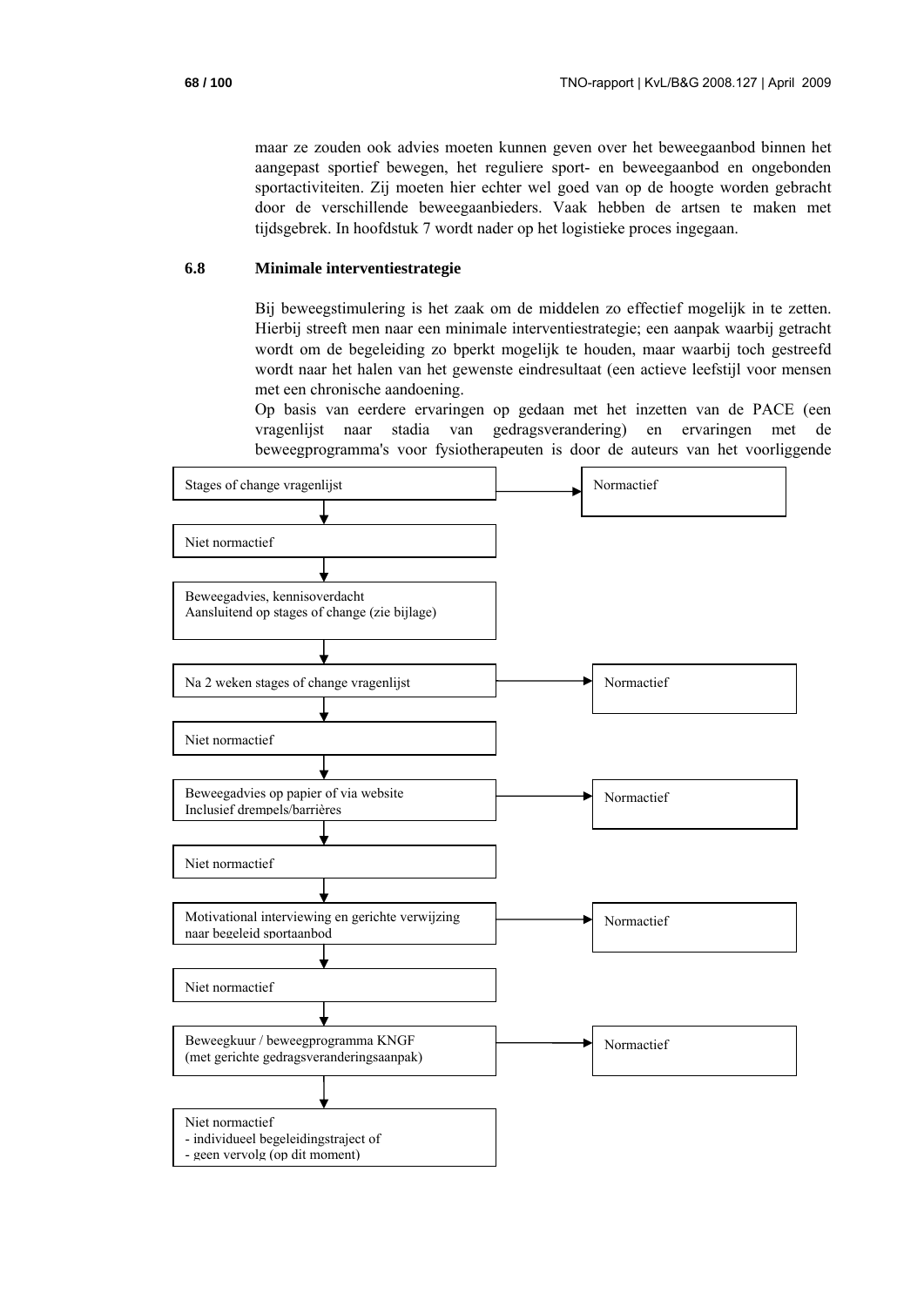maar ze zouden ook advies moeten kunnen geven over het beweegaanbod binnen het aangepast sportief bewegen, het reguliere sport- en beweegaanbod en ongebonden sportactiviteiten. Zij moeten hier echter wel goed van op de hoogte worden gebracht door de verschillende beweegaanbieders. Vaak hebben de artsen te maken met tijdsgebrek. In hoofdstuk 7 wordt nader op het logistieke proces ingegaan.

### 6.8 Minimale interventiestrategie

Bij beweegstimulering is het zaak om de middelen zo effectief mogelijk in te zetten. Hierbij streeft men naar een minimale interventiestrategie; een aanpak waarbij getracht wordt om de begeleiding zo bperkt mogelijk te houden, maar waarbij toch gestreefd wordt naar het halen van het gewenste eindresultaat (een actieve leefstijl voor mensen met een chronische aandoening.

Op basis van eerdere ervaringen op gedaan met het inzetten van de PACE (een vragenlijst naar stadia van gedragsverandering) en ervaringen met de beweegprogramma's voor fysiotherapeuten is door de auteurs van het voorliggende

Stages of change vragenlijst → Normactief

↓

Niet normactief

↓

Beweegadvies, kennisoverdacht
Aansluitend op stages of change (zie bijlage)

↓

Na 2 weken stages of change vragenlijst → Normactief

↓

Niet normactief

↓

Beweegadvies op papier of via website
Inclusief drempels/barrières → Normactief

↓

Niet normactief

↓

Motivational interviewing en gerichte verwijzing naar begeleid sportaanbod → Normactief

↓

Niet normactief

↓

Beweegkuur / beweegprogramma KNGF
(met gerichte gedragsveranderingsaanpak) → Normactief

↓

Niet normactief
- individueel begeleidingstraject of
- geen vervolg (op dit moment)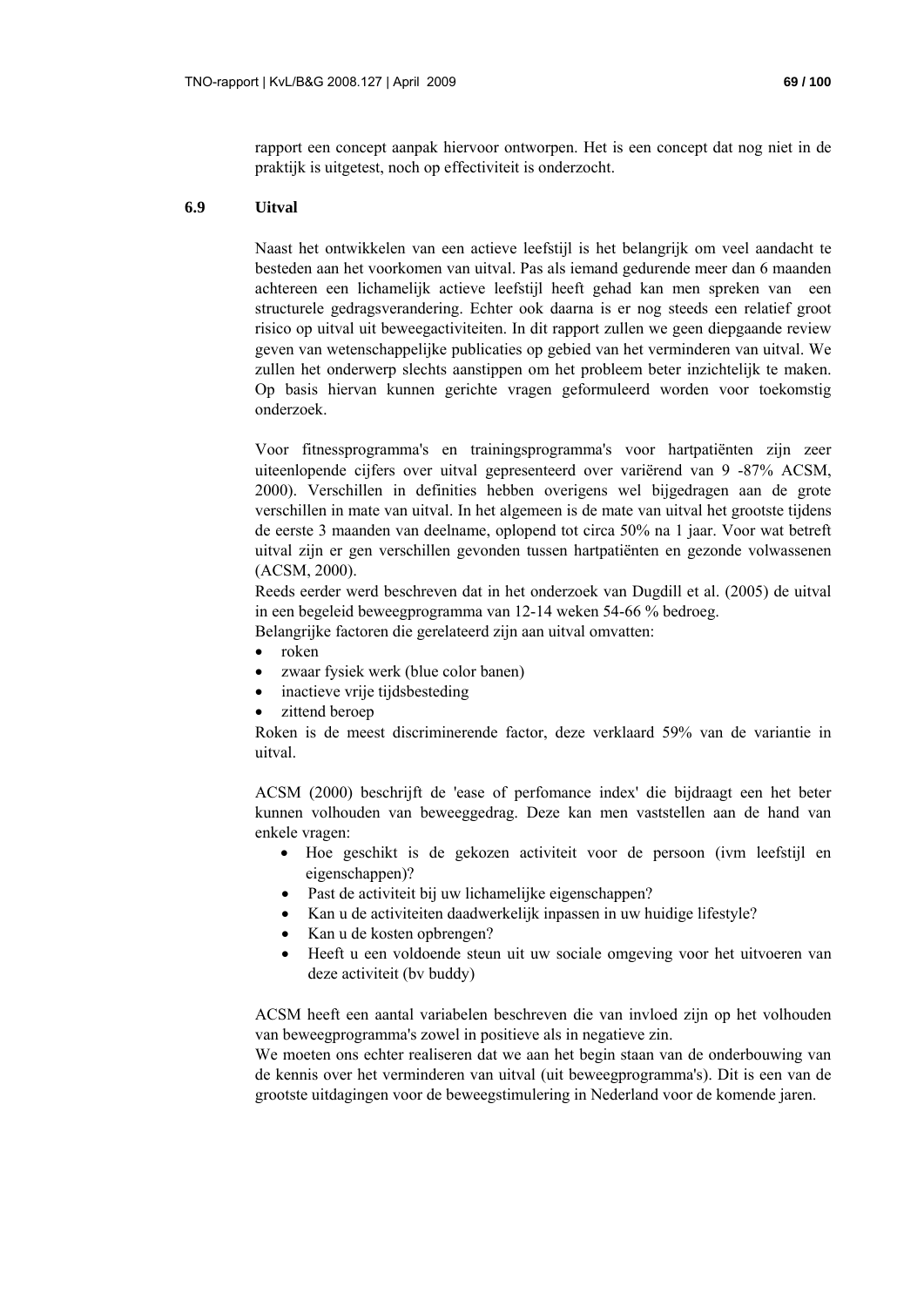rapport een concept aanpak hiervoor ontworpen. Het is een concept dat nog niet in de praktijk is uitgetest, noch op effectiviteit is onderzocht.

### 6.9 Uitval

Naast het ontwikkelen van een actieve leefstijl is het belangrijk om veel aandacht te besteden aan het voorkomen van uitval. Pas als iemand gedurende meer dan 6 maanden achtereen een lichamelijk actieve leefstijl heeft gehad kan men spreken van een structurele gedragsverandering. Echter ook daarna is er nog steeds een relatief groot risico op uitval uit beweegactiviteiten. In dit rapport zullen we geen diepgaande review geven van wetenschappelijke publicaties op gebied van het verminderen van uitval. We zullen het onderwerp slechts aanstippen om het probleem beter inzichtelijk te maken. Op basis hiervan kunnen gerichte vragen geformuleerd worden voor toekomstig onderzoek.

Voor fitnessprogramma's en trainingsprogramma's voor hartpatiënten zijn zeer uiteenlopende cijfers over uitval gepresenteerd over variërend van 9 -87% ACSM, 2000). Verschillen in definities hebben overigens wel bijgedragen aan de grote verschillen in mate van uitval. In het algemeen is de mate van uitval het grootste tijdens de eerste 3 maanden van deelname, oplopend tot circa 50% na 1 jaar. Voor wat betreft uitval zijn er gen verschillen gevonden tussen hartpatiënten en gezonde volwassenen (ACSM, 2000).

Reeds eerder werd beschreven dat in het onderzoek van Dugdill et al. (2005) de uitval in een begeleid beweegprogramma van 12-14 weken 54-66 % bedroeg.

Belangrijke factoren die gerelateerd zijn aan uitval omvatten:

- roken
- zwaar fysiek werk (blue color banen)
- inactieve vrije tijdsbesteding
- zittend beroep

Roken is de meest discriminerende factor, deze verklaard 59% van de variantie in uitval.

ACSM (2000) beschrijft de 'ease of perfomance index' die bijdraagt een het beter kunnen volhouden van beweeggedrag. Deze kan men vaststellen aan de hand van enkele vragen:

- Hoe geschikt is de gekozen activiteit voor de persoon (ivm leefstijl en eigenschappen)?
- Past de activiteit bij uw lichamelijke eigenschappen?
- Kan u de activiteiten daadwerkelijk inpassen in uw huidige lifestyle?
- Kan u de kosten opbrengen?
- Heeft u een voldoende steun uit uw sociale omgeving voor het uitvoeren van deze activiteit (bv buddy)

ACSM heeft een aantal variabelen beschreven die van invloed zijn op het volhouden van beweegprogramma's zowel in positieve als in negatieve zin.

We moeten ons echter realiseren dat we aan het begin staan van de onderbouwing van de kennis over het verminderen van uitval (uit beweegprogramma's). Dit is een van de grootste uitdagingen voor de beweegstimulering in Nederland voor de komende jaren.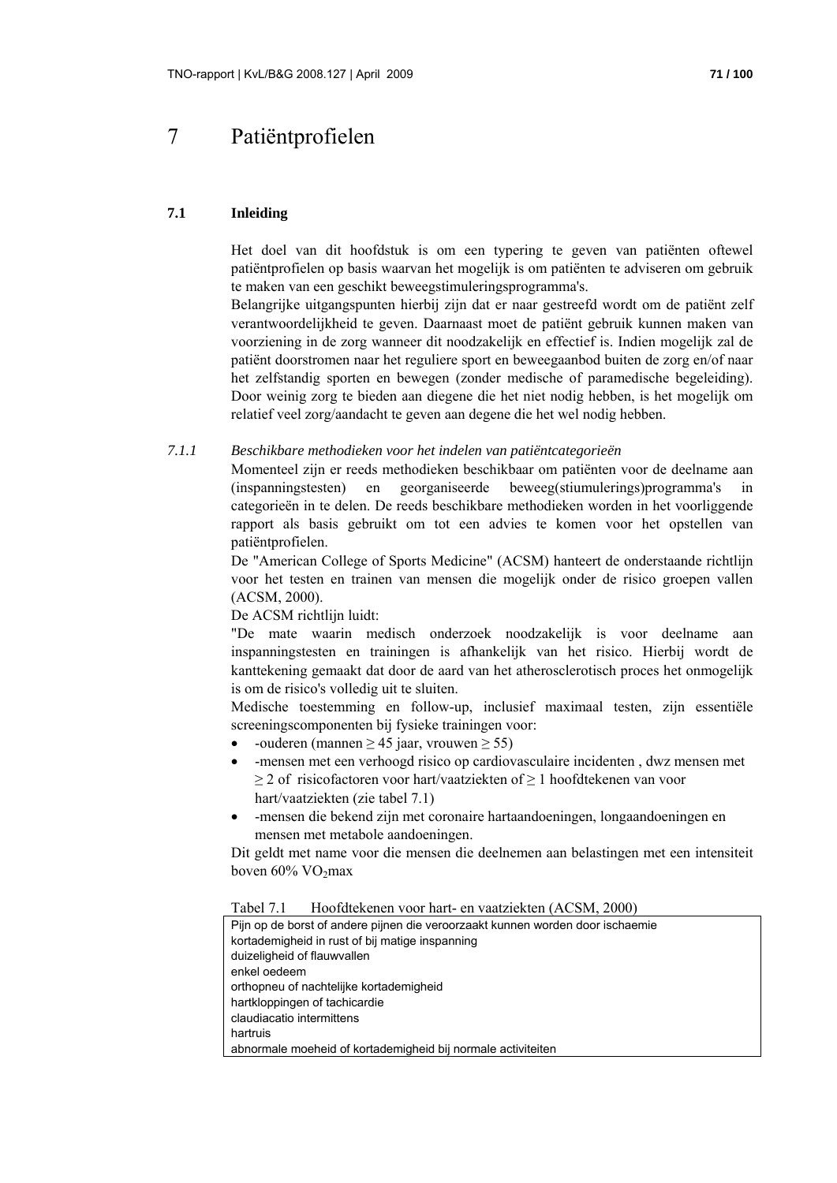# 7 Patiëntprofielen

## 7.1 Inleiding

Het doel van dit hoofdstuk is om een typering te geven van patiënten oftewel patiëntprofielen op basis waarvan het mogelijk is om patiënten te adviseren om gebruik te maken van een geschikt beweegstimuleringsprogramma's.

Belangrijke uitgangspunten hierbij zijn dat er naar gestreefd wordt om de patiënt zelf verantwoordelijkheid te geven. Daarnaast moet de patiënt gebruik kunnen maken van voorziening in de zorg wanneer dit noodzakelijk en effectief is. Indien mogelijk zal de patiënt doorstromen naar het reguliere sport en beweegaanbod buiten de zorg en/of naar het zelfstandig sporten en bewegen (zonder medische of paramedische begeleiding). Door weinig zorg te bieden aan diegene die het niet nodig hebben, is het mogelijk om relatief veel zorg/aandacht te geven aan degene die het wel nodig hebben.

### *7.1.1 Beschikbare methodieken voor het indelen van patiëntcategorieën*

Momenteel zijn er reeds methodieken beschikbaar om patiënten voor de deelname aan (inspanningstesten) en georganiseerde beweeg(stiumulerings)programma's in categorieën in te delen. De reeds beschikbare methodieken worden in het voorliggende rapport als basis gebruikt om tot een advies te komen voor het opstellen van patiëntprofielen.

De "American College of Sports Medicine" (ACSM) hanteert de onderstaande richtlijn voor het testen en trainen van mensen die mogelijk onder de risico groepen vallen (ACSM, 2000).

De ACSM richtlijn luidt:

"De mate waarin medisch onderzoek noodzakelijk is voor deelname aan inspanningstesten en trainingen is afhankelijk van het risico. Hierbij wordt de kanttekening gemaakt dat door de aard van het atherosclerotisch proces het onmogelijk is om de risico's volledig uit te sluiten.

Medische toestemming en follow-up, inclusief maximaal testen, zijn essentiële screeningscomponenten bij fysieke trainingen voor:

- -ouderen (mannen ≥ 45 jaar, vrouwen ≥ 55)
- -mensen met een verhoogd risico op cardiovasculaire incidenten , dwz mensen met ≥ 2 of risicofactoren voor hart/vaatziekten of ≥ 1 hoofdtekenen van voor hart/vaatziekten (zie tabel 7.1)
- -mensen die bekend zijn met coronaire hartaandoeningen, longaandoeningen en mensen met metabole aandoeningen.

Dit geldt met name voor die mensen die deelnemen aan belastingen met een intensiteit boven 60% $VO_2$max

Tabel 7.1 Hoofdtekenen voor hart- en vaatziekten (ACSM, 2000)

| |
|---|
| Pijn op de borst of andere pijnen die veroorzaakt kunnen worden door ischaemie |
| kortademigheid in rust of bij matige inspanning |
| duizeligheid of flauwvallen |
| enkel oedeem |
| orthopneu of nachtelijke kortademigheid |
| hartkloppingen of tachicardie |
| claudiacatio intermittens |
| hartruis |
| abnormale moeheid of kortademigheid bij normale activiteiten |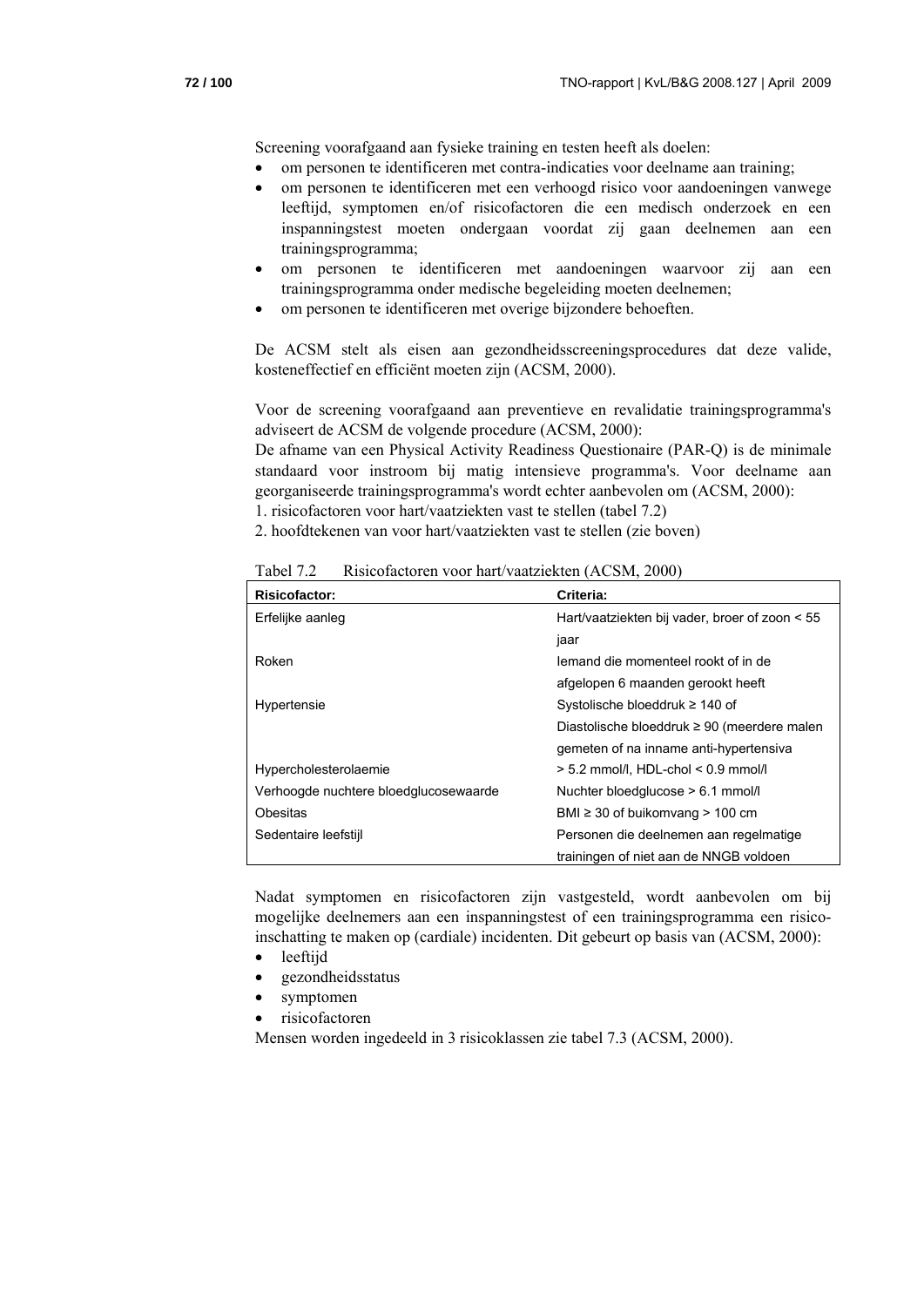Screening voorafgaand aan fysieke training en testen heeft als doelen:

- om personen te identificeren met contra-indicaties voor deelname aan training;
- om personen te identificeren met een verhoogd risico voor aandoeningen vanwege leeftijd, symptomen en/of risicofactoren die een medisch onderzoek en een inspanningstest moeten ondergaan voordat zij gaan deelnemen aan een trainingsprogramma;
- om personen te identificeren met aandoeningen waarvoor zij aan een trainingsprogramma onder medische begeleiding moeten deelnemen;
- om personen te identificeren met overige bijzondere behoeften.

De ACSM stelt als eisen aan gezondheidsscreeningsprocedures dat deze valide, kosteneffectief en efficiënt moeten zijn (ACSM, 2000).

Voor de screening voorafgaand aan preventieve en revalidatie trainingsprogramma's adviseert de ACSM de volgende procedure (ACSM, 2000):
De afname van een Physical Activity Readiness Questionaire (PAR-Q) is de minimale standaard voor instroom bij matig intensieve programma's. Voor deelname aan georganiseerde trainingsprogramma's wordt echter aanbevolen om (ACSM, 2000):
1. risicofactoren voor hart/vaatziekten vast te stellen (tabel 7.2)
2. hoofdtekenen van voor hart/vaatziekten vast te stellen (zie boven)

Tabel 7.2 Risicofactoren voor hart/vaatziekten (ACSM, 2000)

| Risicofactor: | Criteria: |
|---|---|
| Erfelijke aanleg | Hart/vaatziekten bij vader, broer of zoon < 55 jaar |
| Roken | Iemand die momenteel rookt of in de afgelopen 6 maanden gerookt heeft |
| Hypertensie | Systolische bloeddruk ≥ 140 of Diastolische bloeddruk ≥ 90 (meerdere malen gemeten of na inname anti-hypertensiva |
| Hypercholesterolaemie | > 5.2 mmol/l, HDL-chol < 0.9 mmol/l |
| Verhoogde nuchtere bloedglucosewaarde | Nuchter bloedglucose > 6.1 mmol/l |
| Obesitas | BMI ≥ 30 of buikomvang > 100 cm |
| Sedentaire leefstijl | Personen die deelnemen aan regelmatige trainingen of niet aan de NNGB voldoen |

Nadat symptomen en risicofactoren zijn vastgesteld, wordt aanbevolen om bij mogelijke deelnemers aan een inspanningstest of een trainingsprogramma een risico-inschatting te maken op (cardiale) incidenten. Dit gebeurt op basis van (ACSM, 2000):

- leeftijd
- gezondheidsstatus
- symptomen
- risicofactoren

Mensen worden ingedeeld in 3 risicoklassen zie tabel 7.3 (ACSM, 2000).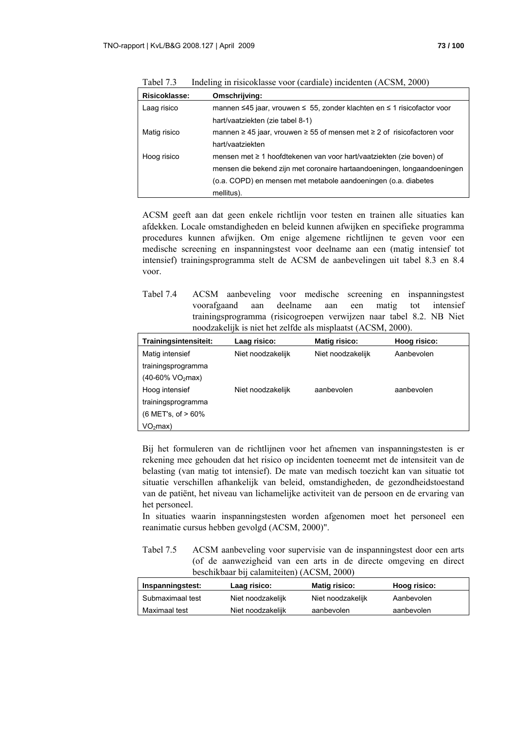Tabel 7.3 Indeling in risicoklasse voor (cardiale) incidenten (ACSM, 2000)

| Risicoklasse: | Omschrijving: |
|---|---|
| Laag risico | mannen ≤45 jaar, vrouwen ≤ 55, zonder klachten en ≤ 1 risicofactor voor hart/vaatziekten (zie tabel 8-1) |
| Matig risico | mannen ≥ 45 jaar, vrouwen ≥ 55 of mensen met ≥ 2 of risicofactoren voor hart/vaatziekten |
| Hoog risico | mensen met ≥ 1 hoofdtekenen van voor hart/vaatziekten (zie boven) of mensen die bekend zijn met coronaire hartaandoeningen, longaandoeningen (o.a. COPD) en mensen met metabole aandoeningen (o.a. diabetes mellitus). |

ACSM geeft aan dat geen enkele richtlijn voor testen en trainen alle situaties kan afdekken. Locale omstandigheden en beleid kunnen afwijken en specifieke programma procedures kunnen afwijken. Om enige algemene richtlijnen te geven voor een medische screening en inspanningstest voor deelname aan een (matig intensief tot intensief) trainingsprogramma stelt de ACSM de aanbevelingen uit tabel 8.3 en 8.4 voor.

Tabel 7.4 ACSM aanbeveling voor medische screening en inspanningstest voorafgaand aan deelname aan een matig tot intensief trainingsprogramma (risicogroepen verwijzen naar tabel 8.2. NB Niet noodzakelijk is niet het zelfde als misplaatst (ACSM, 2000).

| Trainingsintensiteit: | Laag risico: | Matig risico: | Hoog risico: |
|---|---|---|---|
| Matig intensief trainingsprogramma (40-60% $VO_2$max) | Niet noodzakelijk | Niet noodzakelijk | Aanbevolen |
| Hoog intensief trainingsprogramma (6 MET's, of > 60% $VO_2$max) | Niet noodzakelijk | aanbevolen | aanbevolen |

Bij het formuleren van de richtlijnen voor het afnemen van inspanningstesten is er rekening mee gehouden dat het risico op incidenten toeneemt met de intensiteit van de belasting (van matig tot intensief). De mate van medisch toezicht kan van situatie tot situatie verschillen afhankelijk van beleid, omstandigheden, de gezondheidstoestand van de patiënt, het niveau van lichamelijke activiteit van de persoon en de ervaring van het personeel.
In situaties waarin inspanningstesten worden afgenomen moet het personeel een reanimatie cursus hebben gevolgd (ACSM, 2000)".

Tabel 7.5 ACSM aanbeveling voor supervisie van de inspanningstest door een arts (of de aanwezigheid van een arts in de directe omgeving en direct beschikbaar bij calamiteiten) (ACSM, 2000)

| Inspanningstest: | Laag risico: | Matig risico: | Hoog risico: |
|---|---|---|---|
| Submaximaal test | Niet noodzakelijk | Niet noodzakelijk | Aanbevolen |
| Maximaal test | Niet noodzakelijk | aanbevolen | aanbevolen |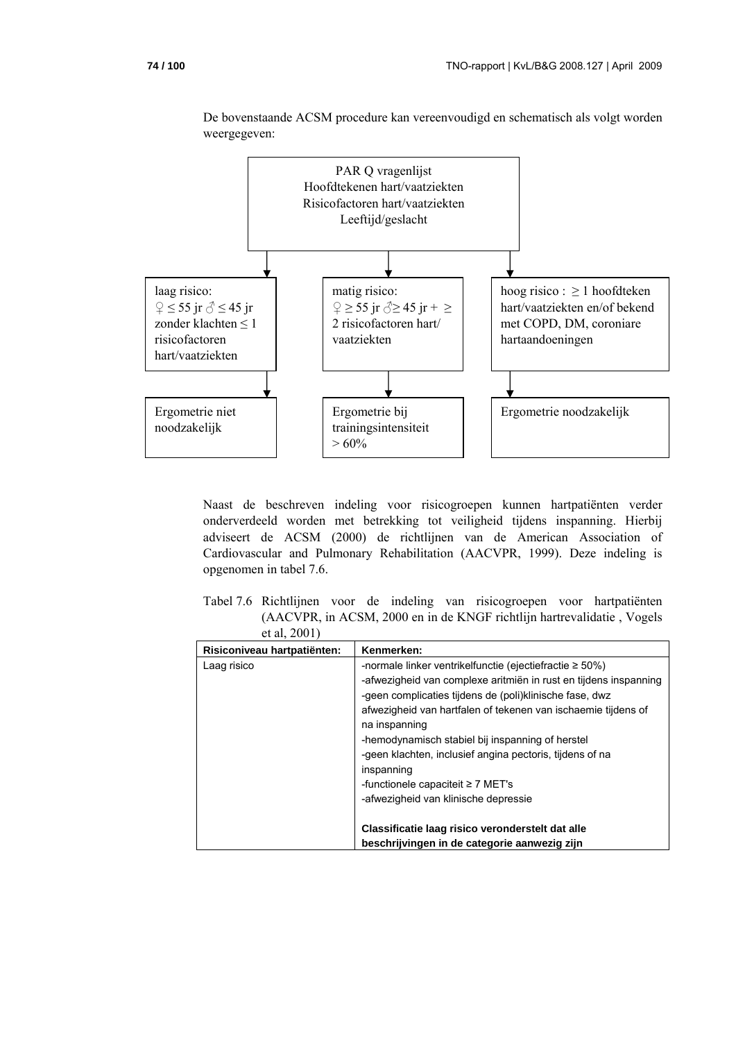De bovenstaande ACSM procedure kan vereenvoudigd en schematisch als volgt worden weergegeven:

PAR Q vragenlijst
Hoofdtekenen hart/vaatziekten
Risicofactoren hart/vaatziekten
Leeftijd/geslacht

| laag risico: ♀ ≤ 55 jr ♂ ≤ 45 jr zonder klachten ≤ 1 risicofactoren hart/vaatziekten | matig risico: ♀ ≥ 55 jr ♂≥ 45 jr + ≥ 2 risicofactoren hart/vaatziekten | hoog risico : ≥ 1 hoofdteken hart/vaatziekten en/of bekend met COPD, DM, coronaire hartaandoeningen |
|---|---|---|
| Ergometrie niet noodzakelijk | Ergometrie bij trainingsintensiteit > 60% | Ergometrie noodzakelijk |

Naast de beschreven indeling voor risicogroepen kunnen hartpatiënten verder onderverdeeld worden met betrekking tot veiligheid tijdens inspanning. Hierbij adviseert de ACSM (2000) de richtlijnen van de American Association of Cardiovascular and Pulmonary Rehabilitation (AACVPR, 1999). Deze indeling is opgenomen in tabel 7.6.

Tabel 7.6 Richtlijnen voor de indeling van risicogroepen voor hartpatiënten (AACVPR, in ACSM, 2000 en in de KNGF richtlijn hartrevalidatie , Vogels et al, 2001)

| Risiconiveau hartpatiënten: | Kenmerken: |
|---|---|
| Laag risico | -normale linker ventrikelfunctie (ejectiefractie ≥ 50%)<br>-afwezigheid van complexe aritmiën in rust en tijdens inspanning<br>-geen complicaties tijdens de (poli)klinische fase, dwz afwezigheid van hartfalen of tekenen van ischaemie tijdens of na inspanning<br>-hemodynamisch stabiel bij inspanning of herstel<br>-geen klachten, inclusief angina pectoris, tijdens of na inspanning<br>-functionele capaciteit ≥ 7 MET's<br>-afwezigheid van klinische depressie<br><br>**Classificatie laag risico veronderstelt dat alle beschrijvingen in de categorie aanwezig zijn** |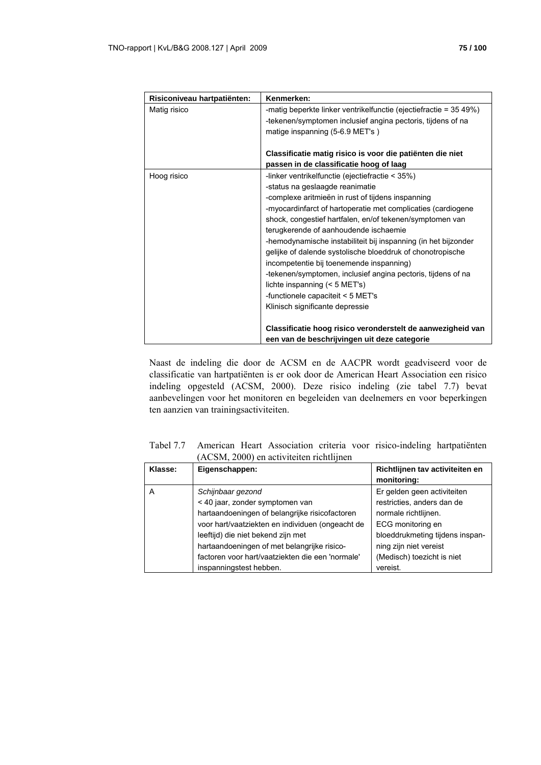| Risiconiveau hartpatiënten: | Kenmerken: |
|---|---|
| Matig risico | -matig beperkte linker ventrikelfunctie (ejectiefractie = 35 49%)<br>-tekenen/symptomen inclusief angina pectoris, tijdens of na matige inspanning (5-6.9 MET's )<br><br>**Classificatie matig risico is voor die patiënten die niet passen in de classificatie hoog of laag** |
| Hoog risico | -linker ventrikelfunctie (ejectiefractie < 35%)<br>-status na geslaagde reanimatie<br>-complexe aritmieën in rust of tijdens inspanning<br>-myocardinfarct of hartoperatie met complicaties (cardiogene shock, congestief hartfalen, en/of tekenen/symptomen van terugkerende of aanhoudende ischaemie<br>-hemodynamische instabiliteit bij inspanning (in het bijzonder gelijke of dalende systolische bloeddruk of chonotropische incompetentie bij toenemende inspanning)<br>-tekenen/symptomen, inclusief angina pectoris, tijdens of na lichte inspanning (< 5 MET's)<br>-functionele capaciteit < 5 MET's<br>Klinisch significante depressie<br><br>**Classificatie hoog risico veronderstelt de aanwezigheid van een van de beschrijvingen uit deze categorie** |

Naast de indeling die door de ACSM en de AACPR wordt geadviseerd voor de classificatie van hartpatiënten is er ook door de American Heart Association een risico indeling opgesteld (ACSM, 2000). Deze risico indeling (zie tabel 7.7) bevat aanbevelingen voor het monitoren en begeleiden van deelnemers en voor beperkingen ten aanzien van trainingsactiviteiten.

Tabel 7.7 American Heart Association criteria voor risico-indeling hartpatiënten (ACSM, 2000) en activiteiten richtlijnen

| Klasse: | Eigenschappen: | Richtlijnen tav activiteiten en monitoring: |
|---|---|---|
| A | *Schijnbaar gezond*<br>< 40 jaar, zonder symptomen van hartaandoeningen of belangrijke risicofactoren voor hart/vaatziekten en individuen (ongeacht de leeftijd) die niet bekend zijn met hartaandoeningen of met belangrijke risico-factoren voor hart/vaatziekten die een 'normale' inspanningstest hebben. | Er gelden geen activiteiten restricties, anders dan de normale richtlijnen.<br>ECG monitoring en bloeddrukmeting tijdens inspanning zijn niet vereist<br>(Medisch) toezicht is niet vereist. |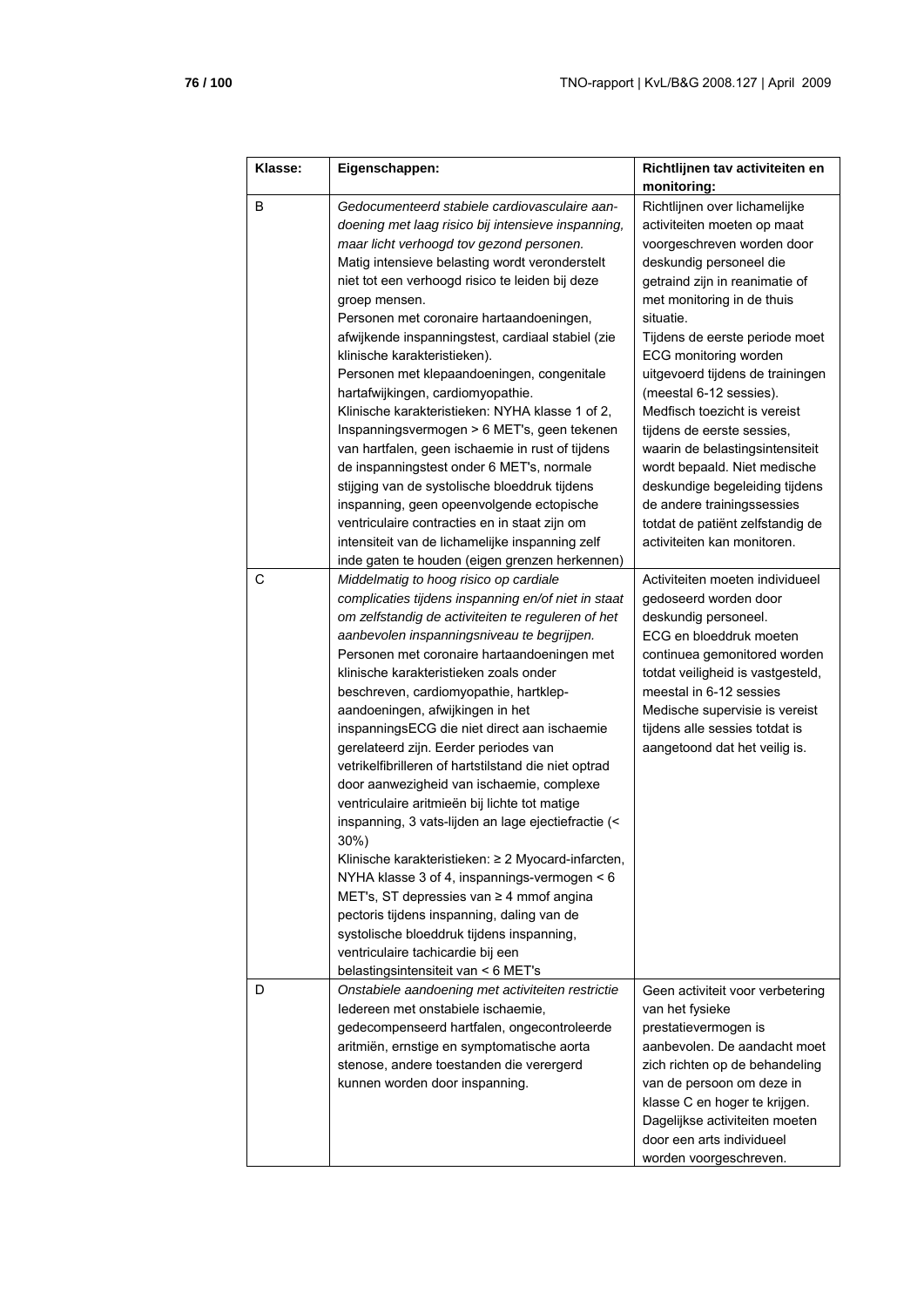| Klasse: | Eigenschappen: | Richtlijnen tav activiteiten en monitoring: |
|---|---|---|
| B | *Gedocumenteerd stabiele cardiovasculaire aandoening met laag risico bij intensieve inspanning, maar licht verhoogd tov gezond personen.* Matig intensieve belasting wordt verondersteld niet tot een verhoogd risico te leiden bij deze groep mensen. Personen met coronaire hartaandoeningen, afwijkende inspanningstest, cardiaal stabiel (zie klinische karakteristieken). Personen met klepaandoeningen, congenitale hartafwijkingen, cardiomyopathie. Klinische karakteristieken: NYHA klasse 1 of 2, Inspanningsvermogen > 6 MET's, geen tekenen van hartfalen, geen ischaemie in rust of tijdens de inspanningstest onder 6 MET's, normale stijging van de systolische bloeddruk tijdens inspanning, geen opeenvolgende ectopische ventriculaire contracties en in staat zijn om intensiteit van de lichamelijke inspanning zelf inde gaten te houden (eigen grenzen herkennen) | Richtlijnen over lichamelijke activiteiten moeten op maat voorgeschreven worden door deskundig personeel die getraind zijn in reanimatie of met monitoring in de thuis situatie. Tijdens de eerste periode moet ECG monitoring worden uitgevoerd tijdens de trainingen (meestal 6-12 sessies). Medfisch toezicht is vereist tijdens de eerste sessies, waarin de belastingsintensiteit wordt bepaald. Niet medische deskundige begeleiding tijdens de andere trainingssessies totdat de patiënt zelfstandig de activiteiten kan monitoren. |
| C | *Middelmatig to hoog risico op cardiale complicaties tijdens inspanning en/of niet in staat om zelfstandig de activiteiten te reguleren of het aanbevolen inspanningsniveau te begrijpen.* Personen met coronaire hartaandoeningen met klinische karakteristieken zoals onder beschreven, cardiomyopathie, hartklep-aandoeningen, afwijkingen in het inspanningsECG die niet direct aan ischaemie gerelateerd zijn. Eerder periodes van vetrikelfibrilleren of hartstilstand die niet optrad door aanwezigheid van ischaemie, complexe ventriculaire aritmieën bij lichte tot matige inspanning, 3 vats-lijden an lage ejectiefractie (< 30%) Klinische karakteristieken: ≥ 2 Myocard-infarcten, NYHA klasse 3 of 4, inspannings-vermogen < 6 MET's, ST depressies van ≥ 4 mmof angina pectoris tijdens inspanning, daling van de systolische bloeddruk tijdens inspanning, ventriculaire tachicardie bij een belastingsintensiteit van < 6 MET's | Activiteiten moeten individueel gedoseerd worden door deskundig personeel. ECG en bloeddruk moeten continuea gemonitored worden totdat veiligheid is vastgesteld, meestal in 6-12 sessies Medische supervisie is vereist tijdens alle sessies totdat is aangetoond dat het veilig is. |
| D | *Onstabiele aandoening met activiteiten restrictie* Iedereen met onstabiele ischaemie, gedecompenseerd hartfalen, ongecontroleerde aritmiën, ernstige en symptomatische aorta stenose, andere toestanden die verergerd kunnen worden door inspanning. | Geen activiteit voor verbetering van het fysieke prestatievermogen is aanbevolen. De aandacht moet zich richten op de behandeling van de persoon om deze in klasse C en hoger te krijgen. Dagelijkse activiteiten moeten door een arts individueel worden voorgeschreven. |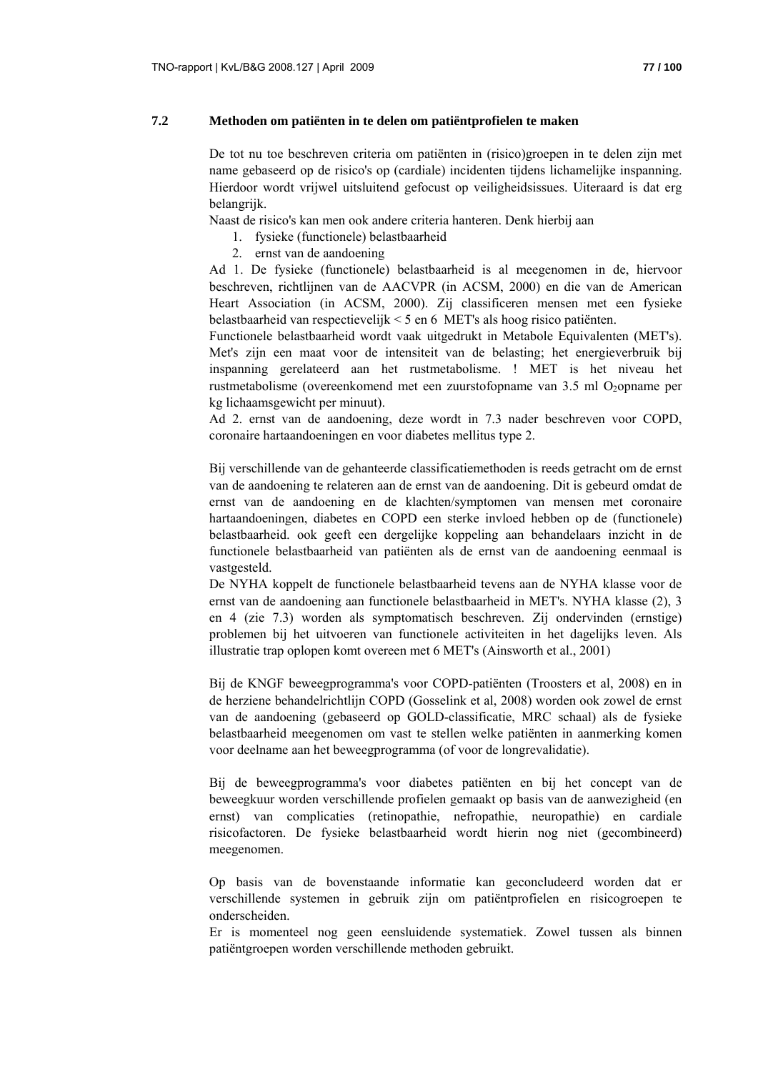## 7.2 Methoden om patiënten in te delen om patiëntprofielen te maken

De tot nu toe beschreven criteria om patiënten in (risico)groepen in te delen zijn met name gebaseerd op de risico's op (cardiale) incidenten tijdens lichamelijke inspanning. Hierdoor wordt vrijwel uitsluitend gefocust op veiligheidsissues. Uiteraard is dat erg belangrijk.

Naast de risico's kan men ook andere criteria hanteren. Denk hierbij aan

1. fysieke (functionele) belastbaarheid
2. ernst van de aandoening

Ad 1. De fysieke (functionele) belastbaarheid is al meegenomen in de, hiervoor beschreven, richtlijnen van de AACVPR (in ACSM, 2000) en die van de American Heart Association (in ACSM, 2000). Zij classificeren mensen met een fysieke belastbaarheid van respectievelijk < 5 en 6 MET's als hoog risico patiënten.

Functionele belastbaarheid wordt vaak uitgedrukt in Metabole Equivalenten (MET's). Met's zijn een maat voor de intensiteit van de belasting; het energieverbruik bij inspanning gerelateerd aan het rustmetabolisme. ! MET is het niveau het rustmetabolisme (overeenkomend met een zuurstofopname van 3.5 ml $O_2$opname per kg lichaamsgewicht per minuut).

Ad 2. ernst van de aandoening, deze wordt in 7.3 nader beschreven voor COPD, coronaire hartaandoeningen en voor diabetes mellitus type 2.

Bij verschillende van de gehanteerde classificatiemethoden is reeds getracht om de ernst van de aandoening te relateren aan de ernst van de aandoening. Dit is gebeurd omdat de ernst van de aandoening en de klachten/symptomen van mensen met coronaire hartaandoeningen, diabetes en COPD een sterke invloed hebben op de (functionele) belastbaarheid. ook geeft een dergelijke koppeling aan behandelaars inzicht in de functionele belastbaarheid van patiënten als de ernst van de aandoening eenmaal is vastgesteld.

De NYHA koppelt de functionele belastbaarheid tevens aan de NYHA klasse voor de ernst van de aandoening aan functionele belastbaarheid in MET's. NYHA klasse (2), 3 en 4 (zie 7.3) worden als symptomatisch beschreven. Zij ondervinden (ernstige) problemen bij het uitvoeren van functionele activiteiten in het dagelijks leven. Als illustratie trap oplopen komt overeen met 6 MET's (Ainsworth et al., 2001)

Bij de KNGF beweegprogramma's voor COPD-patiënten (Troosters et al, 2008) en in de herziene behandelrichtlijn COPD (Gosselink et al, 2008) worden ook zowel de ernst van de aandoening (gebaseerd op GOLD-classificatie, MRC schaal) als de fysieke belastbaarheid meegenomen om vast te stellen welke patiënten in aanmerking komen voor deelname aan het beweegprogramma (of voor de longrevalidatie).

Bij de beweegprogramma's voor diabetes patiënten en bij het concept van de beweegkuur worden verschillende profielen gemaakt op basis van de aanwezigheid (en ernst) van complicaties (retinopathie, nefropathie, neuropathie) en cardiale risicofactoren. De fysieke belastbaarheid wordt hierin nog niet (gecombineerd) meegenomen.

Op basis van de bovenstaande informatie kan geconcludeerd worden dat er verschillende systemen in gebruik zijn om patiëntprofielen en risicogroepen te onderscheiden.

Er is momenteel nog geen eensluidende systematiek. Zowel tussen als binnen patiëntgroepen worden verschillende methoden gebruikt.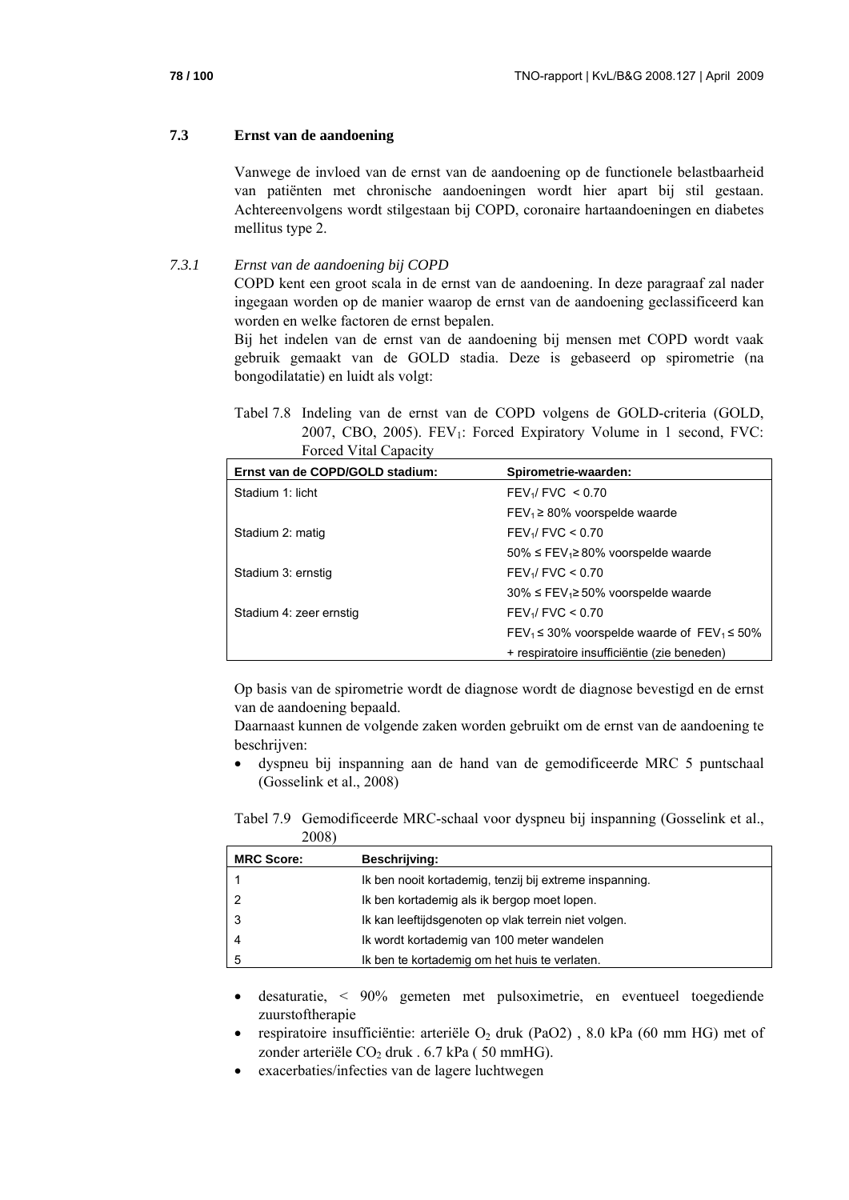## 7.3 Ernst van de aandoening

Vanwege de invloed van de ernst van de aandoening op de functionele belastbaarheid van patiënten met chronische aandoeningen wordt hier apart bij stil gestaan. Achtereenvolgens wordt stilgestaan bij COPD, coronaire hartaandoeningen en diabetes mellitus type 2.

### *7.3.1 Ernst van de aandoening bij COPD*

COPD kent een groot scala in de ernst van de aandoening. In deze paragraaf zal nader ingegaan worden op de manier waarop de ernst van de aandoening geclassificeerd kan worden en welke factoren de ernst bepalen.

Bij het indelen van de ernst van de aandoening bij mensen met COPD wordt vaak gebruik gemaakt van de GOLD stadia. Deze is gebaseerd op spirometrie (na bongodilatatie) en luidt als volgt:

Tabel 7.8 Indeling van de ernst van de COPD volgens de GOLD-criteria (GOLD, 2007, CBO, 2005). $FEV_1$: Forced Expiratory Volume in 1 second, FVC: Forced Vital Capacity

| Ernst van de COPD/GOLD stadium: | Spirometrie-waarden: |
|---|---|
| Stadium 1: licht | $FEV_1$/ FVC < 0.70 |
| | $FEV_1 \geq 80\%$ voorspelde waarde |
| Stadium 2: matig | $FEV_1$/ FVC < 0.70 |
| | $50\% \leq FEV_1 \geq 80\%$ voorspelde waarde |
| Stadium 3: ernstig | $FEV_1$/ FVC < 0.70 |
| | $30\% \leq FEV_1 \geq 50\%$ voorspelde waarde |
| Stadium 4: zeer ernstig | $FEV_1$/ FVC < 0.70 |
| | $FEV_1 \leq 30\%$ voorspelde waarde of $FEV_1 \leq 50\%$ |
| | + respiratoire insufficiëntie (zie beneden) |

Op basis van de spirometrie wordt de diagnose wordt de diagnose bevestigd en de ernst van de aandoening bepaald.

Daarnaast kunnen de volgende zaken worden gebruikt om de ernst van de aandoening te beschrijven:

- dyspneu bij inspanning aan de hand van de gemodificeerde MRC 5 puntschaal (Gosselink et al., 2008)

Tabel 7.9 Gemodificeerde MRC-schaal voor dyspneu bij inspanning (Gosselink et al., 2008)

| MRC Score: | Beschrijving: |
|---|---|
| 1 | Ik ben nooit kortademig, tenzij bij extreme inspanning. |
| 2 | Ik ben kortademig als ik bergop moet lopen. |
| 3 | Ik kan leeftijdsgenoten op vlak terrein niet volgen. |
| 4 | Ik wordt kortademig van 100 meter wandelen |
| 5 | Ik ben te kortademig om het huis te verlaten. |

- desaturatie, < 90% gemeten met pulsoximetrie, en eventueel toegediende zuurstoftherapie
- respiratoire insufficiëntie: arteriële $O_2$ druk (PaO2) , 8.0 kPa (60 mm HG) met of zonder arteriële $CO_2$ druk . 6.7 kPa ( 50 mmHG).
- exacerbaties/infecties van de lagere luchtwegen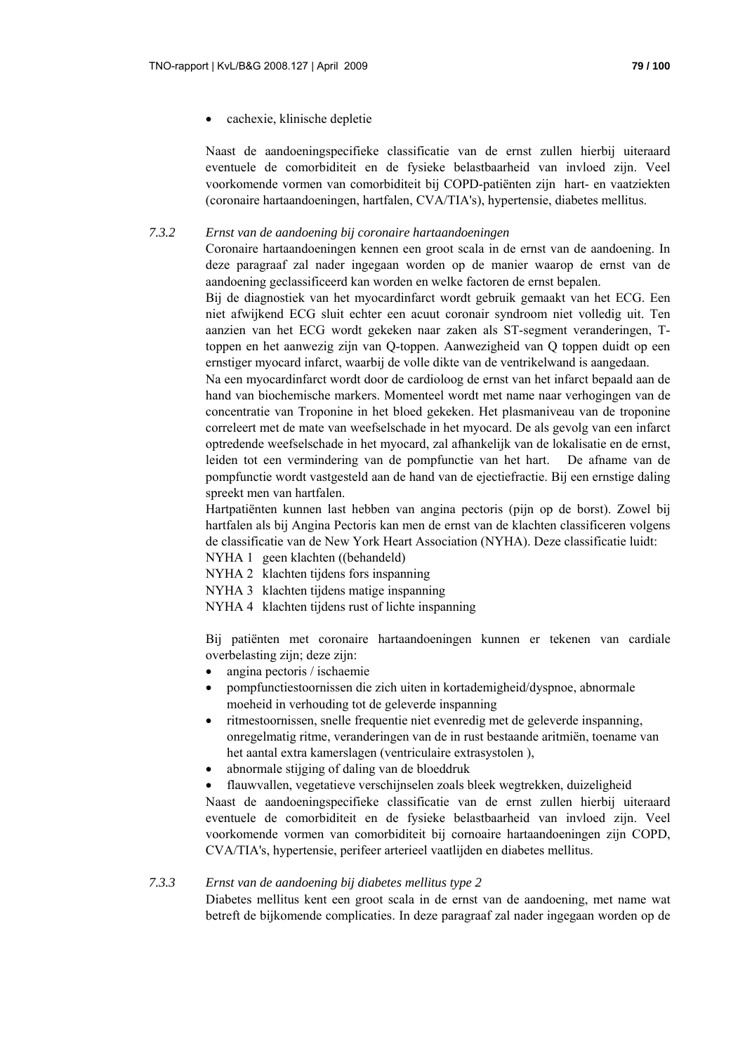- cachexie, klinische depletie

Naast de aandoeningsspecifieke classificatie van de ernst zullen hierbij uiteraard eventuele de comorbiditeit en de fysieke belastbaarheid van invloed zijn. Veel voorkomende vormen van comorbiditeit bij COPD-patiënten zijn hart- en vaatziekten (coronaire hartaandoeningen, hartfalen, CVA/TIA's), hypertensie, diabetes mellitus.

### 7.3.2 *Ernst van de aandoening bij coronaire hartaandoeningen*

Coronaire hartaandoeningen kennen een groot scala in de ernst van de aandoening. In deze paragraaf zal nader ingegaan worden op de manier waarop de ernst van de aandoening geclassificeerd kan worden en welke factoren de ernst bepalen.

Bij de diagnostiek van het myocardinfarct wordt gebruik gemaakt van het ECG. Een niet afwijkend ECG sluit echter een acuut coronair syndroom niet volledig uit. Ten aanzien van het ECG wordt gekeken naar zaken als ST-segment veranderingen, T-toppen en het aanwezig zijn van Q-toppen. Aanwezigheid van Q toppen duidt op een ernstiger myocard infarct, waarbij de volle dikte van de ventrikelwand is aangedaan.

Na een myocardinfarct wordt door de cardioloog de ernst van het infarct bepaald aan de hand van biochemische markers. Momenteel wordt met name naar verhogingen van de concentratie van Troponine in het bloed gekeken. Het plasmaniveau van de troponine correleert met de mate van weefselschade in het myocard. De als gevolg van een infarct optredende weefselschade in het myocard, zal afhankelijk van de lokalisatie en de ernst, leiden tot een vermindering van de pompfunctie van het hart. De afname van de pompfunctie wordt vastgesteld aan de hand van de ejectiefractie. Bij een ernstige daling spreekt men van hartfalen.

Hartpatiënten kunnen last hebben van angina pectoris (pijn op de borst). Zowel bij hartfalen als bij Angina Pectoris kan men de ernst van de klachten classificeren volgens de classificatie van de New York Heart Association (NYHA). Deze classificatie luidt:

NYHA 1 geen klachten ((behandeld)
NYHA 2 klachten tijdens fors inspanning
NYHA 3 klachten tijdens matige inspanning
NYHA 4 klachten tijdens rust of lichte inspanning

Bij patiënten met coronaire hartaandoeningen kunnen er tekenen van cardiale overbelasting zijn; deze zijn:

- angina pectoris / ischaemie
- pompfunctiestoornissen die zich uiten in kortademigheid/dyspnoe, abnormale moeheid in verhouding tot de geleverde inspanning
- ritmestoornissen, snelle frequentie niet evenredig met de geleverde inspanning, onregelmatig ritme, veranderingen van de in rust bestaande aritmiën, toename van het aantal extra kamerslagen (ventriculaire extrasystolen ),
- abnormale stijging of daling van de bloeddruk
- flauwvallen, vegetatieve verschijnselen zoals bleek wegtrekken, duizeligheid

Naast de aandoeningsspecifieke classificatie van de ernst zullen hierbij uiteraard eventuele de comorbiditeit en de fysieke belastbaarheid van invloed zijn. Veel voorkomende vormen van comorbiditeit bij cornoaire hartaandoeningen zijn COPD, CVA/TIA's, hypertensie, perifeer arterieel vaatlijden en diabetes mellitus.

### 7.3.3 *Ernst van de aandoening bij diabetes mellitus type 2*

Diabetes mellitus kent een groot scala in de ernst van de aandoening, met name wat betreft de bijkomende complicaties. In deze paragraaf zal nader ingegaan worden op de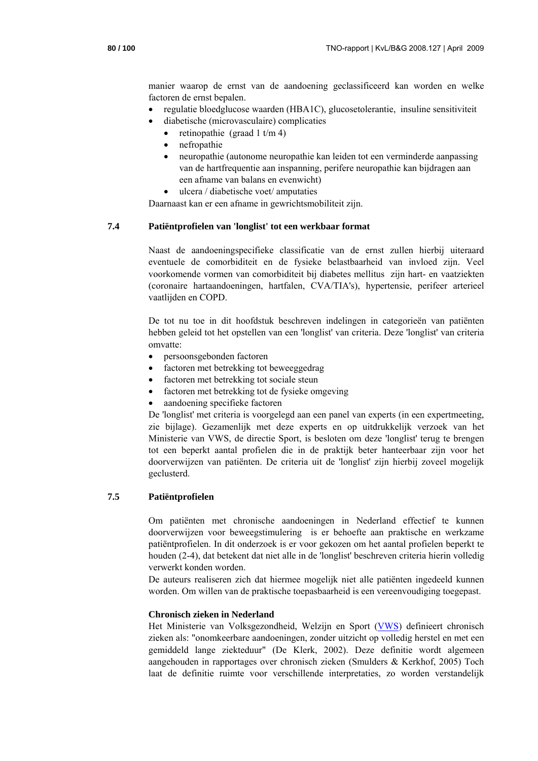manier waarop de ernst van de aandoening geclassificeerd kan worden en welke factoren de ernst bepalen.

- regulatie bloedglucose waarden (HBA1C), glucosetolerantie, insuline sensitiviteit
- diabetische (microvasculaire) complicaties
  - retinopathie (graad 1 t/m 4)
  - nefropathie
  - neuropathie (autonome neuropathie kan leiden tot een verminderde aanpassing van de hartfrequentie aan inspanning, perifere neuropathie kan bijdragen aan een afname van balans en evenwicht)
  - ulcera / diabetische voet/ amputaties

Daarnaast kan er een afname in gewrichtsmobiliteit zijn.

## 7.4 Patiëntprofielen van 'longlist' tot een werkbaar format

Naast de aandoeningsspecifieke classificatie van de ernst zullen hierbij uiteraard eventuele de comorbiditeit en de fysieke belastbaarheid van invloed zijn. Veel voorkomende vormen van comorbiditeit bij diabetes mellitus zijn hart- en vaatziekten (coronaire hartaandoeningen, hartfalen, CVA/TIA's), hypertensie, perifeer arterieel vaatlijden en COPD.

De tot nu toe in dit hoofdstuk beschreven indelingen in categorieën van patiënten hebben geleid tot het opstellen van een 'longlist' van criteria. Deze 'longlist' van criteria omvatte:

- persoonsgebonden factoren
- factoren met betrekking tot beweeggedrag
- factoren met betrekking tot sociale steun
- factoren met betrekking tot de fysieke omgeving
- aandoening specifieke factoren

De 'longlist' met criteria is voorgelegd aan een panel van experts (in een expertmeeting, zie bijlage). Gezamenlijk met deze experts en op uitdrukkelijk verzoek van het Ministerie van VWS, de directie Sport, is besloten om deze 'longlist' terug te brengen tot een beperkt aantal profielen die in de praktijk beter hanteerbaar zijn voor het doorverwijzen van patiënten. De criteria uit de 'longlist' zijn hierbij zoveel mogelijk geclusterd.

## 7.5 Patiëntprofielen

Om patiënten met chronische aandoeningen in Nederland effectief te kunnen doorverwijzen voor beweegstimulering is er behoefte aan praktische en werkzame patiëntprofielen. In dit onderzoek is er voor gekozen om het aantal profielen beperkt te houden (2-4), dat betekent dat niet alle in de 'longlist' beschreven criteria hierin volledig verwerkt konden worden.

De auteurs realiseren zich dat hiermee mogelijk niet alle patiënten ingedeeld kunnen worden. Om willen van de praktische toepasbaarheid is een vereenvoudiging toegepast.

**Chronisch zieken in Nederland**

Het Ministerie van Volksgezondheid, Welzijn en Sport (VWS) definieert chronisch zieken als: "onomkeerbare aandoeningen, zonder uitzicht op volledig herstel en met een gemiddeld lange ziekteduur" (De Klerk, 2002). Deze definitie wordt algemeen aangehouden in rapportages over chronisch zieken (Smulders & Kerkhof, 2005) Toch laat de definitie ruimte voor verschillende interpretaties, zo worden verstandelijk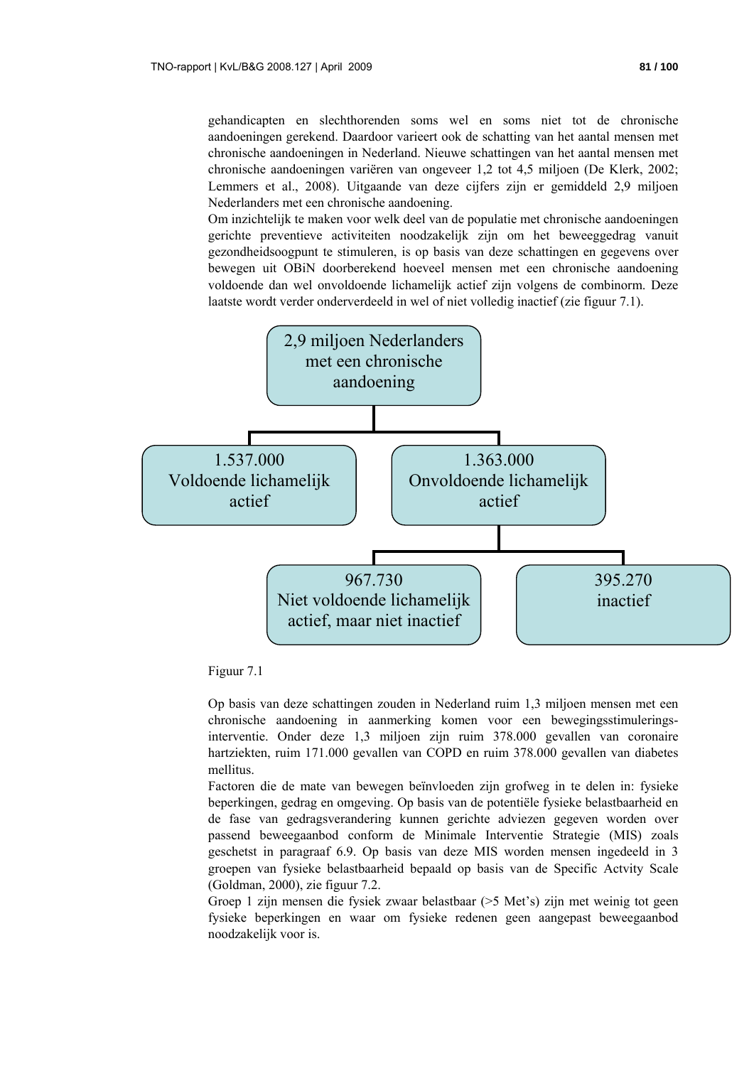gehandicapten en slechthorenden soms wel en soms niet tot de chronische aandoeningen gerekend. Daardoor varieert ook de schatting van het aantal mensen met chronische aandoeningen in Nederland. Nieuwe schattingen van het aantal mensen met chronische aandoeningen variëren van ongeveer 1,2 tot 4,5 miljoen (De Klerk, 2002; Lemmers et al., 2008). Uitgaande van deze cijfers zijn er gemiddeld 2,9 miljoen Nederlanders met een chronische aandoening.

Om inzichtelijk te maken voor welk deel van de populatie met chronische aandoeningen gerichte preventieve activiteiten noodzakelijk zijn om het beweeggedrag vanuit gezondheidsoogpunt te stimuleren, is op basis van deze schattingen en gegevens over bewegen uit OBiN doorberekend hoeveel mensen met een chronische aandoening voldoende dan wel onvoldoende lichamelijk actief zijn volgens de combinorm. Deze laatste wordt verder onderverdeeld in wel of niet volledig inactief (zie figuur 7.1).

- **2,9 miljoen Nederlanders met een chronische aandoening**
  - 1.537.000 Voldoende lichamelijk actief
  - 1.363.000 Onvoldoende lichamelijk actief
    - 967.730 Niet voldoende lichamelijk actief, maar niet inactief
    - 395.270 inactief

Figuur 7.1

Op basis van deze schattingen zouden in Nederland ruim 1,3 miljoen mensen met een chronische aandoening in aanmerking komen voor een bewegingsstimuleringsinterventie. Onder deze 1,3 miljoen zijn ruim 378.000 gevallen van coronaire hartziekten, ruim 171.000 gevallen van COPD en ruim 378.000 gevallen van diabetes mellitus.

Factoren die de mate van bewegen beïnvloeden zijn grofweg in te delen in: fysieke beperkingen, gedrag en omgeving. Op basis van de potentiële fysieke belastbaarheid en de fase van gedragsverandering kunnen gerichte adviezen gegeven worden over passend beweegaanbod conform de Minimale Interventie Strategie (MIS) zoals geschetst in paragraaf 6.9. Op basis van deze MIS worden mensen ingedeeld in 3 groepen van fysieke belastbaarheid bepaald op basis van de Specific Actvity Scale (Goldman, 2000), zie figuur 7.2.

Groep 1 zijn mensen die fysiek zwaar belastbaar (>5 Met's) zijn met weinig tot geen fysieke beperkingen en waar om fysieke redenen geen aangepast beweegaanbod noodzakelijk voor is.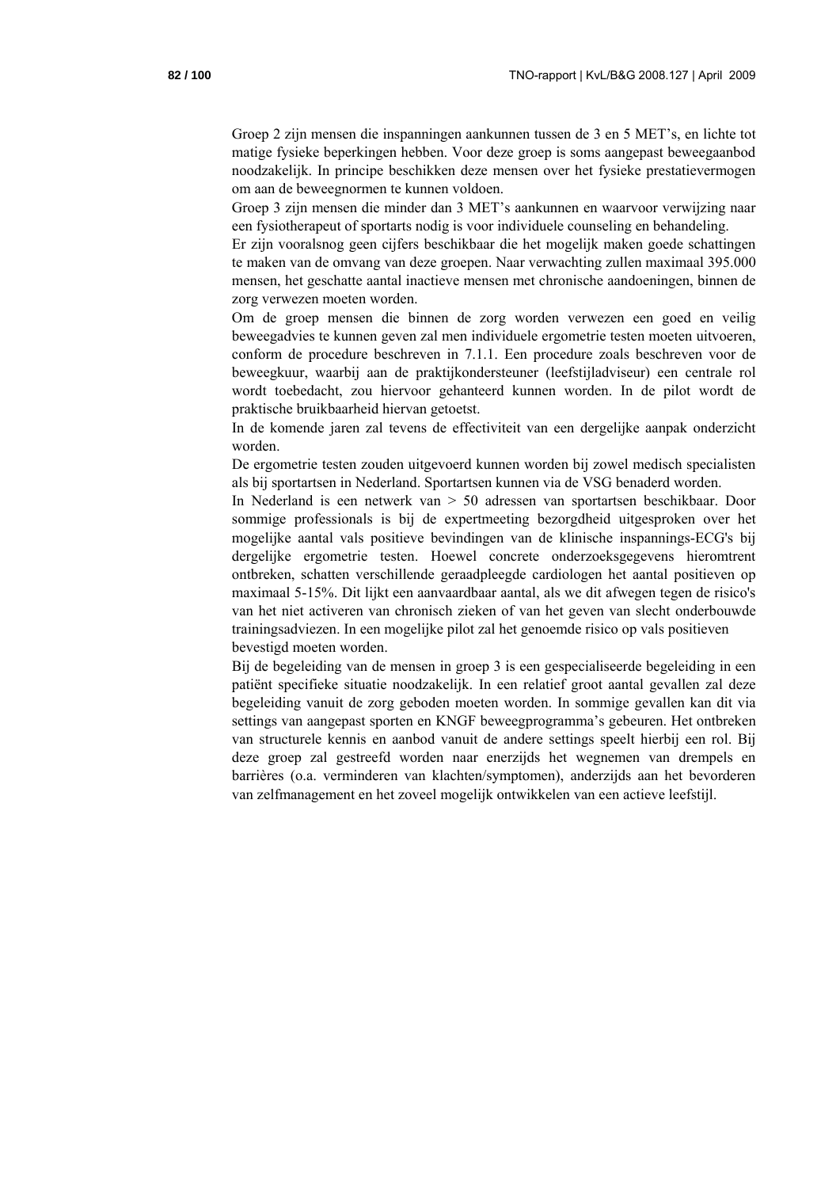Groep 2 zijn mensen die inspanningen aankunnen tussen de 3 en 5 MET's, en lichte tot matige fysieke beperkingen hebben. Voor deze groep is soms aangepast beweegaanbod noodzakelijk. In principe beschikken deze mensen over het fysieke prestatievermogen om aan de beweegnormen te kunnen voldoen.

Groep 3 zijn mensen die minder dan 3 MET's aankunnen en waarvoor verwijzing naar een fysiotherapeut of sportarts nodig is voor individuele counseling en behandeling.

Er zijn vooralsnog geen cijfers beschikbaar die het mogelijk maken goede schattingen te maken van de omvang van deze groepen. Naar verwachting zullen maximaal 395.000 mensen, het geschatte aantal inactieve mensen met chronische aandoeningen, binnen de zorg verwezen moeten worden.

Om de groep mensen die binnen de zorg worden verwezen een goed en veilig beweegadvies te kunnen geven zal men individuele ergometrie testen moeten uitvoeren, conform de procedure beschreven in 7.1.1. Een procedure zoals beschreven voor de beweegkuur, waarbij aan de praktijkondersteuner (leefstijladviseur) een centrale rol wordt toebedacht, zou hiervoor gehanteerd kunnen worden. In de pilot wordt de praktische bruikbaarheid hiervan getoetst.

In de komende jaren zal tevens de effectiviteit van een dergelijke aanpak onderzicht worden.

De ergometrie testen zouden uitgevoerd kunnen worden bij zowel medisch specialisten als bij sportartsen in Nederland. Sportartsen kunnen via de VSG benaderd worden.

In Nederland is een netwerk van > 50 adressen van sportartsen beschikbaar. Door sommige professionals is bij de expertmeeting bezorgdheid uitgesproken over het mogelijke aantal vals positieve bevindingen van de klinische inspannings-ECG's bij dergelijke ergometrie testen. Hoewel concrete onderzoeksgegevens hieromtrent ontbreken, schatten verschillende geraadpleegde cardiologen het aantal positieven op maximaal 5-15%. Dit lijkt een aanvaardbaar aantal, als we dit afwegen tegen de risico's van het niet activeren van chronisch zieken of van het geven van slecht onderbouwde trainingsadviezen. In een mogelijke pilot zal het genoemde risico op vals positieven bevestigd moeten worden.

Bij de begeleiding van de mensen in groep 3 is een gespecialiseerde begeleiding in een patiënt specifieke situatie noodzakelijk. In een relatief groot aantal gevallen zal deze begeleiding vanuit de zorg geboden moeten worden. In sommige gevallen kan dit via settings van aangepast sporten en KNGF beweegprogramma's gebeuren. Het ontbreken van structurele kennis en aanbod vanuit de andere settings speelt hierbij een rol. Bij deze groep zal gestreefd worden naar enerzijds het wegnemen van drempels en barrières (o.a. verminderen van klachten/symptomen), anderzijds aan het bevorderen van zelfmanagement en het zoveel mogelijk ontwikkelen van een actieve leefstijl.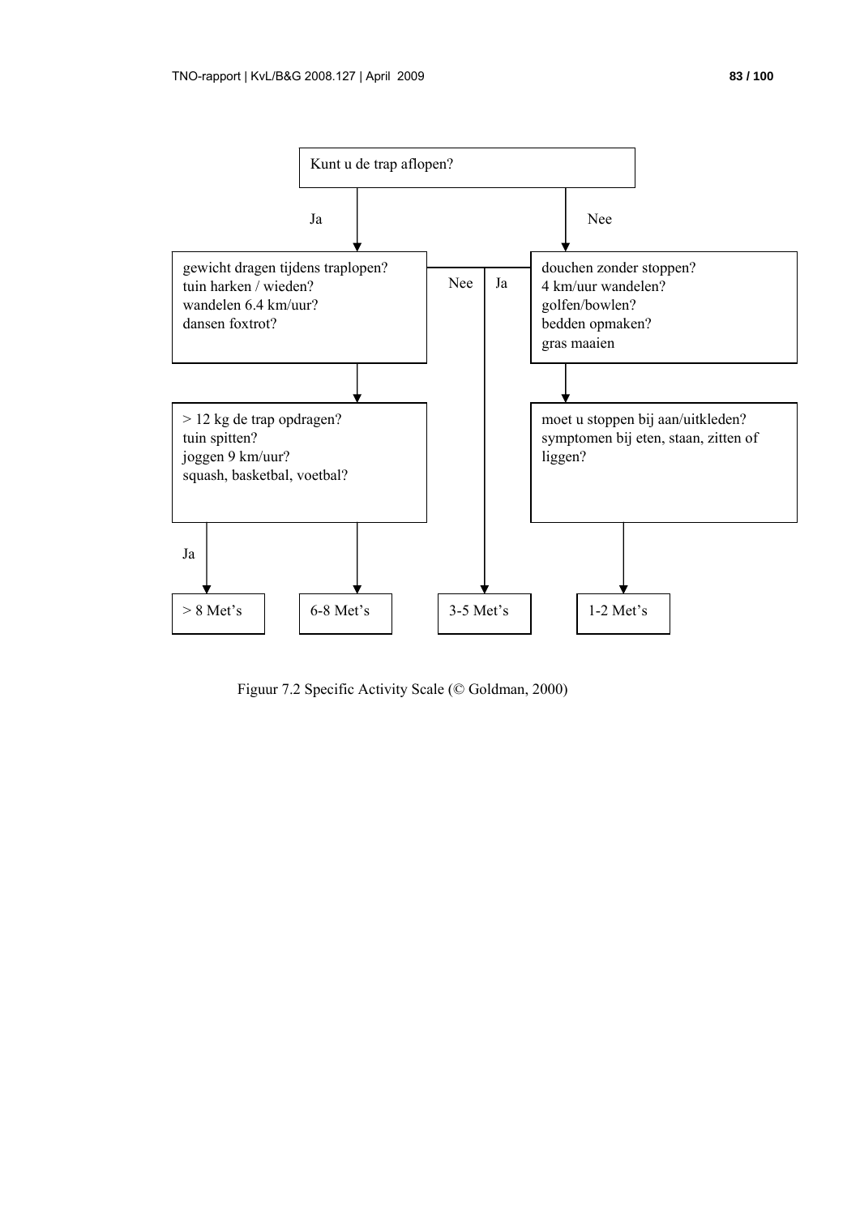Kunt u de trap aflopen?

**Ja** →

gewicht dragen tijdens traplopen?
tuin harken / wieden?
wandelen 6.4 km/uur?
dansen foxtrot?

- Ja →

  > 12 kg de trap opdragen?
  tuin spitten?
  joggen 9 km/uur?
  squash, basketbal, voetbal?

  - Ja → > 8 Met's
  - Nee → 6-8 Met's

- Nee → 3-5 Met's

**Nee** →

douchen zonder stoppen?
4 km/uur wandelen?
golfen/bowlen?
bedden opmaken?
gras maaien

- Ja → 3-5 Met's
- Nee →

  moet u stoppen bij aan/uitkleden?
  symptomen bij eten, staan, zitten of liggen?

  → 1-2 Met's

Figuur 7.2 Specific Activity Scale (© Goldman, 2000)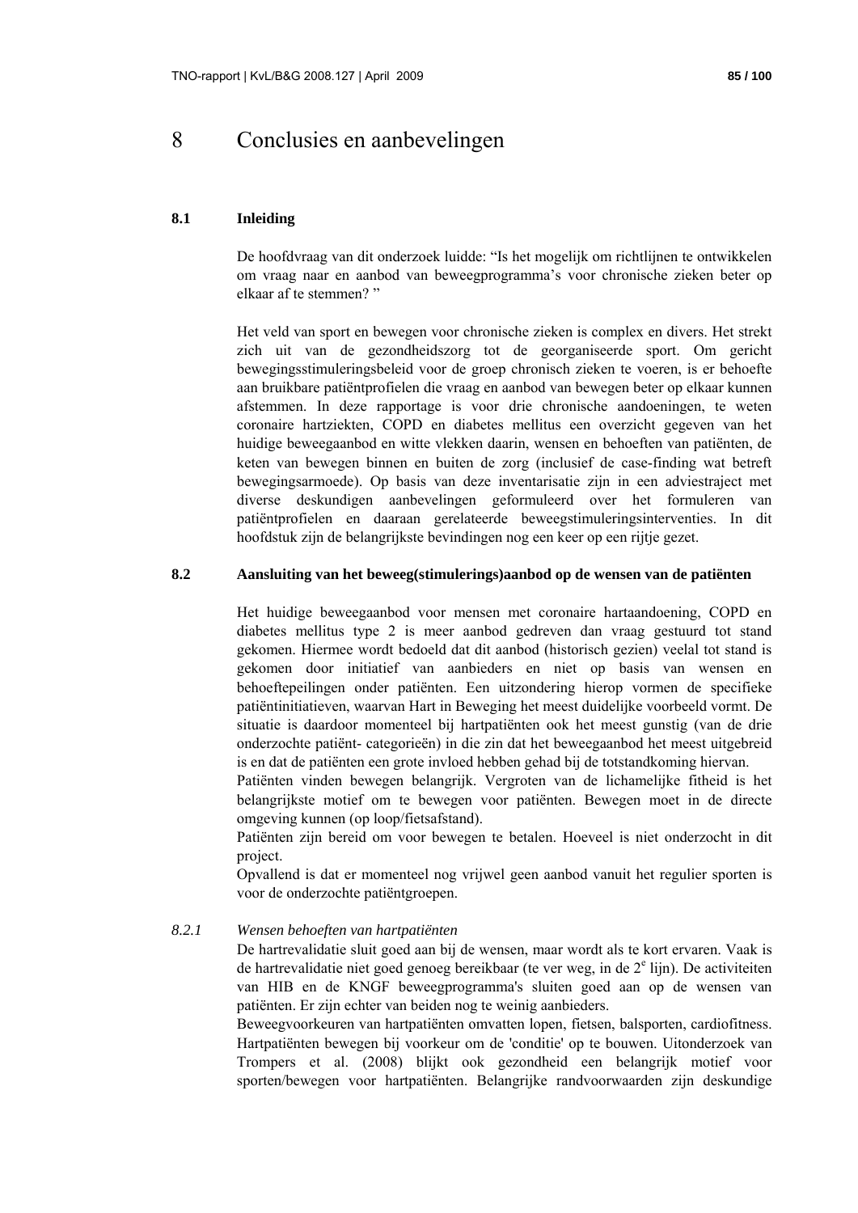# 8 Conclusies en aanbevelingen

## 8.1 Inleiding

De hoofdvraag van dit onderzoek luidde: "Is het mogelijk om richtlijnen te ontwikkelen om vraag naar en aanbod van beweegprogramma's voor chronische zieken beter op elkaar af te stemmen? "

Het veld van sport en bewegen voor chronische zieken is complex en divers. Het strekt zich uit van de gezondheidszorg tot de georganiseerde sport. Om gericht bewegingsstimuleringsbeleid voor de groep chronisch zieken te voeren, is er behoefte aan bruikbare patiëntprofielen die vraag en aanbod van bewegen beter op elkaar kunnen afstemmen. In deze rapportage is voor drie chronische aandoeningen, te weten coronaire hartziekten, COPD en diabetes mellitus een overzicht gegeven van het huidige beweegaanbod en witte vlekken daarin, wensen en behoeften van patiënten, de keten van bewegen binnen en buiten de zorg (inclusief de case-finding wat betreft bewegingsarmoede). Op basis van deze inventarisatie zijn in een adviestraject met diverse deskundigen aanbevelingen geformuleerd over het formuleren van patiëntprofielen en daaraan gerelateerde beweegstimuleringsinterventies. In dit hoofdstuk zijn de belangrijkste bevindingen nog een keer op een rijtje gezet.

## 8.2 Aansluiting van het beweeg(stimulerings)aanbod op de wensen van de patiënten

Het huidige beweegaanbod voor mensen met coronaire hartaandoening, COPD en diabetes mellitus type 2 is meer aanbod gedreven dan vraag gestuurd tot stand gekomen. Hiermee wordt bedoeld dat dit aanbod (historisch gezien) veelal tot stand is gekomen door initiatief van aanbieders en niet op basis van wensen en behoeftepeilingen onder patiënten. Een uitzondering hierop vormen de specifieke patiëntinitiatieven, waarvan Hart in Beweging het meest duidelijke voorbeeld vormt. De situatie is daardoor momenteel bij hartpatiënten ook het meest gunstig (van de drie onderzochte patiënt- categorieën) in die zin dat het beweegaanbod het meest uitgebreid is en dat de patiënten een grote invloed hebben gehad bij de totstandkoming hiervan.

Patiënten vinden bewegen belangrijk. Vergroten van de lichamelijke fitheid is het belangrijkste motief om te bewegen voor patiënten. Bewegen moet in de directe omgeving kunnen (op loop/fietsafstand).

Patiënten zijn bereid om voor bewegen te betalen. Hoeveel is niet onderzocht in dit project.

Opvallend is dat er momenteel nog vrijwel geen aanbod vanuit het regulier sporten is voor de onderzochte patiëntgroepen.

### *8.2.1 Wensen behoeften van hartpatiënten*

De hartrevalidatie sluit goed aan bij de wensen, maar wordt als te kort ervaren. Vaak is de hartrevalidatie niet goed genoeg bereikbaar (te ver weg, in de 2[e] lijn). De activiteiten van HIB en de KNGF beweegprogramma's sluiten goed aan op de wensen van patiënten. Er zijn echter van beiden nog te weinig aanbieders.

Beweegvoorkeuren van hartpatiënten omvatten lopen, fietsen, balsporten, cardiofitness. Hartpatiënten bewegen bij voorkeur om de 'conditie' op te bouwen. Uitonderzoek van Trompers et al. (2008) blijkt ook gezondheid een belangrijk motief voor sporten/bewegen voor hartpatiënten. Belangrijke randvoorwaarden zijn deskundige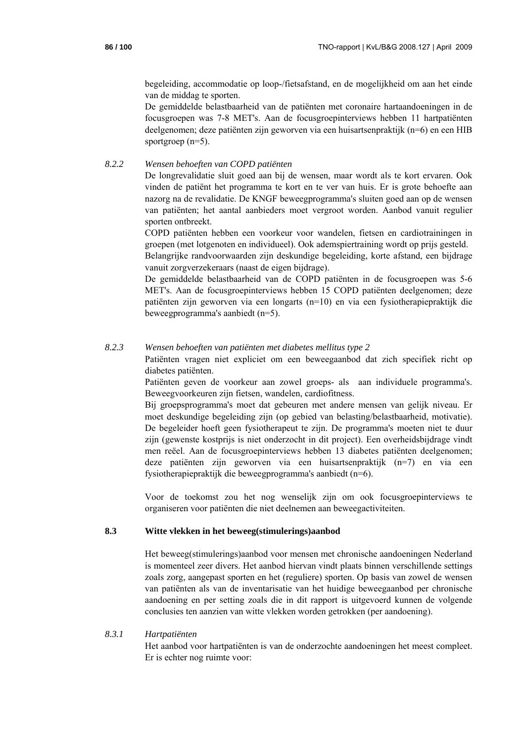begeleiding, accommodatie op loop-/fietsafstand, en de mogelijkheid om aan het einde van de middag te sporten.

De gemiddelde belastbaarheid van de patiënten met coronaire hartaandoeningen in de focusgroepen was 7-8 MET's. Aan de focusgroepinterviews hebben 11 hartpatiënten deelgenomen; deze patiënten zijn geworven via een huisartsenpraktijk (n=6) en een HIB sportgroep (n=5).

### 8.2.2 *Wensen behoeften van COPD patiënten*

De longrevalidatie sluit goed aan bij de wensen, maar wordt als te kort ervaren. Ook vinden de patiënt het programma te kort en te ver van huis. Er is grote behoefte aan nazorg na de revalidatie. De KNGF beweegprogramma's sluiten goed aan op de wensen van patiënten; het aantal aanbieders moet vergroot worden. Aanbod vanuit regulier sporten ontbreekt.

COPD patiënten hebben een voorkeur voor wandelen, fietsen en cardiotrainingen in groepen (met lotgenoten en individueel). Ook ademspiertraining wordt op prijs gesteld.

Belangrijke randvoorwaarden zijn deskundige begeleiding, korte afstand, een bijdrage vanuit zorgverzekeraars (naast de eigen bijdrage).

De gemiddelde belastbaarheid van de COPD patiënten in de focusgroepen was 5-6 MET's. Aan de focusgroepinterviews hebben 15 COPD patiënten deelgenomen; deze patiënten zijn geworven via een longarts (n=10) en via een fysiotherapiepraktijk die beweegprogramma's aanbiedt (n=5).

### 8.2.3 *Wensen behoeften van patiënten met diabetes mellitus type 2*

Patiënten vragen niet expliciet om een beweegaanbod dat zich specifiek richt op diabetes patiënten.

Patiënten geven de voorkeur aan zowel groeps- als aan individuele programma's. Beweegvoorkeuren zijn fietsen, wandelen, cardiofitness.

Bij groepsprogramma's moet dat gebeuren met andere mensen van gelijk niveau. Er moet deskundige begeleiding zijn (op gebied van belasting/belastbaarheid, motivatie). De begeleider hoeft geen fysiotherapeut te zijn. De programma's moeten niet te duur zijn (gewenste kostprijs is niet onderzocht in dit project). Een overheidsbijdrage vindt men reëel. Aan de focusgroepinterviews hebben 13 diabetes patiënten deelgenomen; deze patiënten zijn geworven via een huisartsenpraktijk (n=7) en via een fysiotherapiepraktijk die beweegprogramma's aanbiedt (n=6).

Voor de toekomst zou het nog wenselijk zijn om ook focusgroepinterviews te organiseren voor patiënten die niet deelnemen aan beweegactiviteiten.

## 8.3 Witte vlekken in het beweeg(stimulerings)aanbod

Het beweeg(stimulerings)aanbod voor mensen met chronische aandoeningen Nederland is momenteel zeer divers. Het aanbod hiervan vindt plaats binnen verschillende settings zoals zorg, aangepast sporten en het (reguliere) sporten. Op basis van zowel de wensen van patiënten als van de inventarisatie van het huidige beweegaanbod per chronische aandoening en per setting zoals die in dit rapport is uitgevoerd kunnen de volgende conclusies ten aanzien van witte vlekken worden getrokken (per aandoening).

### 8.3.1 *Hartpatiënten*

Het aanbod voor hartpatiënten is van de onderzochte aandoeningen het meest compleet. Er is echter nog ruimte voor: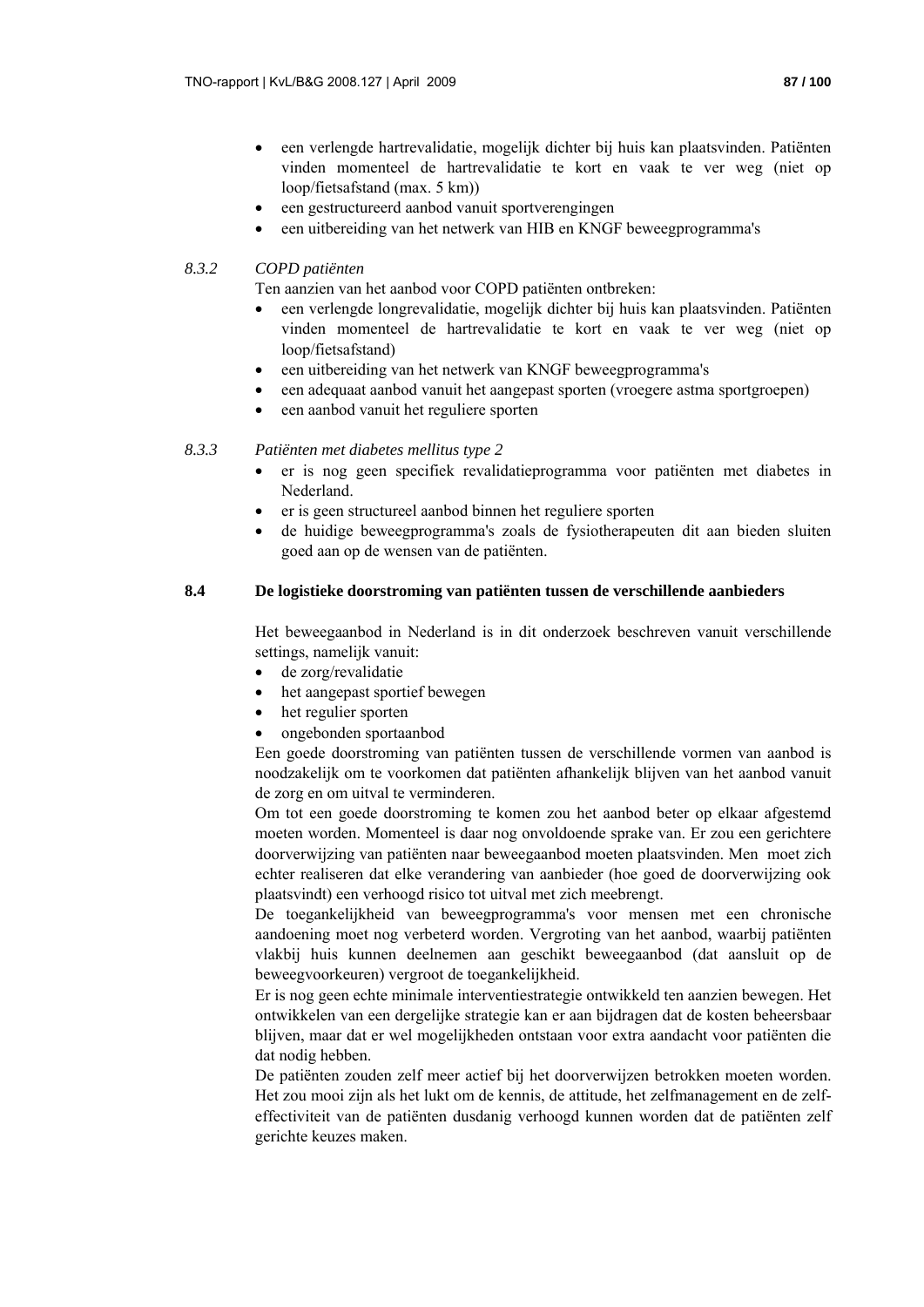- een verlengde hartrevalidatie, mogelijk dichter bij huis kan plaatsvinden. Patiënten vinden momenteel de hartrevalidatie te kort en vaak te ver weg (niet op loop/fietsafstand (max. 5 km))
- een gestructureerd aanbod vanuit sportverengingen
- een uitbereiding van het netwerk van HIB en KNGF beweegprogramma's

### 8.3.2 *COPD patiënten*

Ten aanzien van het aanbod voor COPD patiënten ontbreken:

- een verlengde longrevalidatie, mogelijk dichter bij huis kan plaatsvinden. Patiënten vinden momenteel de hartrevalidatie te kort en vaak te ver weg (niet op loop/fietsafstand)
- een uitbereiding van het netwerk van KNGF beweegprogramma's
- een adequaat aanbod vanuit het aangepast sporten (vroegere astma sportgroepen)
- een aanbod vanuit het reguliere sporten

### 8.3.3 *Patiënten met diabetes mellitus type 2*

- er is nog geen specifiek revalidatieprogramma voor patiënten met diabetes in Nederland.
- er is geen structureel aanbod binnen het reguliere sporten
- de huidige beweegprogramma's zoals de fysiotherapeuten dit aan bieden sluiten goed aan op de wensen van de patiënten.

## 8.4 De logistieke doorstroming van patiënten tussen de verschillende aanbieders

Het beweegaanbod in Nederland is in dit onderzoek beschreven vanuit verschillende settings, namelijk vanuit:

- de zorg/revalidatie
- het aangepast sportief bewegen
- het regulier sporten
- ongebonden sportaanbod

Een goede doorstroming van patiënten tussen de verschillende vormen van aanbod is noodzakelijk om te voorkomen dat patiënten afhankelijk blijven van het aanbod vanuit de zorg en om uitval te verminderen.

Om tot een goede doorstroming te komen zou het aanbod beter op elkaar afgestemd moeten worden. Momenteel is daar nog onvoldoende sprake van. Er zou een gerichtere doorverwijzing van patiënten naar beweegaanbod moeten plaatsvinden. Men moet zich echter realiseren dat elke verandering van aanbieder (hoe goed de doorverwijzing ook plaatsvindt) een verhoogd risico tot uitval met zich meebrengt.

De toegankelijkheid van beweegprogramma's voor mensen met een chronische aandoening moet nog verbeterd worden. Vergroting van het aanbod, waarbij patiënten vlakbij huis kunnen deelnemen aan geschikt beweegaanbod (dat aansluit op de beweegvoorkeuren) vergroot de toegankelijkheid.

Er is nog geen echte minimale interventiestrategie ontwikkeld ten aanzien bewegen. Het ontwikkelen van een dergelijke strategie kan er aan bijdragen dat de kosten beheersbaar blijven, maar dat er wel mogelijkheden ontstaan voor extra aandacht voor patiënten die dat nodig hebben.

De patiënten zouden zelf meer actief bij het doorverwijzen betrokken moeten worden. Het zou mooi zijn als het lukt om de kennis, de attitude, het zelfmanagement en de zelf-effectiviteit van de patiënten dusdanig verhoogd kunnen worden dat de patiënten zelf gerichte keuzes maken.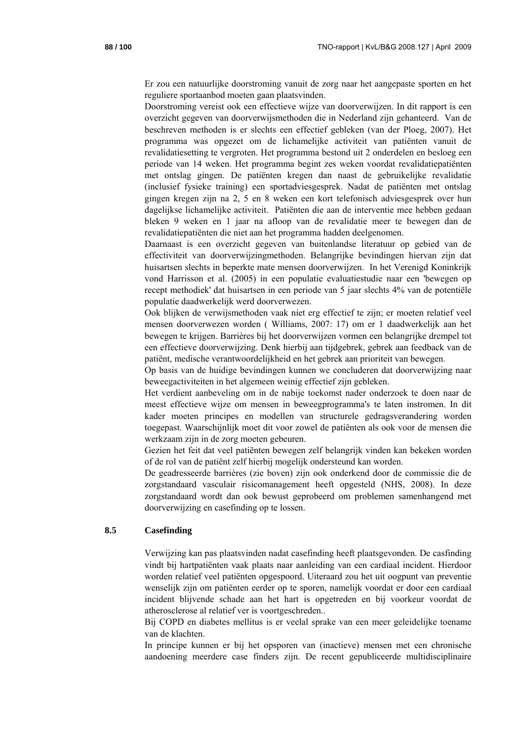Er zou een natuurlijke doorstroming vanuit de zorg naar het aangepaste sporten en het reguliere sportaanbod moeten gaan plaatsvinden.

Doorstroming vereist ook een effectieve wijze van doorverwijzen. In dit rapport is een overzicht gegeven van doorverwijsmethoden die in Nederland zijn gehanteerd. Van de beschreven methoden is er slechts een effectief gebleken (van der Ploeg, 2007). Het programma was opgezet om de lichamelijke activiteit van patiënten vanuit de revalidatiesetting te vergroten. Het programma bestond uit 2 onderdelen en besloeg een periode van 14 weken. Het programma begint zes weken voordat revalidatiepatiënten met ontslag gingen. De patiënten kregen dan naast de gebruikelijke revalidatie (inclusief fysieke training) een sportadviesgesprek. Nadat de patiënten met ontslag gingen kregen zijn na 2, 5 en 8 weken een kort telefonisch adviesgesprek over hun dagelijkse lichamelijke activiteit. Patiënten die aan de interventie mee hebben gedaan bleken 9 weken en 1 jaar na afloop van de revalidatie meer te bewegen dan de revalidatiepatiënten die niet aan het programma hadden deelgenomen.

Daarnaast is een overzicht gegeven van buitenlandse literatuur op gebied van de effectiviteit van doorverwijzingmethoden. Belangrijke bevindingen hiervan zijn dat huisartsen slechts in beperkte mate mensen doorverwijzen. In het Verenigd Koninkrijk vond Harrisson et al. (2005) in een populatie evaluatiestudie naar een 'bewegen op recept methodiek' dat huisartsen in een periode van 5 jaar slechts 4% van de potentiële populatie daadwerkelijk werd doorverwezen.

Ook blijken de verwijsmethoden vaak niet erg effectief te zijn; er moeten relatief veel mensen doorverwezen worden ( Williams, 2007: 17) om er 1 daadwerkelijk aan het bewegen te krijgen. Barrières bij het doorverwijzen vormen een belangrijke drempel tot een effectieve doorverwijzing. Denk hierbij aan tijdgebrek, gebrek aan feedback van de patiënt, medische verantwoordelijkheid en het gebrek aan prioriteit van bewegen.

Op basis van de huidige bevindingen kunnen we concluderen dat doorverwijzing naar beweegactiviteiten in het algemeen weinig effectief zijn gebleken.

Het verdient aanbeveling om in de nabije toekomst nader onderzoek te doen naar de meest effectieve wijze om mensen in beweegprogramma's te laten instromen. In dit kader moeten principes en modellen van structurele gedragsverandering worden toegepast. Waarschijnlijk moet dit voor zowel de patiënten als ook voor de mensen die werkzaam zijn in de zorg moeten gebeuren.

Gezien het feit dat veel patiënten bewegen zelf belangrijk vinden kan bekeken worden of de rol van de patiënt zelf hierbij mogelijk ondersteund kan worden.

De geadresseerde barrières (zie boven) zijn ook onderkend door de commissie die de zorgstandaard vasculair risicomanagement heeft opgesteld (NHS, 2008). In deze zorgstandaard wordt dan ook bewust geprobeerd om problemen samenhangend met doorverwijzing en casefinding op te lossen.

## 8.5 Casefinding

Verwijzing kan pas plaatsvinden nadat casefinding heeft plaatsgevonden. De casfinding vindt bij hartpatiënten vaak plaats naar aanleiding van een cardiaal incident. Hierdoor worden relatief veel patiënten opgespoord. Uiteraard zou het uit oogpunt van preventie wenselijk zijn om patiënten eerder op te sporen, namelijk voordat er door een cardiaal incident blijvende schade aan het hart is opgetreden en bij voorkeur voordat de atherosclerose al relatief ver is voortgeschreden..

Bij COPD en diabetes mellitus is er veelal sprake van een meer geleidelijke toename van de klachten.

In principe kunnen er bij het opsporen van (inactieve) mensen met een chronische aandoening meerdere case finders zijn. De recent gepubliceerde multidisciplinaire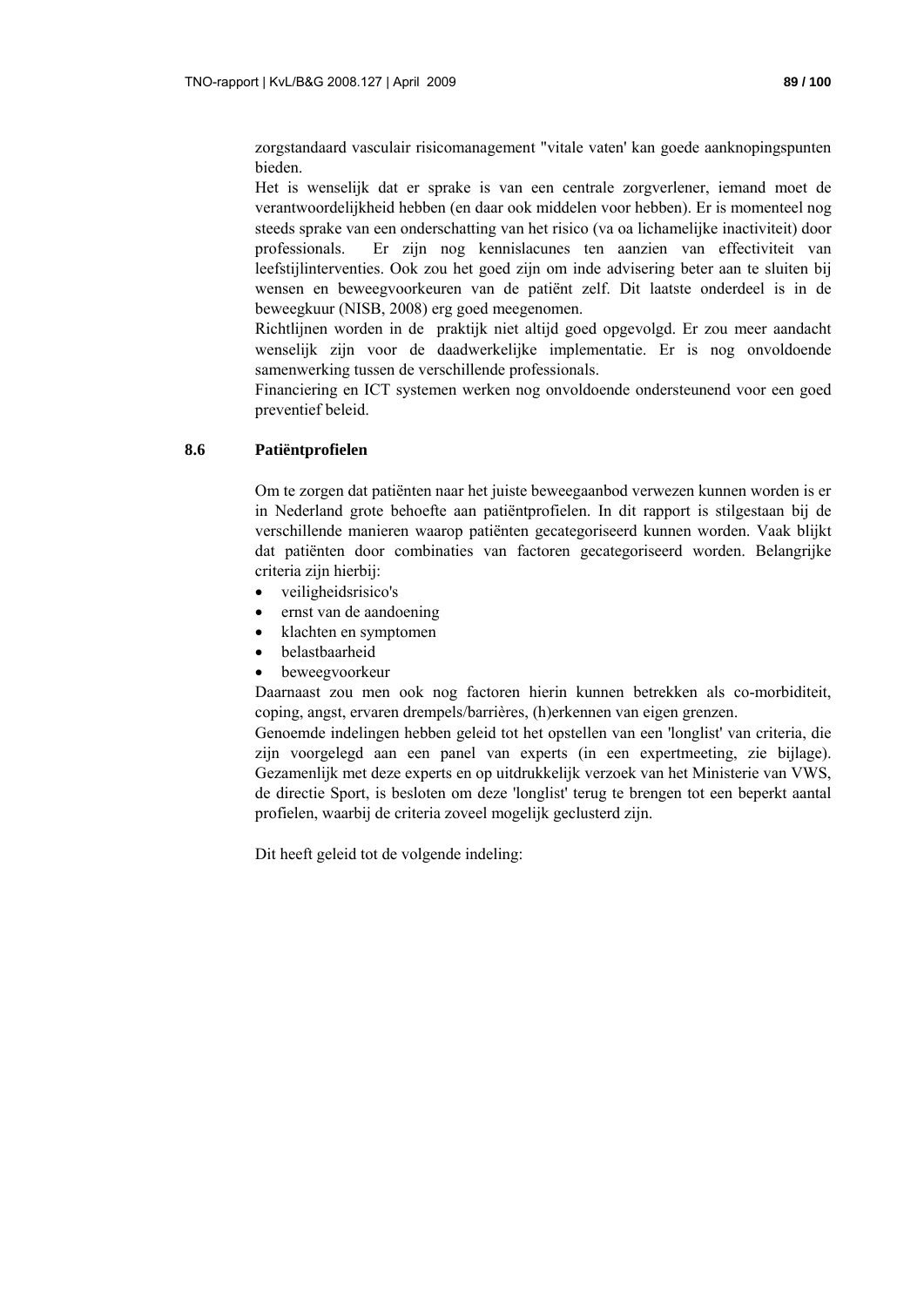zorgstandaard vasculair risicomanagement "vitale vaten' kan goede aanknopingspunten bieden.

Het is wenselijk dat er sprake is van een centrale zorgverlener, iemand moet de verantwoordelijkheid hebben (en daar ook middelen voor hebben). Er is momenteel nog steeds sprake van een onderschatting van het risico (va oa lichamelijke inactiviteit) door professionals. Er zijn nog kennislacunes ten aanzien van effectiviteit van leefstijlinterventies. Ook zou het goed zijn om inde advisering beter aan te sluiten bij wensen en beweegvoorkeuren van de patiënt zelf. Dit laatste onderdeel is in de beweegkuur (NISB, 2008) erg goed meegenomen.

Richtlijnen worden in de praktijk niet altijd goed opgevolgd. Er zou meer aandacht wenselijk zijn voor de daadwerkelijke implementatie. Er is nog onvoldoende samenwerking tussen de verschillende professionals.

Financiering en ICT systemen werken nog onvoldoende ondersteunend voor een goed preventief beleid.

## 8.6 Patiëntprofielen

Om te zorgen dat patiënten naar het juiste beweegaanbod verwezen kunnen worden is er in Nederland grote behoefte aan patiëntprofielen. In dit rapport is stilgestaan bij de verschillende manieren waarop patiënten gecategoriseerd kunnen worden. Vaak blijkt dat patiënten door combinaties van factoren gecategoriseerd worden. Belangrijke criteria zijn hierbij:

- veiligheidsrisico's
- ernst van de aandoening
- klachten en symptomen
- belastbaarheid
- beweegvoorkeur

Daarnaast zou men ook nog factoren hierin kunnen betrekken als co-morbiditeit, coping, angst, ervaren drempels/barrières, (h)erkennen van eigen grenzen.

Genoemde indelingen hebben geleid tot het opstellen van een 'longlist' van criteria, die zijn voorgelegd aan een panel van experts (in een expertmeeting, zie bijlage). Gezamenlijk met deze experts en op uitdrukkelijk verzoek van het Ministerie van VWS, de directie Sport, is besloten om deze 'longlist' terug te brengen tot een beperkt aantal profielen, waarbij de criteria zoveel mogelijk geclusterd zijn.

Dit heeft geleid tot de volgende indeling: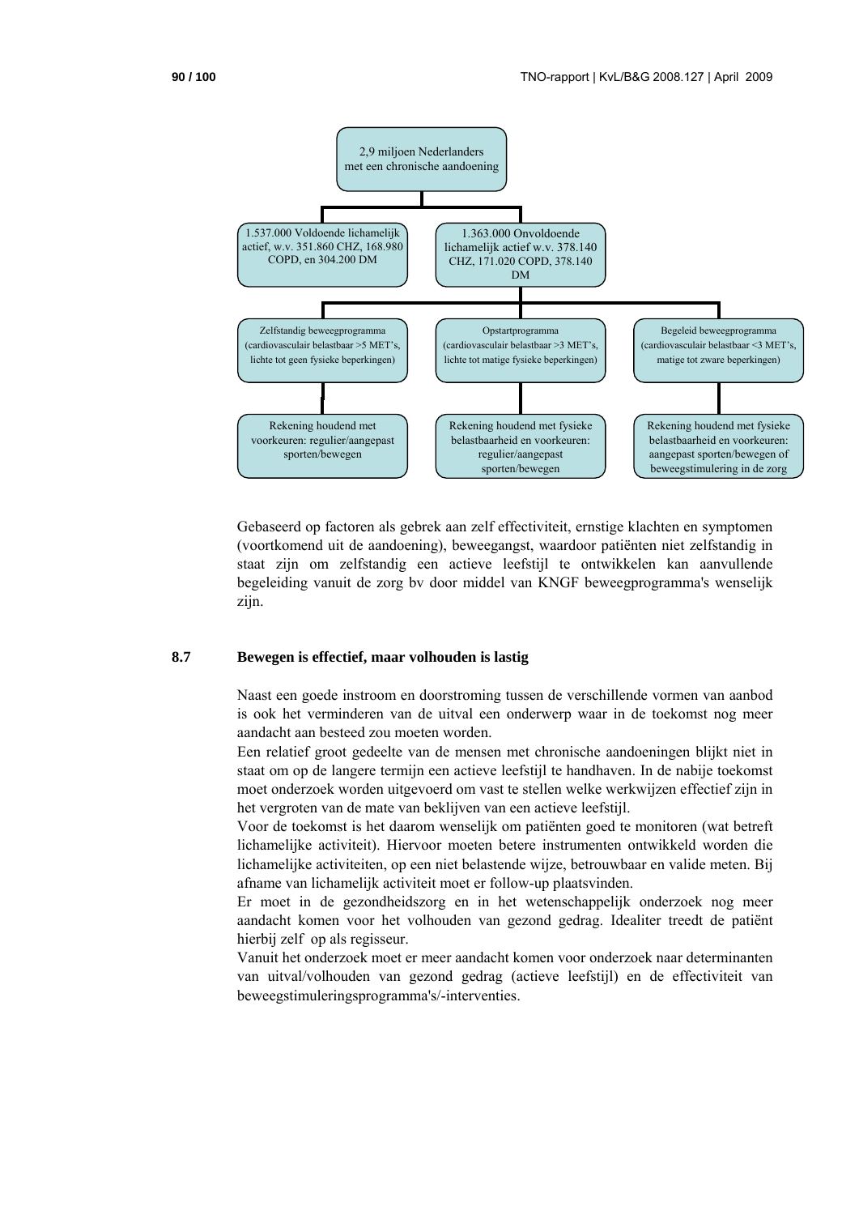2,9 miljoen Nederlanders met een chronische aandoening

- 1.537.000 Voldoende lichamelijk actief, w.v. 351.860 CHZ, 168.980 COPD, en 304.200 DM
- 1.363.000 Onvoldoende lichamelijk actief w.v. 378.140 CHZ, 171.020 COPD, 378.140 DM

| Zelfstandig beweegprogramma (cardiovasculair belastbaar >5 MET's, lichte tot geen fysieke beperkingen) | Opstartprogramma (cardiovasculair belastbaar >3 MET's, lichte tot matige fysieke beperkingen) | Begeleid beweegprogramma (cardiovasculair belastbaar <3 MET's, matige tot zware beperkingen) |
|---|---|---|
| Rekening houdend met voorkeuren: regulier/aangepast sporten/bewegen | Rekening houdend met fysieke belastbaarheid en voorkeuren: regulier/aangepast sporten/bewegen | Rekening houdend met fysieke belastbaarheid en voorkeuren: aangepast sporten/bewegen of beweegstimulering in de zorg |

Gebaseerd op factoren als gebrek aan zelf effectiviteit, ernstige klachten en symptomen (voortkomend uit de aandoening), beweegangst, waardoor patiënten niet zelfstandig in staat zijn om zelfstandig een actieve leefstijl te ontwikkelen kan aanvullende begeleiding vanuit de zorg bv door middel van KNGF beweegprogramma's wenselijk zijn.

## 8.7 Bewegen is effectief, maar volhouden is lastig

Naast een goede instroom en doorstroming tussen de verschillende vormen van aanbod is ook het verminderen van de uitval een onderwerp waar in de toekomst nog meer aandacht aan besteed zou moeten worden.
Een relatief groot gedeelte van de mensen met chronische aandoeningen blijkt niet in staat om op de langere termijn een actieve leefstijl te handhaven. In de nabije toekomst moet onderzoek worden uitgevoerd om vast te stellen welke werkwijzen effectief zijn in het vergroten van de mate van beklijven van een actieve leefstijl.
Voor de toekomst is het daarom wenselijk om patiënten goed te monitoren (wat betreft lichamelijke activiteit). Hiervoor moeten betere instrumenten ontwikkeld worden die lichamelijke activiteiten, op een niet belastende wijze, betrouwbaar en valide meten. Bij afname van lichamelijk activiteit moet er follow-up plaatsvinden.
Er moet in de gezondheidszorg en in het wetenschappelijk onderzoek nog meer aandacht komen voor het volhouden van gezond gedrag. Idealiter treedt de patiënt hierbij zelf op als regisseur.
Vanuit het onderzoek moet er meer aandacht komen voor onderzoek naar determinanten van uitval/volhouden van gezond gedrag (actieve leefstijl) en de effectiviteit van beweegstimuleringsprogramma's/-interventies.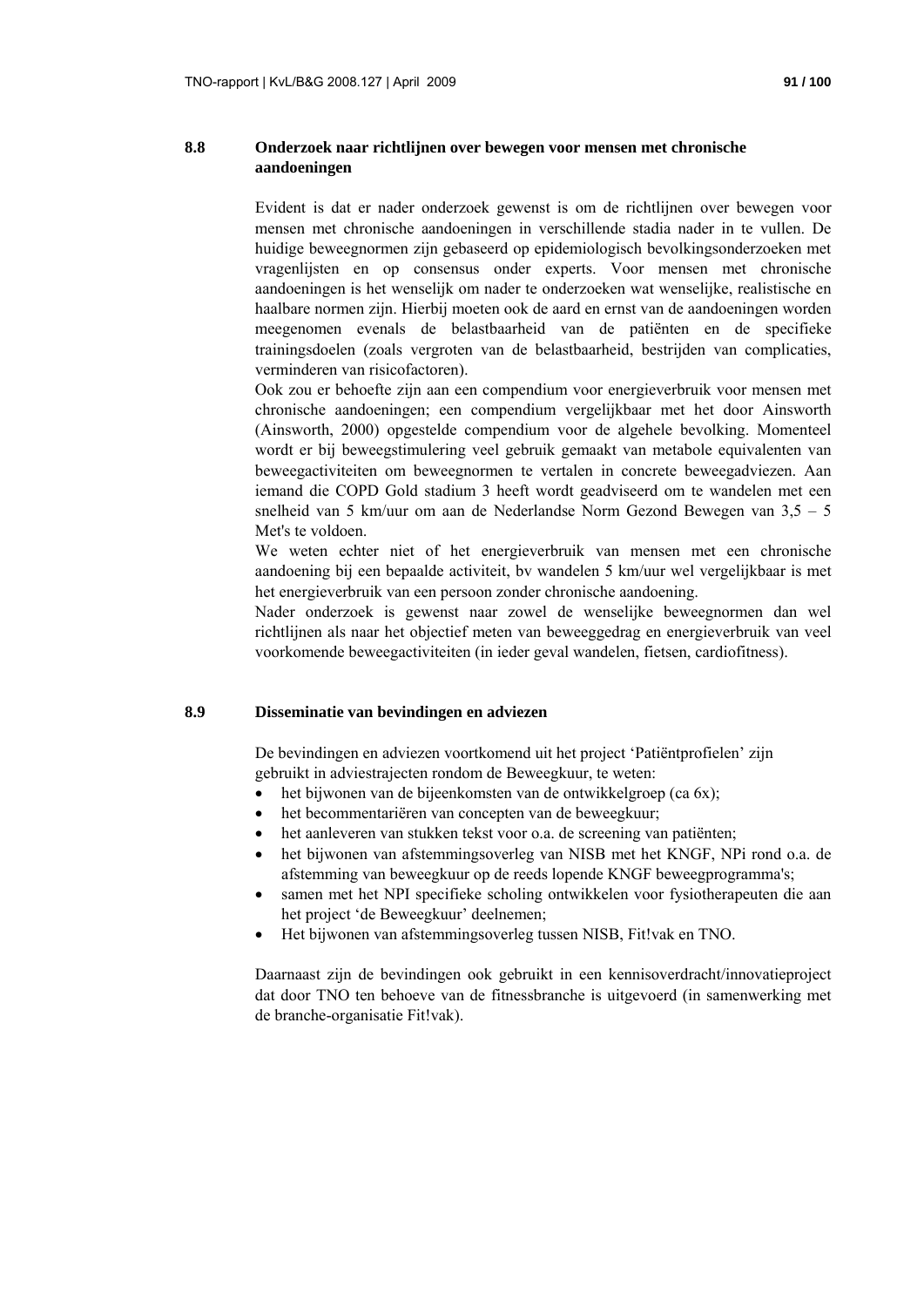## 8.8 Onderzoek naar richtlijnen over bewegen voor mensen met chronische aandoeningen

Evident is dat er nader onderzoek gewenst is om de richtlijnen over bewegen voor mensen met chronische aandoeningen in verschillende stadia nader in te vullen. De huidige beweegnormen zijn gebaseerd op epidemiologisch bevolkingsonderzoeken met vragenlijsten en op consensus onder experts. Voor mensen met chronische aandoeningen is het wenselijk om nader te onderzoeken wat wenselijke, realistische en haalbare normen zijn. Hierbij moeten ook de aard en ernst van de aandoeningen worden meegenomen evenals de belastbaarheid van de patiënten en de specifieke trainingsdoelen (zoals vergroten van de belastbaarheid, bestrijden van complicaties, verminderen van risicofactoren).

Ook zou er behoefte zijn aan een compendium voor energieverbruik voor mensen met chronische aandoeningen; een compendium vergelijkbaar met het door Ainsworth (Ainsworth, 2000) opgestelde compendium voor de algehele bevolking. Momenteel wordt er bij beweegstimulering veel gebruik gemaakt van metabole equivalenten van beweegactiviteiten om beweegnormen te vertalen in concrete beweegadviezen. Aan iemand die COPD Gold stadium 3 heeft wordt geadviseerd om te wandelen met een snelheid van 5 km/uur om aan de Nederlandse Norm Gezond Bewegen van 3,5 – 5 Met's te voldoen.

We weten echter niet of het energieverbruik van mensen met een chronische aandoening bij een bepaalde activiteit, bv wandelen 5 km/uur wel vergelijkbaar is met het energieverbruik van een persoon zonder chronische aandoening.

Nader onderzoek is gewenst naar zowel de wenselijke beweegnormen dan wel richtlijnen als naar het objectief meten van beweeggedrag en energieverbruik van veel voorkomende beweegactiviteiten (in ieder geval wandelen, fietsen, cardiofitness).

## 8.9 Disseminatie van bevindingen en adviezen

De bevindingen en adviezen voortkomend uit het project 'Patiëntprofielen' zijn gebruikt in adviestrajecten rondom de Beweegkuur, te weten:

- het bijwonen van de bijeenkomsten van de ontwikkelgroep (ca 6x);
- het becommentariëren van concepten van de beweegkuur;
- het aanleveren van stukken tekst voor o.a. de screening van patiënten;
- het bijwonen van afstemmingsoverleg van NISB met het KNGF, NPi rond o.a. de afstemming van beweegkuur op de reeds lopende KNGF beweegprogramma's;
- samen met het NPI specifieke scholing ontwikkelen voor fysiotherapeuten die aan het project 'de Beweegkuur' deelnemen;
- Het bijwonen van afstemmingsoverleg tussen NISB, Fit!vak en TNO.

Daarnaast zijn de bevindingen ook gebruikt in een kennisoverdracht/innovatieproject dat door TNO ten behoeve van de fitnessbranche is uitgevoerd (in samenwerking met de branche-organisatie Fit!vak).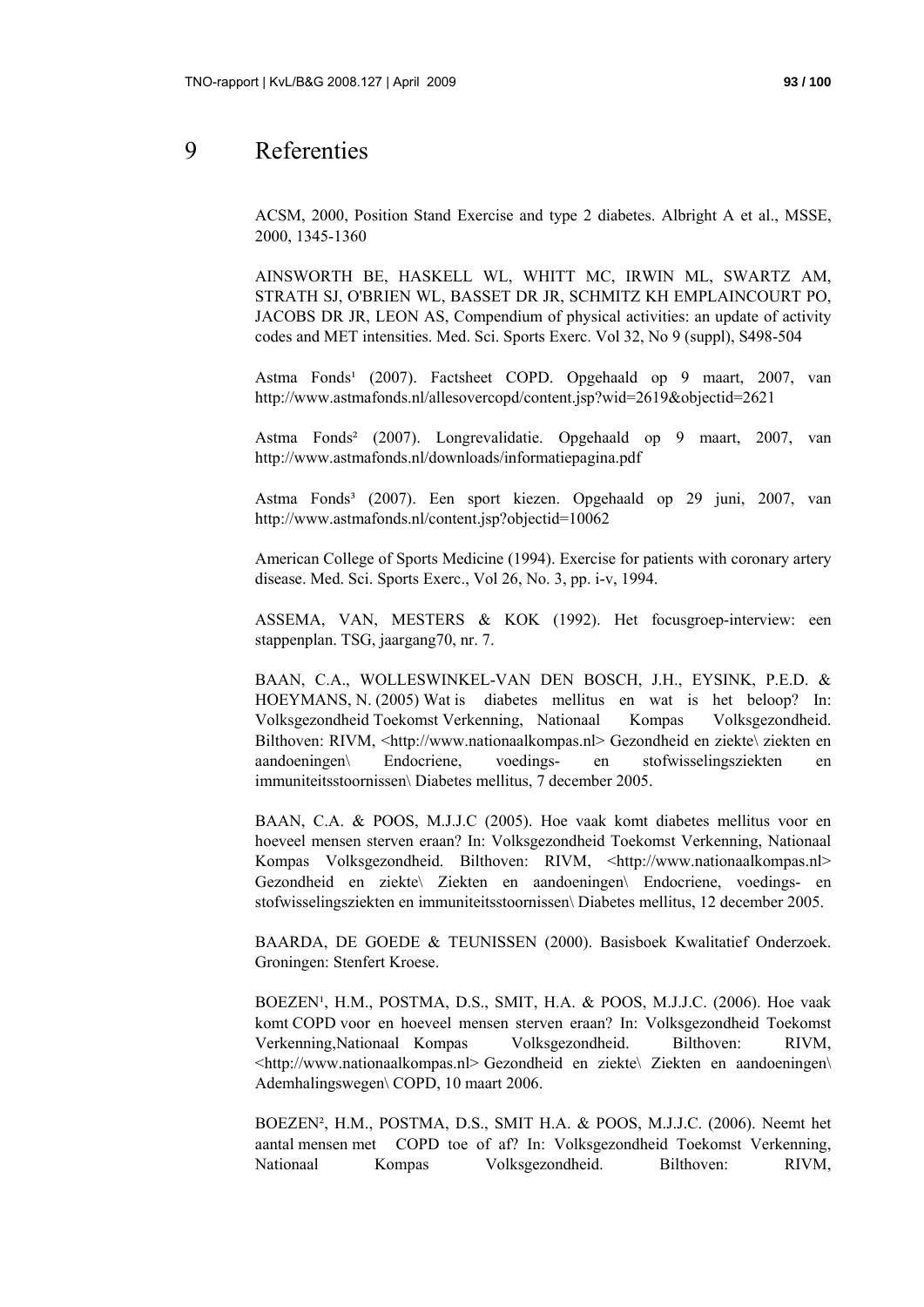# 9 Referenties

ACSM, 2000, Position Stand Exercise and type 2 diabetes. Albright A et al., MSSE, 2000, 1345-1360

AINSWORTH BE, HASKELL WL, WHITT MC, IRWIN ML, SWARTZ AM, STRATH SJ, O'BRIEN WL, BASSET DR JR, SCHMITZ KH EMPLAINCOURT PO, JACOBS DR JR, LEON AS, Compendium of physical activities: an update of activity codes and MET intensities. Med. Sci. Sports Exerc. Vol 32, No 9 (suppl), S498-504

Astma Fonds[1] (2007). Factsheet COPD. Opgehaald op 9 maart, 2007, van http://www.astmafonds.nl/allesovercopd/content.jsp?wid=2619&objectid=2621

Astma Fonds[2] (2007). Longrevalidatie. Opgehaald op 9 maart, 2007, van http://www.astmafonds.nl/downloads/informatiepagina.pdf

Astma Fonds[3] (2007). Een sport kiezen. Opgehaald op 29 juni, 2007, van http://www.astmafonds.nl/content.jsp?objectid=10062

American College of Sports Medicine (1994). Exercise for patients with coronary artery disease. Med. Sci. Sports Exerc., Vol 26, No. 3, pp. i-v, 1994.

ASSEMA, VAN, MESTERS & KOK (1992). Het focusgroep-interview: een stappenplan. TSG, jaargang70, nr. 7.

BAAN, C.A., WOLLESWINKEL-VAN DEN BOSCH, J.H., EYSINK, P.E.D. & HOEYMANS, N. (2005) Wat is diabetes mellitus en wat is het beloop? In: Volksgezondheid Toekomst Verkenning, Nationaal Kompas Volksgezondheid. Bilthoven: RIVM, <http://www.nationaalkompas.nl> Gezondheid en ziekte\ ziekten en aandoeningen\ Endocriene, voedings- en stofwisselingsziekten en immuniteitsstoornissen\ Diabetes mellitus, 7 december 2005.

BAAN, C.A. & POOS, M.J.J.C (2005). Hoe vaak komt diabetes mellitus voor en hoeveel mensen sterven eraan? In: Volksgezondheid Toekomst Verkenning, Nationaal Kompas Volksgezondheid. Bilthoven: RIVM, <http://www.nationaalkompas.nl> Gezondheid en ziekte\ Ziekten en aandoeningen\ Endocriene, voedings- en stofwisselingsziekten en immuniteitsstoornissen\ Diabetes mellitus, 12 december 2005.

BAARDA, DE GOEDE & TEUNISSEN (2000). Basisboek Kwalitatief Onderzoek. Groningen: Stenfert Kroese.

BOEZEN[1], H.M., POSTMA, D.S., SMIT, H.A. & POOS, M.J.J.C. (2006). Hoe vaak komt COPD voor en hoeveel mensen sterven eraan? In: Volksgezondheid Toekomst Verkenning,Nationaal Kompas Volksgezondheid. Bilthoven: RIVM, <http://www.nationaalkompas.nl> Gezondheid en ziekte\ Ziekten en aandoeningen\ Ademhalingswegen\ COPD, 10 maart 2006.

BOEZEN[2], H.M., POSTMA, D.S., SMIT H.A. & POOS, M.J.J.C. (2006). Neemt het aantal mensen met COPD toe of af? In: Volksgezondheid Toekomst Verkenning, Nationaal Kompas Volksgezondheid. Bilthoven: RIVM,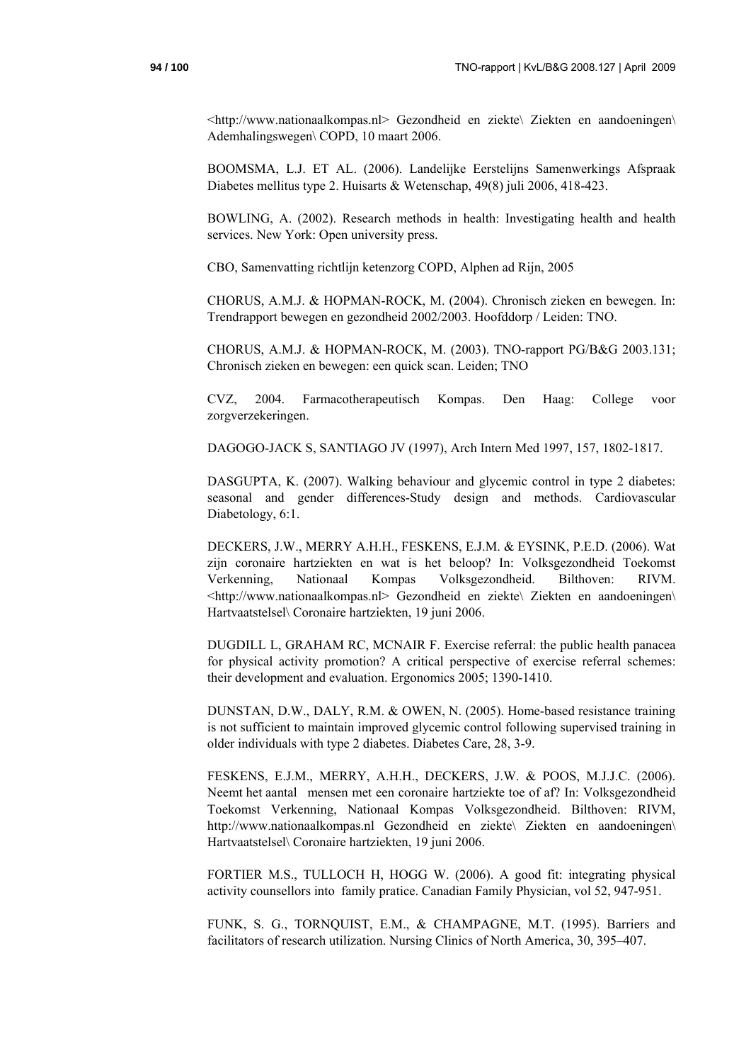<http://www.nationaalkompas.nl> Gezondheid en ziekte\ Ziekten en aandoeningen\ Ademhalingswegen\ COPD, 10 maart 2006.

BOOMSMA, L.J. ET AL. (2006). Landelijke Eerstelijns Samenwerkings Afspraak Diabetes mellitus type 2. Huisarts & Wetenschap, 49(8) juli 2006, 418-423.

BOWLING, A. (2002). Research methods in health: Investigating health and health services. New York: Open university press.

CBO, Samenvatting richtlijn ketenzorg COPD, Alphen ad Rijn, 2005

CHORUS, A.M.J. & HOPMAN-ROCK, M. (2004). Chronisch zieken en bewegen. In: Trendrapport bewegen en gezondheid 2002/2003. Hoofddorp / Leiden: TNO.

CHORUS, A.M.J. & HOPMAN-ROCK, M. (2003). TNO-rapport PG/B&G 2003.131; Chronisch zieken en bewegen: een quick scan. Leiden; TNO

CVZ, 2004. Farmacotherapeutisch Kompas. Den Haag: College voor zorgverzekeringen.

DAGOGO-JACK S, SANTIAGO JV (1997), Arch Intern Med 1997, 157, 1802-1817.

DASGUPTA, K. (2007). Walking behaviour and glycemic control in type 2 diabetes: seasonal and gender differences-Study design and methods. Cardiovascular Diabetology, 6:1.

DECKERS, J.W., MERRY A.H.H., FESKENS, E.J.M. & EYSINK, P.E.D. (2006). Wat zijn coronaire hartziekten en wat is het beloop? In: Volksgezondheid Toekomst Verkenning, Nationaal Kompas Volksgezondheid. Bilthoven: RIVM. <http://www.nationaalkompas.nl> Gezondheid en ziekte\ Ziekten en aandoeningen\ Hartvaatstelsel\ Coronaire hartziekten, 19 juni 2006.

DUGDILL L, GRAHAM RC, MCNAIR F. Exercise referral: the public health panacea for physical activity promotion? A critical perspective of exercise referral schemes: their development and evaluation. Ergonomics 2005; 1390-1410.

DUNSTAN, D.W., DALY, R.M. & OWEN, N. (2005). Home-based resistance training is not sufficient to maintain improved glycemic control following supervised training in older individuals with type 2 diabetes. Diabetes Care, 28, 3-9.

FESKENS, E.J.M., MERRY, A.H.H., DECKERS, J.W. & POOS, M.J.J.C. (2006). Neemt het aantal mensen met een coronaire hartziekte toe of af? In: Volksgezondheid Toekomst Verkenning, Nationaal Kompas Volksgezondheid. Bilthoven: RIVM, http://www.nationaalkompas.nl Gezondheid en ziekte\ Ziekten en aandoeningen\ Hartvaatstelsel\ Coronaire hartziekten, 19 juni 2006.

FORTIER M.S., TULLOCH H, HOGG W. (2006). A good fit: integrating physical activity counsellors into family pratice. Canadian Family Physician, vol 52, 947-951.

FUNK, S. G., TORNQUIST, E.M., & CHAMPAGNE, M.T. (1995). Barriers and facilitators of research utilization. Nursing Clinics of North America, 30, 395–407.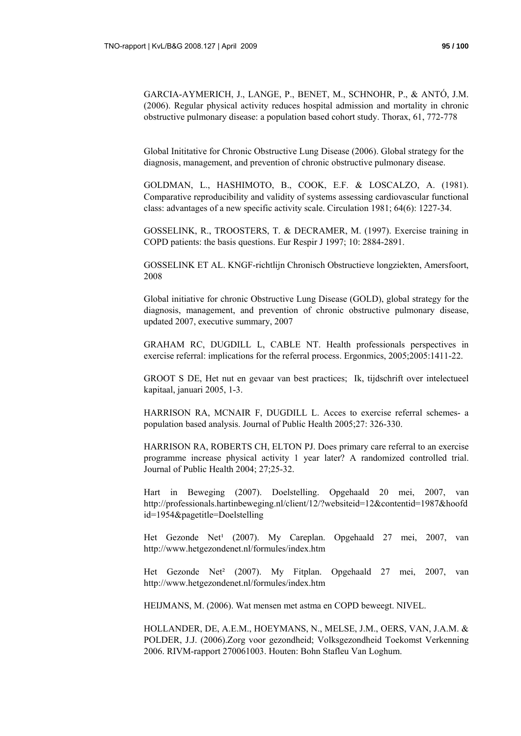GARCIA-AYMERICH, J., LANGE, P., BENET, M., SCHNOHR, P., & ANTÓ, J.M. (2006). Regular physical activity reduces hospital admission and mortality in chronic obstructive pulmonary disease: a population based cohort study. Thorax, 61, 772-778

Global Inititative for Chronic Obstructive Lung Disease (2006). Global strategy for the diagnosis, management, and prevention of chronic obstructive pulmonary disease.

GOLDMAN, L., HASHIMOTO, B., COOK, E.F. & LOSCALZO, A. (1981). Comparative reproducibility and validity of systems assessing cardiovascular functional class: advantages of a new specific activity scale. Circulation 1981; 64(6): 1227-34.

GOSSELINK, R., TROOSTERS, T. & DECRAMER, M. (1997). Exercise training in COPD patients: the basis questions. Eur Respir J 1997; 10: 2884-2891.

GOSSELINK ET AL. KNGF-richtlijn Chronisch Obstructieve longziekten, Amersfoort, 2008

Global initiative for chronic Obstructive Lung Disease (GOLD), global strategy for the diagnosis, management, and prevention of chronic obstructive pulmonary disease, updated 2007, executive summary, 2007

GRAHAM RC, DUGDILL L, CABLE NT. Health professionals perspectives in exercise referral: implications for the referral process. Ergonmics, 2005;2005:1411-22.

GROOT S DE, Het nut en gevaar van best practices; Ik, tijdschrift over intelectueel kapitaal, januari 2005, 1-3.

HARRISON RA, MCNAIR F, DUGDILL L. Acces to exercise referral schemes- a population based analysis. Journal of Public Health 2005;27: 326-330.

HARRISON RA, ROBERTS CH, ELTON PJ. Does primary care referral to an exercise programme increase physical activity 1 year later? A randomized controlled trial. Journal of Public Health 2004; 27;25-32.

Hart in Beweging (2007). Doelstelling. Opgehaald 20 mei, 2007, van http://professionals.hartinbeweging.nl/client/12/?websiteid=12&contentid=1987&hoofdid=1954&pagetitle=Doelstelling

Het Gezonde Net[1] (2007). My Careplan. Opgehaald 27 mei, 2007, van http://www.hetgezondenet.nl/formules/index.htm

Het Gezonde Net[2] (2007). My Fitplan. Opgehaald 27 mei, 2007, van http://www.hetgezondenet.nl/formules/index.htm

HEIJMANS, M. (2006). Wat mensen met astma en COPD beweegt. NIVEL.

HOLLANDER, DE, A.E.M., HOEYMANS, N., MELSE, J.M., OERS, VAN, J.A.M. & POLDER, J.J. (2006).Zorg voor gezondheid; Volksgezondheid Toekomst Verkenning 2006. RIVM-rapport 270061003. Houten: Bohn Stafleu Van Loghum.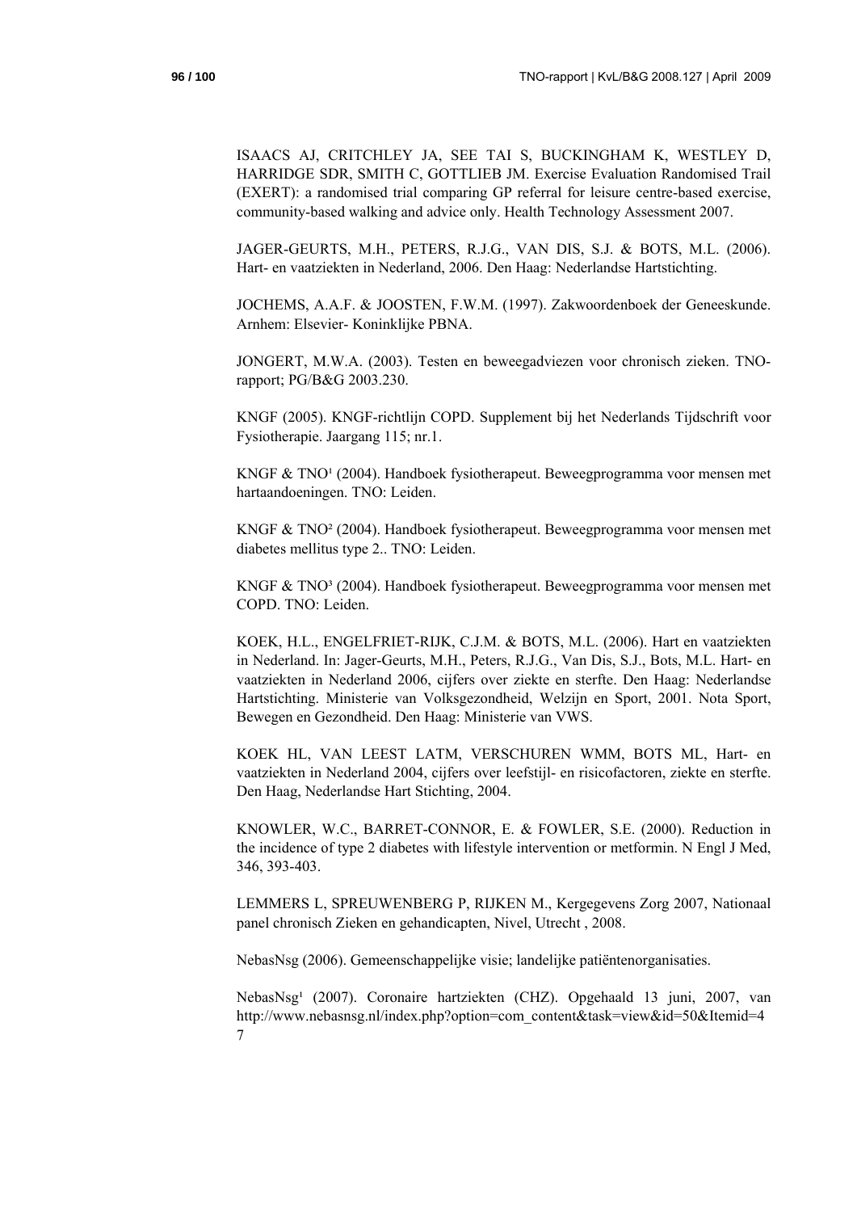ISAACS AJ, CRITCHLEY JA, SEE TAI S, BUCKINGHAM K, WESTLEY D, HARRIDGE SDR, SMITH C, GOTTLIEB JM. Exercise Evaluation Randomised Trail (EXERT): a randomised trial comparing GP referral for leisure centre-based exercise, community-based walking and advice only. Health Technology Assessment 2007.

JAGER-GEURTS, M.H., PETERS, R.J.G., VAN DIS, S.J. & BOTS, M.L. (2006). Hart- en vaatziekten in Nederland, 2006. Den Haag: Nederlandse Hartstichting.

JOCHEMS, A.A.F. & JOOSTEN, F.W.M. (1997). Zakwoordenboek der Geneeskunde. Arnhem: Elsevier- Koninklijke PBNA.

JONGERT, M.W.A. (2003). Testen en beweegadviezen voor chronisch zieken. TNO-rapport; PG/B&G 2003.230.

KNGF (2005). KNGF-richtlijn COPD. Supplement bij het Nederlands Tijdschrift voor Fysiotherapie. Jaargang 115; nr.1.

KNGF & TNO[1] (2004). Handboek fysiotherapeut. Beweegprogramma voor mensen met hartaandoeningen. TNO: Leiden.

KNGF & TNO[2] (2004). Handboek fysiotherapeut. Beweegprogramma voor mensen met diabetes mellitus type 2.. TNO: Leiden.

KNGF & TNO[3] (2004). Handboek fysiotherapeut. Beweegprogramma voor mensen met COPD. TNO: Leiden.

KOEK, H.L., ENGELFRIET-RIJK, C.J.M. & BOTS, M.L. (2006). Hart en vaatziekten in Nederland. In: Jager-Geurts, M.H., Peters, R.J.G., Van Dis, S.J., Bots, M.L. Hart- en vaatziekten in Nederland 2006, cijfers over ziekte en sterfte. Den Haag: Nederlandse Hartstichting. Ministerie van Volksgezondheid, Welzijn en Sport, 2001. Nota Sport, Bewegen en Gezondheid. Den Haag: Ministerie van VWS.

KOEK HL, VAN LEEST LATM, VERSCHUREN WMM, BOTS ML, Hart- en vaatziekten in Nederland 2004, cijfers over leefstijl- en risicofactoren, ziekte en sterfte. Den Haag, Nederlandse Hart Stichting, 2004.

KNOWLER, W.C., BARRET-CONNOR, E. & FOWLER, S.E. (2000). Reduction in the incidence of type 2 diabetes with lifestyle intervention or metformin. N Engl J Med, 346, 393-403.

LEMMERS L, SPREUWENBERG P, RIJKEN M., Kergegevens Zorg 2007, Nationaal panel chronisch Zieken en gehandicapten, Nivel, Utrecht , 2008.

NebasNsg (2006). Gemeenschappelijke visie; landelijke patiëntenorganisaties.

NebasNsg[1] (2007). Coronaire hartziekten (CHZ). Opgehaald 13 juni, 2007, van http://www.nebasnsg.nl/index.php?option=com_content&task=view&id=50&Itemid=47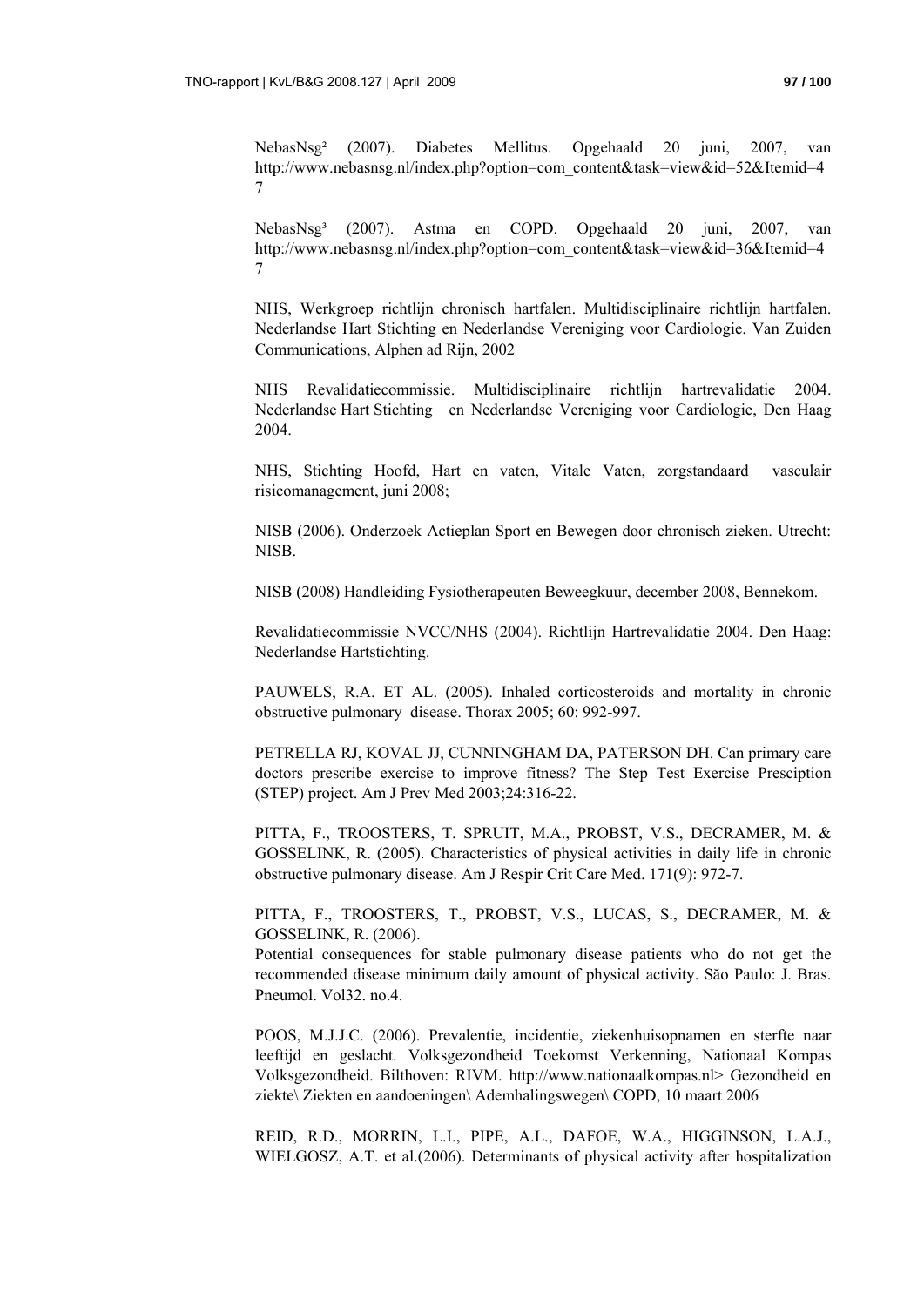NebasNsg[2] (2007). Diabetes Mellitus. Opgehaald 20 juni, 2007, van http://www.nebasnsg.nl/index.php?option=com_content&task=view&id=52&Itemid=47

NebasNsg[3] (2007). Astma en COPD. Opgehaald 20 juni, 2007, van http://www.nebasnsg.nl/index.php?option=com_content&task=view&id=36&Itemid=47

NHS, Werkgroep richtlijn chronisch hartfalen. Multidisciplinaire richtlijn hartfalen. Nederlandse Hart Stichting en Nederlandse Vereniging voor Cardiologie. Van Zuiden Communications, Alphen ad Rijn, 2002

NHS Revalidatiecommissie. Multidisciplinaire richtlijn hartrevalidatie 2004. Nederlandse Hart Stichting en Nederlandse Vereniging voor Cardiologie, Den Haag 2004.

NHS, Stichting Hoofd, Hart en vaten, Vitale Vaten, zorgstandaard vasculair risicomanagement, juni 2008;

NISB (2006). Onderzoek Actieplan Sport en Bewegen door chronisch zieken. Utrecht: NISB.

NISB (2008) Handleiding Fysiotherapeuten Beweegkuur, december 2008, Bennekom.

Revalidatiecommissie NVCC/NHS (2004). Richtlijn Hartrevalidatie 2004. Den Haag: Nederlandse Hartstichting.

PAUWELS, R.A. ET AL. (2005). Inhaled corticosteroids and mortality in chronic obstructive pulmonary disease. Thorax 2005; 60: 992-997.

PETRELLA RJ, KOVAL JJ, CUNNINGHAM DA, PATERSON DH. Can primary care doctors prescribe exercise to improve fitness? The Step Test Exercise Presciption (STEP) project. Am J Prev Med 2003;24:316-22.

PITTA, F., TROOSTERS, T. SPRUIT, M.A., PROBST, V.S., DECRAMER, M. & GOSSELINK, R. (2005). Characteristics of physical activities in daily life in chronic obstructive pulmonary disease. Am J Respir Crit Care Med. 171(9): 972-7.

PITTA, F., TROOSTERS, T., PROBST, V.S., LUCAS, S., DECRAMER, M. & GOSSELINK, R. (2006).
Potential consequences for stable pulmonary disease patients who do not get the recommended disease minimum daily amount of physical activity. São Paulo: J. Bras. Pneumol. Vol32. no.4.

POOS, M.J.J.C. (2006). Prevalentie, incidentie, ziekenhuisopnamen en sterfte naar leeftijd en geslacht. Volksgezondheid Toekomst Verkenning, Nationaal Kompas Volksgezondheid. Bilthoven: RIVM. http://www.nationaalkompas.nl> Gezondheid en ziekte\ Ziekten en aandoeningen\ Ademhalingswegen\ COPD, 10 maart 2006

REID, R.D., MORRIN, L.I., PIPE, A.L., DAFOE, W.A., HIGGINSON, L.A.J., WIELGOSZ, A.T. et al.(2006). Determinants of physical activity after hospitalization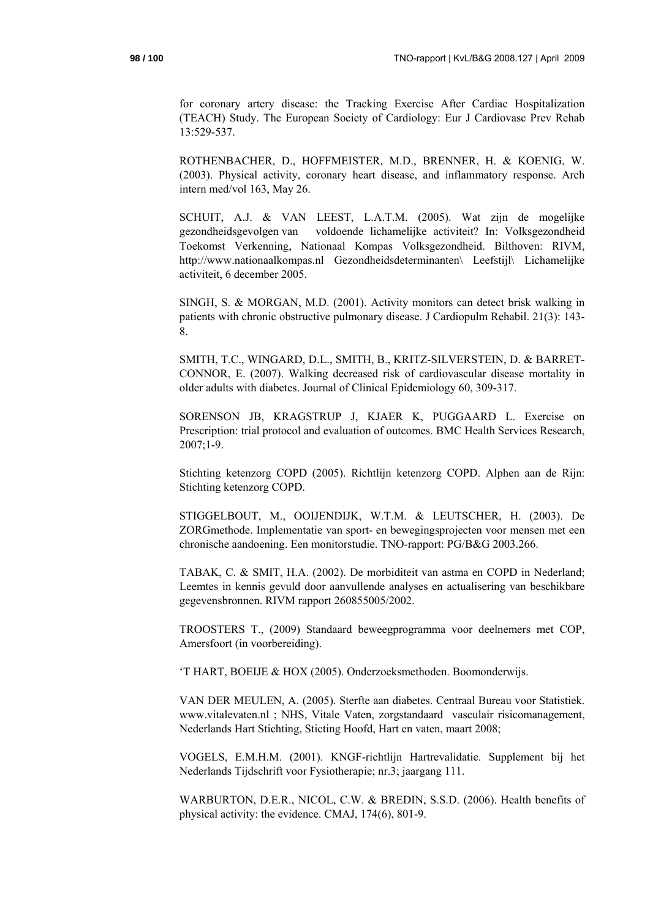for coronary artery disease: the Tracking Exercise After Cardiac Hospitalization (TEACH) Study. The European Society of Cardiology: Eur J Cardiovasc Prev Rehab 13:529-537.

ROTHENBACHER, D., HOFFMEISTER, M.D., BRENNER, H. & KOENIG, W. (2003). Physical activity, coronary heart disease, and inflammatory response. Arch intern med/vol 163, May 26.

SCHUIT, A.J. & VAN LEEST, L.A.T.M. (2005). Wat zijn de mogelijke gezondheidsgevolgen van voldoende lichamelijke activiteit? In: Volksgezondheid Toekomst Verkenning, Nationaal Kompas Volksgezondheid. Bilthoven: RIVM, http://www.nationaalkompas.nl Gezondheidsdeterminanten\ Leefstijl\ Lichamelijke activiteit, 6 december 2005.

SINGH, S. & MORGAN, M.D. (2001). Activity monitors can detect brisk walking in patients with chronic obstructive pulmonary disease. J Cardiopulm Rehabil. 21(3): 143-8.

SMITH, T.C., WINGARD, D.L., SMITH, B., KRITZ-SILVERSTEIN, D. & BARRET-CONNOR, E. (2007). Walking decreased risk of cardiovascular disease mortality in older adults with diabetes. Journal of Clinical Epidemiology 60, 309-317.

SORENSON JB, KRAGSTRUP J, KJAER K, PUGGAARD L. Exercise on Prescription: trial protocol and evaluation of outcomes. BMC Health Services Research, 2007;1-9.

Stichting ketenzorg COPD (2005). Richtlijn ketenzorg COPD. Alphen aan de Rijn: Stichting ketenzorg COPD.

STIGGELBOUT, M., OOIJENDIJK, W.T.M. & LEUTSCHER, H. (2003). De ZORGmethode. Implementatie van sport- en bewegingsprojecten voor mensen met een chronische aandoening. Een monitorstudie. TNO-rapport: PG/B&G 2003.266.

TABAK, C. & SMIT, H.A. (2002). De morbiditeit van astma en COPD in Nederland; Leemtes in kennis gevuld door aanvullende analyses en actualisering van beschikbare gegevensbronnen. RIVM rapport 260855005/2002.

TROOSTERS T., (2009) Standaard beweegprogramma voor deelnemers met COP, Amersfoort (in voorbereiding).

'T HART, BOEIJE & HOX (2005). Onderzoeksmethoden. Boomonderwijs.

VAN DER MEULEN, A. (2005). Sterfte aan diabetes. Centraal Bureau voor Statistiek. www.vitalevaten.nl ; NHS, Vitale Vaten, zorgstandaard vasculair risicomanagement, Nederlands Hart Stichting, Sticting Hoofd, Hart en vaten, maart 2008;

VOGELS, E.M.H.M. (2001). KNGF-richtlijn Hartrevalidatie. Supplement bij het Nederlands Tijdschrift voor Fysiotherapie; nr.3; jaargang 111.

WARBURTON, D.E.R., NICOL, C.W. & BREDIN, S.S.D. (2006). Health benefits of physical activity: the evidence. CMAJ, 174(6), 801-9.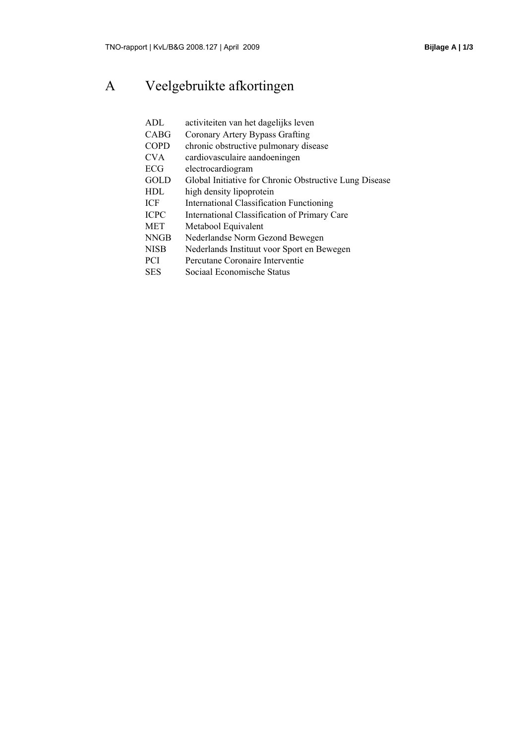# A Veelgebruikte afkortingen

| | |
|---|---|
| ADL | activiteiten van het dagelijks leven |
| CABG | Coronary Artery Bypass Grafting |
| COPD | chronic obstructive pulmonary disease |
| CVA | cardiovasculaire aandoeningen |
| ECG | electrocardiogram |
| GOLD | Global Initiative for Chronic Obstructive Lung Disease |
| HDL | high density lipoprotein |
| ICF | International Classification Functioning |
| ICPC | International Classification of Primary Care |
| MET | Metabool Equivalent |
| NNGB | Nederlandse Norm Gezond Bewegen |
| NISB | Nederlands Instituut voor Sport en Bewegen |
| PCI | Percutane Coronaire Interventie |
| SES | Sociaal Economische Status |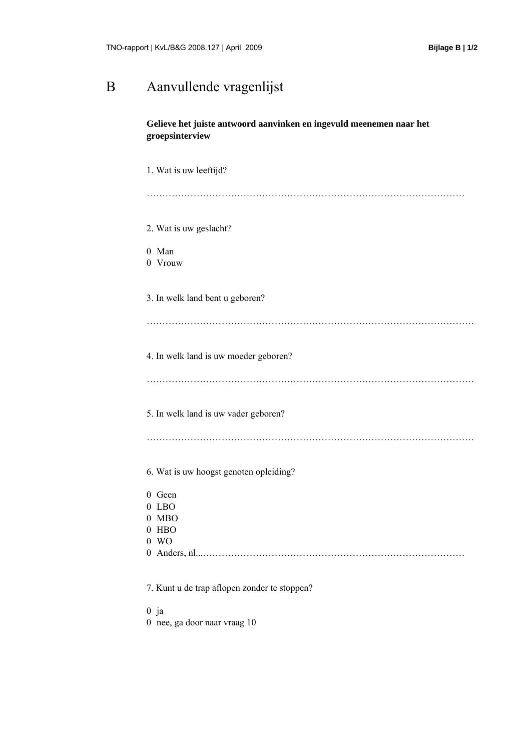# B Aanvullende vragenlijst

**Gelieve het juiste antwoord aanvinken en ingevuld meenemen naar het groepsinterview**

1. Wat is uw leeftijd?

…………………………………………………………………………………………

2. Wat is uw geslacht?

0 Man
0 Vrouw

3. In welk land bent u geboren?

…………………………………………………………………………………………

4. In welk land is uw moeder geboren?

…………………………………………………………………………………………

5. In welk land is uw vader geboren?

…………………………………………………………………………………………

6. Wat is uw hoogst genoten opleiding?

0 Geen
0 LBO
0 MBO
0 HBO
0 WO
0 Anders, nl...……………………………………………………………………………

7. Kunt u de trap aflopen zonder te stoppen?

0 ja
0 nee, ga door naar vraag 10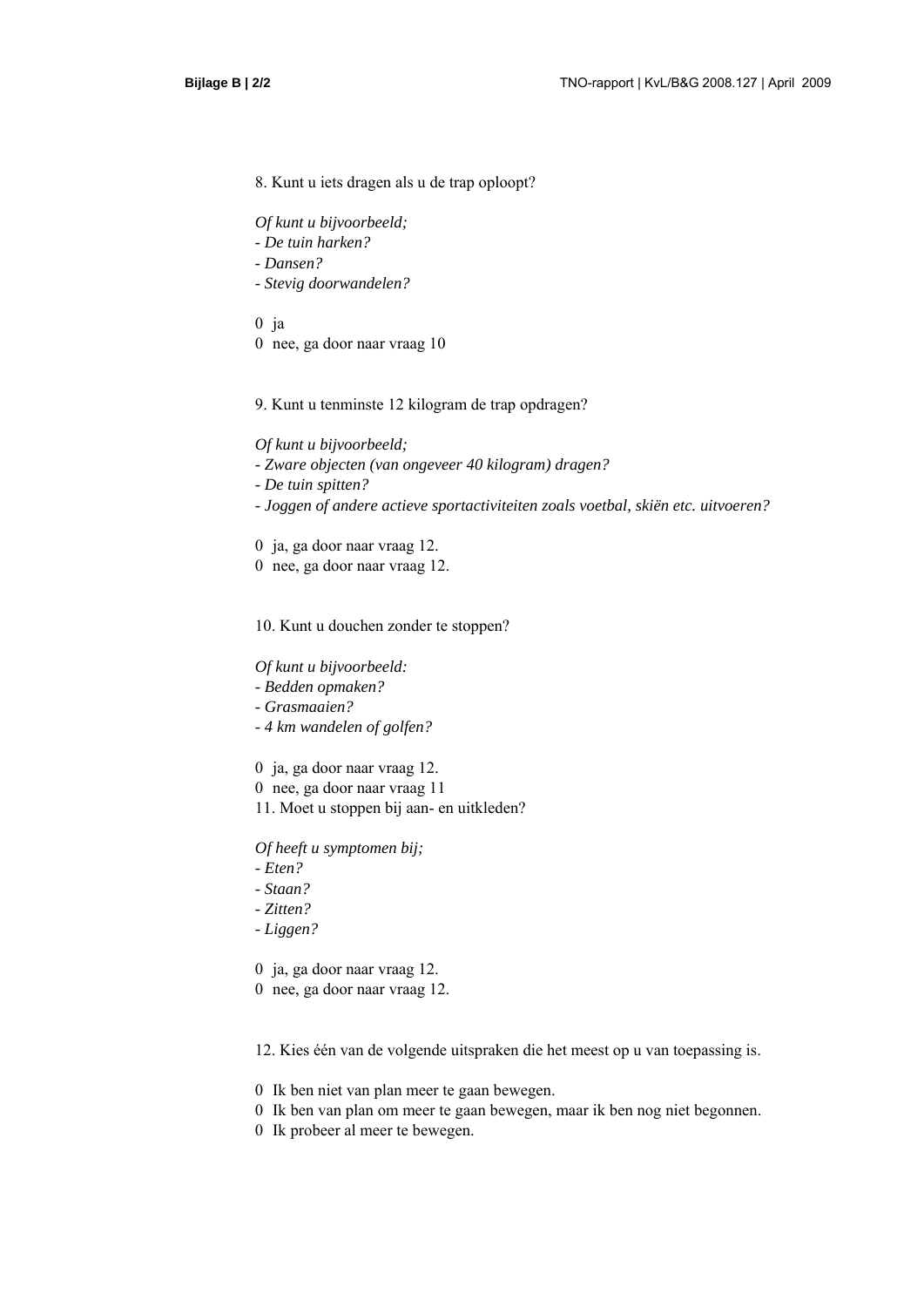8. Kunt u iets dragen als u de trap oploopt?

*Of kunt u bijvoorbeeld;*
*- De tuin harken?*
*- Dansen?*
*- Stevig doorwandelen?*

0 ja
0 nee, ga door naar vraag 10

9. Kunt u tenminste 12 kilogram de trap opdragen?

*Of kunt u bijvoorbeeld;*
*- Zware objecten (van ongeveer 40 kilogram) dragen?*
*- De tuin spitten?*
*- Joggen of andere actieve sportactiviteiten zoals voetbal, skiën etc. uitvoeren?*

0 ja, ga door naar vraag 12.
0 nee, ga door naar vraag 12.

10. Kunt u douchen zonder te stoppen?

*Of kunt u bijvoorbeeld:*
*- Bedden opmaken?*
*- Grasmaaien?*
*- 4 km wandelen of golfen?*

0 ja, ga door naar vraag 12.
0 nee, ga door naar vraag 11

11. Moet u stoppen bij aan- en uitkleden?

*Of heeft u symptomen bij;*
*- Eten?*
*- Staan?*
*- Zitten?*
*- Liggen?*

0 ja, ga door naar vraag 12.
0 nee, ga door naar vraag 12.

12. Kies één van de volgende uitspraken die het meest op u van toepassing is.

0 Ik ben niet van plan meer te gaan bewegen.
0 Ik ben van plan om meer te gaan bewegen, maar ik ben nog niet begonnen.
0 Ik probeer al meer te bewegen.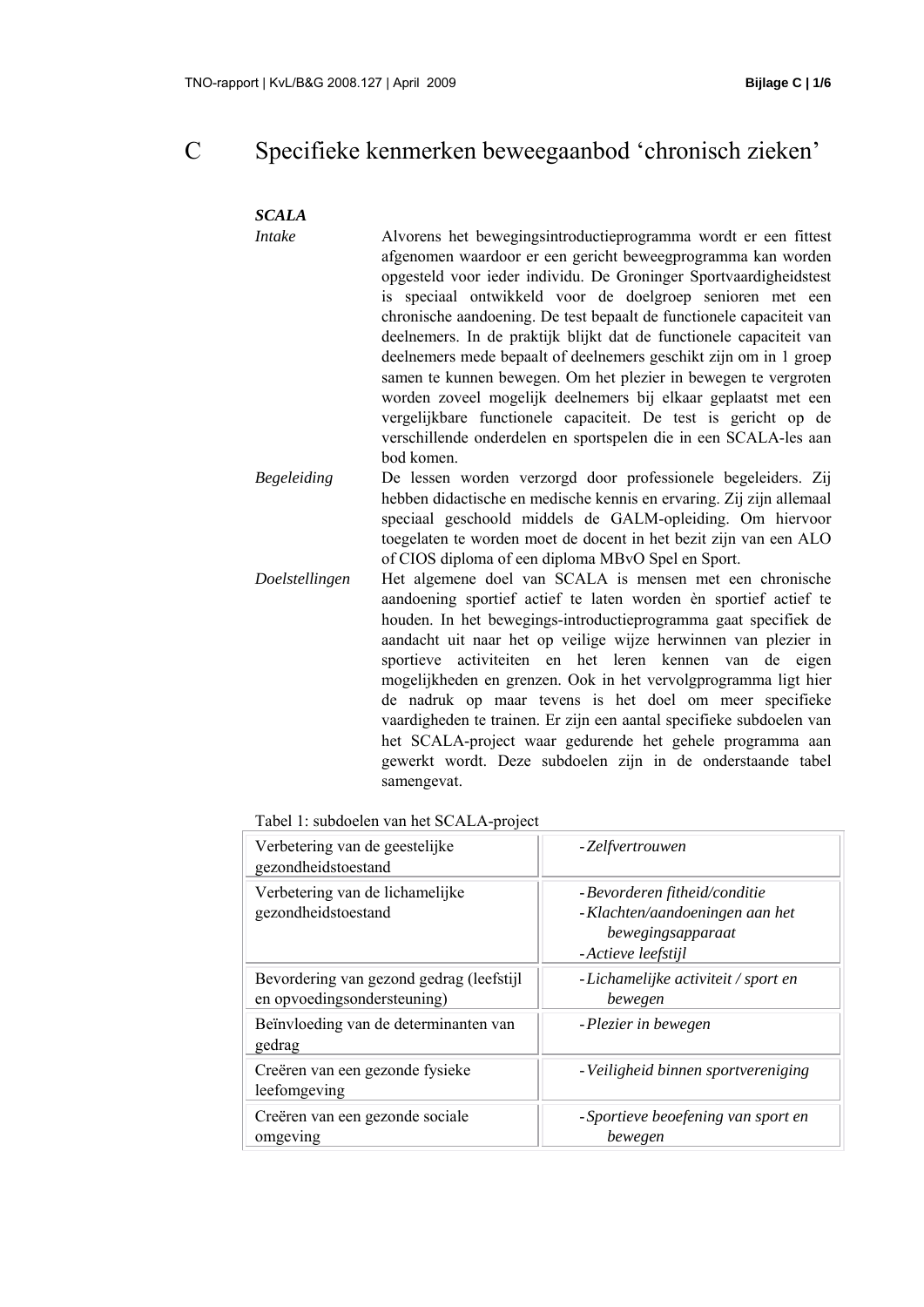# C Specifieke kenmerken beweegaanbod 'chronisch zieken'

***SCALA***

*Intake* Alvorens het bewegingsintroductieprogramma wordt er een fittest afgenomen waardoor er een gericht beweegprogramma kan worden opgesteld voor ieder individu. De Groninger Sportvaardigheidstest is speciaal ontwikkeld voor de doelgroep senioren met een chronische aandoening. De test bepaalt de functionele capaciteit van deelnemers. In de praktijk blijkt dat de functionele capaciteit van deelnemers mede bepaalt of deelnemers geschikt zijn om in 1 groep samen te kunnen bewegen. Om het plezier in bewegen te vergroten worden zoveel mogelijk deelnemers bij elkaar geplaatst met een vergelijkbare functionele capaciteit. De test is gericht op de verschillende onderdelen en sportspelen die in een SCALA-les aan bod komen.

*Begeleiding* De lessen worden verzorgd door professionele begeleiders. Zij hebben didactische en medische kennis en ervaring. Zij zijn allemaal speciaal geschoold middels de GALM-opleiding. Om hiervoor toegelaten te worden moet de docent in het bezit zijn van een ALO of CIOS diploma of een diploma MBvO Spel en Sport.

*Doelstellingen* Het algemene doel van SCALA is mensen met een chronische aandoening sportief actief te laten worden èn sportief actief te houden. In het bewegings-introductieprogramma gaat specifiek de aandacht uit naar het op veilige wijze herwinnen van plezier in sportieve activiteiten en het leren kennen van de eigen mogelijkheden en grenzen. Ook in het vervolgprogramma ligt hier de nadruk op maar tevens is het doel om meer specifieke vaardigheden te trainen. Er zijn een aantal specifieke subdoelen van het SCALA-project waar gedurende het gehele programma aan gewerkt wordt. Deze subdoelen zijn in de onderstaande tabel samengevat.

Tabel 1: subdoelen van het SCALA-project

| | |
|---|---|
| Verbetering van de geestelijke gezondheidstoestand | - *Zelfvertrouwen* |
| Verbetering van de lichamelijke gezondheidstoestand | - *Bevorderen fitheid/conditie*<br>- *Klachten/aandoeningen aan het bewegingsapparaat*<br>- *Actieve leefstijl* |
| Bevordering van gezond gedrag (leefstijl en opvoedingsondersteuning) | - *Lichamelijke activiteit / sport en bewegen* |
| Beïnvloeding van de determinanten van gedrag | - *Plezier in bewegen* |
| Creëren van een gezonde fysieke leefomgeving | - *Veiligheid binnen sportvereniging* |
| Creëren van een gezonde sociale omgeving | - *Sportieve beoefening van sport en bewegen* |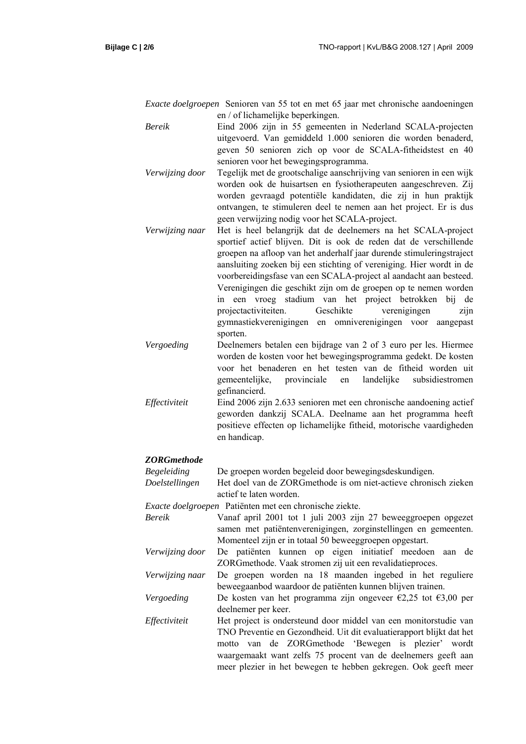*Exacte doelgroepen* Senioren van 55 tot en met 65 jaar met chronische aandoeningen en / of lichamelijke beperkingen.

*Bereik* Eind 2006 zijn in 55 gemeenten in Nederland SCALA-projecten uitgevoerd. Van gemiddeld 1.000 senioren die worden benaderd, geven 50 senioren zich op voor de SCALA-fitheidstest en 40 senioren voor het bewegingsprogramma.

*Verwijzing door* Tegelijk met de grootschalige aanschrijving van senioren in een wijk worden ook de huisartsen en fysiotherapeuten aangeschreven. Zij worden gevraagd potentiële kandidaten, die zij in hun praktijk ontvangen, te stimuleren deel te nemen aan het project. Er is dus geen verwijzing nodig voor het SCALA-project.

*Verwijzing naar* Het is heel belangrijk dat de deelnemers na het SCALA-project sportief actief blijven. Dit is ook de reden dat de verschillende groepen na afloop van het anderhalf jaar durende stimuleringstraject aansluiting zoeken bij een stichting of vereniging. Hier wordt in de voorbereidingsfase van een SCALA-project al aandacht aan besteed. Verenigingen die geschikt zijn om de groepen op te nemen worden in een vroeg stadium van het project betrokken bij de projectactiviteiten. Geschikte verenigingen zijn gymnastiekverenigingen en omniverenigingen voor aangepast sporten.

*Vergoeding* Deelnemers betalen een bijdrage van 2 of 3 euro per les. Hiermee worden de kosten voor het bewegingsprogramma gedekt. De kosten voor het benaderen en het testen van de fitheid worden uit gemeentelijke, provinciale en landelijke subsidiestromen gefinancierd.

*Effectiviteit* Eind 2006 zijn 2.633 senioren met een chronische aandoening actief geworden dankzij SCALA. Deelname aan het programma heeft positieve effecten op lichamelijke fitheid, motorische vaardigheden en handicap.

***ZORGmethode***

*Begeleiding* De groepen worden begeleid door bewegingsdeskundigen.

*Doelstellingen* Het doel van de ZORGmethode is om niet-actieve chronisch zieken actief te laten worden.

*Exacte doelgroepen* Patiënten met een chronische ziekte.

*Bereik* Vanaf april 2001 tot 1 juli 2003 zijn 27 beweeggroepen opgezet samen met patiëntenverenigingen, zorginstellingen en gemeenten. Momenteel zijn er in totaal 50 beweeggroepen opgestart.

*Verwijzing door* De patiënten kunnen op eigen initiatief meedoen aan de ZORGmethode. Vaak stromen zij uit een revalidatieproces.

*Verwijzing naar* De groepen worden na 18 maanden ingebed in het reguliere beweegaanbod waardoor de patiënten kunnen blijven trainen.

*Vergoeding* De kosten van het programma zijn ongeveer €2,25 tot €3,00 per deelnemer per keer.

*Effectiviteit* Het project is ondersteund door middel van een monitorstudie van TNO Preventie en Gezondheid. Uit dit evaluatierapport blijkt dat het motto van de ZORGmethode 'Bewegen is plezier' wordt waargemaakt want zelfs 75 procent van de deelnemers geeft aan meer plezier in het bewegen te hebben gekregen. Ook geeft meer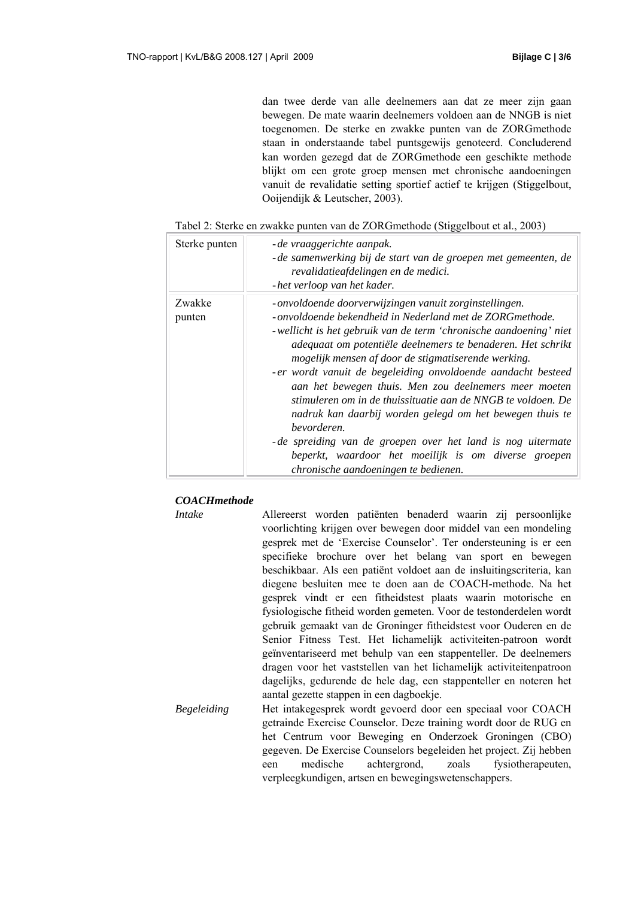dan twee derde van alle deelnemers aan dat ze meer zijn gaan bewegen. De mate waarin deelnemers voldoen aan de NNGB is niet toegenomen. De sterke en zwakke punten van de ZORGmethode staan in onderstaande tabel puntsgewijs genoteerd. Concluderend kan worden gezegd dat de ZORGmethode een geschikte methode blijkt om een grote groep mensen met chronische aandoeningen vanuit de revalidatie setting sportief actief te krijgen (Stiggelbout, Ooijendijk & Leutscher, 2003).

Tabel 2: Sterke en zwakke punten van de ZORGmethode (Stiggelbout et al., 2003)

| | |
|---|---|
| Sterke punten | - *de vraaggerichte aanpak.*<br>- *de samenwerking bij de start van de groepen met gemeenten, de revalidatieafdelingen en de medici.*<br>- *het verloop van het kader.* |
| Zwakke punten | - *onvoldoende doorverwijzingen vanuit zorginstellingen.*<br>- *onvoldoende bekendheid in Nederland met de ZORGmethode.*<br>- *wellicht is het gebruik van de term 'chronische aandoening' niet adequaat om potentiële deelnemers te benaderen. Het schrikt mogelijk mensen af door de stigmatiserende werking.*<br>- *er wordt vanuit de begeleiding onvoldoende aandacht besteed aan het bewegen thuis. Men zou deelnemers meer moeten stimuleren om in de thuissituatie aan de NNGB te voldoen. De nadruk kan daarbij worden gelegd om het bewegen thuis te bevorderen.*<br>- *de spreiding van de groepen over het land is nog uitermate beperkt, waardoor het moeilijk is om diverse groepen chronische aandoeningen te bedienen.* |

***COACHmethode***

*Intake*

Allereerst worden patiënten benaderd waarin zij persoonlijke voorlichting krijgen over bewegen door middel van een mondeling gesprek met de 'Exercise Counselor'. Ter ondersteuning is er een specifieke brochure over het belang van sport en bewegen beschikbaar. Als een patiënt voldoet aan de insluitingscriteria, kan diegene besluiten mee te doen aan de COACH-methode. Na het gesprek vindt er een fitheidstest plaats waarin motorische en fysiologische fitheid worden gemeten. Voor de testonderdelen wordt gebruik gemaakt van de Groninger fitheidstest voor Ouderen en de Senior Fitness Test. Het lichamelijk activiteiten-patroon wordt geïnventariseerd met behulp van een stappenteller. De deelnemers dragen voor het vaststellen van het lichamelijk activiteitenpatroon dagelijks, gedurende de hele dag, een stappenteller en noteren het aantal gezette stappen in een dagboekje.

*Begeleiding*

Het intakegesprek wordt gevoerd door een speciaal voor COACH getrainde Exercise Counselor. Deze training wordt door de RUG en het Centrum voor Beweging en Onderzoek Groningen (CBO) gegeven. De Exercise Counselors begeleiden het project. Zij hebben een medische achtergrond, zoals fysiotherapeuten, verpleegkundigen, artsen en bewegingswetenschappers.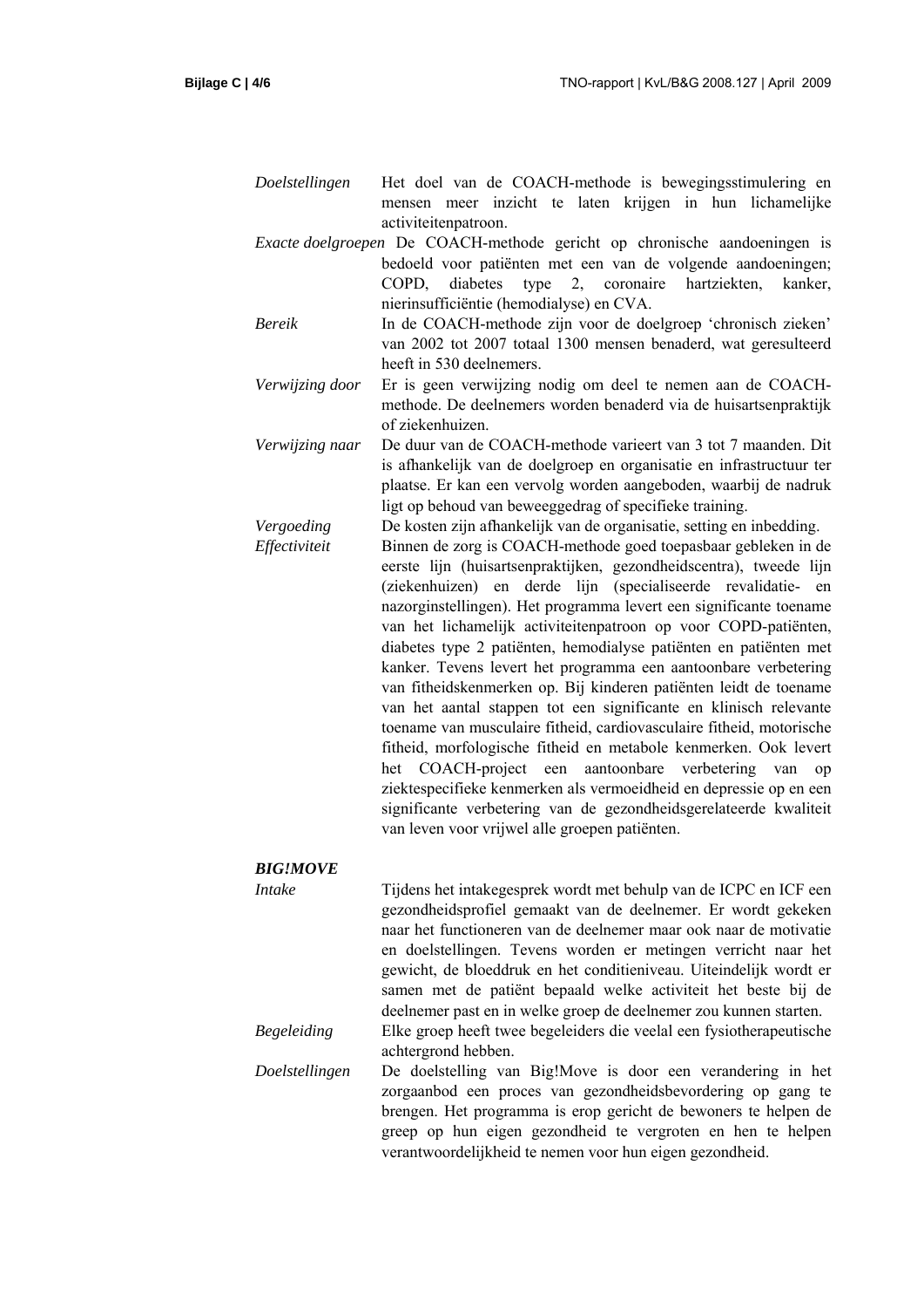*Doelstellingen* Het doel van de COACH-methode is bewegingsstimulering en mensen meer inzicht te laten krijgen in hun lichamelijke activiteitenpatroon.

*Exacte doelgroepen* De COACH-methode gericht op chronische aandoeningen is bedoeld voor patiënten met een van de volgende aandoeningen; COPD, diabetes type 2, coronaire hartziekten, kanker, nierinsufficiëntie (hemodialyse) en CVA.

*Bereik* In de COACH-methode zijn voor de doelgroep 'chronisch zieken' van 2002 tot 2007 totaal 1300 mensen benaderd, wat geresulteerd heeft in 530 deelnemers.

*Verwijzing door* Er is geen verwijzing nodig om deel te nemen aan de COACH-methode. De deelnemers worden benaderd via de huisartsenpraktijk of ziekenhuizen.

*Verwijzing naar* De duur van de COACH-methode varieert van 3 tot 7 maanden. Dit is afhankelijk van de doelgroep en organisatie en infrastructuur ter plaatse. Er kan een vervolg worden aangeboden, waarbij de nadruk ligt op behoud van beweeggedrag of specifieke training.

*Vergoeding* De kosten zijn afhankelijk van de organisatie, setting en inbedding.

*Effectiviteit* Binnen de zorg is COACH-methode goed toepasbaar gebleken in de eerste lijn (huisartsenpraktijken, gezondheidscentra), tweede lijn (ziekenhuizen) en derde lijn (specialiseerde revalidatie- en nazorginstellingen). Het programma levert een significante toename van het lichamelijk activiteitenpatroon op voor COPD-patiënten, diabetes type 2 patiënten, hemodialyse patiënten en patiënten met kanker. Tevens levert het programma een aantoonbare verbetering van fitheidskenmerken op. Bij kinderen patiënten leidt de toename van het aantal stappen tot een significante en klinisch relevante toename van musculaire fitheid, cardiovasculaire fitheid, motorische fitheid, morfologische fitheid en metabole kenmerken. Ook levert het COACH-project een aantoonbare verbetering van op ziektespecifieke kenmerken als vermoeidheid en depressie op en een significante verbetering van de gezondheidsgerelateerde kwaliteit van leven voor vrijwel alle groepen patiënten.

***BIG!MOVE***

*Intake* Tijdens het intakegesprek wordt met behulp van de ICPC en ICF een gezondheidsprofiel gemaakt van de deelnemer. Er wordt gekeken naar het functioneren van de deelnemer maar ook naar de motivatie en doelstellingen. Tevens worden er metingen verricht naar het gewicht, de bloeddruk en het conditieniveau. Uiteindelijk wordt er samen met de patiënt bepaald welke activiteit het beste bij de deelnemer past en in welke groep de deelnemer zou kunnen starten.

*Begeleiding* Elke groep heeft twee begeleiders die veelal een fysiotherapeutische achtergrond hebben.

*Doelstellingen* De doelstelling van Big!Move is door een verandering in het zorgaanbod een proces van gezondheidsbevordering op gang te brengen. Het programma is erop gericht de bewoners te helpen de greep op hun eigen gezondheid te vergroten en hen te helpen verantwoordelijkheid te nemen voor hun eigen gezondheid.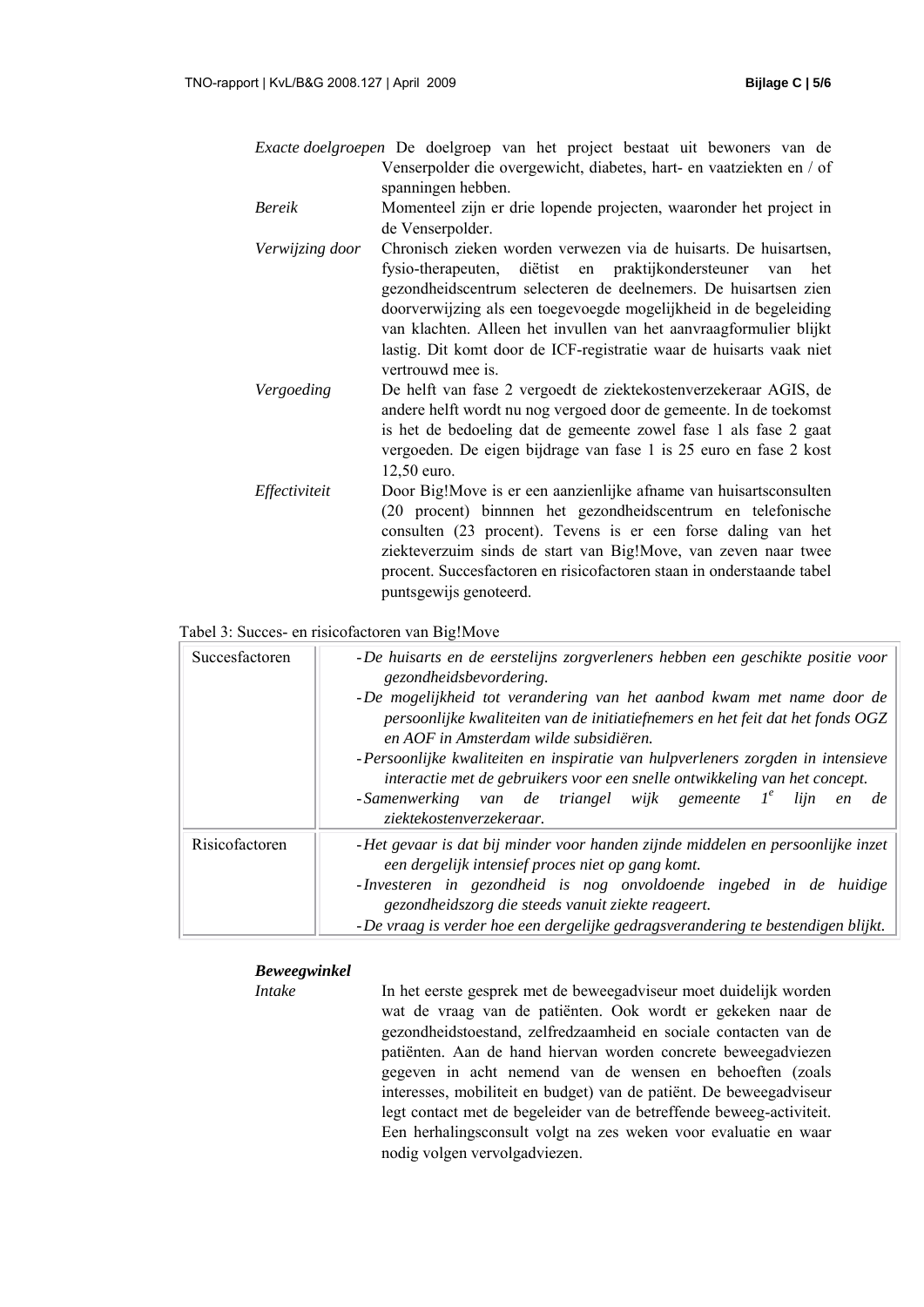| | |
|---|---|
| *Exacte doelgroepen* | De doelgroep van het project bestaat uit bewoners van de Venserpolder die overgewicht, diabetes, hart- en vaatziekten en / of spanningen hebben. |
| *Bereik* | Momenteel zijn er drie lopende projecten, waaronder het project in de Venserpolder. |
| *Verwijzing door* | Chronisch zieken worden verwezen via de huisarts. De huisartsen, fysio-therapeuten, diëtist en praktijkondersteuner van het gezondheidscentrum selecteren de deelnemers. De huisartsen zien doorverwijzing als een toegevoegde mogelijkheid in de begeleiding van klachten. Alleen het invullen van het aanvraagformulier blijkt lastig. Dit komt door de ICF-registratie waar de huisarts vaak niet vertrouwd mee is. |
| *Vergoeding* | De helft van fase 2 vergoedt de ziektekostenverzekeraar AGIS, de andere helft wordt nu nog vergoed door de gemeente. In de toekomst is het de bedoeling dat de gemeente zowel fase 1 als fase 2 gaat vergoeden. De eigen bijdrage van fase 1 is 25 euro en fase 2 kost 12,50 euro. |
| *Effectiviteit* | Door Big!Move is er een aanzienlijke afname van huisartsconsulten (20 procent) binnnen het gezondheidscentrum en telefonische consulten (23 procent). Tevens is er een forse daling van het ziekteverzuim sinds de start van Big!Move, van zeven naar twee procent. Succesfactoren en risicofactoren staan in onderstaande tabel puntsgewijs genoteerd. |

Tabel 3: Succes- en risicofactoren van Big!Move

| | |
|---|---|
| Succesfactoren | - *De huisarts en de eerstelijns zorgverleners hebben een geschikte positie voor gezondheidsbevordering.*<br>- *De mogelijkheid tot verandering van het aanbod kwam met name door de persoonlijke kwaliteiten van de initiatiefnemers en het feit dat het fonds OGZ en AOF in Amsterdam wilde subsidiëren.*<br>- *Persoonlijke kwaliteiten en inspiratie van hulpverleners zorgden in intensieve interactie met de gebruikers voor een snelle ontwikkeling van het concept.*<br>- *Samenwerking van de triangel wijk gemeente 1e lijn en de ziektekostenverzekeraar.* |
| Risicofactoren | - *Het gevaar is dat bij minder voor handen zijnde middelen en persoonlijke inzet een dergelijk intensief proces niet op gang komt.*<br>- *Investeren in gezondheid is nog onvoldoende ingebed in de huidige gezondheidszorg die steeds vanuit ziekte reageert.*<br>- *De vraag is verder hoe een dergelijke gedragsverandering te bestendigen blijkt.* |

***Beweegwinkel***

| | |
|---|---|
| *Intake* | In het eerste gesprek met de beweegadviseur moet duidelijk worden wat de vraag van de patiënten. Ook wordt er gekeken naar de gezondheidstoestand, zelfredzaamheid en sociale contacten van de patiënten. Aan de hand hiervan worden concrete beweegadviezen gegeven in acht nemend van de wensen en behoeften (zoals interesses, mobiliteit en budget) van de patiënt. De beweegadviseur legt contact met de begeleider van de betreffende beweeg-activiteit. Een herhalingsconsult volgt na zes weken voor evaluatie en waar nodig volgen vervolgadviezen. |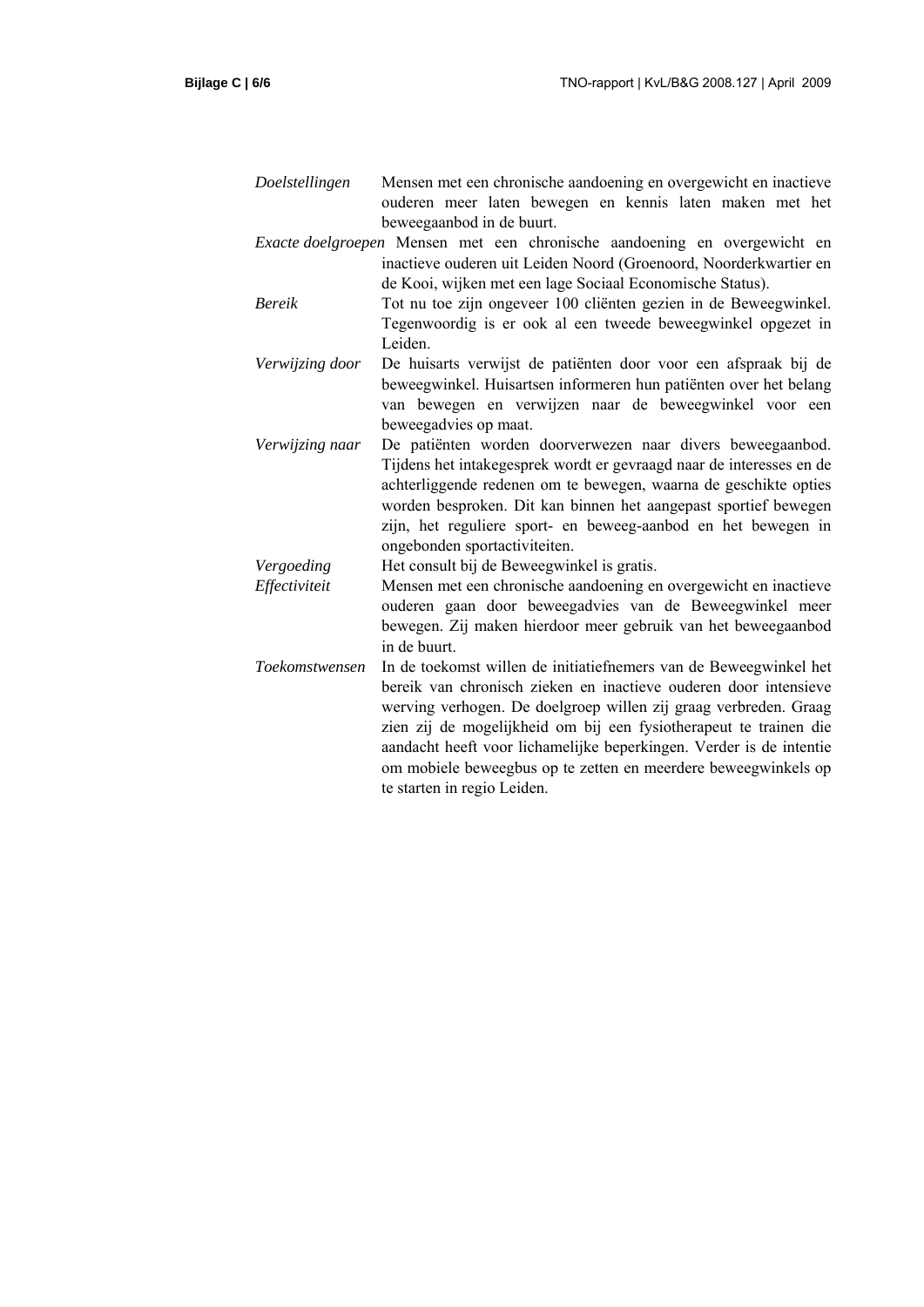| | |
|---|---|
| *Doelstellingen* | Mensen met een chronische aandoening en overgewicht en inactieve ouderen meer laten bewegen en kennis laten maken met het beweegaanbod in de buurt. |
| *Exacte doelgroepen* | Mensen met een chronische aandoening en overgewicht en inactieve ouderen uit Leiden Noord (Groenoord, Noorderkwartier en de Kooi, wijken met een lage Sociaal Economische Status). |
| *Bereik* | Tot nu toe zijn ongeveer 100 cliënten gezien in de Beweegwinkel. Tegenwoordig is er ook al een tweede beweegwinkel opgezet in Leiden. |
| *Verwijzing door* | De huisarts verwijst de patiënten door voor een afspraak bij de beweegwinkel. Huisartsen informeren hun patiënten over het belang van bewegen en verwijzen naar de beweegwinkel voor een beweegadvies op maat. |
| *Verwijzing naar* | De patiënten worden doorverwezen naar divers beweegaanbod. Tijdens het intakegesprek wordt er gevraagd naar de interesses en de achterliggende redenen om te bewegen, waarna de geschikte opties worden besproken. Dit kan binnen het aangepast sportief bewegen zijn, het reguliere sport- en beweeg-aanbod en het bewegen in ongebonden sportactiviteiten. |
| *Vergoeding* | Het consult bij de Beweegwinkel is gratis. |
| *Effectiviteit* | Mensen met een chronische aandoening en overgewicht en inactieve ouderen gaan door beweegadvies van de Beweegwinkel meer bewegen. Zij maken hierdoor meer gebruik van het beweegaanbod in de buurt. |
| *Toekomstwensen* | In de toekomst willen de initiatiefnemers van de Beweegwinkel het bereik van chronisch zieken en inactieve ouderen door intensieve werving verhogen. De doelgroep willen zij graag verbreden. Graag zien zij de mogelijkheid om bij een fysiotherapeut te trainen die aandacht heeft voor lichamelijke beperkingen. Verder is de intentie om mobiele beweegbus op te zetten en meerdere beweegwinkels op te starten in regio Leiden. |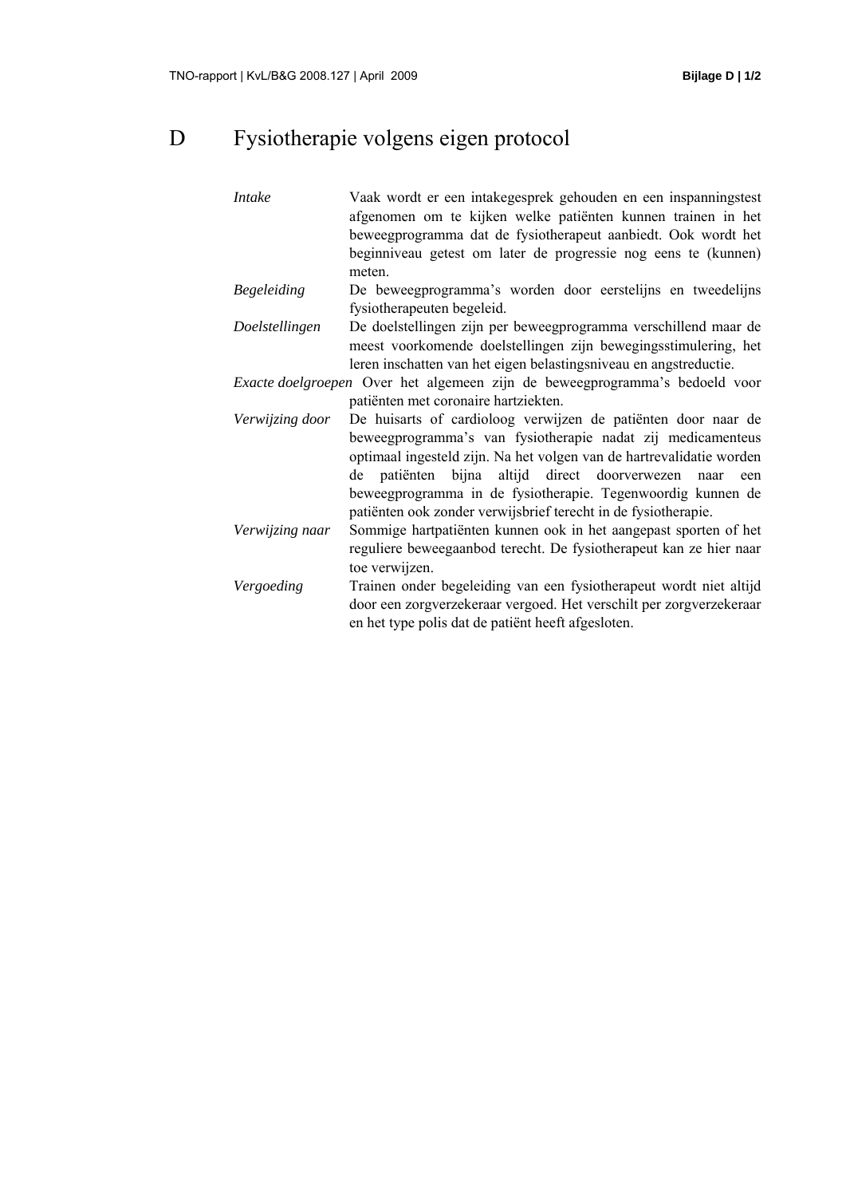# D Fysiotherapie volgens eigen protocol

| | |
|---|---|
| *Intake* | Vaak wordt er een intakegesprek gehouden en een inspanningstest afgenomen om te kijken welke patiënten kunnen trainen in het beweegprogramma dat de fysiotherapeut aanbiedt. Ook wordt het beginniveau getest om later de progressie nog eens te (kunnen) meten. |
| *Begeleiding* | De beweegprogramma's worden door eerstelijns en tweedelijns fysiotherapeuten begeleid. |
| *Doelstellingen* | De doelstellingen zijn per beweegprogramma verschillend maar de meest voorkomende doelstellingen zijn bewegingsstimulering, het leren inschatten van het eigen belastingsniveau en angstreductie. |
| *Exacte doelgroepen* | Over het algemeen zijn de beweegprogramma's bedoeld voor patiënten met coronaire hartziekten. |
| *Verwijzing door* | De huisarts of cardioloog verwijzen de patiënten door naar de beweegprogramma's van fysiotherapie nadat zij medicamenteus optimaal ingesteld zijn. Na het volgen van de hartrevalidatie worden de patiënten bijna altijd direct doorverwezen naar een beweegprogramma in de fysiotherapie. Tegenwoordig kunnen de patiënten ook zonder verwijsbrief terecht in de fysiotherapie. |
| *Verwijzing naar* | Sommige hartpatiënten kunnen ook in het aangepast sporten of het reguliere beweegaanbod terecht. De fysiotherapeut kan ze hier naar toe verwijzen. |
| *Vergoeding* | Trainen onder begeleiding van een fysiotherapeut wordt niet altijd door een zorgverzekeraar vergoed. Het verschilt per zorgverzekeraar en het type polis dat de patiënt heeft afgesloten. |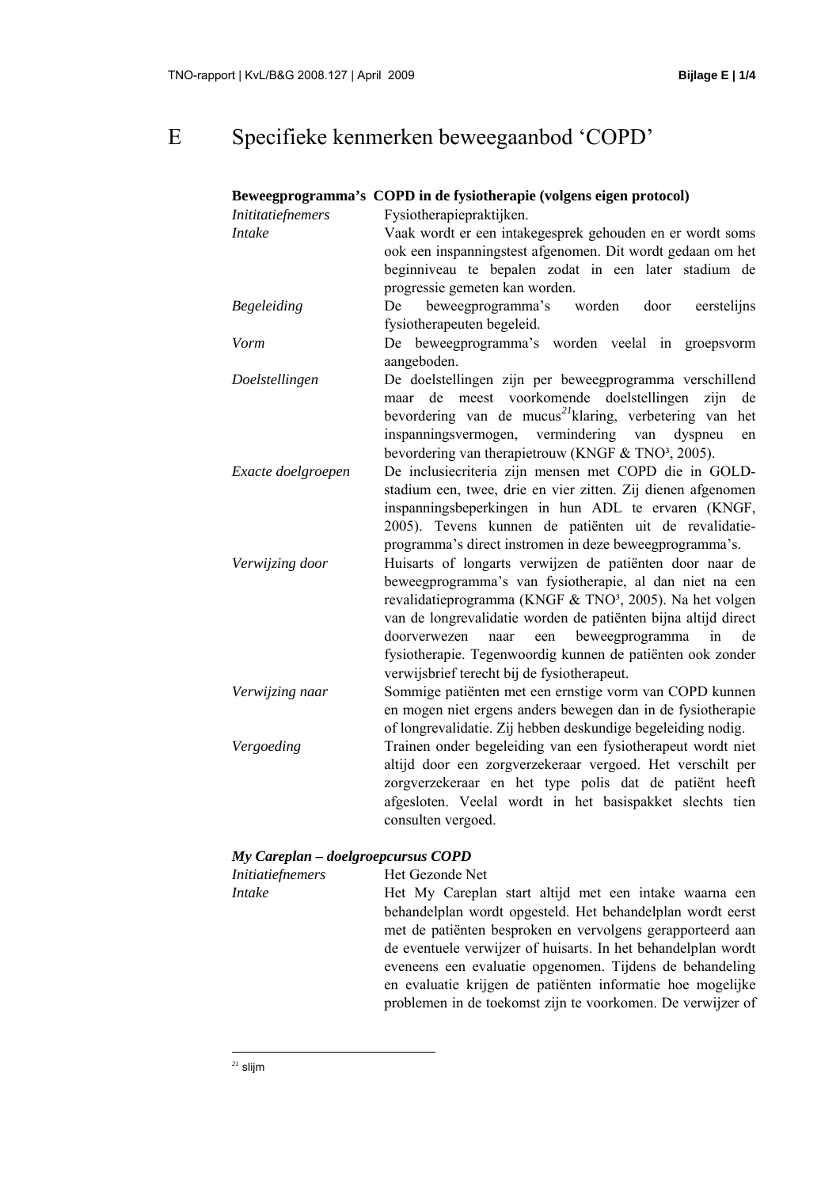# E Specifieke kenmerken beweegaanbod 'COPD'

**Beweegprogramma's COPD in de fysiotherapie (volgens eigen protocol)**

| | |
|---|---|
| *Inititatiefnemers* | Fysiotherapiepraktijken. |
| *Intake* | Vaak wordt er een intakegesprek gehouden en er wordt soms ook een inspanningstest afgenomen. Dit wordt gedaan om het beginniveau te bepalen zodat in een later stadium de progressie gemeten kan worden. |
| *Begeleiding* | De beweegprogramma's worden door eerstelijns fysiotherapeuten begeleid. |
| *Vorm* | De beweegprogramma's worden veelal in groepsvorm aangeboden. |
| *Doelstellingen* | De doelstellingen zijn per beweegprogramma verschillend maar de meest voorkomende doelstellingen zijn de bevordering van de mucus[21]klaring, verbetering van het inspanningsvermogen, vermindering van dyspneu en bevordering van therapietrouw (KNGF & TNO³, 2005). |
| *Exacte doelgroepen* | De inclusiecriteria zijn mensen met COPD die in GOLD-stadium een, twee, drie en vier zitten. Zij dienen afgenomen inspanningsbeperkingen in hun ADL te ervaren (KNGF, 2005). Tevens kunnen de patiënten uit de revalidatie-programma's direct instromen in deze beweegprogramma's. |
| *Verwijzing door* | Huisarts of longarts verwijzen de patiënten door naar de beweegprogramma's van fysiotherapie, al dan niet na een revalidatieprogramma (KNGF & TNO³, 2005). Na het volgen van de longrevalidatie worden de patiënten bijna altijd direct doorverwezen naar een beweegprogramma in de fysiotherapie. Tegenwoordig kunnen de patiënten ook zonder verwijsbrief terecht bij de fysiotherapeut. |
| *Verwijzing naar* | Sommige patiënten met een ernstige vorm van COPD kunnen en mogen niet ergens anders bewegen dan in de fysiotherapie of longrevalidatie. Zij hebben deskundige begeleiding nodig. |
| *Vergoeding* | Trainen onder begeleiding van een fysiotherapeut wordt niet altijd door een zorgverzekeraar vergoed. Het verschilt per zorgverzekeraar en het type polis dat de patiënt heeft afgesloten. Veelal wordt in het basispakket slechts tien consulten vergoed. |

***My Careplan – doelgroepcursus COPD***

| | |
|---|---|
| *Initiatiefnemers* | Het Gezonde Net |
| *Intake* | Het My Careplan start altijd met een intake waarna een behandelplan wordt opgesteld. Het behandelplan wordt eerst met de patiënten besproken en vervolgens gerapporteerd aan de eventuele verwijzer of huisarts. In het behandelplan wordt eveneens een evaluatie opgenomen. Tijdens de behandeling en evaluatie krijgen de patiënten informatie hoe mogelijke problemen in de toekomst zijn te voorkomen. De verwijzer of |

[21] slijm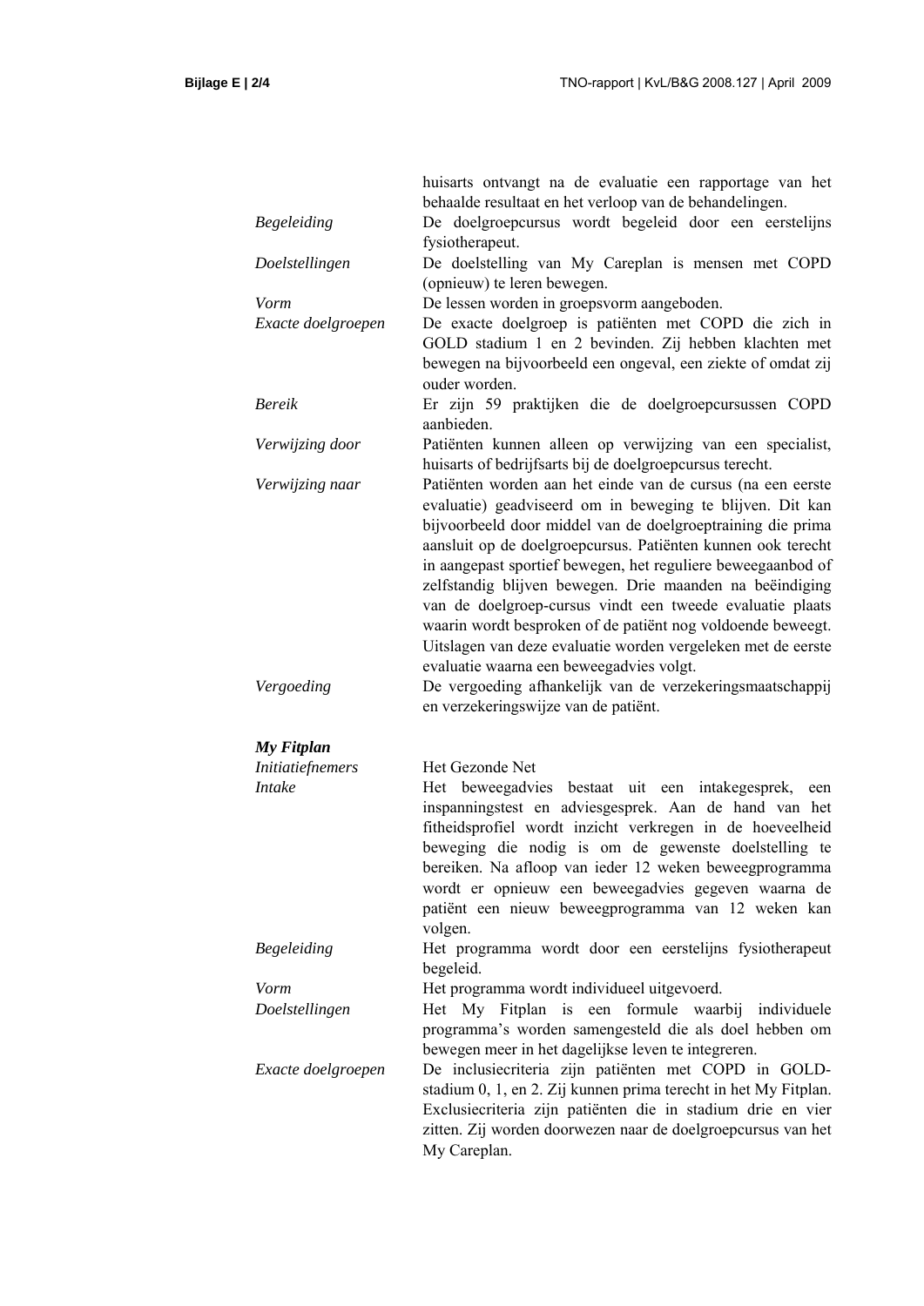| | |
|---|---|
| | huisarts ontvangt na de evaluatie een rapportage van het behaalde resultaat en het verloop van de behandelingen. |
| *Begeleiding* | De doelgroepcursus wordt begeleid door een eerstelijns fysiotherapeut. |
| *Doelstellingen* | De doelstelling van My Careplan is mensen met COPD (opnieuw) te leren bewegen. |
| *Vorm* | De lessen worden in groepsvorm aangeboden. |
| *Exacte doelgroepen* | De exacte doelgroep is patiënten met COPD die zich in GOLD stadium 1 en 2 bevinden. Zij hebben klachten met bewegen na bijvoorbeeld een ongeval, een ziekte of omdat zij ouder worden. |
| *Bereik* | Er zijn 59 praktijken die de doelgroepcursussen COPD aanbieden. |
| *Verwijzing door* | Patiënten kunnen alleen op verwijzing van een specialist, huisarts of bedrijfsarts bij de doelgroepcursus terecht. |
| *Verwijzing naar* | Patiënten worden aan het einde van de cursus (na een eerste evaluatie) geadviseerd om in beweging te blijven. Dit kan bijvoorbeeld door middel van de doelgroeptraining die prima aansluit op de doelgroepcursus. Patiënten kunnen ook terecht in aangepast sportief bewegen, het reguliere beweegaanbod of zelfstandig blijven bewegen. Drie maanden na beëindiging van de doelgroep-cursus vindt een tweede evaluatie plaats waarin wordt besproken of de patiënt nog voldoende beweegt. Uitslagen van deze evaluatie worden vergeleken met de eerste evaluatie waarna een beweegadvies volgt. |
| *Vergoeding* | De vergoeding afhankelijk van de verzekeringsmaatschappij en verzekeringswijze van de patiënt. |

***My Fitplan***

| | |
|---|---|
| *Initiatiefnemers* | Het Gezonde Net |
| *Intake* | Het beweegadvies bestaat uit een intakegesprek, een inspanningstest en adviesgesprek. Aan de hand van het fitheidsprofiel wordt inzicht verkregen in de hoeveelheid beweging die nodig is om de gewenste doelstelling te bereiken. Na afloop van ieder 12 weken beweegprogramma wordt er opnieuw een beweegadvies gegeven waarna de patiënt een nieuw beweegprogramma van 12 weken kan volgen. |
| *Begeleiding* | Het programma wordt door een eerstelijns fysiotherapeut begeleid. |
| *Vorm* | Het programma wordt individueel uitgevoerd. |
| *Doelstellingen* | Het My Fitplan is een formule waarbij individuele programma's worden samengesteld die als doel hebben om bewegen meer in het dagelijkse leven te integreren. |
| *Exacte doelgroepen* | De inclusiecriteria zijn patiënten met COPD in GOLD-stadium 0, 1, en 2. Zij kunnen prima terecht in het My Fitplan. Exclusiecriteria zijn patiënten die in stadium drie en vier zitten. Zij worden doorwezen naar de doelgroepcursus van het My Careplan. |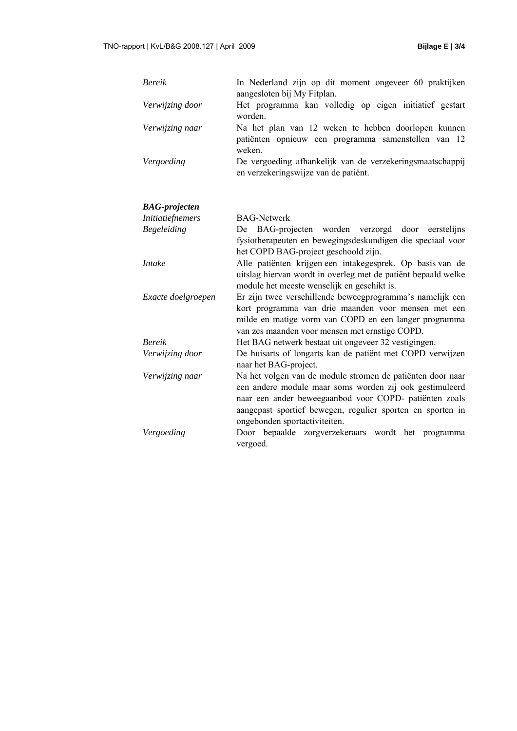| | |
|---|---|
| *Bereik* | In Nederland zijn op dit moment ongeveer 60 praktijken aangesloten bij My Fitplan. |
| *Verwijzing door* | Het programma kan volledig op eigen initiatief gestart worden. |
| *Verwijzing naar* | Na het plan van 12 weken te hebben doorlopen kunnen patiënten opnieuw een programma samenstellen van 12 weken. |
| *Vergoeding* | De vergoeding afhankelijk van de verzekeringsmaatschappij en verzekeringswijze van de patiënt. |

***BAG-projecten***

| | |
|---|---|
| *Initiatiefnemers* | BAG-Netwerk |
| *Begeleiding* | De BAG-projecten worden verzorgd door eerstelijns fysiotherapeuten en bewegingsdeskundigen die speciaal voor het COPD BAG-project geschoold zijn. |
| *Intake* | Alle patiënten krijgen een intakegesprek. Op basis van de uitslag hiervan wordt in overleg met de patiënt bepaald welke module het meeste wenselijk en geschikt is. |
| *Exacte doelgroepen* | Er zijn twee verschillende beweegprogramma's namelijk een kort programma van drie maanden voor mensen met een milde en matige vorm van COPD en een langer programma van zes maanden voor mensen met ernstige COPD. |
| *Bereik* | Het BAG netwerk bestaat uit ongeveer 32 vestigingen. |
| *Verwijzing door* | De huisarts of longarts kan de patiënt met COPD verwijzen naar het BAG-project. |
| *Verwijzing naar* | Na het volgen van de module stromen de patiënten door naar een andere module maar soms worden zij ook gestimuleerd naar een ander beweegaanbod voor COPD- patiënten zoals aangepast sportief bewegen, regulier sporten en sporten in ongebonden sportactiviteiten. |
| *Vergoeding* | Door bepaalde zorgverzekeraars wordt het programma vergoed. |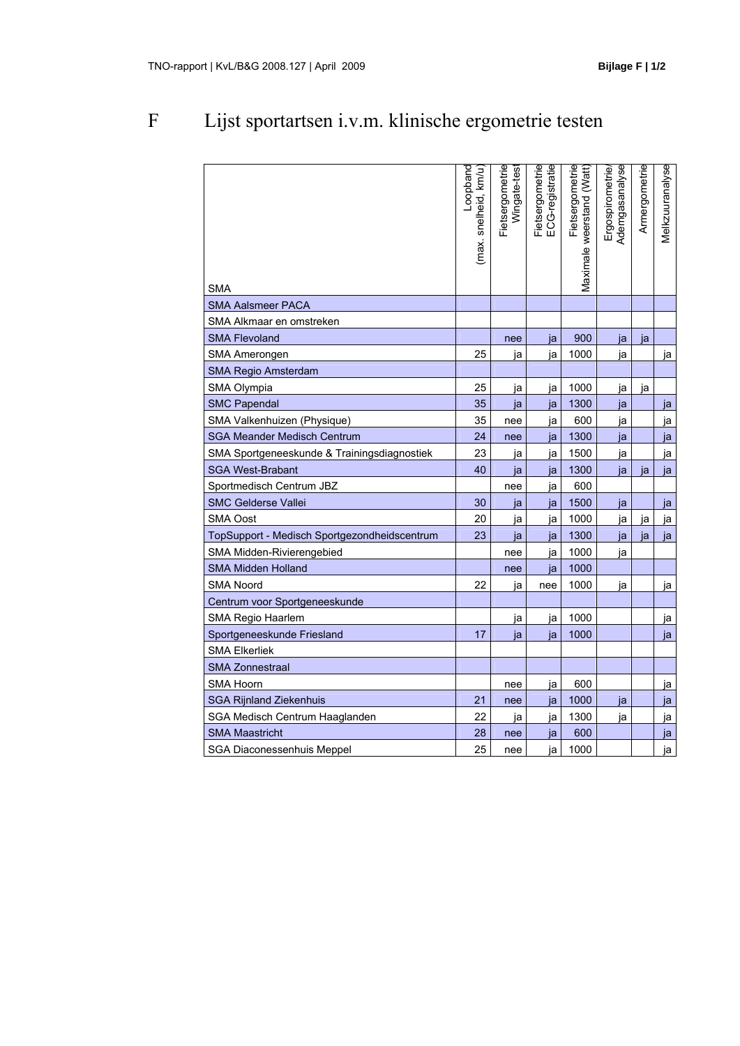# F Lijst sportartsen i.v.m. klinische ergometrie testen

| SMA | Loopband (max. snelheid, km/u) | Fietsergometrie Wingate-test | Fietsergometrie ECG-registratie | Fietsergometrie Maximale weerstand (Watt) | Ergospirometrie/ Ademgasanalyse | Armergometrie | Melkzuuranalyse |
|---|---|---|---|---|---|---|---|
| SMA Aalsmeer PACA | | | | | | | |
| SMA Alkmaar en omstreken | | | | | | | |
| SMA Flevoland | | nee | ja | 900 | ja | ja | |
| SMA Amerongen | 25 | ja | ja | 1000 | ja | | ja |
| SMA Regio Amsterdam | | | | | | | |
| SMA Olympia | 25 | ja | ja | 1000 | ja | ja | |
| SMC Papendal | 35 | ja | ja | 1300 | ja | | ja |
| SMA Valkenhuizen (Physique) | 35 | nee | ja | 600 | ja | | ja |
| SGA Meander Medisch Centrum | 24 | nee | ja | 1300 | ja | | ja |
| SMA Sportgeneeskunde & Trainingsdiagnostiek | 23 | ja | ja | 1500 | ja | | ja |
| SGA West-Brabant | 40 | ja | ja | 1300 | ja | ja | ja |
| Sportmedisch Centrum JBZ | | nee | ja | 600 | | | |
| SMC Gelderse Vallei | 30 | ja | ja | 1500 | ja | | ja |
| SMA Oost | 20 | ja | ja | 1000 | ja | ja | ja |
| TopSupport - Medisch Sportgezondheidscentrum | 23 | ja | ja | 1300 | ja | ja | ja |
| SMA Midden-Rivierengebied | | nee | ja | 1000 | ja | | |
| SMA Midden Holland | | nee | ja | 1000 | | | |
| SMA Noord | 22 | ja | nee | 1000 | ja | | ja |
| Centrum voor Sportgeneeskunde | | | | | | | |
| SMA Regio Haarlem | | ja | ja | 1000 | | | ja |
| Sportgeneeskunde Friesland | 17 | ja | ja | 1000 | | | ja |
| SMA Elkerliek | | | | | | | |
| SMA Zonnestraal | | | | | | | |
| SMA Hoorn | | nee | ja | 600 | | | ja |
| SGA Rijnland Ziekenhuis | 21 | nee | ja | 1000 | ja | | ja |
| SGA Medisch Centrum Haaglanden | 22 | ja | ja | 1300 | ja | | ja |
| SMA Maastricht | 28 | nee | ja | 600 | | | ja |
| SGA Diaconessenhuis Meppel | 25 | nee | ja | 1000 | | | ja |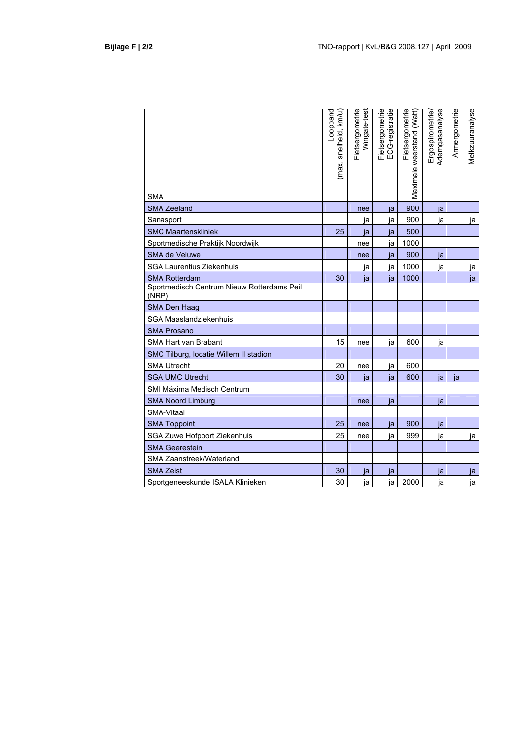| SMA | Loopband (max. snelheid, km/u) | Fietsergometrie Wingate-test | Fietsergometrie ECG-registratie | Fietsergometrie Maximale weerstand (Watt) | Ergospirometrie/ Ademgasanalyse | Armergometrie | Melkzuuranalyse |
|---|---|---|---|---|---|---|---|
| SMA Zeeland | | nee | ja | 900 | ja | | |
| Sanasport | | ja | ja | 900 | ja | | ja |
| SMC Maartenskliniek | 25 | ja | ja | 500 | | | |
| Sportmedische Praktijk Noordwijk | | nee | ja | 1000 | | | |
| SMA de Veluwe | | nee | ja | 900 | ja | | |
| SGA Laurentius Ziekenhuis | | ja | ja | 1000 | ja | | ja |
| SMA Rotterdam | 30 | ja | ja | 1000 | | | ja |
| Sportmedisch Centrum Nieuw Rotterdams Peil (NRP) | | | | | | | |
| SMA Den Haag | | | | | | | |
| SGA Maaslandziekenhuis | | | | | | | |
| SMA Prosano | | | | | | | |
| SMA Hart van Brabant | 15 | nee | ja | 600 | ja | | |
| SMC Tilburg, locatie Willem II stadion | | | | | | | |
| SMA Utrecht | 20 | nee | ja | 600 | | | |
| SGA UMC Utrecht | 30 | ja | ja | 600 | ja | ja | |
| SMI Máxima Medisch Centrum | | | | | | | |
| SMA Noord Limburg | | nee | ja | | ja | | |
| SMA-Vitaal | | | | | | | |
| SMA Toppoint | 25 | nee | ja | 900 | ja | | |
| SGA Zuwe Hofpoort Ziekenhuis | 25 | nee | ja | 999 | ja | | ja |
| SMA Geerestein | | | | | | | |
| SMA Zaanstreek/Waterland | | | | | | | |
| SMA Zeist | 30 | ja | ja | | ja | | ja |
| Sportgeneeskunde ISALA Klinieken | 30 | ja | ja | 2000 | ja | | ja |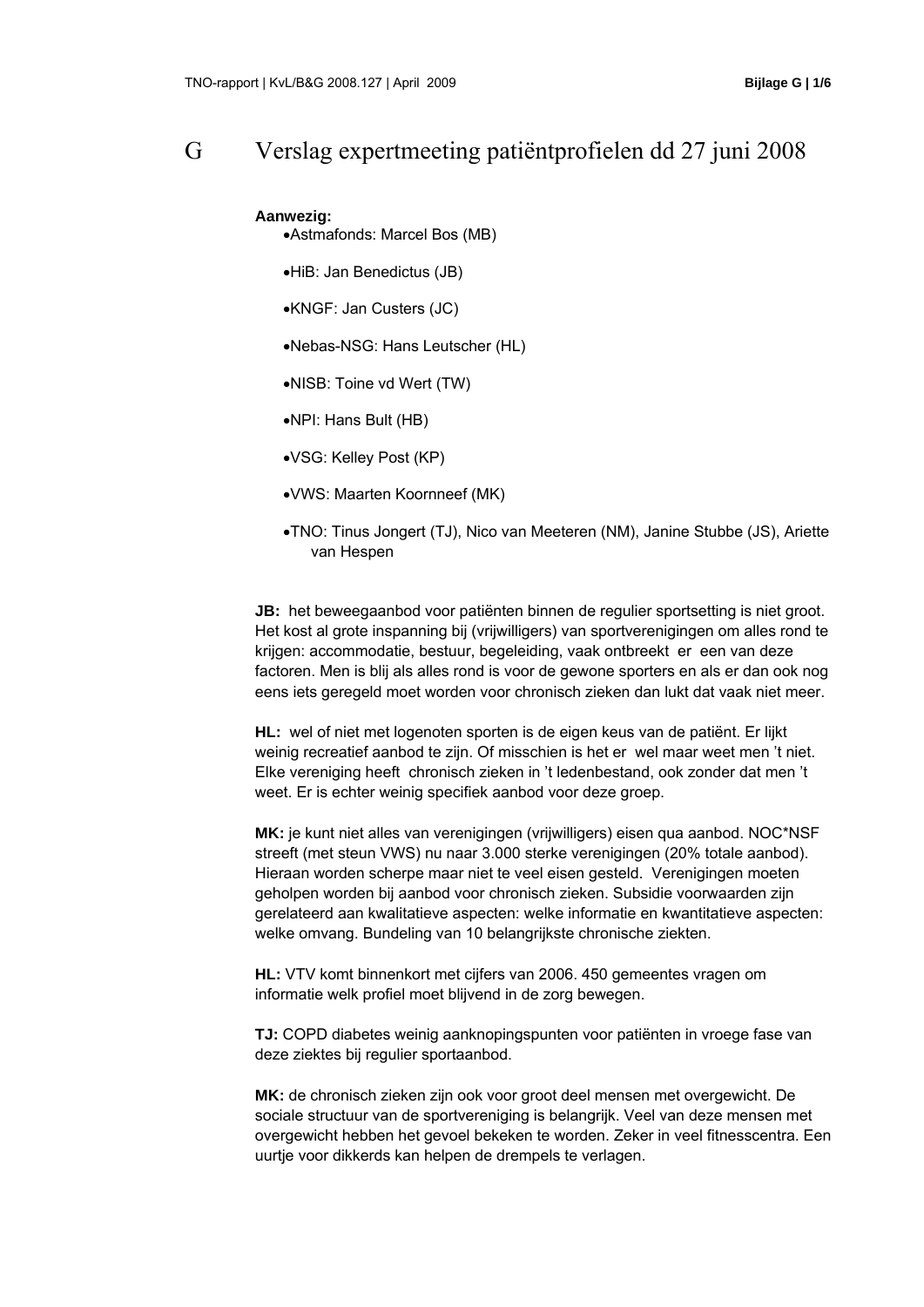# G Verslag expertmeeting patiëntprofielen dd 27 juni 2008

**Aanwezig:**

- Astmafonds: Marcel Bos (MB)
- HiB: Jan Benedictus (JB)
- KNGF: Jan Custers (JC)
- Nebas-NSG: Hans Leutscher (HL)
- NISB: Toine vd Wert (TW)
- NPI: Hans Bult (HB)
- VSG: Kelley Post (KP)
- VWS: Maarten Koornneef (MK)
- TNO: Tinus Jongert (TJ), Nico van Meeteren (NM), Janine Stubbe (JS), Ariette van Hespen

**JB:** het beweegaanbod voor patiënten binnen de regulier sportsetting is niet groot. Het kost al grote inspanning bij (vrijwilligers) van sportverenigingen om alles rond te krijgen: accommodatie, bestuur, begeleiding, vaak ontbreekt er een van deze factoren. Men is blij als alles rond is voor de gewone sporters en als er dan ook nog eens iets geregeld moet worden voor chronisch zieken dan lukt dat vaak niet meer.

**HL:** wel of niet met logenoten sporten is de eigen keus van de patiënt. Er lijkt weinig recreatief aanbod te zijn. Of misschien is het er wel maar weet men 't niet. Elke vereniging heeft chronisch zieken in 't ledenbestand, ook zonder dat men 't weet. Er is echter weinig specifiek aanbod voor deze groep.

**MK:** je kunt niet alles van verenigingen (vrijwilligers) eisen qua aanbod. NOC*NSF streeft (met steun VWS) nu naar 3.000 sterke verenigingen (20% totale aanbod). Hieraan worden scherpe maar niet te veel eisen gesteld. Verenigingen moeten geholpen worden bij aanbod voor chronisch zieken. Subsidie voorwaarden zijn gerelateerd aan kwalitatieve aspecten: welke informatie en kwantitatieve aspecten: welke omvang. Bundeling van 10 belangrijkste chronische ziekten.

**HL:** VTV komt binnenkort met cijfers van 2006. 450 gemeentes vragen om informatie welk profiel moet blijvend in de zorg bewegen.

**TJ:** COPD diabetes weinig aanknopingspunten voor patiënten in vroege fase van deze ziektes bij regulier sportaanbod.

**MK:** de chronisch zieken zijn ook voor groot deel mensen met overgewicht. De sociale structuur van de sportvereniging is belangrijk. Veel van deze mensen met overgewicht hebben het gevoel bekeken te worden. Zeker in veel fitnesscentra. Een uurtje voor dikkerds kan helpen de drempels te verlagen.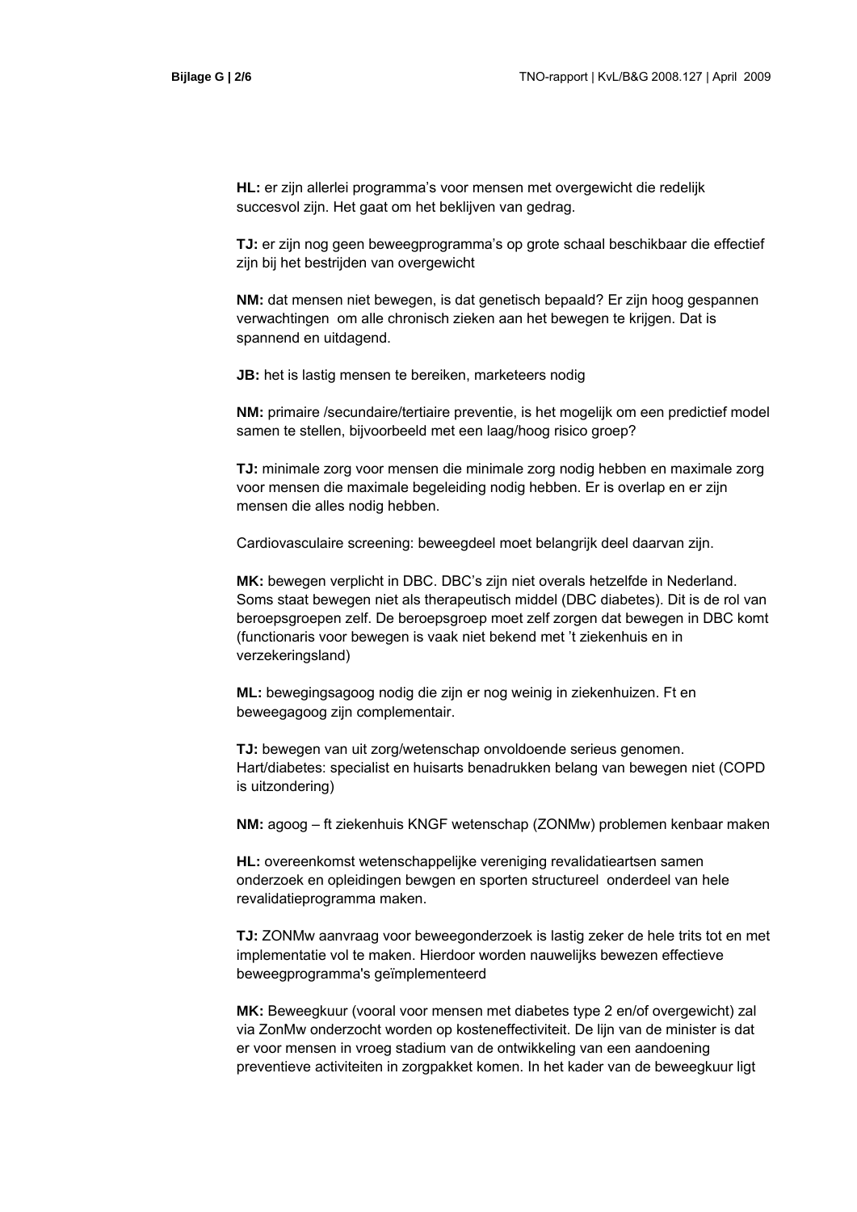**HL:** er zijn allerlei programma's voor mensen met overgewicht die redelijk succesvol zijn. Het gaat om het beklijven van gedrag.

**TJ:** er zijn nog geen beweegprogramma's op grote schaal beschikbaar die effectief zijn bij het bestrijden van overgewicht

**NM:** dat mensen niet bewegen, is dat genetisch bepaald? Er zijn hoog gespannen verwachtingen om alle chronisch zieken aan het bewegen te krijgen. Dat is spannend en uitdagend.

**JB:** het is lastig mensen te bereiken, marketeers nodig

**NM:** primaire /secundaire/tertiaire preventie, is het mogelijk om een predictief model samen te stellen, bijvoorbeeld met een laag/hoog risico groep?

**TJ:** minimale zorg voor mensen die minimale zorg nodig hebben en maximale zorg voor mensen die maximale begeleiding nodig hebben. Er is overlap en er zijn mensen die alles nodig hebben.

Cardiovasculaire screening: beweegdeel moet belangrijk deel daarvan zijn.

**MK:** bewegen verplicht in DBC. DBC's zijn niet overals hetzelfde in Nederland. Soms staat bewegen niet als therapeutisch middel (DBC diabetes). Dit is de rol van beroepsgroepen zelf. De beroepsgroep moet zelf zorgen dat bewegen in DBC komt (functionaris voor bewegen is vaak niet bekend met 't ziekenhuis en in verzekeringsland)

**ML:** bewegingsagoog nodig die zijn er nog weinig in ziekenhuizen. Ft en beweegagoog zijn complementair.

**TJ:** bewegen van uit zorg/wetenschap onvoldoende serieus genomen. Hart/diabetes: specialist en huisarts benadrukken belang van bewegen niet (COPD is uitzondering)

**NM:** agoog – ft ziekenhuis KNGF wetenschap (ZONMw) problemen kenbaar maken

**HL:** overeenkomst wetenschappelijke vereniging revalidatieartsen samen onderzoek en opleidingen bewgen en sporten structureel onderdeel van hele revalidatieprogramma maken.

**TJ:** ZONMw aanvraag voor beweegonderzoek is lastig zeker de hele trits tot en met implementatie vol te maken. Hierdoor worden nauwelijks bewezen effectieve beweegprogramma's geïmplementeerd

**MK:** Beweegkuur (vooral voor mensen met diabetes type 2 en/of overgewicht) zal via ZonMw onderzocht worden op kosteneffectiviteit. De lijn van de minister is dat er voor mensen in vroeg stadium van de ontwikkeling van een aandoening preventieve activiteiten in zorgpakket komen. In het kader van de beweegkuur ligt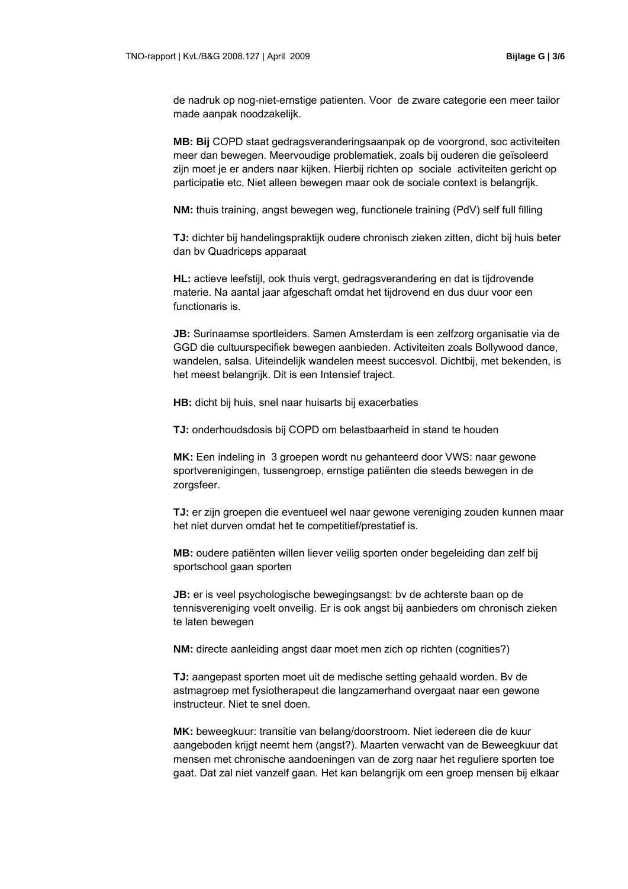de nadruk op nog-niet-ernstige patienten. Voor de zware categorie een meer tailor made aanpak noodzakelijk.

**MB: Bij** COPD staat gedragsveranderingsaanpak op de voorgrond, soc activiteiten meer dan bewegen. Meervoudige problematiek, zoals bij ouderen die geïsoleerd zijn moet je er anders naar kijken. Hierbij richten op sociale activiteiten gericht op participatie etc. Niet alleen bewegen maar ook de sociale context is belangrijk.

**NM:** thuis training, angst bewegen weg, functionele training (PdV) self full filling

**TJ:** dichter bij handelingspraktijk oudere chronisch zieken zitten, dicht bij huis beter dan bv Quadriceps apparaat

**HL:** actieve leefstijl, ook thuis vergt, gedragsverandering en dat is tijdrovende materie. Na aantal jaar afgeschaft omdat het tijdrovend en dus duur voor een functionaris is.

**JB:** Surinaamse sportleiders. Samen Amsterdam is een zelfzorg organisatie via de GGD die cultuurspecifiek bewegen aanbieden. Activiteiten zoals Bollywood dance, wandelen, salsa. Uiteindelijk wandelen meest succesvol. Dichtbij, met bekenden, is het meest belangrijk. Dit is een Intensief traject.

**HB:** dicht bij huis, snel naar huisarts bij exacerbaties

**TJ:** onderhoudsdosis bij COPD om belastbaarheid in stand te houden

**MK:** Een indeling in 3 groepen wordt nu gehanteerd door VWS: naar gewone sportverenigingen, tussengroep, ernstige patiënten die steeds bewegen in de zorgsfeer.

**TJ:** er zijn groepen die eventueel wel naar gewone vereniging zouden kunnen maar het niet durven omdat het te competitief/prestatief is.

**MB:** oudere patiënten willen liever veilig sporten onder begeleiding dan zelf bij sportschool gaan sporten

**JB:** er is veel psychologische bewegingsangst: bv de achterste baan op de tennisvereniging voelt onveilig. Er is ook angst bij aanbieders om chronisch zieken te laten bewegen

**NM:** directe aanleiding angst daar moet men zich op richten (cognities?)

**TJ:** aangepast sporten moet uit de medische setting gehaald worden. Bv de astmagroep met fysiotherapeut die langzamerhand overgaat naar een gewone instructeur. Niet te snel doen.

**MK:** beweegkuur: transitie van belang/doorstroom. Niet iedereen die de kuur aangeboden krijgt neemt hem (angst?). Maarten verwacht van de Beweegkuur dat mensen met chronische aandoeningen van de zorg naar het reguliere sporten toe gaat. Dat zal niet vanzelf gaan. Het kan belangrijk om een groep mensen bij elkaar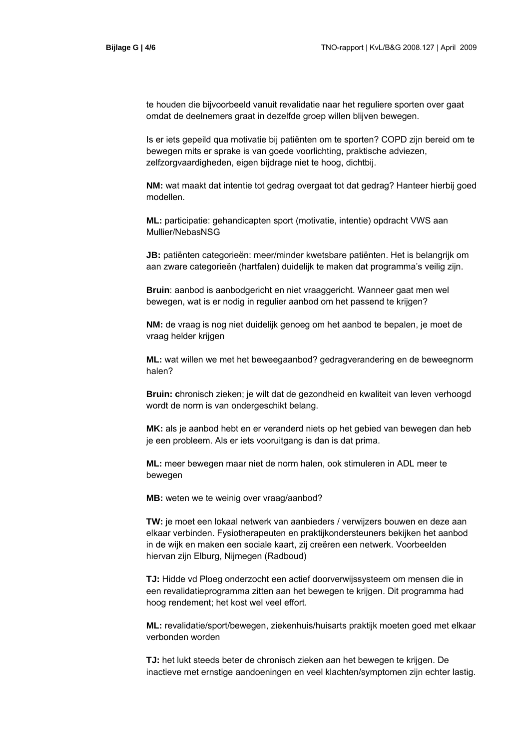te houden die bijvoorbeeld vanuit revalidatie naar het reguliere sporten over gaat omdat de deelnemers graat in dezelfde groep willen blijven bewegen.

Is er iets gepeild qua motivatie bij patiënten om te sporten? COPD zijn bereid om te bewegen mits er sprake is van goede voorlichting, praktische adviezen, zelfzorgvaardigheden, eigen bijdrage niet te hoog, dichtbij.

**NM:** wat maakt dat intentie tot gedrag overgaat tot dat gedrag? Hanteer hierbij goed modellen.

**ML:** participatie: gehandicapten sport (motivatie, intentie) opdracht VWS aan Mullier/NebasNSG

**JB:** patiënten categorieën: meer/minder kwetsbare patiënten. Het is belangrijk om aan zware categorieën (hartfalen) duidelijk te maken dat programma's veilig zijn.

**Bruin**: aanbod is aanbodgericht en niet vraaggericht. Wanneer gaat men wel bewegen, wat is er nodig in regulier aanbod om het passend te krijgen?

**NM:** de vraag is nog niet duidelijk genoeg om het aanbod te bepalen, je moet de vraag helder krijgen

**ML:** wat willen we met het beweegaanbod? gedragverandering en de beweegnorm halen?

**Bruin: c**hronisch zieken; je wilt dat de gezondheid en kwaliteit van leven verhoogd wordt de norm is van ondergeschikt belang.

**MK:** als je aanbod hebt en er veranderd niets op het gebied van bewegen dan heb je een probleem. Als er iets vooruitgang is dan is dat prima.

**ML:** meer bewegen maar niet de norm halen, ook stimuleren in ADL meer te bewegen

**MB:** weten we te weinig over vraag/aanbod?

**TW:** je moet een lokaal netwerk van aanbieders / verwijzers bouwen en deze aan elkaar verbinden. Fysiotherapeuten en praktijkondersteuners bekijken het aanbod in de wijk en maken een sociale kaart, zij creëren een netwerk. Voorbeelden hiervan zijn Elburg, Nijmegen (Radboud)

**TJ:** Hidde vd Ploeg onderzocht een actief doorverwijssysteem om mensen die in een revalidatieprogramma zitten aan het bewegen te krijgen. Dit programma had hoog rendement; het kost wel veel effort.

**ML:** revalidatie/sport/bewegen, ziekenhuis/huisarts praktijk moeten goed met elkaar verbonden worden

**TJ:** het lukt steeds beter de chronisch zieken aan het bewegen te krijgen. De inactieve met ernstige aandoeningen en veel klachten/symptomen zijn echter lastig.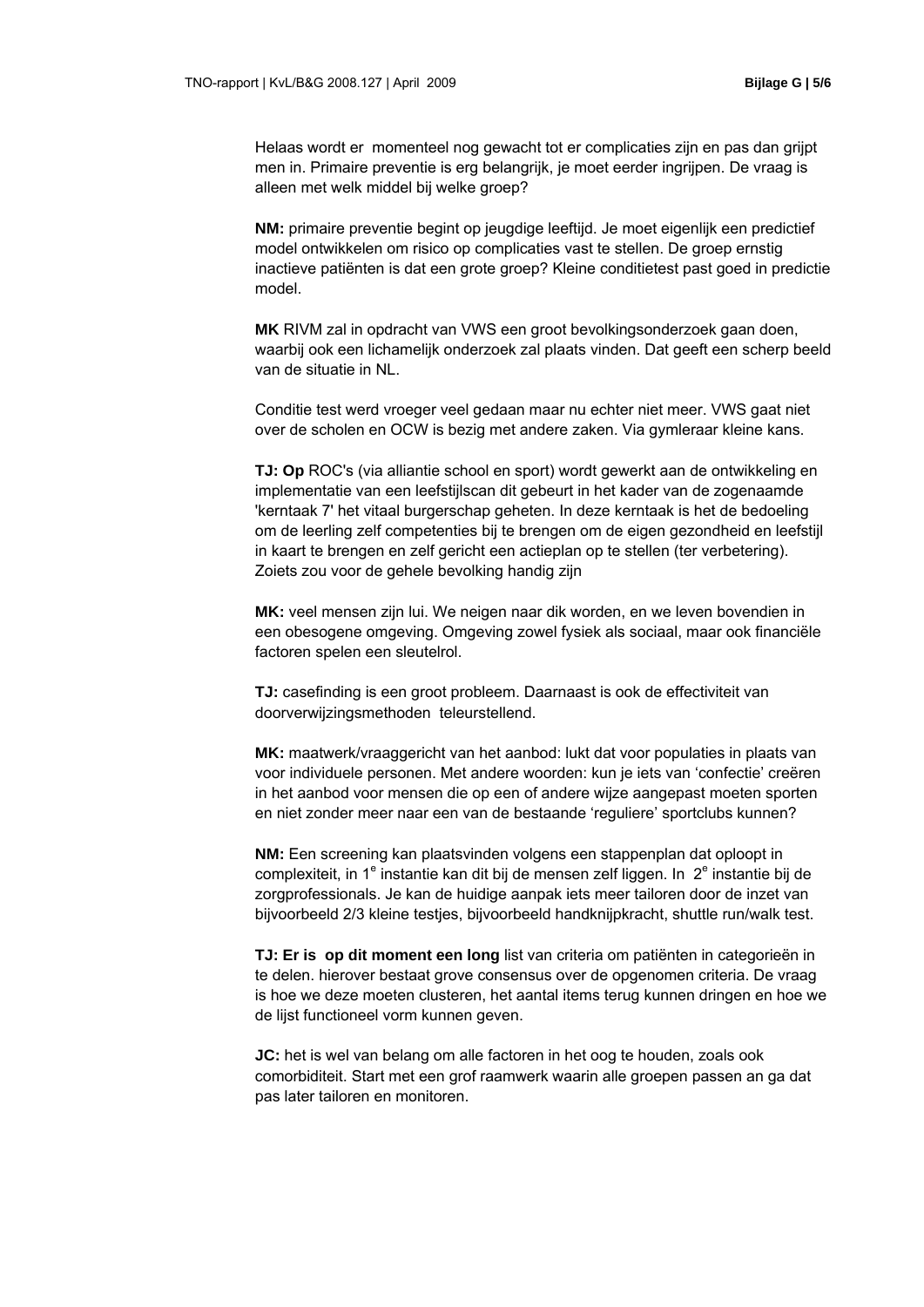Helaas wordt er  momenteel nog gewacht tot er complicaties zijn en pas dan grijpt men in. Primaire preventie is erg belangrijk, je moet eerder ingrijpen. De vraag is alleen met welk middel bij welke groep?

**NM:** primaire preventie begint op jeugdige leeftijd. Je moet eigenlijk een predictief model ontwikkelen om risico op complicaties vast te stellen. De groep ernstig inactieve patiënten is dat een grote groep? Kleine conditietest past goed in predictie model.

**MK** RIVM zal in opdracht van VWS een groot bevolkingsonderzoek gaan doen, waarbij ook een lichamelijk onderzoek zal plaats vinden. Dat geeft een scherp beeld van de situatie in NL.

Conditie test werd vroeger veel gedaan maar nu echter niet meer. VWS gaat niet over de scholen en OCW is bezig met andere zaken. Via gymleraar kleine kans.

**TJ: Op** ROC's (via alliantie school en sport) wordt gewerkt aan de ontwikkeling en implementatie van een leefstijlscan dit gebeurt in het kader van de zogenaamde 'kerntaak 7' het vitaal burgerschap geheten. In deze kerntaak is het de bedoeling om de leerling zelf competenties bij te brengen om de eigen gezondheid en leefstijl in kaart te brengen en zelf gericht een actieplan op te stellen (ter verbetering). Zoiets zou voor de gehele bevolking handig zijn

**MK:** veel mensen zijn lui. We neigen naar dik worden, en we leven bovendien in een obesogene omgeving. Omgeving zowel fysiek als sociaal, maar ook financiële factoren spelen een sleutelrol.

**TJ:** casefinding is een groot probleem. Daarnaast is ook de effectiviteit van doorverwijzingsmethoden  teleurstellend.

**MK:** maatwerk/vraaggericht van het aanbod: lukt dat voor populaties in plaats van voor individuele personen. Met andere woorden: kun je iets van 'confectie' creëren in het aanbod voor mensen die op een of andere wijze aangepast moeten sporten en niet zonder meer naar een van de bestaande 'reguliere' sportclubs kunnen?

**NM:** Een screening kan plaatsvinden volgens een stappenplan dat oploopt in complexiteit, in 1[e] instantie kan dit bij de mensen zelf liggen. In  2[e] instantie bij de zorgprofessionals. Je kan de huidige aanpak iets meer tailoren door de inzet van bijvoorbeeld 2/3 kleine testjes, bijvoorbeeld handknijpkracht, shuttle run/walk test.

**TJ: Er is  op dit moment een long** list van criteria om patiënten in categorieën in te delen. hierover bestaat grove consensus over de opgenomen criteria. De vraag is hoe we deze moeten clusteren, het aantal items terug kunnen dringen en hoe we de lijst functioneel vorm kunnen geven.

**JC:** het is wel van belang om alle factoren in het oog te houden, zoals ook comorbiditeit. Start met een grof raamwerk waarin alle groepen passen an ga dat pas later tailoren en monitoren.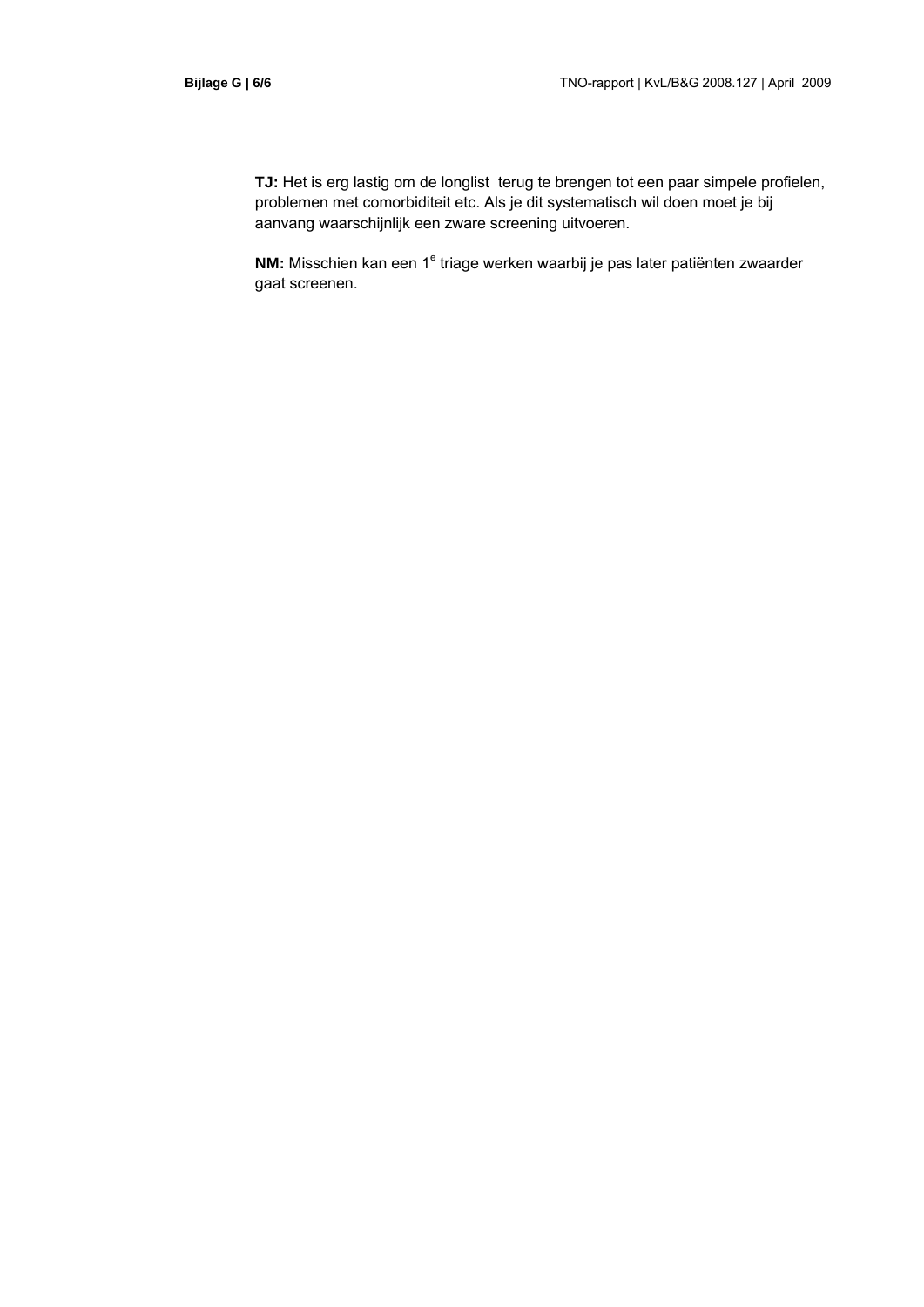**TJ:** Het is erg lastig om de longlist terug te brengen tot een paar simpele profielen, problemen met comorbiditeit etc. Als je dit systematisch wil doen moet je bij aanvang waarschijnlijk een zware screening uitvoeren.

**NM:** Misschien kan een 1$^{e}$ triage werken waarbij je pas later patiënten zwaarder gaat screenen.